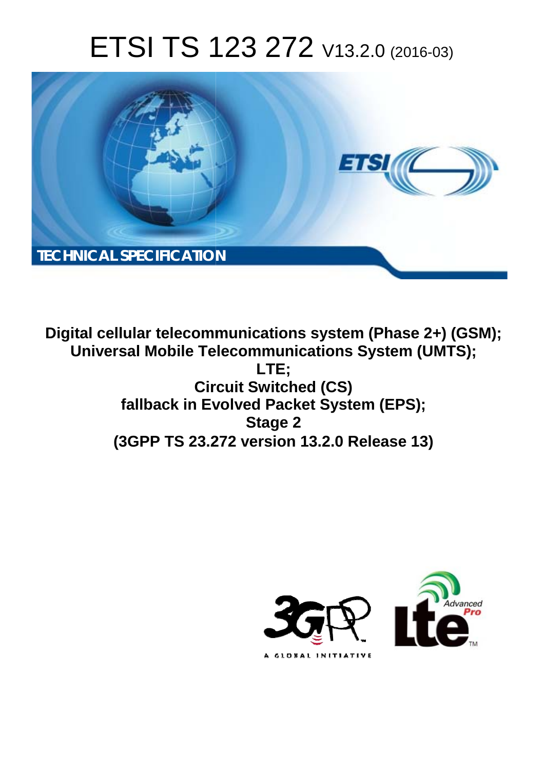# ETSI TS 123 272 V13.2.0 (2016-03)

TECHNICAL SPECIFICATION

**Digital cellular telecommunications system (Phase 2+) (GSM); Universal Mobile Telecommunications System (UMTS); LTE; Circuit Switched (CS) fallback in Evolved Packet System (EPS); Stage 2 (3GPP TS 23.272 version 13.2.0 Release 13)**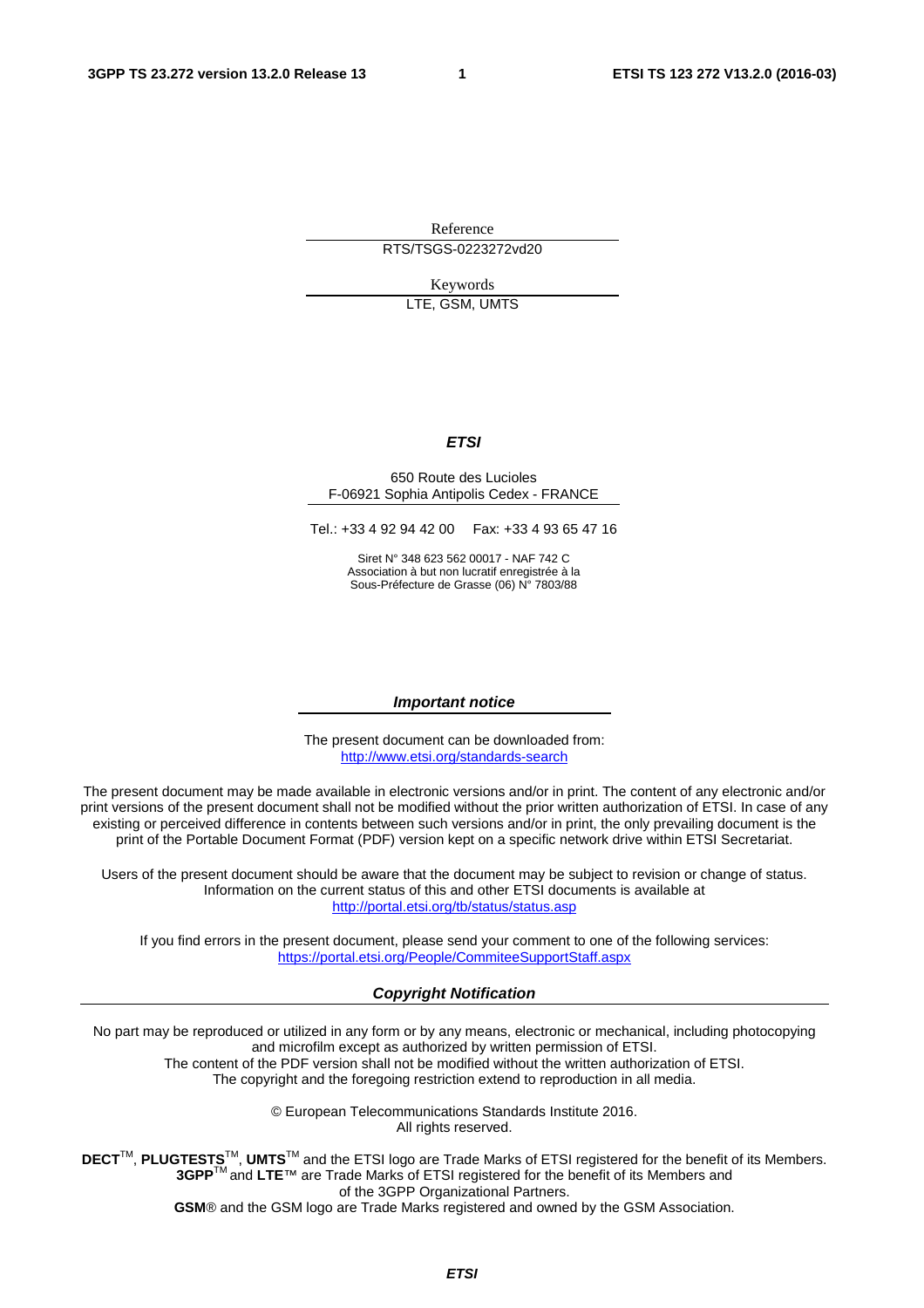Reference

RTS/TSGS-0223272vd20

Keywords

LTE, GSM, UMTS

***ETSI***

650 Route des Lucioles
F-06921 Sophia Antipolis Cedex - FRANCE

Tel.: +33 4 92 94 42 00 Fax: +33 4 93 65 47 16

Siret N° 348 623 562 00017 - NAF 742 C
Association à but non lucratif enregistrée à la
Sous-Préfecture de Grasse (06) N° 7803/88

***Important notice***

The present document can be downloaded from:
http://www.etsi.org/standards-search

The present document may be made available in electronic versions and/or in print. The content of any electronic and/or print versions of the present document shall not be modified without the prior written authorization of ETSI. In case of any existing or perceived difference in contents between such versions and/or in print, the only prevailing document is the print of the Portable Document Format (PDF) version kept on a specific network drive within ETSI Secretariat.

Users of the present document should be aware that the document may be subject to revision or change of status. Information on the current status of this and other ETSI documents is available at
http://portal.etsi.org/tb/status/status.asp

If you find errors in the present document, please send your comment to one of the following services:
https://portal.etsi.org/People/CommiteeSupportStaff.aspx

***Copyright Notification***

No part may be reproduced or utilized in any form or by any means, electronic or mechanical, including photocopying and microfilm except as authorized by written permission of ETSI.
The content of the PDF version shall not be modified without the written authorization of ETSI.
The copyright and the foregoing restriction extend to reproduction in all media.

© European Telecommunications Standards Institute 2016.
All rights reserved.

**DECT**™, **PLUGTESTS**™, **UMTS**™ and the ETSI logo are Trade Marks of ETSI registered for the benefit of its Members.
**3GPP**™ and **LTE**™ are Trade Marks of ETSI registered for the benefit of its Members and of the 3GPP Organizational Partners.
**GSM**® and the GSM logo are Trade Marks registered and owned by the GSM Association.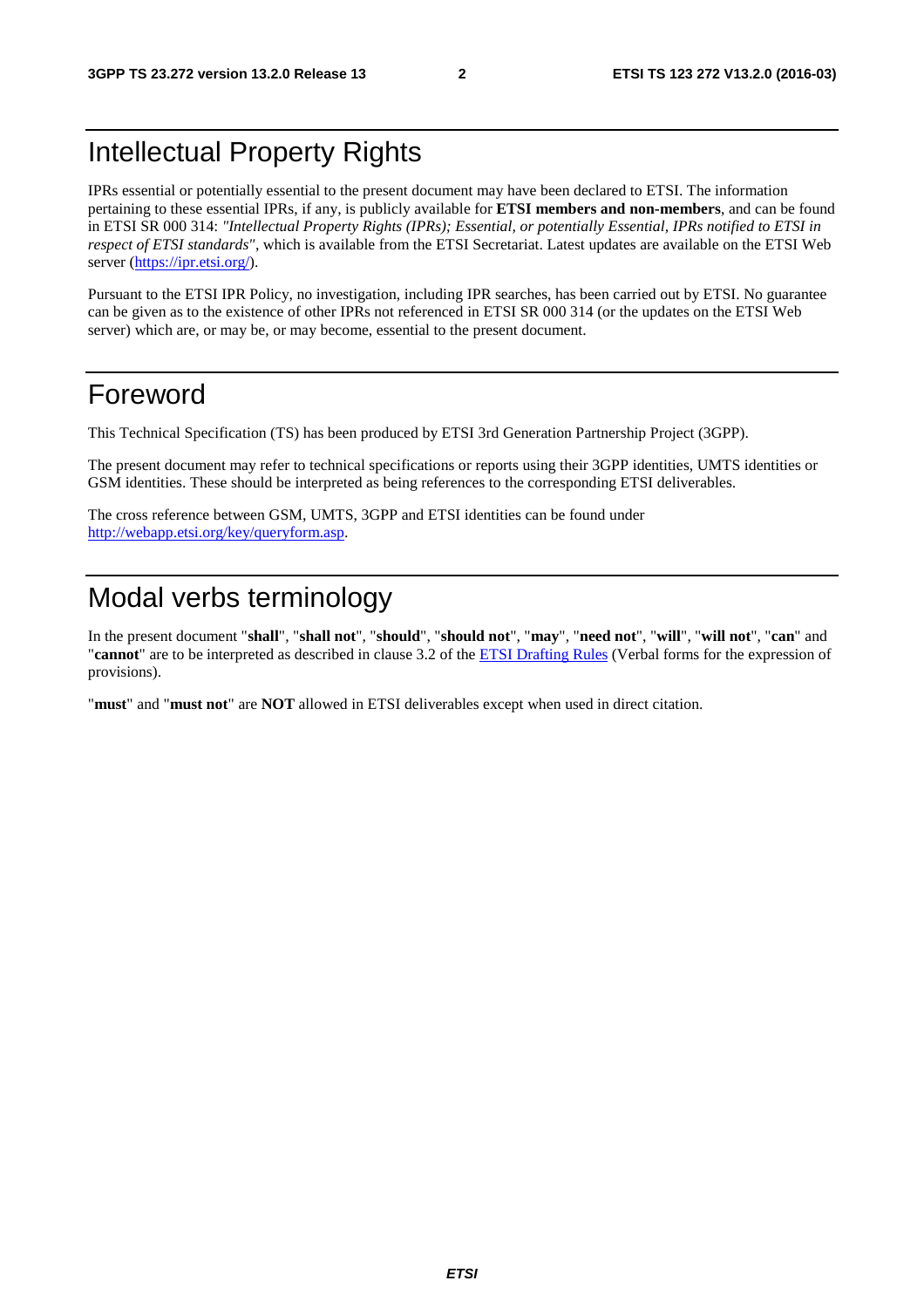# Intellectual Property Rights

IPRs essential or potentially essential to the present document may have been declared to ETSI. The information pertaining to these essential IPRs, if any, is publicly available for **ETSI members and non-members**, and can be found in ETSI SR 000 314: *"Intellectual Property Rights (IPRs); Essential, or potentially Essential, IPRs notified to ETSI in respect of ETSI standards"*, which is available from the ETSI Secretariat. Latest updates are available on the ETSI Web server (https://ipr.etsi.org/).

Pursuant to the ETSI IPR Policy, no investigation, including IPR searches, has been carried out by ETSI. No guarantee can be given as to the existence of other IPRs not referenced in ETSI SR 000 314 (or the updates on the ETSI Web server) which are, or may be, or may become, essential to the present document.

# Foreword

This Technical Specification (TS) has been produced by ETSI 3rd Generation Partnership Project (3GPP).

The present document may refer to technical specifications or reports using their 3GPP identities, UMTS identities or GSM identities. These should be interpreted as being references to the corresponding ETSI deliverables.

The cross reference between GSM, UMTS, 3GPP and ETSI identities can be found under http://webapp.etsi.org/key/queryform.asp.

# Modal verbs terminology

In the present document "**shall**", "**shall not**", "**should**", "**should not**", "**may**", "**need not**", "**will**", "**will not**", "**can**" and "**cannot**" are to be interpreted as described in clause 3.2 of the ETSI Drafting Rules (Verbal forms for the expression of provisions).

"**must**" and "**must not**" are **NOT** allowed in ETSI deliverables except when used in direct citation.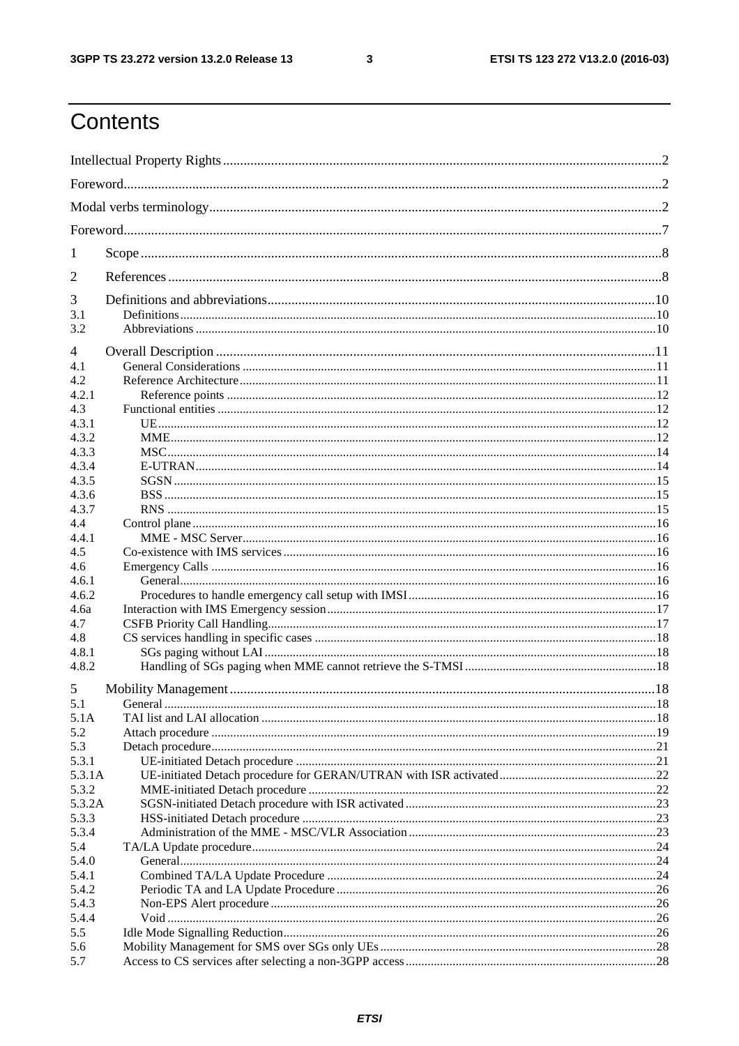# Contents

Intellectual Property Rights ..... 2

Foreword ..... 2

Modal verbs terminology ..... 2

Foreword ..... 7

1 Scope ..... 8

2 References ..... 8

3 Definitions and abbreviations ..... 10
- 3.1 Definitions ..... 10
- 3.2 Abbreviations ..... 10

4 Overall Description ..... 11
- 4.1 General Considerations ..... 11
- 4.2 Reference Architecture ..... 11
  - 4.2.1 Reference points ..... 12
- 4.3 Functional entities ..... 12
  - 4.3.1 UE ..... 12
  - 4.3.2 MME ..... 12
  - 4.3.3 MSC ..... 14
  - 4.3.4 E-UTRAN ..... 14
  - 4.3.5 SGSN ..... 15
  - 4.3.6 BSS ..... 15
  - 4.3.7 RNS ..... 15
- 4.4 Control plane ..... 16
  - 4.4.1 MME - MSC Server ..... 16
- 4.5 Co-existence with IMS services ..... 16
- 4.6 Emergency Calls ..... 16
  - 4.6.1 General ..... 16
  - 4.6.2 Procedures to handle emergency call setup with IMSI ..... 16
- 4.6a Interaction with IMS Emergency session ..... 17
- 4.7 CSFB Priority Call Handling ..... 17
- 4.8 CS services handling in specific cases ..... 18
  - 4.8.1 SGs paging without LAI ..... 18
  - 4.8.2 Handling of SGs paging when MME cannot retrieve the S-TMSI ..... 18

5 Mobility Management ..... 18
- 5.1 General ..... 18
- 5.1A TAI list and LAI allocation ..... 18
- 5.2 Attach procedure ..... 19
- 5.3 Detach procedure ..... 21
  - 5.3.1 UE-initiated Detach procedure ..... 21
  - 5.3.1A UE-initiated Detach procedure for GERAN/UTRAN with ISR activated ..... 22
  - 5.3.2 MME-initiated Detach procedure ..... 22
  - 5.3.2A SGSN-initiated Detach procedure with ISR activated ..... 23
  - 5.3.3 HSS-initiated Detach procedure ..... 23
  - 5.3.4 Administration of the MME - MSC/VLR Association ..... 23
- 5.4 TA/LA Update procedure ..... 24
  - 5.4.0 General ..... 24
  - 5.4.1 Combined TA/LA Update Procedure ..... 24
  - 5.4.2 Periodic TA and LA Update Procedure ..... 26
  - 5.4.3 Non-EPS Alert procedure ..... 26
  - 5.4.4 Void ..... 26
- 5.5 Idle Mode Signalling Reduction ..... 26
- 5.6 Mobility Management for SMS over SGs only UEs ..... 28
- 5.7 Access to CS services after selecting a non-3GPP access ..... 28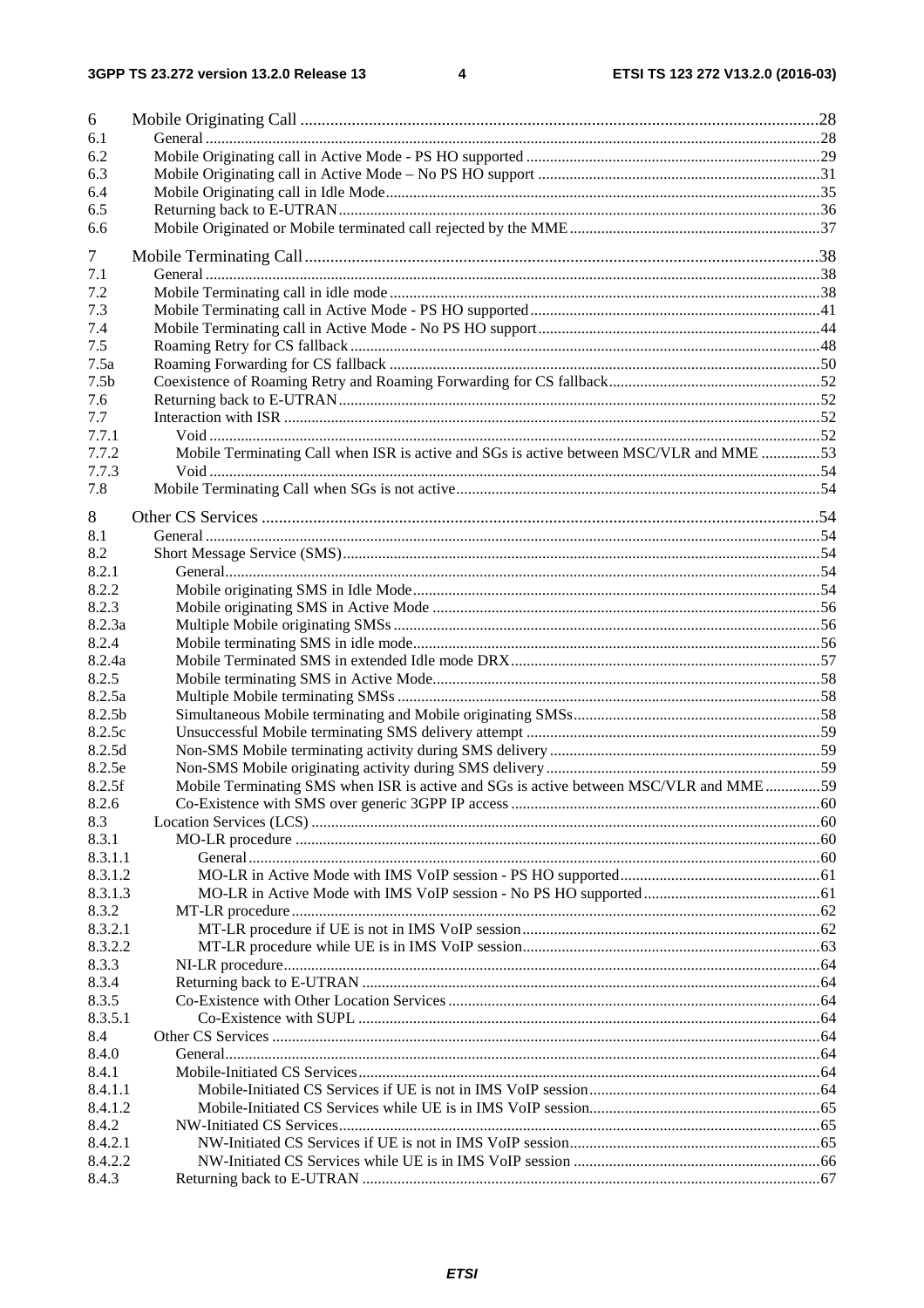| | | |
|---|---|---|
| 6 | Mobile Originating Call | 28 |
| 6.1 | General | 28 |
| 6.2 | Mobile Originating call in Active Mode - PS HO supported | 29 |
| 6.3 | Mobile Originating call in Active Mode – No PS HO support | 31 |
| 6.4 | Mobile Originating call in Idle Mode | 35 |
| 6.5 | Returning back to E-UTRAN | 36 |
| 6.6 | Mobile Originated or Mobile terminated call rejected by the MME | 37 |
| 7 | Mobile Terminating Call | 38 |
| 7.1 | General | 38 |
| 7.2 | Mobile Terminating call in idle mode | 38 |
| 7.3 | Mobile Terminating call in Active Mode - PS HO supported | 41 |
| 7.4 | Mobile Terminating call in Active Mode - No PS HO support | 44 |
| 7.5 | Roaming Retry for CS fallback | 48 |
| 7.5a | Roaming Forwarding for CS fallback | 50 |
| 7.5b | Coexistence of Roaming Retry and Roaming Forwarding for CS fallback | 52 |
| 7.6 | Returning back to E-UTRAN | 52 |
| 7.7 | Interaction with ISR | 52 |
| 7.7.1 | Void | 52 |
| 7.7.2 | Mobile Terminating Call when ISR is active and SGs is active between MSC/VLR and MME | 53 |
| 7.7.3 | Void | 54 |
| 7.8 | Mobile Terminating Call when SGs is not active | 54 |
| 8 | Other CS Services | 54 |
| 8.1 | General | 54 |
| 8.2 | Short Message Service (SMS) | 54 |
| 8.2.1 | General | 54 |
| 8.2.2 | Mobile originating SMS in Idle Mode | 54 |
| 8.2.3 | Mobile originating SMS in Active Mode | 56 |
| 8.2.3a | Multiple Mobile originating SMSs | 56 |
| 8.2.4 | Mobile terminating SMS in idle mode | 56 |
| 8.2.4a | Mobile Terminated SMS in extended Idle mode DRX | 57 |
| 8.2.5 | Mobile terminating SMS in Active Mode | 58 |
| 8.2.5a | Multiple Mobile terminating SMSs | 58 |
| 8.2.5b | Simultaneous Mobile terminating and Mobile originating SMSs | 58 |
| 8.2.5c | Unsuccessful Mobile terminating SMS delivery attempt | 59 |
| 8.2.5d | Non-SMS Mobile terminating activity during SMS delivery | 59 |
| 8.2.5e | Non-SMS Mobile originating activity during SMS delivery | 59 |
| 8.2.5f | Mobile Terminating SMS when ISR is active and SGs is active between MSC/VLR and MME | 59 |
| 8.2.6 | Co-Existence with SMS over generic 3GPP IP access | 60 |
| 8.3 | Location Services (LCS) | 60 |
| 8.3.1 | MO-LR procedure | 60 |
| 8.3.1.1 | General | 60 |
| 8.3.1.2 | MO-LR in Active Mode with IMS VoIP session - PS HO supported | 61 |
| 8.3.1.3 | MO-LR in Active Mode with IMS VoIP session - No PS HO supported | 61 |
| 8.3.2 | MT-LR procedure | 62 |
| 8.3.2.1 | MT-LR procedure if UE is not in IMS VoIP session | 62 |
| 8.3.2.2 | MT-LR procedure while UE is in IMS VoIP session | 63 |
| 8.3.3 | NI-LR procedure | 64 |
| 8.3.4 | Returning back to E-UTRAN | 64 |
| 8.3.5 | Co-Existence with Other Location Services | 64 |
| 8.3.5.1 | Co-Existence with SUPL | 64 |
| 8.4 | Other CS Services | 64 |
| 8.4.0 | General | 64 |
| 8.4.1 | Mobile-Initiated CS Services | 64 |
| 8.4.1.1 | Mobile-Initiated CS Services if UE is not in IMS VoIP session | 64 |
| 8.4.1.2 | Mobile-Initiated CS Services while UE is in IMS VoIP session | 65 |
| 8.4.2 | NW-Initiated CS Services | 65 |
| 8.4.2.1 | NW-Initiated CS Services if UE is not in IMS VoIP session | 65 |
| 8.4.2.2 | NW-Initiated CS Services while UE is in IMS VoIP session | 66 |
| 8.4.3 | Returning back to E-UTRAN | 67 |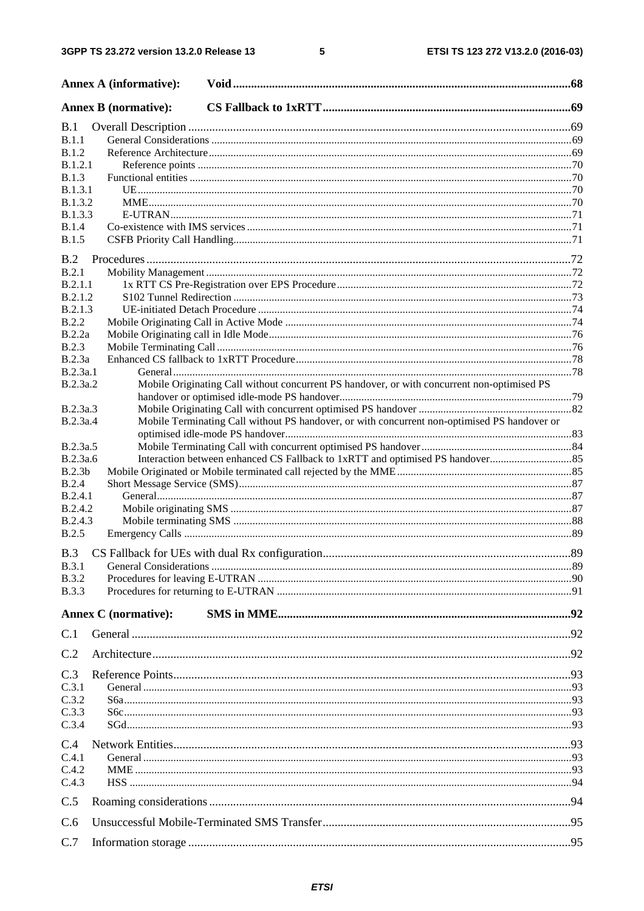| | | |
|---|---|---|
| **Annex A (informative):** | **Void** | **68** |
| **Annex B (normative):** | **CS Fallback to 1xRTT** | **69** |
| B.1 | Overall Description | 69 |
| B.1.1 | General Considerations | 69 |
| B.1.2 | Reference Architecture | 69 |
| B.1.2.1 | Reference points | 70 |
| B.1.3 | Functional entities | 70 |
| B.1.3.1 | UE | 70 |
| B.1.3.2 | MME | 70 |
| B.1.3.3 | E-UTRAN | 71 |
| B.1.4 | Co-existence with IMS services | 71 |
| B.1.5 | CSFB Priority Call Handling | 71 |
| B.2 | Procedures | 72 |
| B.2.1 | Mobility Management | 72 |
| B.2.1.1 | 1x RTT CS Pre-Registration over EPS Procedure | 72 |
| B.2.1.2 | S102 Tunnel Redirection | 73 |
| B.2.1.3 | UE-initiated Detach Procedure | 74 |
| B.2.2 | Mobile Originating Call in Active Mode | 74 |
| B.2.2a | Mobile Originating call in Idle Mode | 76 |
| B.2.3 | Mobile Terminating Call | 76 |
| B.2.3a | Enhanced CS fallback to 1xRTT Procedure | 78 |
| B.2.3a.1 | General | 78 |
| B.2.3a.2 | Mobile Originating Call without concurrent PS handover, or with concurrent non-optimised PS handover or optimised idle-mode PS handover | 79 |
| B.2.3a.3 | Mobile Originating Call with concurrent optimised PS handover | 82 |
| B.2.3a.4 | Mobile Terminating Call without PS handover, or with concurrent non-optimised PS handover or optimised idle-mode PS handover | 83 |
| B.2.3a.5 | Mobile Terminating Call with concurrent optimised PS handover | 84 |
| B.2.3a.6 | Interaction between enhanced CS Fallback to 1xRTT and optimised PS handover | 85 |
| B.2.3b | Mobile Originated or Mobile terminated call rejected by the MME | 85 |
| B.2.4 | Short Message Service (SMS) | 87 |
| B.2.4.1 | General | 87 |
| B.2.4.2 | Mobile originating SMS | 87 |
| B.2.4.3 | Mobile terminating SMS | 88 |
| B.2.5 | Emergency Calls | 89 |
| B.3 | CS Fallback for UEs with dual Rx configuration | 89 |
| B.3.1 | General Considerations | 89 |
| B.3.2 | Procedures for leaving E-UTRAN | 90 |
| B.3.3 | Procedures for returning to E-UTRAN | 91 |
| **Annex C (normative):** | **SMS in MME** | **92** |
| C.1 | General | 92 |
| C.2 | Architecture | 92 |
| C.3 | Reference Points | 93 |
| C.3.1 | General | 93 |
| C.3.2 | S6a | 93 |
| C.3.3 | S6c | 93 |
| C.3.4 | SGd | 93 |
| C.4 | Network Entities | 93 |
| C.4.1 | General | 93 |
| C.4.2 | MME | 93 |
| C.4.3 | HSS | 94 |
| C.5 | Roaming considerations | 94 |
| C.6 | Unsuccessful Mobile-Terminated SMS Transfer | 95 |
| C.7 | Information storage | 95 |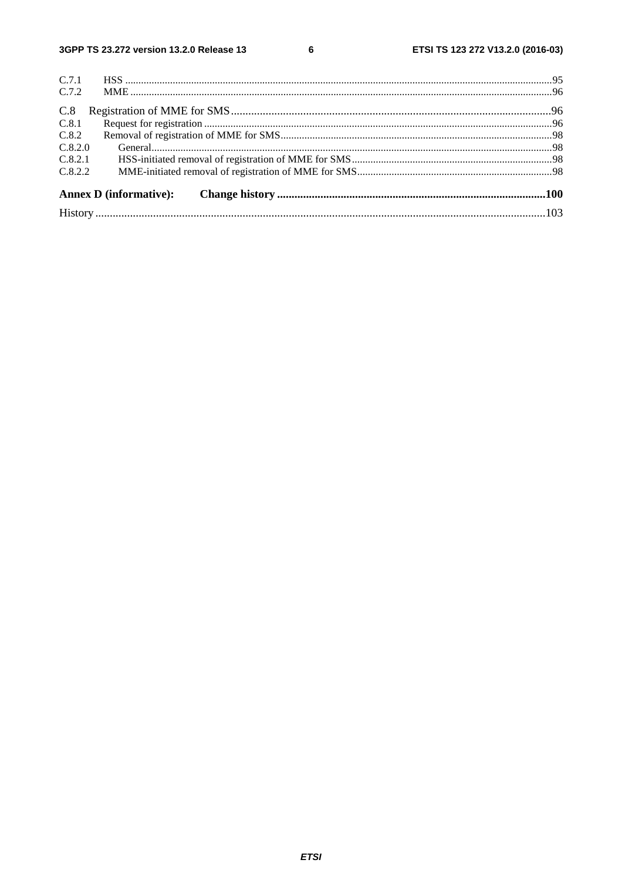C.7.1 HSS ..... 95
C.7.2 MME ..... 96

C.8 Registration of MME for SMS ..... 96
C.8.1 Request for registration ..... 96
C.8.2 Removal of registration of MME for SMS ..... 98
C.8.2.0 General ..... 98
C.8.2.1 HSS-initiated removal of registration of MME for SMS ..... 98
C.8.2.2 MME-initiated removal of registration of MME for SMS ..... 98

**Annex D (informative): Change history ..... 100**

History ..... 103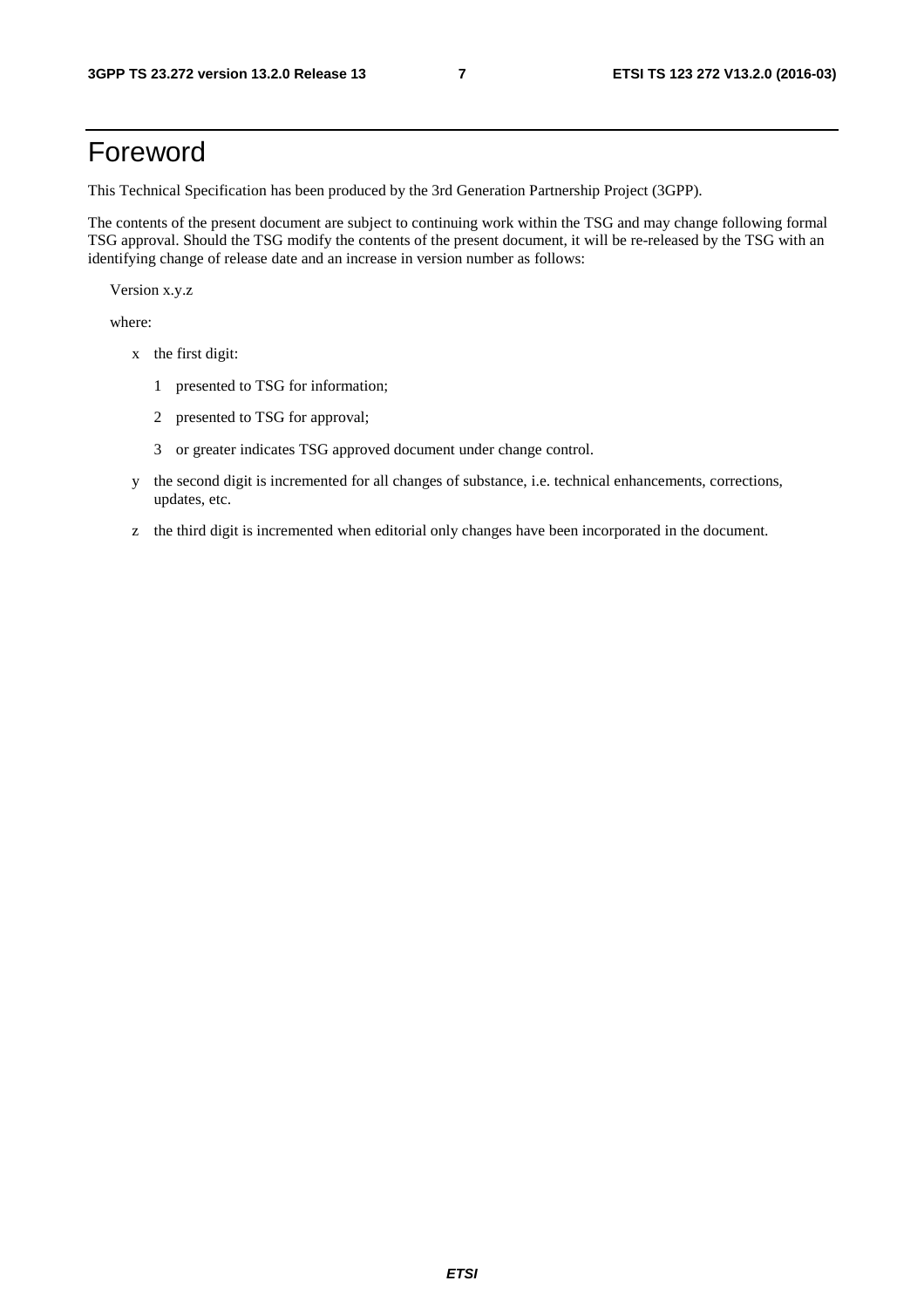# Foreword

This Technical Specification has been produced by the 3rd Generation Partnership Project (3GPP).

The contents of the present document are subject to continuing work within the TSG and may change following formal TSG approval. Should the TSG modify the contents of the present document, it will be re-released by the TSG with an identifying change of release date and an increase in version number as follows:

Version x.y.z

where:

- x the first digit:
  - 1 presented to TSG for information;
  - 2 presented to TSG for approval;
  - 3 or greater indicates TSG approved document under change control.
- y the second digit is incremented for all changes of substance, i.e. technical enhancements, corrections, updates, etc.
- z the third digit is incremented when editorial only changes have been incorporated in the document.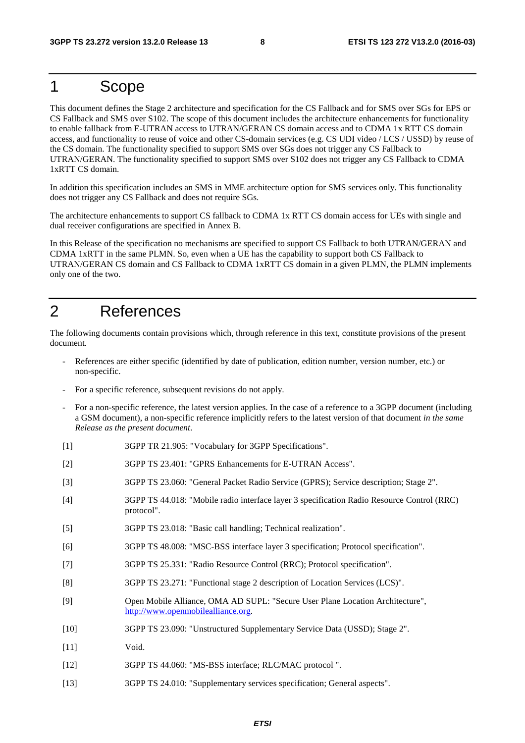# 1 Scope

This document defines the Stage 2 architecture and specification for the CS Fallback and for SMS over SGs for EPS or CS Fallback and SMS over S102. The scope of this document includes the architecture enhancements for functionality to enable fallback from E-UTRAN access to UTRAN/GERAN CS domain access and to CDMA 1x RTT CS domain access, and functionality to reuse of voice and other CS-domain services (e.g. CS UDI video / LCS / USSD) by reuse of the CS domain. The functionality specified to support SMS over SGs does not trigger any CS Fallback to UTRAN/GERAN. The functionality specified to support SMS over S102 does not trigger any CS Fallback to CDMA 1xRTT CS domain.

In addition this specification includes an SMS in MME architecture option for SMS services only. This functionality does not trigger any CS Fallback and does not require SGs.

The architecture enhancements to support CS fallback to CDMA 1x RTT CS domain access for UEs with single and dual receiver configurations are specified in Annex B.

In this Release of the specification no mechanisms are specified to support CS Fallback to both UTRAN/GERAN and CDMA 1xRTT in the same PLMN. So, even when a UE has the capability to support both CS Fallback to UTRAN/GERAN CS domain and CS Fallback to CDMA 1xRTT CS domain in a given PLMN, the PLMN implements only one of the two.

# 2 References

The following documents contain provisions which, through reference in this text, constitute provisions of the present document.

- References are either specific (identified by date of publication, edition number, version number, etc.) or non-specific.
- For a specific reference, subsequent revisions do not apply.
- For a non-specific reference, the latest version applies. In the case of a reference to a 3GPP document (including a GSM document), a non-specific reference implicitly refers to the latest version of that document *in the same Release as the present document*.

[1] 3GPP TR 21.905: "Vocabulary for 3GPP Specifications".

[2] 3GPP TS 23.401: "GPRS Enhancements for E-UTRAN Access".

[3] 3GPP TS 23.060: "General Packet Radio Service (GPRS); Service description; Stage 2".

[4] 3GPP TS 44.018: "Mobile radio interface layer 3 specification Radio Resource Control (RRC) protocol".

[5] 3GPP TS 23.018: "Basic call handling; Technical realization".

[6] 3GPP TS 48.008: "MSC-BSS interface layer 3 specification; Protocol specification".

[7] 3GPP TS 25.331: "Radio Resource Control (RRC); Protocol specification".

[8] 3GPP TS 23.271: "Functional stage 2 description of Location Services (LCS)".

[9] Open Mobile Alliance, OMA AD SUPL: "Secure User Plane Location Architecture", http://www.openmobilealliance.org.

[10] 3GPP TS 23.090: "Unstructured Supplementary Service Data (USSD); Stage 2".

[11] Void.

[12] 3GPP TS 44.060: "MS-BSS interface; RLC/MAC protocol ".

[13] 3GPP TS 24.010: "Supplementary services specification; General aspects".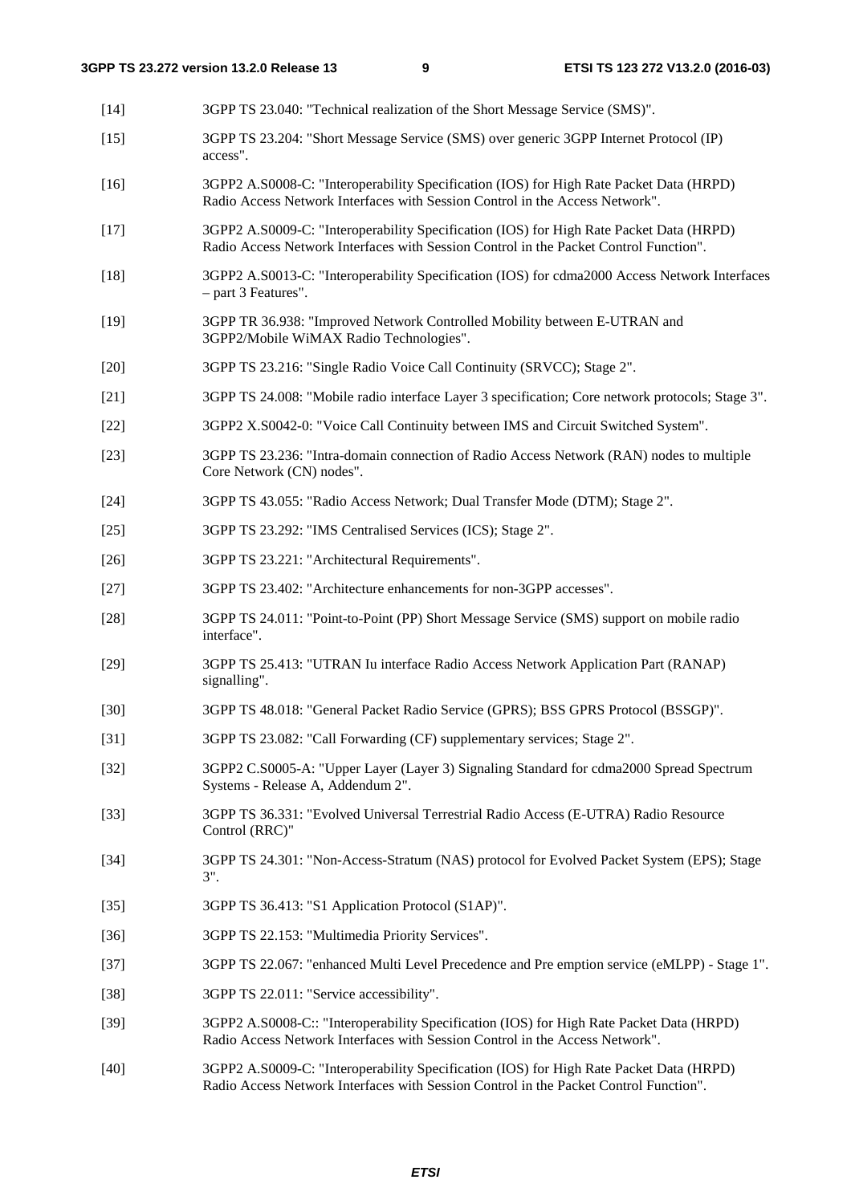[14] 3GPP TS 23.040: "Technical realization of the Short Message Service (SMS)".

[15] 3GPP TS 23.204: "Short Message Service (SMS) over generic 3GPP Internet Protocol (IP) access".

[16] 3GPP2 A.S0008-C: "Interoperability Specification (IOS) for High Rate Packet Data (HRPD) Radio Access Network Interfaces with Session Control in the Access Network".

[17] 3GPP2 A.S0009-C: "Interoperability Specification (IOS) for High Rate Packet Data (HRPD) Radio Access Network Interfaces with Session Control in the Packet Control Function".

[18] 3GPP2 A.S0013-C: "Interoperability Specification (IOS) for cdma2000 Access Network Interfaces – part 3 Features".

[19] 3GPP TR 36.938: "Improved Network Controlled Mobility between E-UTRAN and 3GPP2/Mobile WiMAX Radio Technologies".

[20] 3GPP TS 23.216: "Single Radio Voice Call Continuity (SRVCC); Stage 2".

[21] 3GPP TS 24.008: "Mobile radio interface Layer 3 specification; Core network protocols; Stage 3".

[22] 3GPP2 X.S0042-0: "Voice Call Continuity between IMS and Circuit Switched System".

[23] 3GPP TS 23.236: "Intra-domain connection of Radio Access Network (RAN) nodes to multiple Core Network (CN) nodes".

[24] 3GPP TS 43.055: "Radio Access Network; Dual Transfer Mode (DTM); Stage 2".

[25] 3GPP TS 23.292: "IMS Centralised Services (ICS); Stage 2".

[26] 3GPP TS 23.221: "Architectural Requirements".

[27] 3GPP TS 23.402: "Architecture enhancements for non-3GPP accesses".

[28] 3GPP TS 24.011: "Point-to-Point (PP) Short Message Service (SMS) support on mobile radio interface".

[29] 3GPP TS 25.413: "UTRAN Iu interface Radio Access Network Application Part (RANAP) signalling".

[30] 3GPP TS 48.018: "General Packet Radio Service (GPRS); BSS GPRS Protocol (BSSGP)".

[31] 3GPP TS 23.082: "Call Forwarding (CF) supplementary services; Stage 2".

[32] 3GPP2 C.S0005-A: "Upper Layer (Layer 3) Signaling Standard for cdma2000 Spread Spectrum Systems - Release A, Addendum 2".

[33] 3GPP TS 36.331: "Evolved Universal Terrestrial Radio Access (E-UTRA) Radio Resource Control (RRC)"

[34] 3GPP TS 24.301: "Non-Access-Stratum (NAS) protocol for Evolved Packet System (EPS); Stage 3".

[35] 3GPP TS 36.413: "S1 Application Protocol (S1AP)".

[36] 3GPP TS 22.153: "Multimedia Priority Services".

[37] 3GPP TS 22.067: "enhanced Multi Level Precedence and Pre emption service (eMLPP) - Stage 1".

[38] 3GPP TS 22.011: "Service accessibility".

[39] 3GPP2 A.S0008-C:: "Interoperability Specification (IOS) for High Rate Packet Data (HRPD) Radio Access Network Interfaces with Session Control in the Access Network".

[40] 3GPP2 A.S0009-C: "Interoperability Specification (IOS) for High Rate Packet Data (HRPD) Radio Access Network Interfaces with Session Control in the Packet Control Function".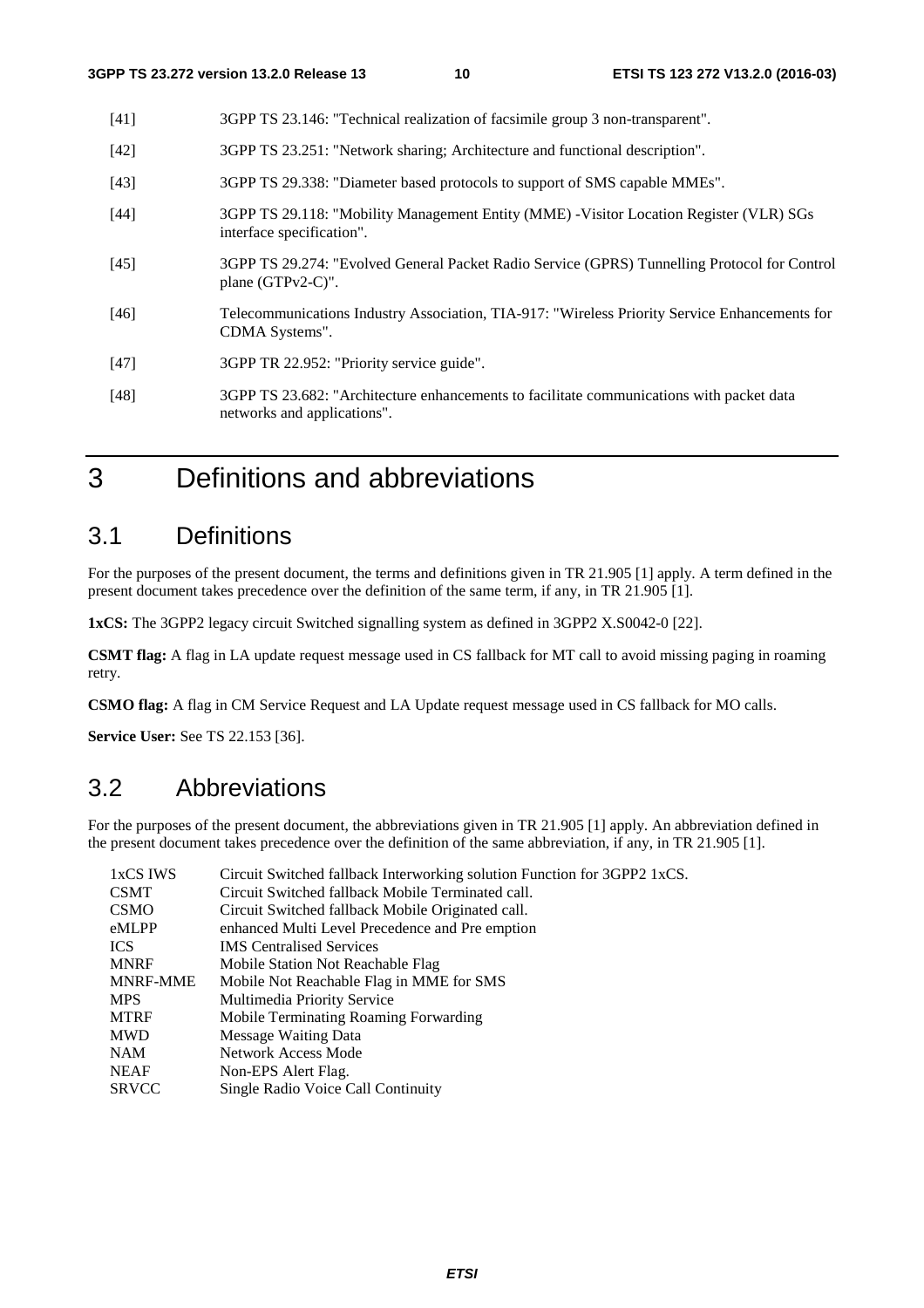[41] 3GPP TS 23.146: "Technical realization of facsimile group 3 non-transparent".

[42] 3GPP TS 23.251: "Network sharing; Architecture and functional description".

[43] 3GPP TS 29.338: "Diameter based protocols to support of SMS capable MMEs".

[44] 3GPP TS 29.118: "Mobility Management Entity (MME) -Visitor Location Register (VLR) SGs interface specification".

[45] 3GPP TS 29.274: "Evolved General Packet Radio Service (GPRS) Tunnelling Protocol for Control plane (GTPv2-C)".

[46] Telecommunications Industry Association, TIA-917: "Wireless Priority Service Enhancements for CDMA Systems".

[47] 3GPP TR 22.952: "Priority service guide".

[48] 3GPP TS 23.682: "Architecture enhancements to facilitate communications with packet data networks and applications".

# 3 Definitions and abbreviations

## 3.1 Definitions

For the purposes of the present document, the terms and definitions given in TR 21.905 [1] apply. A term defined in the present document takes precedence over the definition of the same term, if any, in TR 21.905 [1].

**1xCS:** The 3GPP2 legacy circuit Switched signalling system as defined in 3GPP2 X.S0042-0 [22].

**CSMT flag:** A flag in LA update request message used in CS fallback for MT call to avoid missing paging in roaming retry.

**CSMO flag:** A flag in CM Service Request and LA Update request message used in CS fallback for MO calls.

**Service User:** See TS 22.153 [36].

## 3.2 Abbreviations

For the purposes of the present document, the abbreviations given in TR 21.905 [1] apply. An abbreviation defined in the present document takes precedence over the definition of the same abbreviation, if any, in TR 21.905 [1].

1xCS IWS Circuit Switched fallback Interworking solution Function for 3GPP2 1xCS.
CSMT Circuit Switched fallback Mobile Terminated call.
CSMO Circuit Switched fallback Mobile Originated call.
eMLPP enhanced Multi Level Precedence and Pre emption
ICS IMS Centralised Services
MNRF Mobile Station Not Reachable Flag
MNRF-MME Mobile Not Reachable Flag in MME for SMS
MPS Multimedia Priority Service
MTRF Mobile Terminating Roaming Forwarding
MWD Message Waiting Data
NAM Network Access Mode
NEAF Non-EPS Alert Flag.
SRVCC Single Radio Voice Call Continuity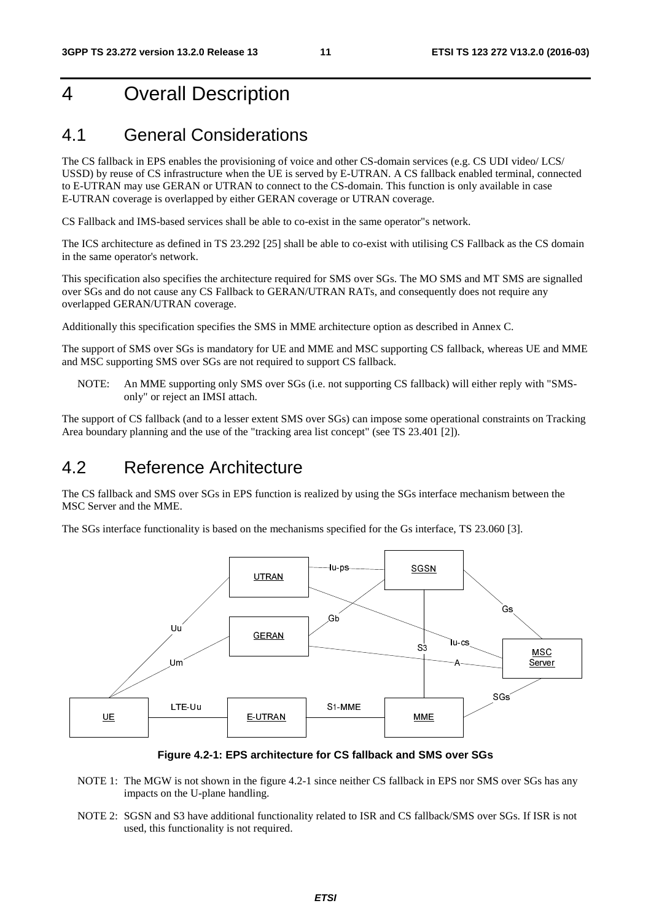# 4 Overall Description

## 4.1 General Considerations

The CS fallback in EPS enables the provisioning of voice and other CS-domain services (e.g. CS UDI video/ LCS/ USSD) by reuse of CS infrastructure when the UE is served by E-UTRAN. A CS fallback enabled terminal, connected to E-UTRAN may use GERAN or UTRAN to connect to the CS-domain. This function is only available in case E-UTRAN coverage is overlapped by either GERAN coverage or UTRAN coverage.

CS Fallback and IMS-based services shall be able to co-exist in the same operator"s network.

The ICS architecture as defined in TS 23.292 [25] shall be able to co-exist with utilising CS Fallback as the CS domain in the same operator's network.

This specification also specifies the architecture required for SMS over SGs. The MO SMS and MT SMS are signalled over SGs and do not cause any CS Fallback to GERAN/UTRAN RATs, and consequently does not require any overlapped GERAN/UTRAN coverage.

Additionally this specification specifies the SMS in MME architecture option as described in Annex C.

The support of SMS over SGs is mandatory for UE and MME and MSC supporting CS fallback, whereas UE and MME and MSC supporting SMS over SGs are not required to support CS fallback.

NOTE: An MME supporting only SMS over SGs (i.e. not supporting CS fallback) will either reply with "SMS-only" or reject an IMSI attach.

The support of CS fallback (and to a lesser extent SMS over SGs) can impose some operational constraints on Tracking Area boundary planning and the use of the "tracking area list concept" (see TS 23.401 [2]).

## 4.2 Reference Architecture

The CS fallback and SMS over SGs in EPS function is realized by using the SGs interface mechanism between the MSC Server and the MME.

The SGs interface functionality is based on the mechanisms specified for the Gs interface, TS 23.060 [3].

**Figure 4.2-1: EPS architecture for CS fallback and SMS over SGs**

NOTE 1: The MGW is not shown in the figure 4.2-1 since neither CS fallback in EPS nor SMS over SGs has any impacts on the U-plane handling.

NOTE 2: SGSN and S3 have additional functionality related to ISR and CS fallback/SMS over SGs. If ISR is not used, this functionality is not required.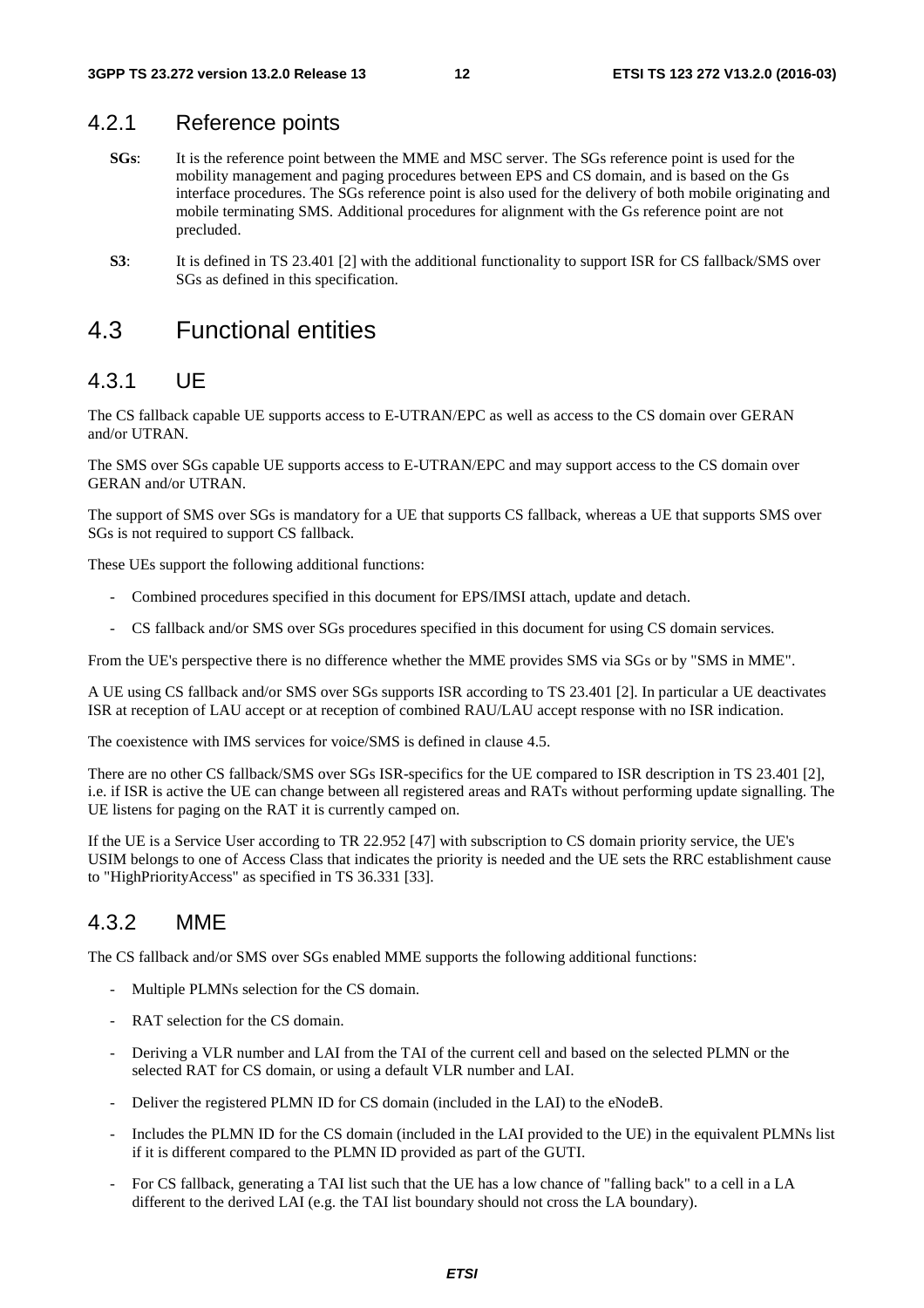### 4.2.1 Reference points

**SGs**: It is the reference point between the MME and MSC server. The SGs reference point is used for the mobility management and paging procedures between EPS and CS domain, and is based on the Gs interface procedures. The SGs reference point is also used for the delivery of both mobile originating and mobile terminating SMS. Additional procedures for alignment with the Gs reference point are not precluded.

**S3**: It is defined in TS 23.401 [2] with the additional functionality to support ISR for CS fallback/SMS over SGs as defined in this specification.

## 4.3 Functional entities

### 4.3.1 UE

The CS fallback capable UE supports access to E-UTRAN/EPC as well as access to the CS domain over GERAN and/or UTRAN.

The SMS over SGs capable UE supports access to E-UTRAN/EPC and may support access to the CS domain over GERAN and/or UTRAN.

The support of SMS over SGs is mandatory for a UE that supports CS fallback, whereas a UE that supports SMS over SGs is not required to support CS fallback.

These UEs support the following additional functions:

- Combined procedures specified in this document for EPS/IMSI attach, update and detach.
- CS fallback and/or SMS over SGs procedures specified in this document for using CS domain services.

From the UE's perspective there is no difference whether the MME provides SMS via SGs or by "SMS in MME".

A UE using CS fallback and/or SMS over SGs supports ISR according to TS 23.401 [2]. In particular a UE deactivates ISR at reception of LAU accept or at reception of combined RAU/LAU accept response with no ISR indication.

The coexistence with IMS services for voice/SMS is defined in clause 4.5.

There are no other CS fallback/SMS over SGs ISR-specifics for the UE compared to ISR description in TS 23.401 [2], i.e. if ISR is active the UE can change between all registered areas and RATs without performing update signalling. The UE listens for paging on the RAT it is currently camped on.

If the UE is a Service User according to TR 22.952 [47] with subscription to CS domain priority service, the UE's USIM belongs to one of Access Class that indicates the priority is needed and the UE sets the RRC establishment cause to "HighPriorityAccess" as specified in TS 36.331 [33].

### 4.3.2 MME

The CS fallback and/or SMS over SGs enabled MME supports the following additional functions:

- Multiple PLMNs selection for the CS domain.
- RAT selection for the CS domain.
- Deriving a VLR number and LAI from the TAI of the current cell and based on the selected PLMN or the selected RAT for CS domain, or using a default VLR number and LAI.
- Deliver the registered PLMN ID for CS domain (included in the LAI) to the eNodeB.
- Includes the PLMN ID for the CS domain (included in the LAI provided to the UE) in the equivalent PLMNs list if it is different compared to the PLMN ID provided as part of the GUTI.
- For CS fallback, generating a TAI list such that the UE has a low chance of "falling back" to a cell in a LA different to the derived LAI (e.g. the TAI list boundary should not cross the LA boundary).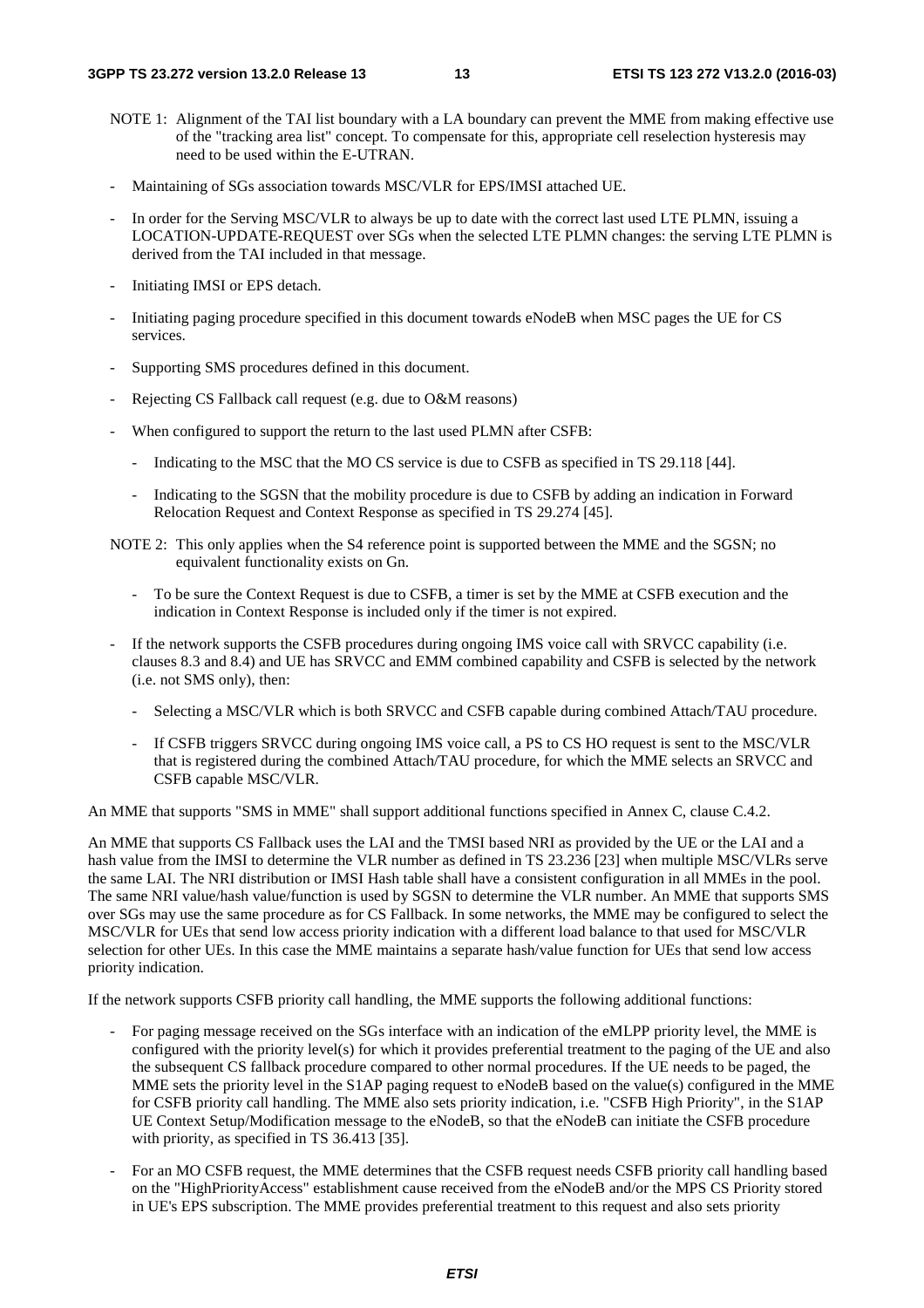NOTE 1: Alignment of the TAI list boundary with a LA boundary can prevent the MME from making effective use of the "tracking area list" concept. To compensate for this, appropriate cell reselection hysteresis may need to be used within the E-UTRAN.

- Maintaining of SGs association towards MSC/VLR for EPS/IMSI attached UE.
- In order for the Serving MSC/VLR to always be up to date with the correct last used LTE PLMN, issuing a LOCATION-UPDATE-REQUEST over SGs when the selected LTE PLMN changes: the serving LTE PLMN is derived from the TAI included in that message.
- Initiating IMSI or EPS detach.
- Initiating paging procedure specified in this document towards eNodeB when MSC pages the UE for CS services.
- Supporting SMS procedures defined in this document.
- Rejecting CS Fallback call request (e.g. due to O&M reasons)
- When configured to support the return to the last used PLMN after CSFB:
  - Indicating to the MSC that the MO CS service is due to CSFB as specified in TS 29.118 [44].
  - Indicating to the SGSN that the mobility procedure is due to CSFB by adding an indication in Forward Relocation Request and Context Response as specified in TS 29.274 [45].

NOTE 2: This only applies when the S4 reference point is supported between the MME and the SGSN; no equivalent functionality exists on Gn.

  - To be sure the Context Request is due to CSFB, a timer is set by the MME at CSFB execution and the indication in Context Response is included only if the timer is not expired.
- If the network supports the CSFB procedures during ongoing IMS voice call with SRVCC capability (i.e. clauses 8.3 and 8.4) and UE has SRVCC and EMM combined capability and CSFB is selected by the network (i.e. not SMS only), then:
  - Selecting a MSC/VLR which is both SRVCC and CSFB capable during combined Attach/TAU procedure.
  - If CSFB triggers SRVCC during ongoing IMS voice call, a PS to CS HO request is sent to the MSC/VLR that is registered during the combined Attach/TAU procedure, for which the MME selects an SRVCC and CSFB capable MSC/VLR.

An MME that supports "SMS in MME" shall support additional functions specified in Annex C, clause C.4.2.

An MME that supports CS Fallback uses the LAI and the TMSI based NRI as provided by the UE or the LAI and a hash value from the IMSI to determine the VLR number as defined in TS 23.236 [23] when multiple MSC/VLRs serve the same LAI. The NRI distribution or IMSI Hash table shall have a consistent configuration in all MMEs in the pool. The same NRI value/hash value/function is used by SGSN to determine the VLR number. An MME that supports SMS over SGs may use the same procedure as for CS Fallback. In some networks, the MME may be configured to select the MSC/VLR for UEs that send low access priority indication with a different load balance to that used for MSC/VLR selection for other UEs. In this case the MME maintains a separate hash/value function for UEs that send low access priority indication.

If the network supports CSFB priority call handling, the MME supports the following additional functions:

- For paging message received on the SGs interface with an indication of the eMLPP priority level, the MME is configured with the priority level(s) for which it provides preferential treatment to the paging of the UE and also the subsequent CS fallback procedure compared to other normal procedures. If the UE needs to be paged, the MME sets the priority level in the S1AP paging request to eNodeB based on the value(s) configured in the MME for CSFB priority call handling. The MME also sets priority indication, i.e. "CSFB High Priority", in the S1AP UE Context Setup/Modification message to the eNodeB, so that the eNodeB can initiate the CSFB procedure with priority, as specified in TS 36.413 [35].
- For an MO CSFB request, the MME determines that the CSFB request needs CSFB priority call handling based on the "HighPriorityAccess" establishment cause received from the eNodeB and/or the MPS CS Priority stored in UE's EPS subscription. The MME provides preferential treatment to this request and also sets priority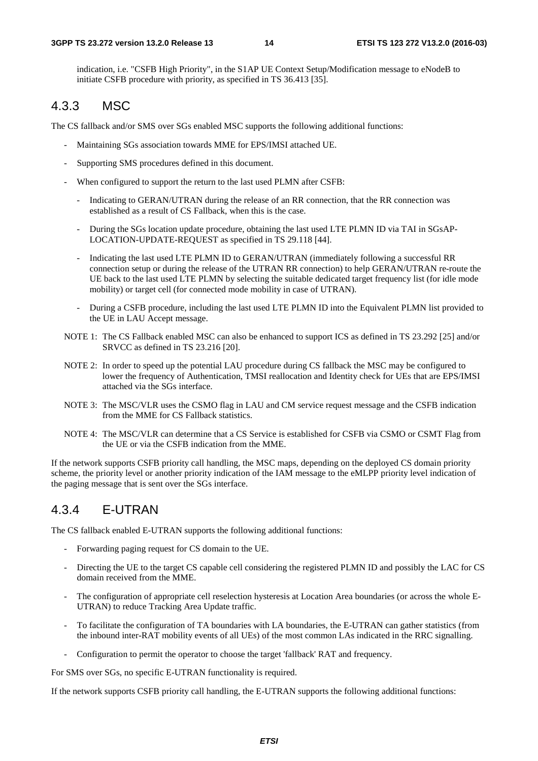indication, i.e. "CSFB High Priority", in the S1AP UE Context Setup/Modification message to eNodeB to initiate CSFB procedure with priority, as specified in TS 36.413 [35].

### 4.3.3 MSC

The CS fallback and/or SMS over SGs enabled MSC supports the following additional functions:

- Maintaining SGs association towards MME for EPS/IMSI attached UE.
- Supporting SMS procedures defined in this document.
- When configured to support the return to the last used PLMN after CSFB:
    - Indicating to GERAN/UTRAN during the release of an RR connection, that the RR connection was established as a result of CS Fallback, when this is the case.
    - During the SGs location update procedure, obtaining the last used LTE PLMN ID via TAI in SGsAP-LOCATION-UPDATE-REQUEST as specified in TS 29.118 [44].
    - Indicating the last used LTE PLMN ID to GERAN/UTRAN (immediately following a successful RR connection setup or during the release of the UTRAN RR connection) to help GERAN/UTRAN re-route the UE back to the last used LTE PLMN by selecting the suitable dedicated target frequency list (for idle mode mobility) or target cell (for connected mode mobility in case of UTRAN).
    - During a CSFB procedure, including the last used LTE PLMN ID into the Equivalent PLMN list provided to the UE in LAU Accept message.

NOTE 1: The CS Fallback enabled MSC can also be enhanced to support ICS as defined in TS 23.292 [25] and/or SRVCC as defined in TS 23.216 [20].

NOTE 2: In order to speed up the potential LAU procedure during CS fallback the MSC may be configured to lower the frequency of Authentication, TMSI reallocation and Identity check for UEs that are EPS/IMSI attached via the SGs interface.

NOTE 3: The MSC/VLR uses the CSMO flag in LAU and CM service request message and the CSFB indication from the MME for CS Fallback statistics.

NOTE 4: The MSC/VLR can determine that a CS Service is established for CSFB via CSMO or CSMT Flag from the UE or via the CSFB indication from the MME.

If the network supports CSFB priority call handling, the MSC maps, depending on the deployed CS domain priority scheme, the priority level or another priority indication of the IAM message to the eMLPP priority level indication of the paging message that is sent over the SGs interface.

### 4.3.4 E-UTRAN

The CS fallback enabled E-UTRAN supports the following additional functions:

- Forwarding paging request for CS domain to the UE.
- Directing the UE to the target CS capable cell considering the registered PLMN ID and possibly the LAC for CS domain received from the MME.
- The configuration of appropriate cell reselection hysteresis at Location Area boundaries (or across the whole E-UTRAN) to reduce Tracking Area Update traffic.
- To facilitate the configuration of TA boundaries with LA boundaries, the E-UTRAN can gather statistics (from the inbound inter-RAT mobility events of all UEs) of the most common LAs indicated in the RRC signalling.
- Configuration to permit the operator to choose the target 'fallback' RAT and frequency.

For SMS over SGs, no specific E-UTRAN functionality is required.

If the network supports CSFB priority call handling, the E-UTRAN supports the following additional functions: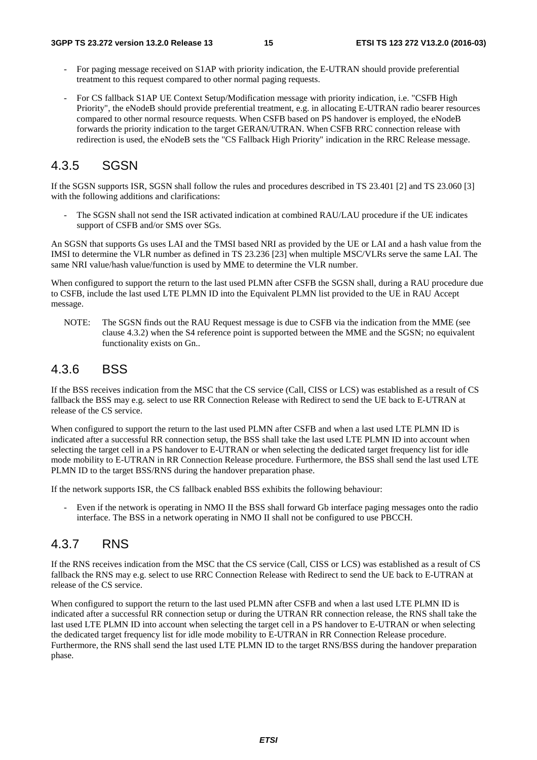- For paging message received on S1AP with priority indication, the E-UTRAN should provide preferential treatment to this request compared to other normal paging requests.
- For CS fallback S1AP UE Context Setup/Modification message with priority indication, i.e. "CSFB High Priority", the eNodeB should provide preferential treatment, e.g. in allocating E-UTRAN radio bearer resources compared to other normal resource requests. When CSFB based on PS handover is employed, the eNodeB forwards the priority indication to the target GERAN/UTRAN. When CSFB RRC connection release with redirection is used, the eNodeB sets the "CS Fallback High Priority" indication in the RRC Release message.

## 4.3.5 SGSN

If the SGSN supports ISR, SGSN shall follow the rules and procedures described in TS 23.401 [2] and TS 23.060 [3] with the following additions and clarifications:

- The SGSN shall not send the ISR activated indication at combined RAU/LAU procedure if the UE indicates support of CSFB and/or SMS over SGs.

An SGSN that supports Gs uses LAI and the TMSI based NRI as provided by the UE or LAI and a hash value from the IMSI to determine the VLR number as defined in TS 23.236 [23] when multiple MSC/VLRs serve the same LAI. The same NRI value/hash value/function is used by MME to determine the VLR number.

When configured to support the return to the last used PLMN after CSFB the SGSN shall, during a RAU procedure due to CSFB, include the last used LTE PLMN ID into the Equivalent PLMN list provided to the UE in RAU Accept message.

NOTE: The SGSN finds out the RAU Request message is due to CSFB via the indication from the MME (see clause 4.3.2) when the S4 reference point is supported between the MME and the SGSN; no equivalent functionality exists on Gn..

## 4.3.6 BSS

If the BSS receives indication from the MSC that the CS service (Call, CISS or LCS) was established as a result of CS fallback the BSS may e.g. select to use RR Connection Release with Redirect to send the UE back to E-UTRAN at release of the CS service.

When configured to support the return to the last used PLMN after CSFB and when a last used LTE PLMN ID is indicated after a successful RR connection setup, the BSS shall take the last used LTE PLMN ID into account when selecting the target cell in a PS handover to E-UTRAN or when selecting the dedicated target frequency list for idle mode mobility to E-UTRAN in RR Connection Release procedure. Furthermore, the BSS shall send the last used LTE PLMN ID to the target BSS/RNS during the handover preparation phase.

If the network supports ISR, the CS fallback enabled BSS exhibits the following behaviour:

- Even if the network is operating in NMO II the BSS shall forward Gb interface paging messages onto the radio interface. The BSS in a network operating in NMO II shall not be configured to use PBCCH.

## 4.3.7 RNS

If the RNS receives indication from the MSC that the CS service (Call, CISS or LCS) was established as a result of CS fallback the RNS may e.g. select to use RRC Connection Release with Redirect to send the UE back to E-UTRAN at release of the CS service.

When configured to support the return to the last used PLMN after CSFB and when a last used LTE PLMN ID is indicated after a successful RRC connection setup or during the UTRAN RR connection release, the RNS shall take the last used LTE PLMN ID into account when selecting the target cell in a PS handover to E-UTRAN or when selecting the dedicated target frequency list for idle mode mobility to E-UTRAN in RR Connection Release procedure. Furthermore, the RNS shall send the last used LTE PLMN ID to the target RNS/BSS during the handover preparation phase.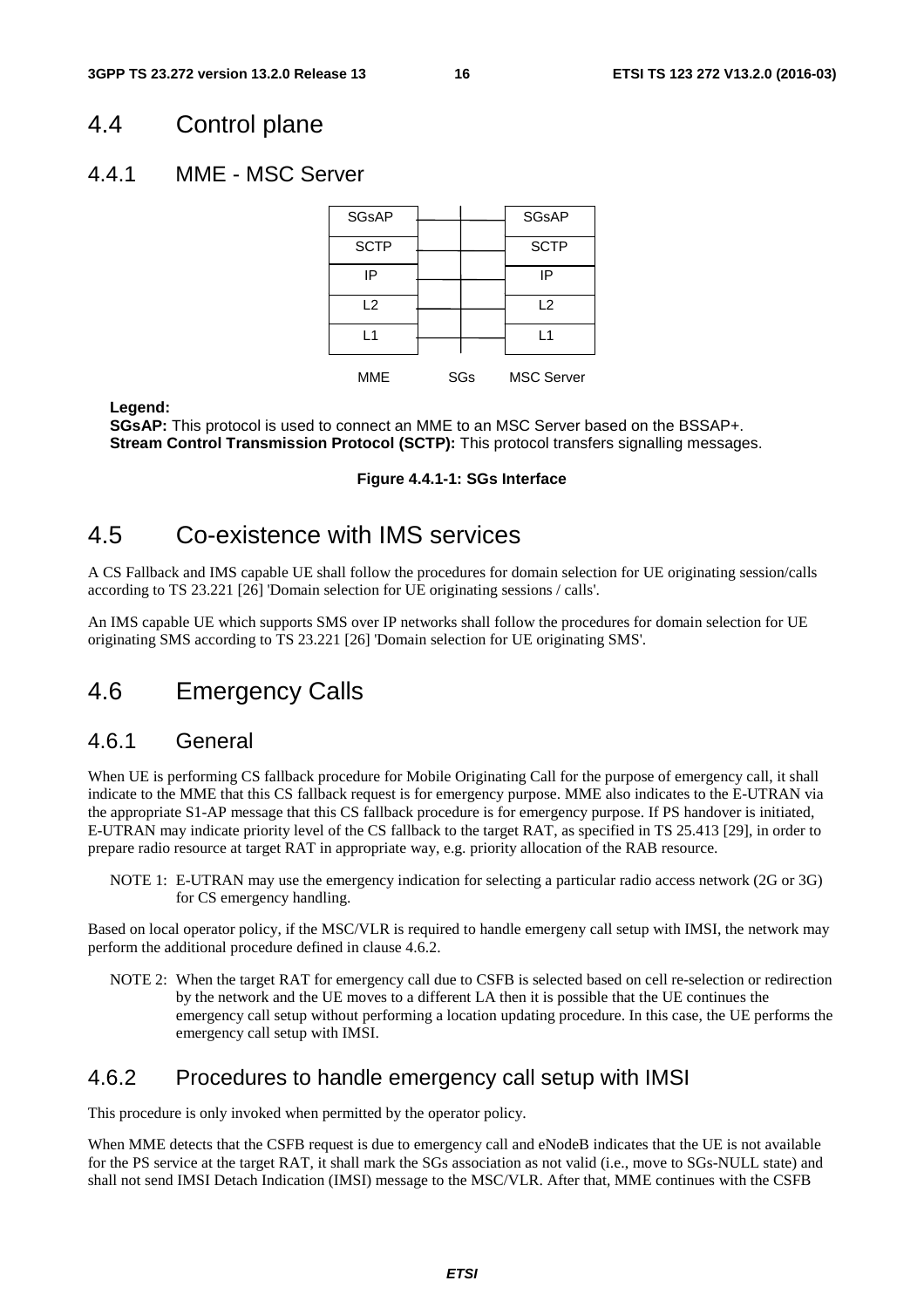## 4.4 Control plane

### 4.4.1 MME - MSC Server

| MME | SGs | MSC Server |
|---|---|---|
| SGsAP | | SGsAP |
| SCTP | | SCTP |
| IP | | IP |
| L2 | | L2 |
| L1 | | L1 |

**Legend:**
**SGsAP:** This protocol is used to connect an MME to an MSC Server based on the BSSAP+.
**Stream Control Transmission Protocol (SCTP):** This protocol transfers signalling messages.

**Figure 4.4.1-1: SGs Interface**

## 4.5 Co-existence with IMS services

A CS Fallback and IMS capable UE shall follow the procedures for domain selection for UE originating session/calls according to TS 23.221 [26] 'Domain selection for UE originating sessions / calls'.

An IMS capable UE which supports SMS over IP networks shall follow the procedures for domain selection for UE originating SMS according to TS 23.221 [26] 'Domain selection for UE originating SMS'.

## 4.6 Emergency Calls

### 4.6.1 General

When UE is performing CS fallback procedure for Mobile Originating Call for the purpose of emergency call, it shall indicate to the MME that this CS fallback request is for emergency purpose. MME also indicates to the E-UTRAN via the appropriate S1-AP message that this CS fallback procedure is for emergency purpose. If PS handover is initiated, E-UTRAN may indicate priority level of the CS fallback to the target RAT, as specified in TS 25.413 [29], in order to prepare radio resource at target RAT in appropriate way, e.g. priority allocation of the RAB resource.

NOTE 1: E-UTRAN may use the emergency indication for selecting a particular radio access network (2G or 3G) for CS emergency handling.

Based on local operator policy, if the MSC/VLR is required to handle emergeny call setup with IMSI, the network may perform the additional procedure defined in clause 4.6.2.

NOTE 2: When the target RAT for emergency call due to CSFB is selected based on cell re-selection or redirection by the network and the UE moves to a different LA then it is possible that the UE continues the emergency call setup without performing a location updating procedure. In this case, the UE performs the emergency call setup with IMSI.

### 4.6.2 Procedures to handle emergency call setup with IMSI

This procedure is only invoked when permitted by the operator policy.

When MME detects that the CSFB request is due to emergency call and eNodeB indicates that the UE is not available for the PS service at the target RAT, it shall mark the SGs association as not valid (i.e., move to SGs-NULL state) and shall not send IMSI Detach Indication (IMSI) message to the MSC/VLR. After that, MME continues with the CSFB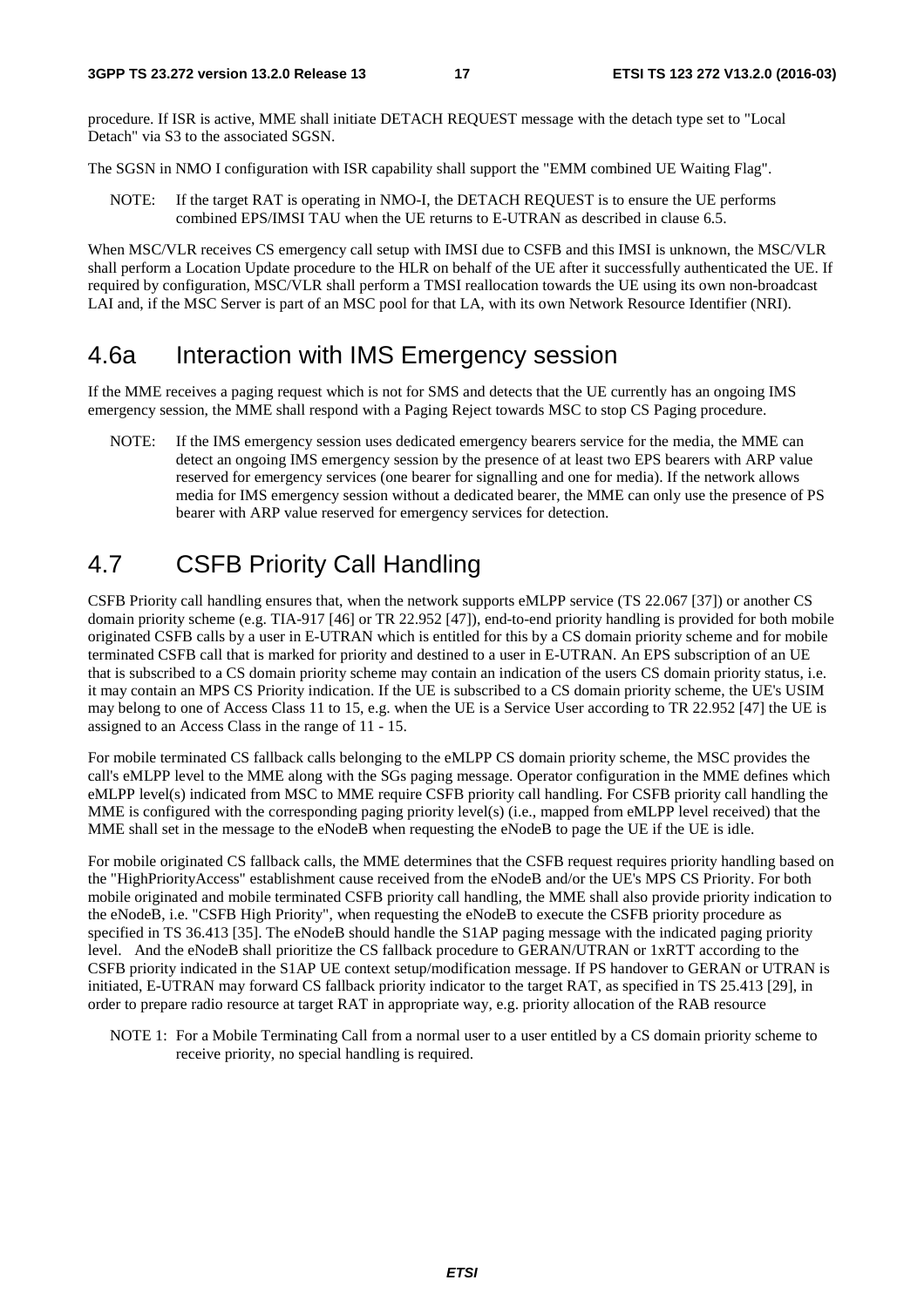procedure. If ISR is active, MME shall initiate DETACH REQUEST message with the detach type set to "Local Detach" via S3 to the associated SGSN.

The SGSN in NMO I configuration with ISR capability shall support the "EMM combined UE Waiting Flag".

NOTE: If the target RAT is operating in NMO-I, the DETACH REQUEST is to ensure the UE performs combined EPS/IMSI TAU when the UE returns to E-UTRAN as described in clause 6.5.

When MSC/VLR receives CS emergency call setup with IMSI due to CSFB and this IMSI is unknown, the MSC/VLR shall perform a Location Update procedure to the HLR on behalf of the UE after it successfully authenticated the UE. If required by configuration, MSC/VLR shall perform a TMSI reallocation towards the UE using its own non-broadcast LAI and, if the MSC Server is part of an MSC pool for that LA, with its own Network Resource Identifier (NRI).

## 4.6a Interaction with IMS Emergency session

If the MME receives a paging request which is not for SMS and detects that the UE currently has an ongoing IMS emergency session, the MME shall respond with a Paging Reject towards MSC to stop CS Paging procedure.

NOTE: If the IMS emergency session uses dedicated emergency bearers service for the media, the MME can detect an ongoing IMS emergency session by the presence of at least two EPS bearers with ARP value reserved for emergency services (one bearer for signalling and one for media). If the network allows media for IMS emergency session without a dedicated bearer, the MME can only use the presence of PS bearer with ARP value reserved for emergency services for detection.

## 4.7 CSFB Priority Call Handling

CSFB Priority call handling ensures that, when the network supports eMLPP service (TS 22.067 [37]) or another CS domain priority scheme (e.g. TIA-917 [46] or TR 22.952 [47]), end-to-end priority handling is provided for both mobile originated CSFB calls by a user in E-UTRAN which is entitled for this by a CS domain priority scheme and for mobile terminated CSFB call that is marked for priority and destined to a user in E-UTRAN. An EPS subscription of an UE that is subscribed to a CS domain priority scheme may contain an indication of the users CS domain priority status, i.e. it may contain an MPS CS Priority indication. If the UE is subscribed to a CS domain priority scheme, the UE's USIM may belong to one of Access Class 11 to 15, e.g. when the UE is a Service User according to TR 22.952 [47] the UE is assigned to an Access Class in the range of 11 - 15.

For mobile terminated CS fallback calls belonging to the eMLPP CS domain priority scheme, the MSC provides the call's eMLPP level to the MME along with the SGs paging message. Operator configuration in the MME defines which eMLPP level(s) indicated from MSC to MME require CSFB priority call handling. For CSFB priority call handling the MME is configured with the corresponding paging priority level(s) (i.e., mapped from eMLPP level received) that the MME shall set in the message to the eNodeB when requesting the eNodeB to page the UE if the UE is idle.

For mobile originated CS fallback calls, the MME determines that the CSFB request requires priority handling based on the "HighPriorityAccess" establishment cause received from the eNodeB and/or the UE's MPS CS Priority. For both mobile originated and mobile terminated CSFB priority call handling, the MME shall also provide priority indication to the eNodeB, i.e. "CSFB High Priority", when requesting the eNodeB to execute the CSFB priority procedure as specified in TS 36.413 [35]. The eNodeB should handle the S1AP paging message with the indicated paging priority level. And the eNodeB shall prioritize the CS fallback procedure to GERAN/UTRAN or 1xRTT according to the CSFB priority indicated in the S1AP UE context setup/modification message. If PS handover to GERAN or UTRAN is initiated, E-UTRAN may forward CS fallback priority indicator to the target RAT, as specified in TS 25.413 [29], in order to prepare radio resource at target RAT in appropriate way, e.g. priority allocation of the RAB resource

NOTE 1: For a Mobile Terminating Call from a normal user to a user entitled by a CS domain priority scheme to receive priority, no special handling is required.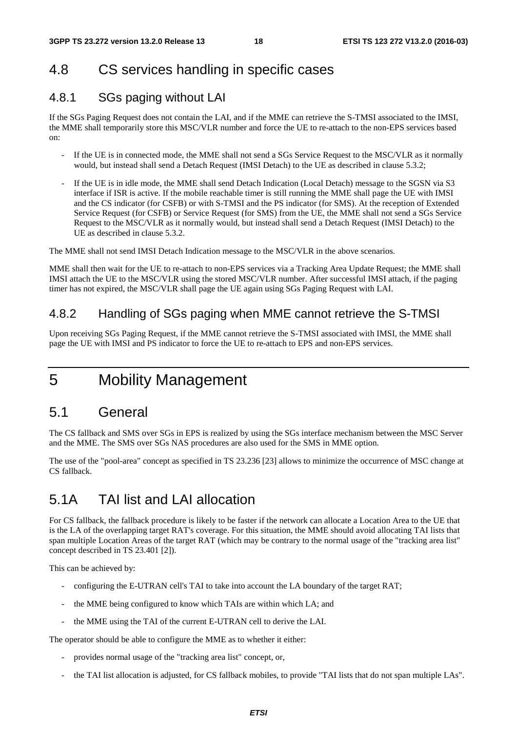## 4.8 CS services handling in specific cases

### 4.8.1 SGs paging without LAI

If the SGs Paging Request does not contain the LAI, and if the MME can retrieve the S-TMSI associated to the IMSI, the MME shall temporarily store this MSC/VLR number and force the UE to re-attach to the non-EPS services based on:

- If the UE is in connected mode, the MME shall not send a SGs Service Request to the MSC/VLR as it normally would, but instead shall send a Detach Request (IMSI Detach) to the UE as described in clause 5.3.2;
- If the UE is in idle mode, the MME shall send Detach Indication (Local Detach) message to the SGSN via S3 interface if ISR is active. If the mobile reachable timer is still running the MME shall page the UE with IMSI and the CS indicator (for CSFB) or with S-TMSI and the PS indicator (for SMS). At the reception of Extended Service Request (for CSFB) or Service Request (for SMS) from the UE, the MME shall not send a SGs Service Request to the MSC/VLR as it normally would, but instead shall send a Detach Request (IMSI Detach) to the UE as described in clause 5.3.2.

The MME shall not send IMSI Detach Indication message to the MSC/VLR in the above scenarios.

MME shall then wait for the UE to re-attach to non-EPS services via a Tracking Area Update Request; the MME shall IMSI attach the UE to the MSC/VLR using the stored MSC/VLR number. After successful IMSI attach, if the paging timer has not expired, the MSC/VLR shall page the UE again using SGs Paging Request with LAI.

### 4.8.2 Handling of SGs paging when MME cannot retrieve the S-TMSI

Upon receiving SGs Paging Request, if the MME cannot retrieve the S-TMSI associated with IMSI, the MME shall page the UE with IMSI and PS indicator to force the UE to re-attach to EPS and non-EPS services.

# 5 Mobility Management

## 5.1 General

The CS fallback and SMS over SGs in EPS is realized by using the SGs interface mechanism between the MSC Server and the MME. The SMS over SGs NAS procedures are also used for the SMS in MME option.

The use of the "pool-area" concept as specified in TS 23.236 [23] allows to minimize the occurrence of MSC change at CS fallback.

## 5.1A TAI list and LAI allocation

For CS fallback, the fallback procedure is likely to be faster if the network can allocate a Location Area to the UE that is the LA of the overlapping target RAT's coverage. For this situation, the MME should avoid allocating TAI lists that span multiple Location Areas of the target RAT (which may be contrary to the normal usage of the "tracking area list" concept described in TS 23.401 [2]).

This can be achieved by:

- configuring the E-UTRAN cell's TAI to take into account the LA boundary of the target RAT;
- the MME being configured to know which TAIs are within which LA; and
- the MME using the TAI of the current E-UTRAN cell to derive the LAI.

The operator should be able to configure the MME as to whether it either:

- provides normal usage of the "tracking area list" concept, or,
- the TAI list allocation is adjusted, for CS fallback mobiles, to provide "TAI lists that do not span multiple LAs".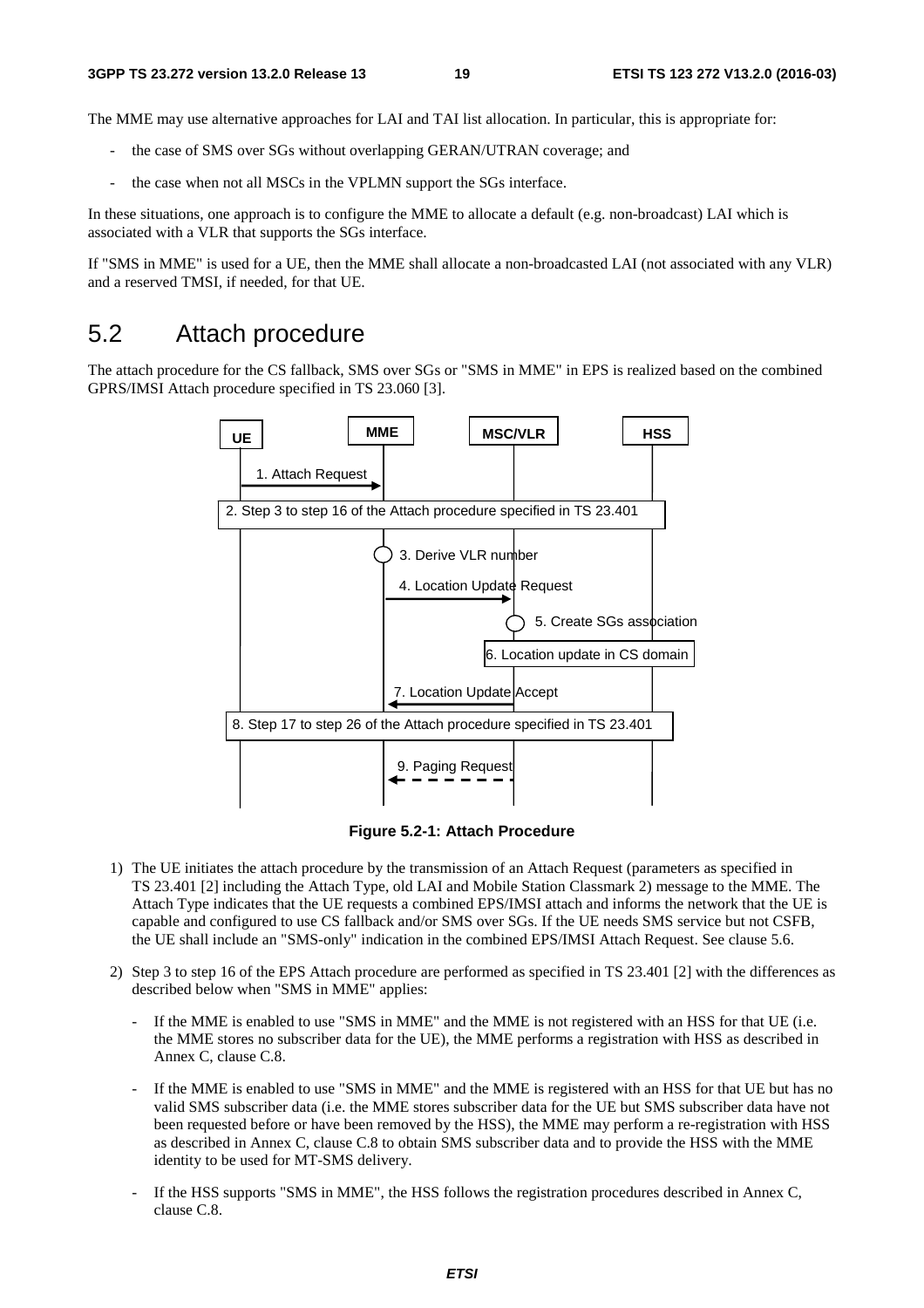The MME may use alternative approaches for LAI and TAI list allocation. In particular, this is appropriate for:

- the case of SMS over SGs without overlapping GERAN/UTRAN coverage; and
- the case when not all MSCs in the VPLMN support the SGs interface.

In these situations, one approach is to configure the MME to allocate a default (e.g. non-broadcast) LAI which is associated with a VLR that supports the SGs interface.

If "SMS in MME" is used for a UE, then the MME shall allocate a non-broadcasted LAI (not associated with any VLR) and a reserved TMSI, if needed, for that UE.

# 5.2 Attach procedure

The attach procedure for the CS fallback, SMS over SGs or "SMS in MME" in EPS is realized based on the combined GPRS/IMSI Attach procedure specified in TS 23.060 [3].

UE | MME | MSC/VLR | HSS

1. Attach Request
2. Step 3 to step 16 of the Attach procedure specified in TS 23.401
3. Derive VLR number
4. Location Update Request
5. Create SGs association
6. Location update in CS domain
7. Location Update Accept
8. Step 17 to step 26 of the Attach procedure specified in TS 23.401
9. Paging Request

**Figure 5.2-1: Attach Procedure**

1) The UE initiates the attach procedure by the transmission of an Attach Request (parameters as specified in TS 23.401 [2] including the Attach Type, old LAI and Mobile Station Classmark 2) message to the MME. The Attach Type indicates that the UE requests a combined EPS/IMSI attach and informs the network that the UE is capable and configured to use CS fallback and/or SMS over SGs. If the UE needs SMS service but not CSFB, the UE shall include an "SMS-only" indication in the combined EPS/IMSI Attach Request. See clause 5.6.

2) Step 3 to step 16 of the EPS Attach procedure are performed as specified in TS 23.401 [2] with the differences as described below when "SMS in MME" applies:

   - If the MME is enabled to use "SMS in MME" and the MME is not registered with an HSS for that UE (i.e. the MME stores no subscriber data for the UE), the MME performs a registration with HSS as described in Annex C, clause C.8.
   - If the MME is enabled to use "SMS in MME" and the MME is registered with an HSS for that UE but has no valid SMS subscriber data (i.e. the MME stores subscriber data for the UE but SMS subscriber data have not been requested before or have been removed by the HSS), the MME may perform a re-registration with HSS as described in Annex C, clause C.8 to obtain SMS subscriber data and to provide the HSS with the MME identity to be used for MT-SMS delivery.
   - If the HSS supports "SMS in MME", the HSS follows the registration procedures described in Annex C, clause C.8.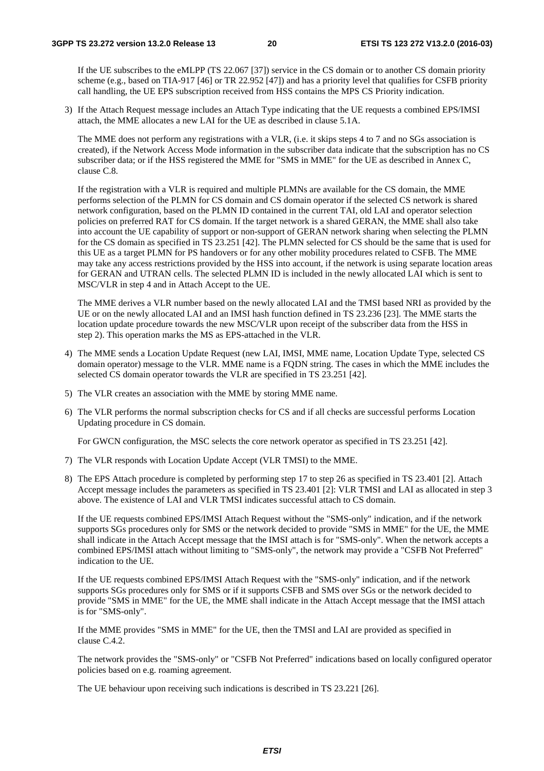If the UE subscribes to the eMLPP (TS 22.067 [37]) service in the CS domain or to another CS domain priority scheme (e.g., based on TIA-917 [46] or TR 22.952 [47]) and has a priority level that qualifies for CSFB priority call handling, the UE EPS subscription received from HSS contains the MPS CS Priority indication.

3) If the Attach Request message includes an Attach Type indicating that the UE requests a combined EPS/IMSI attach, the MME allocates a new LAI for the UE as described in clause 5.1A.

   The MME does not perform any registrations with a VLR, (i.e. it skips steps 4 to 7 and no SGs association is created), if the Network Access Mode information in the subscriber data indicate that the subscription has no CS subscriber data; or if the HSS registered the MME for "SMS in MME" for the UE as described in Annex C, clause C.8.

   If the registration with a VLR is required and multiple PLMNs are available for the CS domain, the MME performs selection of the PLMN for CS domain and CS domain operator if the selected CS network is shared network configuration, based on the PLMN ID contained in the current TAI, old LAI and operator selection policies on preferred RAT for CS domain. If the target network is a shared GERAN, the MME shall also take into account the UE capability of support or non-support of GERAN network sharing when selecting the PLMN for the CS domain as specified in TS 23.251 [42]. The PLMN selected for CS should be the same that is used for this UE as a target PLMN for PS handovers or for any other mobility procedures related to CSFB. The MME may take any access restrictions provided by the HSS into account, if the network is using separate location areas for GERAN and UTRAN cells. The selected PLMN ID is included in the newly allocated LAI which is sent to MSC/VLR in step 4 and in Attach Accept to the UE.

   The MME derives a VLR number based on the newly allocated LAI and the TMSI based NRI as provided by the UE or on the newly allocated LAI and an IMSI hash function defined in TS 23.236 [23]. The MME starts the location update procedure towards the new MSC/VLR upon receipt of the subscriber data from the HSS in step 2). This operation marks the MS as EPS-attached in the VLR.

4) The MME sends a Location Update Request (new LAI, IMSI, MME name, Location Update Type, selected CS domain operator) message to the VLR. MME name is a FQDN string. The cases in which the MME includes the selected CS domain operator towards the VLR are specified in TS 23.251 [42].

5) The VLR creates an association with the MME by storing MME name.

6) The VLR performs the normal subscription checks for CS and if all checks are successful performs Location Updating procedure in CS domain.

   For GWCN configuration, the MSC selects the core network operator as specified in TS 23.251 [42].

7) The VLR responds with Location Update Accept (VLR TMSI) to the MME.

8) The EPS Attach procedure is completed by performing step 17 to step 26 as specified in TS 23.401 [2]. Attach Accept message includes the parameters as specified in TS 23.401 [2]: VLR TMSI and LAI as allocated in step 3 above. The existence of LAI and VLR TMSI indicates successful attach to CS domain.

   If the UE requests combined EPS/IMSI Attach Request without the "SMS-only" indication, and if the network supports SGs procedures only for SMS or the network decided to provide "SMS in MME" for the UE, the MME shall indicate in the Attach Accept message that the IMSI attach is for "SMS-only". When the network accepts a combined EPS/IMSI attach without limiting to "SMS-only", the network may provide a "CSFB Not Preferred" indication to the UE.

   If the UE requests combined EPS/IMSI Attach Request with the "SMS-only" indication, and if the network supports SGs procedures only for SMS or if it supports CSFB and SMS over SGs or the network decided to provide "SMS in MME" for the UE, the MME shall indicate in the Attach Accept message that the IMSI attach is for "SMS-only".

   If the MME provides "SMS in MME" for the UE, then the TMSI and LAI are provided as specified in clause C.4.2.

   The network provides the "SMS-only" or "CSFB Not Preferred" indications based on locally configured operator policies based on e.g. roaming agreement.

   The UE behaviour upon receiving such indications is described in TS 23.221 [26].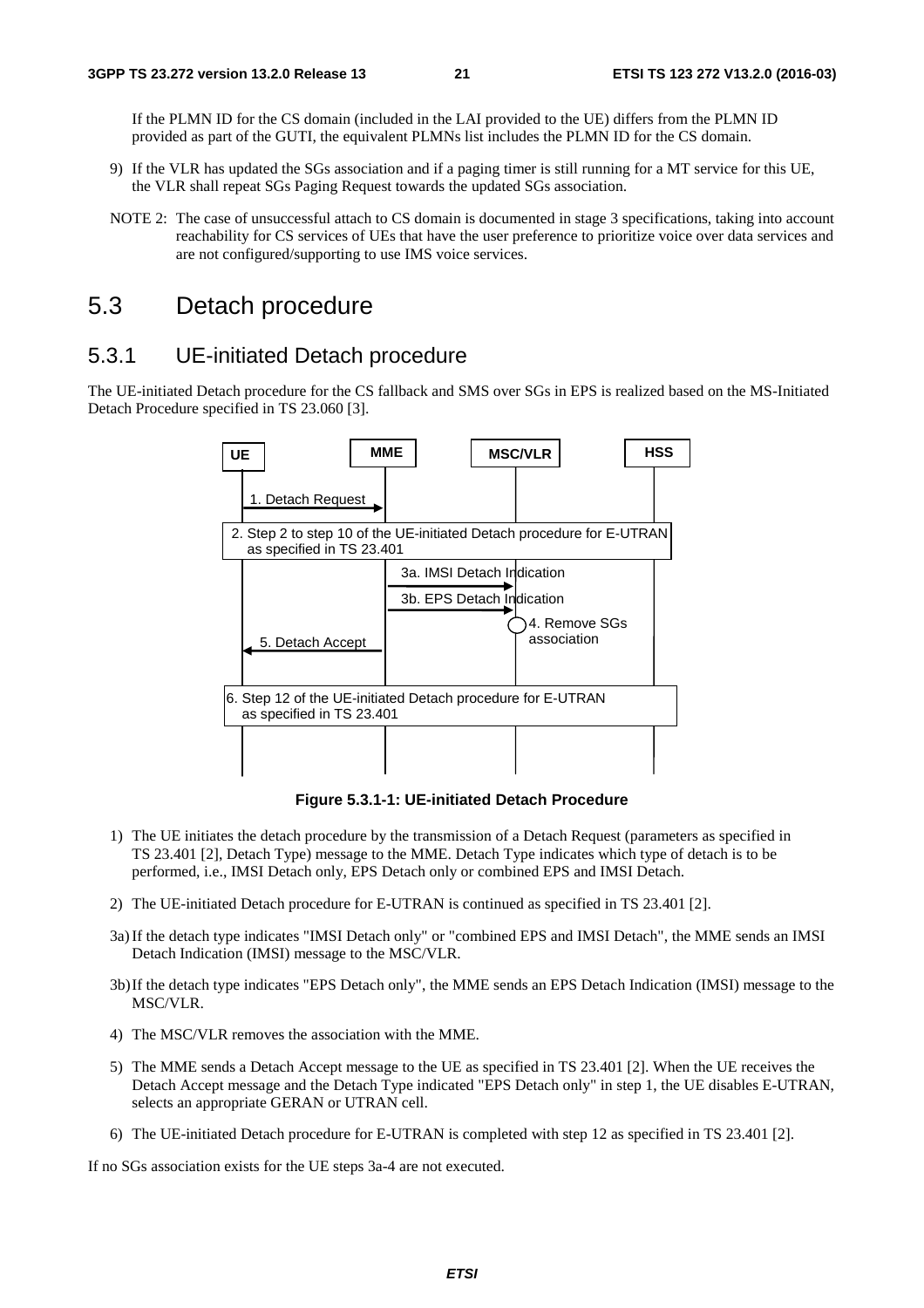If the PLMN ID for the CS domain (included in the LAI provided to the UE) differs from the PLMN ID provided as part of the GUTI, the equivalent PLMNs list includes the PLMN ID for the CS domain.

9) If the VLR has updated the SGs association and if a paging timer is still running for a MT service for this UE, the VLR shall repeat SGs Paging Request towards the updated SGs association.

NOTE 2: The case of unsuccessful attach to CS domain is documented in stage 3 specifications, taking into account reachability for CS services of UEs that have the user preference to prioritize voice over data services and are not configured/supporting to use IMS voice services.

# 5.3 Detach procedure

## 5.3.1 UE-initiated Detach procedure

The UE-initiated Detach procedure for the CS fallback and SMS over SGs in EPS is realized based on the MS-Initiated Detach Procedure specified in TS 23.060 [3].

UE | MME | MSC/VLR | HSS

1. Detach Request

2. Step 2 to step 10 of the UE-initiated Detach procedure for E-UTRAN as specified in TS 23.401

3a. IMSI Detach Indication

3b. EPS Detach Indication

4. Remove SGs association

5. Detach Accept

6. Step 12 of the UE-initiated Detach procedure for E-UTRAN as specified in TS 23.401

**Figure 5.3.1-1: UE-initiated Detach Procedure**

1) The UE initiates the detach procedure by the transmission of a Detach Request (parameters as specified in TS 23.401 [2], Detach Type) message to the MME. Detach Type indicates which type of detach is to be performed, i.e., IMSI Detach only, EPS Detach only or combined EPS and IMSI Detach.

2) The UE-initiated Detach procedure for E-UTRAN is continued as specified in TS 23.401 [2].

3a) If the detach type indicates "IMSI Detach only" or "combined EPS and IMSI Detach", the MME sends an IMSI Detach Indication (IMSI) message to the MSC/VLR.

3b) If the detach type indicates "EPS Detach only", the MME sends an EPS Detach Indication (IMSI) message to the MSC/VLR.

4) The MSC/VLR removes the association with the MME.

5) The MME sends a Detach Accept message to the UE as specified in TS 23.401 [2]. When the UE receives the Detach Accept message and the Detach Type indicated "EPS Detach only" in step 1, the UE disables E-UTRAN, selects an appropriate GERAN or UTRAN cell.

6) The UE-initiated Detach procedure for E-UTRAN is completed with step 12 as specified in TS 23.401 [2].

If no SGs association exists for the UE steps 3a-4 are not executed.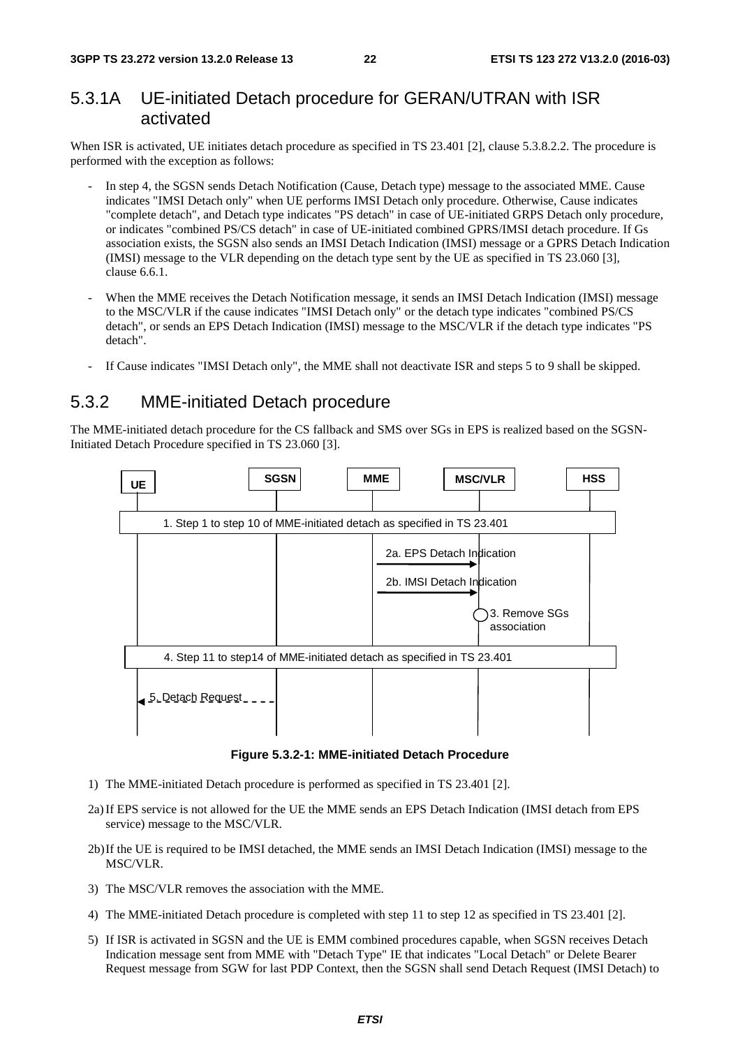## 5.3.1A UE-initiated Detach procedure for GERAN/UTRAN with ISR activated

When ISR is activated, UE initiates detach procedure as specified in TS 23.401 [2], clause 5.3.8.2.2. The procedure is performed with the exception as follows:

- In step 4, the SGSN sends Detach Notification (Cause, Detach type) message to the associated MME. Cause indicates "IMSI Detach only" when UE performs IMSI Detach only procedure. Otherwise, Cause indicates "complete detach", and Detach type indicates "PS detach" in case of UE-initiated GRPS Detach only procedure, or indicates "combined PS/CS detach" in case of UE-initiated combined GPRS/IMSI detach procedure. If Gs association exists, the SGSN also sends an IMSI Detach Indication (IMSI) message or a GPRS Detach Indication (IMSI) message to the VLR depending on the detach type sent by the UE as specified in TS 23.060 [3], clause 6.6.1.
- When the MME receives the Detach Notification message, it sends an IMSI Detach Indication (IMSI) message to the MSC/VLR if the cause indicates "IMSI Detach only" or the detach type indicates "combined PS/CS detach", or sends an EPS Detach Indication (IMSI) message to the MSC/VLR if the detach type indicates "PS detach".
- If Cause indicates "IMSI Detach only", the MME shall not deactivate ISR and steps 5 to 9 shall be skipped.

## 5.3.2 MME-initiated Detach procedure

The MME-initiated detach procedure for the CS fallback and SMS over SGs in EPS is realized based on the SGSN-Initiated Detach Procedure specified in TS 23.060 [3].

UE | SGSN | MME | MSC/VLR | HSS

1. Step 1 to step 10 of MME-initiated detach as specified in TS 23.401

2a. EPS Detach Indication

2b. IMSI Detach Indication

3. Remove SGs association

4. Step 11 to step14 of MME-initiated detach as specified in TS 23.401

5. Detach Request

**Figure 5.3.2-1: MME-initiated Detach Procedure**

1) The MME-initiated Detach procedure is performed as specified in TS 23.401 [2].

2a) If EPS service is not allowed for the UE the MME sends an EPS Detach Indication (IMSI detach from EPS service) message to the MSC/VLR.

2b) If the UE is required to be IMSI detached, the MME sends an IMSI Detach Indication (IMSI) message to the MSC/VLR.

3) The MSC/VLR removes the association with the MME.

4) The MME-initiated Detach procedure is completed with step 11 to step 12 as specified in TS 23.401 [2].

5) If ISR is activated in SGSN and the UE is EMM combined procedures capable, when SGSN receives Detach Indication message sent from MME with "Detach Type" IE that indicates "Local Detach" or Delete Bearer Request message from SGW for last PDP Context, then the SGSN shall send Detach Request (IMSI Detach) to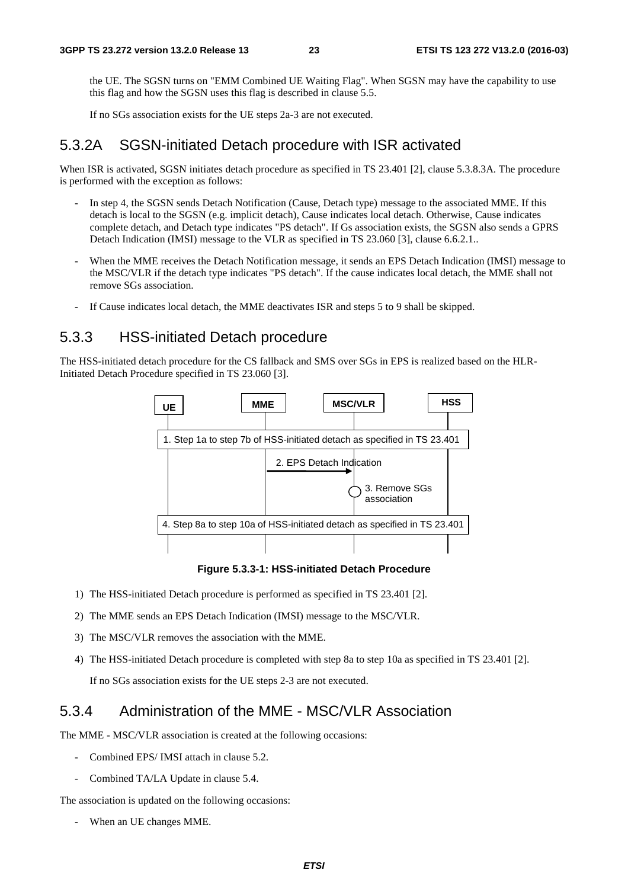the UE. The SGSN turns on "EMM Combined UE Waiting Flag". When SGSN may have the capability to use this flag and how the SGSN uses this flag is described in clause 5.5.

If no SGs association exists for the UE steps 2a-3 are not executed.

### 5.3.2A SGSN-initiated Detach procedure with ISR activated

When ISR is activated, SGSN initiates detach procedure as specified in TS 23.401 [2], clause 5.3.8.3A. The procedure is performed with the exception as follows:

- In step 4, the SGSN sends Detach Notification (Cause, Detach type) message to the associated MME. If this detach is local to the SGSN (e.g. implicit detach), Cause indicates local detach. Otherwise, Cause indicates complete detach, and Detach type indicates "PS detach". If Gs association exists, the SGSN also sends a GPRS Detach Indication (IMSI) message to the VLR as specified in TS 23.060 [3], clause 6.6.2.1..
- When the MME receives the Detach Notification message, it sends an EPS Detach Indication (IMSI) message to the MSC/VLR if the detach type indicates "PS detach". If the cause indicates local detach, the MME shall not remove SGs association.
- If Cause indicates local detach, the MME deactivates ISR and steps 5 to 9 shall be skipped.

### 5.3.3 HSS-initiated Detach procedure

The HSS-initiated detach procedure for the CS fallback and SMS over SGs in EPS is realized based on the HLR-Initiated Detach Procedure specified in TS 23.060 [3].

UE | MME | MSC/VLR | HSS

1. Step 1a to step 7b of HSS-initiated detach as specified in TS 23.401

2. EPS Detach Indication

3. Remove SGs association

4. Step 8a to step 10a of HSS-initiated detach as specified in TS 23.401

**Figure 5.3.3-1: HSS-initiated Detach Procedure**

1) The HSS-initiated Detach procedure is performed as specified in TS 23.401 [2].
2) The MME sends an EPS Detach Indication (IMSI) message to the MSC/VLR.
3) The MSC/VLR removes the association with the MME.
4) The HSS-initiated Detach procedure is completed with step 8a to step 10a as specified in TS 23.401 [2].

   If no SGs association exists for the UE steps 2-3 are not executed.

### 5.3.4 Administration of the MME - MSC/VLR Association

The MME - MSC/VLR association is created at the following occasions:

- Combined EPS/ IMSI attach in clause 5.2.
- Combined TA/LA Update in clause 5.4.

The association is updated on the following occasions:

- When an UE changes MME.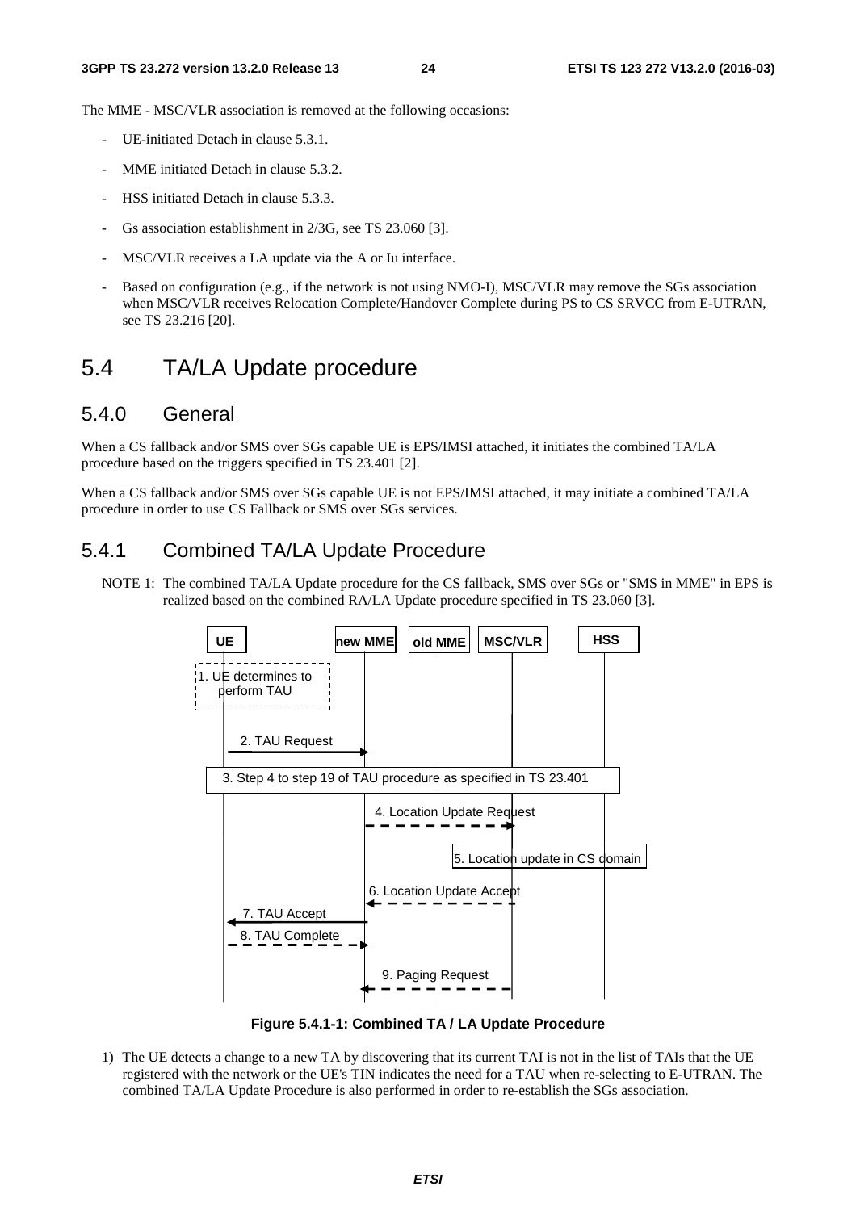The MME - MSC/VLR association is removed at the following occasions:

- UE-initiated Detach in clause 5.3.1.
- MME initiated Detach in clause 5.3.2.
- HSS initiated Detach in clause 5.3.3.
- Gs association establishment in 2/3G, see TS 23.060 [3].
- MSC/VLR receives a LA update via the A or Iu interface.
- Based on configuration (e.g., if the network is not using NMO-I), MSC/VLR may remove the SGs association when MSC/VLR receives Relocation Complete/Handover Complete during PS to CS SRVCC from E-UTRAN, see TS 23.216 [20].

# 5.4 TA/LA Update procedure

## 5.4.0 General

When a CS fallback and/or SMS over SGs capable UE is EPS/IMSI attached, it initiates the combined TA/LA procedure based on the triggers specified in TS 23.401 [2].

When a CS fallback and/or SMS over SGs capable UE is not EPS/IMSI attached, it may initiate a combined TA/LA procedure in order to use CS Fallback or SMS over SGs services.

## 5.4.1 Combined TA/LA Update Procedure

NOTE 1: The combined TA/LA Update procedure for the CS fallback, SMS over SGs or "SMS in MME" in EPS is realized based on the combined RA/LA Update procedure specified in TS 23.060 [3].

UE | new MME | old MME | MSC/VLR | HSS

1. UE determines to perform TAU

2. TAU Request

3. Step 4 to step 19 of TAU procedure as specified in TS 23.401

4. Location Update Request

5. Location update in CS domain

6. Location Update Accept

7. TAU Accept

8. TAU Complete

9. Paging Request

**Figure 5.4.1-1: Combined TA / LA Update Procedure**

1) The UE detects a change to a new TA by discovering that its current TAI is not in the list of TAIs that the UE registered with the network or the UE's TIN indicates the need for a TAU when re-selecting to E-UTRAN. The combined TA/LA Update Procedure is also performed in order to re-establish the SGs association.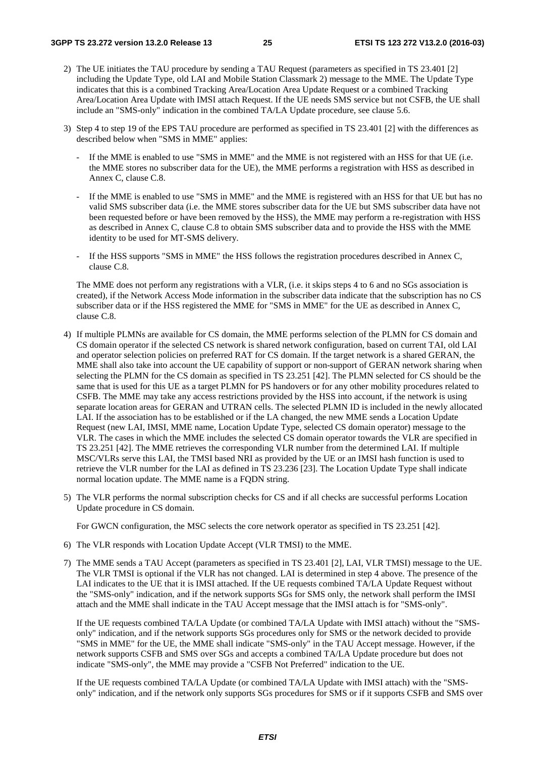2) The UE initiates the TAU procedure by sending a TAU Request (parameters as specified in TS 23.401 [2] including the Update Type, old LAI and Mobile Station Classmark 2) message to the MME. The Update Type indicates that this is a combined Tracking Area/Location Area Update Request or a combined Tracking Area/Location Area Update with IMSI attach Request. If the UE needs SMS service but not CSFB, the UE shall include an "SMS-only" indication in the combined TA/LA Update procedure, see clause 5.6.

3) Step 4 to step 19 of the EPS TAU procedure are performed as specified in TS 23.401 [2] with the differences as described below when "SMS in MME" applies:

   - If the MME is enabled to use "SMS in MME" and the MME is not registered with an HSS for that UE (i.e. the MME stores no subscriber data for the UE), the MME performs a registration with HSS as described in Annex C, clause C.8.

   - If the MME is enabled to use "SMS in MME" and the MME is registered with an HSS for that UE but has no valid SMS subscriber data (i.e. the MME stores subscriber data for the UE but SMS subscriber data have not been requested before or have been removed by the HSS), the MME may perform a re-registration with HSS as described in Annex C, clause C.8 to obtain SMS subscriber data and to provide the HSS with the MME identity to be used for MT-SMS delivery.

   - If the HSS supports "SMS in MME" the HSS follows the registration procedures described in Annex C, clause C.8.

   The MME does not perform any registrations with a VLR, (i.e. it skips steps 4 to 6 and no SGs association is created), if the Network Access Mode information in the subscriber data indicate that the subscription has no CS subscriber data or if the HSS registered the MME for "SMS in MME" for the UE as described in Annex C, clause C.8.

4) If multiple PLMNs are available for CS domain, the MME performs selection of the PLMN for CS domain and CS domain operator if the selected CS network is shared network configuration, based on current TAI, old LAI and operator selection policies on preferred RAT for CS domain. If the target network is a shared GERAN, the MME shall also take into account the UE capability of support or non-support of GERAN network sharing when selecting the PLMN for the CS domain as specified in TS 23.251 [42]. The PLMN selected for CS should be the same that is used for this UE as a target PLMN for PS handovers or for any other mobility procedures related to CSFB. The MME may take any access restrictions provided by the HSS into account, if the network is using separate location areas for GERAN and UTRAN cells. The selected PLMN ID is included in the newly allocated LAI. If the association has to be established or if the LA changed, the new MME sends a Location Update Request (new LAI, IMSI, MME name, Location Update Type, selected CS domain operator) message to the VLR. The cases in which the MME includes the selected CS domain operator towards the VLR are specified in TS 23.251 [42]. The MME retrieves the corresponding VLR number from the determined LAI. If multiple MSC/VLRs serve this LAI, the TMSI based NRI as provided by the UE or an IMSI hash function is used to retrieve the VLR number for the LAI as defined in TS 23.236 [23]. The Location Update Type shall indicate normal location update. The MME name is a FQDN string.

5) The VLR performs the normal subscription checks for CS and if all checks are successful performs Location Update procedure in CS domain.

   For GWCN configuration, the MSC selects the core network operator as specified in TS 23.251 [42].

6) The VLR responds with Location Update Accept (VLR TMSI) to the MME.

7) The MME sends a TAU Accept (parameters as specified in TS 23.401 [2], LAI, VLR TMSI) message to the UE. The VLR TMSI is optional if the VLR has not changed. LAI is determined in step 4 above. The presence of the LAI indicates to the UE that it is IMSI attached. If the UE requests combined TA/LA Update Request without the "SMS-only" indication, and if the network supports SGs for SMS only, the network shall perform the IMSI attach and the MME shall indicate in the TAU Accept message that the IMSI attach is for "SMS-only".

   If the UE requests combined TA/LA Update (or combined TA/LA Update with IMSI attach) without the "SMS-only" indication, and if the network supports SGs procedures only for SMS or the network decided to provide "SMS in MME" for the UE, the MME shall indicate "SMS-only" in the TAU Accept message. However, if the network supports CSFB and SMS over SGs and accepts a combined TA/LA Update procedure but does not indicate "SMS-only", the MME may provide a "CSFB Not Preferred" indication to the UE.

   If the UE requests combined TA/LA Update (or combined TA/LA Update with IMSI attach) with the "SMS-only" indication, and if the network only supports SGs procedures for SMS or if it supports CSFB and SMS over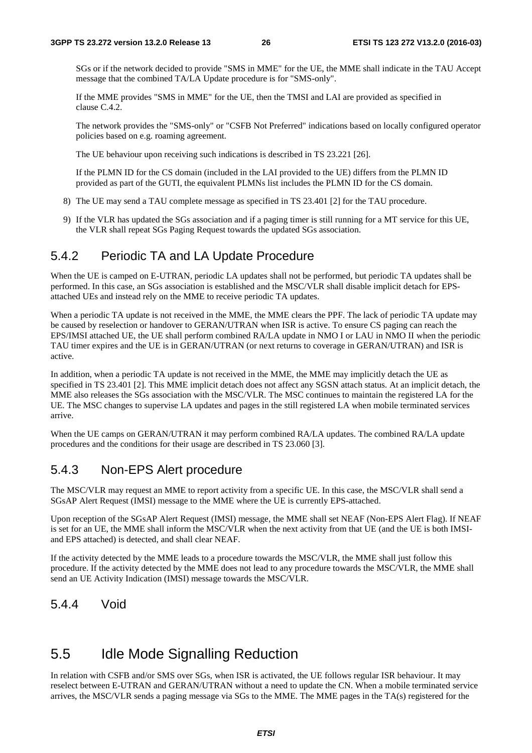SGs or if the network decided to provide "SMS in MME" for the UE, the MME shall indicate in the TAU Accept message that the combined TA/LA Update procedure is for "SMS-only".

If the MME provides "SMS in MME" for the UE, then the TMSI and LAI are provided as specified in clause C.4.2.

The network provides the "SMS-only" or "CSFB Not Preferred" indications based on locally configured operator policies based on e.g. roaming agreement.

The UE behaviour upon receiving such indications is described in TS 23.221 [26].

If the PLMN ID for the CS domain (included in the LAI provided to the UE) differs from the PLMN ID provided as part of the GUTI, the equivalent PLMNs list includes the PLMN ID for the CS domain.

8) The UE may send a TAU complete message as specified in TS 23.401 [2] for the TAU procedure.

9) If the VLR has updated the SGs association and if a paging timer is still running for a MT service for this UE, the VLR shall repeat SGs Paging Request towards the updated SGs association.

### 5.4.2 Periodic TA and LA Update Procedure

When the UE is camped on E-UTRAN, periodic LA updates shall not be performed, but periodic TA updates shall be performed. In this case, an SGs association is established and the MSC/VLR shall disable implicit detach for EPS-attached UEs and instead rely on the MME to receive periodic TA updates.

When a periodic TA update is not received in the MME, the MME clears the PPF. The lack of periodic TA update may be caused by reselection or handover to GERAN/UTRAN when ISR is active. To ensure CS paging can reach the EPS/IMSI attached UE, the UE shall perform combined RA/LA update in NMO I or LAU in NMO II when the periodic TAU timer expires and the UE is in GERAN/UTRAN (or next returns to coverage in GERAN/UTRAN) and ISR is active.

In addition, when a periodic TA update is not received in the MME, the MME may implicitly detach the UE as specified in TS 23.401 [2]. This MME implicit detach does not affect any SGSN attach status. At an implicit detach, the MME also releases the SGs association with the MSC/VLR. The MSC continues to maintain the registered LA for the UE. The MSC changes to supervise LA updates and pages in the still registered LA when mobile terminated services arrive.

When the UE camps on GERAN/UTRAN it may perform combined RA/LA updates. The combined RA/LA update procedures and the conditions for their usage are described in TS 23.060 [3].

### 5.4.3 Non-EPS Alert procedure

The MSC/VLR may request an MME to report activity from a specific UE. In this case, the MSC/VLR shall send a SGsAP Alert Request (IMSI) message to the MME where the UE is currently EPS-attached.

Upon reception of the SGsAP Alert Request (IMSI) message, the MME shall set NEAF (Non-EPS Alert Flag). If NEAF is set for an UE, the MME shall inform the MSC/VLR when the next activity from that UE (and the UE is both IMSI- and EPS attached) is detected, and shall clear NEAF.

If the activity detected by the MME leads to a procedure towards the MSC/VLR, the MME shall just follow this procedure. If the activity detected by the MME does not lead to any procedure towards the MSC/VLR, the MME shall send an UE Activity Indication (IMSI) message towards the MSC/VLR.

### 5.4.4 Void

## 5.5 Idle Mode Signalling Reduction

In relation with CSFB and/or SMS over SGs, when ISR is activated, the UE follows regular ISR behaviour. It may reselect between E-UTRAN and GERAN/UTRAN without a need to update the CN. When a mobile terminated service arrives, the MSC/VLR sends a paging message via SGs to the MME. The MME pages in the TA(s) registered for the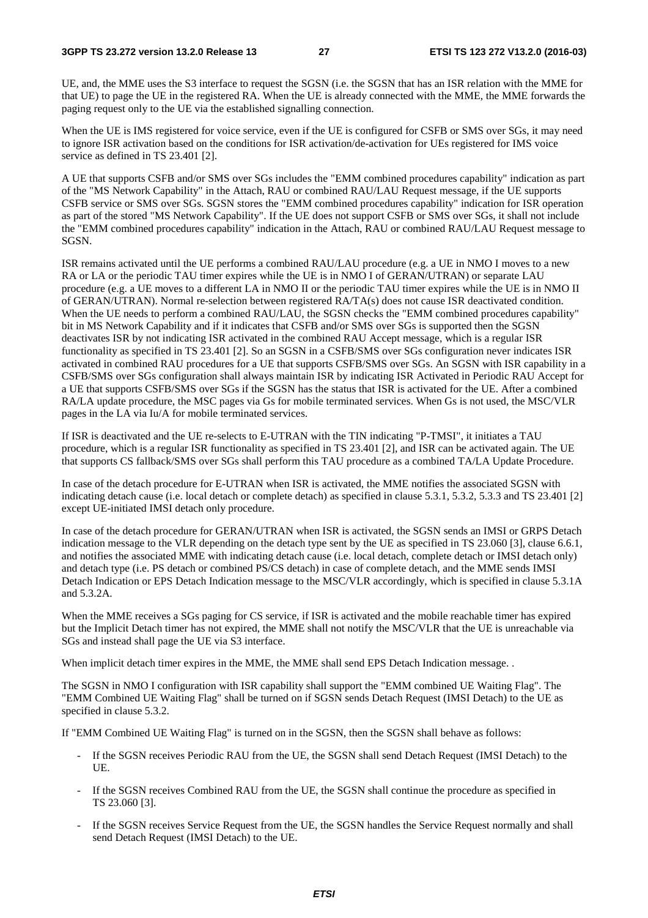UE, and, the MME uses the S3 interface to request the SGSN (i.e. the SGSN that has an ISR relation with the MME for that UE) to page the UE in the registered RA. When the UE is already connected with the MME, the MME forwards the paging request only to the UE via the established signalling connection.

When the UE is IMS registered for voice service, even if the UE is configured for CSFB or SMS over SGs, it may need to ignore ISR activation based on the conditions for ISR activation/de-activation for UEs registered for IMS voice service as defined in TS 23.401 [2].

A UE that supports CSFB and/or SMS over SGs includes the "EMM combined procedures capability" indication as part of the "MS Network Capability" in the Attach, RAU or combined RAU/LAU Request message, if the UE supports CSFB service or SMS over SGs. SGSN stores the "EMM combined procedures capability" indication for ISR operation as part of the stored "MS Network Capability". If the UE does not support CSFB or SMS over SGs, it shall not include the "EMM combined procedures capability" indication in the Attach, RAU or combined RAU/LAU Request message to SGSN.

ISR remains activated until the UE performs a combined RAU/LAU procedure (e.g. a UE in NMO I moves to a new RA or LA or the periodic TAU timer expires while the UE is in NMO I of GERAN/UTRAN) or separate LAU procedure (e.g. a UE moves to a different LA in NMO II or the periodic TAU timer expires while the UE is in NMO II of GERAN/UTRAN). Normal re-selection between registered RA/TA(s) does not cause ISR deactivated condition. When the UE needs to perform a combined RAU/LAU, the SGSN checks the "EMM combined procedures capability" bit in MS Network Capability and if it indicates that CSFB and/or SMS over SGs is supported then the SGSN deactivates ISR by not indicating ISR activated in the combined RAU Accept message, which is a regular ISR functionality as specified in TS 23.401 [2]. So an SGSN in a CSFB/SMS over SGs configuration never indicates ISR activated in combined RAU procedures for a UE that supports CSFB/SMS over SGs. An SGSN with ISR capability in a CSFB/SMS over SGs configuration shall always maintain ISR by indicating ISR Activated in Periodic RAU Accept for a UE that supports CSFB/SMS over SGs if the SGSN has the status that ISR is activated for the UE. After a combined RA/LA update procedure, the MSC pages via Gs for mobile terminated services. When Gs is not used, the MSC/VLR pages in the LA via Iu/A for mobile terminated services.

If ISR is deactivated and the UE re-selects to E-UTRAN with the TIN indicating "P-TMSI", it initiates a TAU procedure, which is a regular ISR functionality as specified in TS 23.401 [2], and ISR can be activated again. The UE that supports CS fallback/SMS over SGs shall perform this TAU procedure as a combined TA/LA Update Procedure.

In case of the detach procedure for E-UTRAN when ISR is activated, the MME notifies the associated SGSN with indicating detach cause (i.e. local detach or complete detach) as specified in clause 5.3.1, 5.3.2, 5.3.3 and TS 23.401 [2] except UE-initiated IMSI detach only procedure.

In case of the detach procedure for GERAN/UTRAN when ISR is activated, the SGSN sends an IMSI or GRPS Detach indication message to the VLR depending on the detach type sent by the UE as specified in TS 23.060 [3], clause 6.6.1, and notifies the associated MME with indicating detach cause (i.e. local detach, complete detach or IMSI detach only) and detach type (i.e. PS detach or combined PS/CS detach) in case of complete detach, and the MME sends IMSI Detach Indication or EPS Detach Indication message to the MSC/VLR accordingly, which is specified in clause 5.3.1A and 5.3.2A.

When the MME receives a SGs paging for CS service, if ISR is activated and the mobile reachable timer has expired but the Implicit Detach timer has not expired, the MME shall not notify the MSC/VLR that the UE is unreachable via SGs and instead shall page the UE via S3 interface.

When implicit detach timer expires in the MME, the MME shall send EPS Detach Indication message. .

The SGSN in NMO I configuration with ISR capability shall support the "EMM combined UE Waiting Flag". The "EMM Combined UE Waiting Flag" shall be turned on if SGSN sends Detach Request (IMSI Detach) to the UE as specified in clause 5.3.2.

If "EMM Combined UE Waiting Flag" is turned on in the SGSN, then the SGSN shall behave as follows:

- If the SGSN receives Periodic RAU from the UE, the SGSN shall send Detach Request (IMSI Detach) to the UE.
- If the SGSN receives Combined RAU from the UE, the SGSN shall continue the procedure as specified in TS 23.060 [3].
- If the SGSN receives Service Request from the UE, the SGSN handles the Service Request normally and shall send Detach Request (IMSI Detach) to the UE.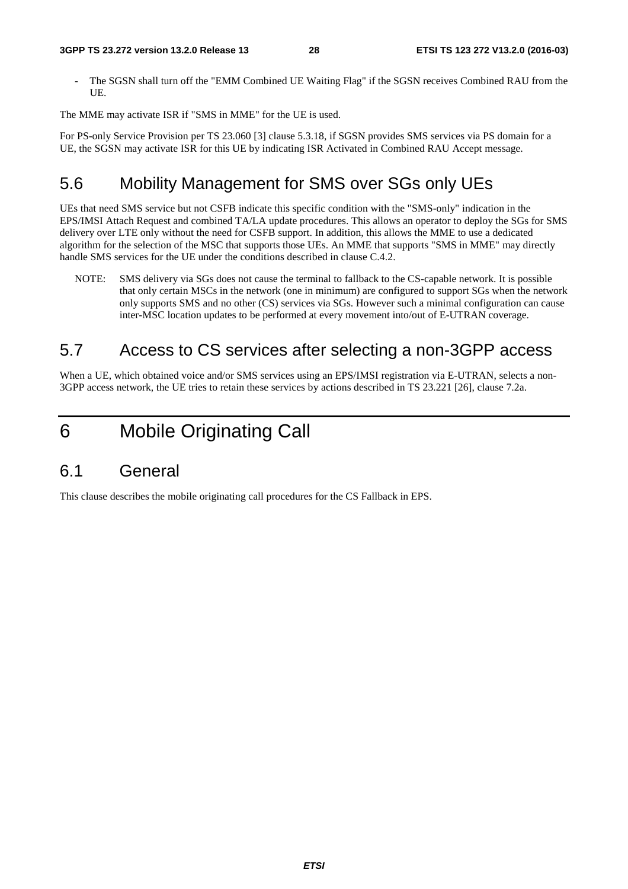- The SGSN shall turn off the "EMM Combined UE Waiting Flag" if the SGSN receives Combined RAU from the UE.

The MME may activate ISR if "SMS in MME" for the UE is used.

For PS-only Service Provision per TS 23.060 [3] clause 5.3.18, if SGSN provides SMS services via PS domain for a UE, the SGSN may activate ISR for this UE by indicating ISR Activated in Combined RAU Accept message.

## 5.6 Mobility Management for SMS over SGs only UEs

UEs that need SMS service but not CSFB indicate this specific condition with the "SMS-only" indication in the EPS/IMSI Attach Request and combined TA/LA update procedures. This allows an operator to deploy the SGs for SMS delivery over LTE only without the need for CSFB support. In addition, this allows the MME to use a dedicated algorithm for the selection of the MSC that supports those UEs. An MME that supports "SMS in MME" may directly handle SMS services for the UE under the conditions described in clause C.4.2.

NOTE: SMS delivery via SGs does not cause the terminal to fallback to the CS-capable network. It is possible that only certain MSCs in the network (one in minimum) are configured to support SGs when the network only supports SMS and no other (CS) services via SGs. However such a minimal configuration can cause inter-MSC location updates to be performed at every movement into/out of E-UTRAN coverage.

## 5.7 Access to CS services after selecting a non-3GPP access

When a UE, which obtained voice and/or SMS services using an EPS/IMSI registration via E-UTRAN, selects a non-3GPP access network, the UE tries to retain these services by actions described in TS 23.221 [26], clause 7.2a.

# 6 Mobile Originating Call

## 6.1 General

This clause describes the mobile originating call procedures for the CS Fallback in EPS.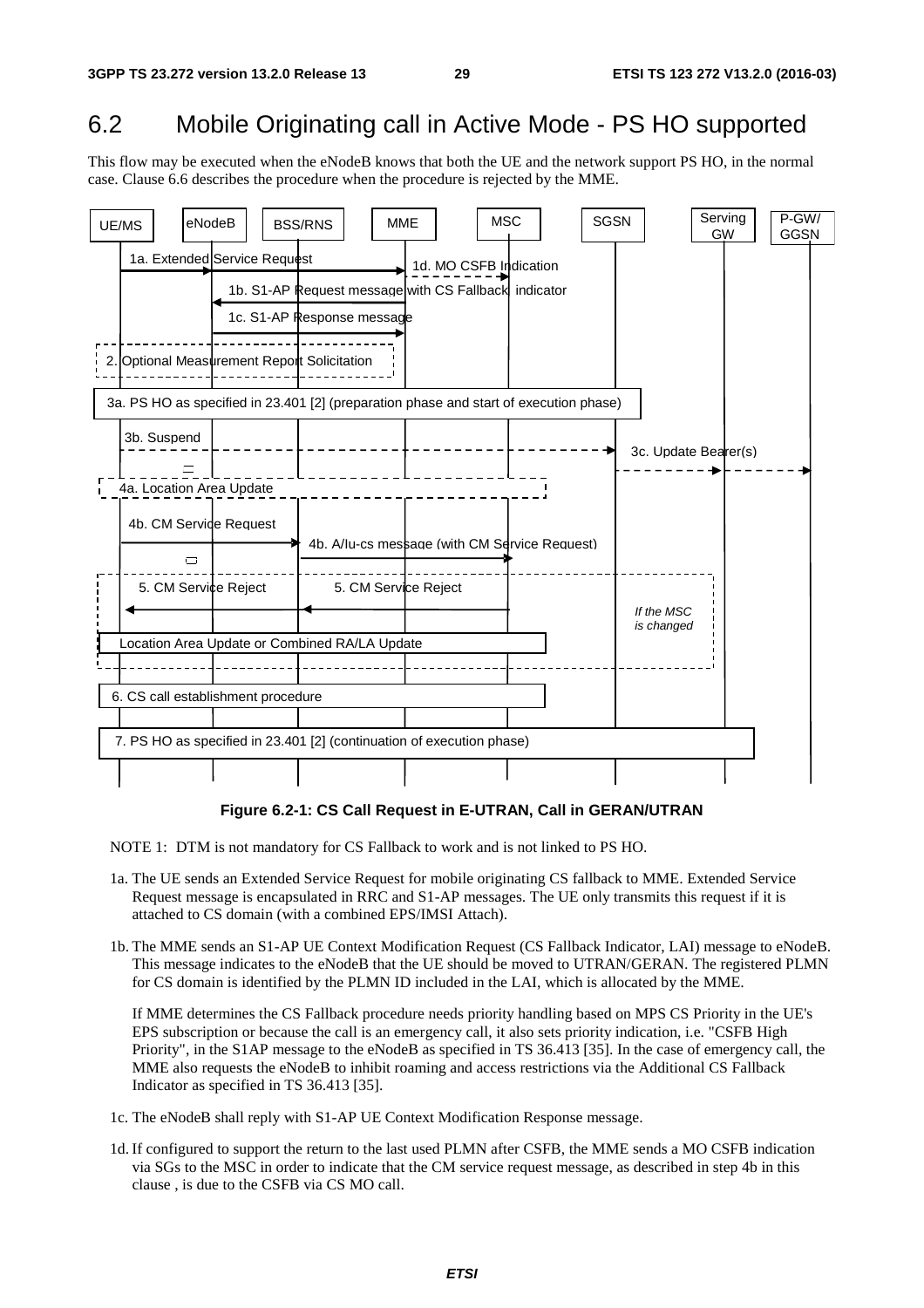## 6.2 Mobile Originating call in Active Mode - PS HO supported

This flow may be executed when the eNodeB knows that both the UE and the network support PS HO, in the normal case. Clause 6.6 describes the procedure when the procedure is rejected by the MME.

**Figure 6.2-1: CS Call Request in E-UTRAN, Call in GERAN/UTRAN**

NOTE 1: DTM is not mandatory for CS Fallback to work and is not linked to PS HO.

1a. The UE sends an Extended Service Request for mobile originating CS fallback to MME. Extended Service Request message is encapsulated in RRC and S1-AP messages. The UE only transmits this request if it is attached to CS domain (with a combined EPS/IMSI Attach).

1b. The MME sends an S1-AP UE Context Modification Request (CS Fallback Indicator, LAI) message to eNodeB. This message indicates to the eNodeB that the UE should be moved to UTRAN/GERAN. The registered PLMN for CS domain is identified by the PLMN ID included in the LAI, which is allocated by the MME.

If MME determines the CS Fallback procedure needs priority handling based on MPS CS Priority in the UE's EPS subscription or because the call is an emergency call, it also sets priority indication, i.e. "CSFB High Priority", in the S1AP message to the eNodeB as specified in TS 36.413 [35]. In the case of emergency call, the MME also requests the eNodeB to inhibit roaming and access restrictions via the Additional CS Fallback Indicator as specified in TS 36.413 [35].

1c. The eNodeB shall reply with S1-AP UE Context Modification Response message.

1d. If configured to support the return to the last used PLMN after CSFB, the MME sends a MO CSFB indication via SGs to the MSC in order to indicate that the CM service request message, as described in step 4b in this clause , is due to the CSFB via CS MO call.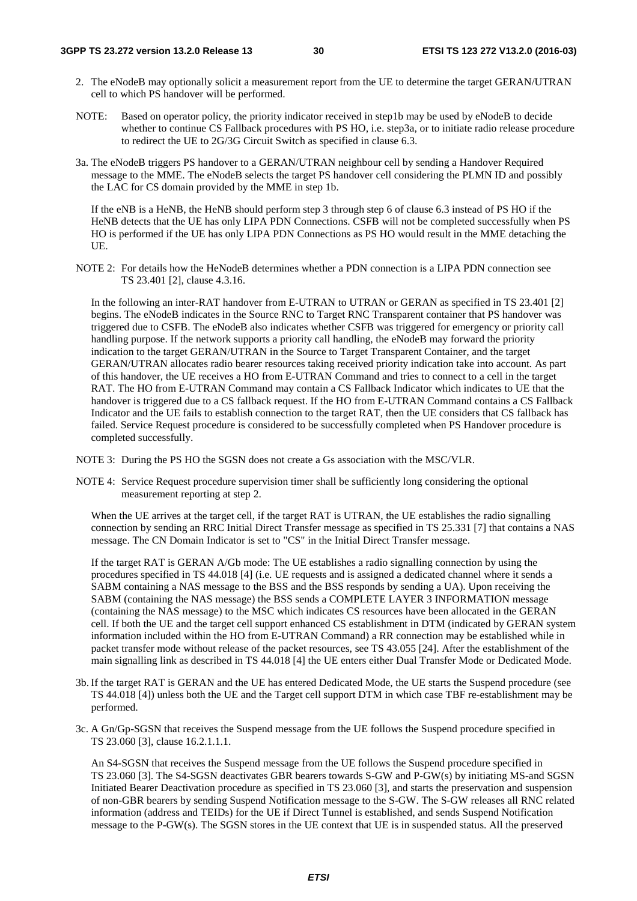2. The eNodeB may optionally solicit a measurement report from the UE to determine the target GERAN/UTRAN cell to which PS handover will be performed.

NOTE: Based on operator policy, the priority indicator received in step1b may be used by eNodeB to decide whether to continue CS Fallback procedures with PS HO, i.e. step3a, or to initiate radio release procedure to redirect the UE to 2G/3G Circuit Switch as specified in clause 6.3.

3a. The eNodeB triggers PS handover to a GERAN/UTRAN neighbour cell by sending a Handover Required message to the MME. The eNodeB selects the target PS handover cell considering the PLMN ID and possibly the LAC for CS domain provided by the MME in step 1b.

If the eNB is a HeNB, the HeNB should perform step 3 through step 6 of clause 6.3 instead of PS HO if the HeNB detects that the UE has only LIPA PDN Connections. CSFB will not be completed successfully when PS HO is performed if the UE has only LIPA PDN Connections as PS HO would result in the MME detaching the UE.

NOTE 2: For details how the HeNodeB determines whether a PDN connection is a LIPA PDN connection see TS 23.401 [2], clause 4.3.16.

In the following an inter-RAT handover from E-UTRAN to UTRAN or GERAN as specified in TS 23.401 [2] begins. The eNodeB indicates in the Source RNC to Target RNC Transparent container that PS handover was triggered due to CSFB. The eNodeB also indicates whether CSFB was triggered for emergency or priority call handling purpose. If the network supports a priority call handling, the eNodeB may forward the priority indication to the target GERAN/UTRAN in the Source to Target Transparent Container, and the target GERAN/UTRAN allocates radio bearer resources taking received priority indication take into account. As part of this handover, the UE receives a HO from E-UTRAN Command and tries to connect to a cell in the target RAT. The HO from E-UTRAN Command may contain a CS Fallback Indicator which indicates to UE that the handover is triggered due to a CS fallback request. If the HO from E-UTRAN Command contains a CS Fallback Indicator and the UE fails to establish connection to the target RAT, then the UE considers that CS fallback has failed. Service Request procedure is considered to be successfully completed when PS Handover procedure is completed successfully.

NOTE 3: During the PS HO the SGSN does not create a Gs association with the MSC/VLR.

NOTE 4: Service Request procedure supervision timer shall be sufficiently long considering the optional measurement reporting at step 2.

When the UE arrives at the target cell, if the target RAT is UTRAN, the UE establishes the radio signalling connection by sending an RRC Initial Direct Transfer message as specified in TS 25.331 [7] that contains a NAS message. The CN Domain Indicator is set to "CS" in the Initial Direct Transfer message.

If the target RAT is GERAN A/Gb mode: The UE establishes a radio signalling connection by using the procedures specified in TS 44.018 [4] (i.e. UE requests and is assigned a dedicated channel where it sends a SABM containing a NAS message to the BSS and the BSS responds by sending a UA). Upon receiving the SABM (containing the NAS message) the BSS sends a COMPLETE LAYER 3 INFORMATION message (containing the NAS message) to the MSC which indicates CS resources have been allocated in the GERAN cell. If both the UE and the target cell support enhanced CS establishment in DTM (indicated by GERAN system information included within the HO from E-UTRAN Command) a RR connection may be established while in packet transfer mode without release of the packet resources, see TS 43.055 [24]. After the establishment of the main signalling link as described in TS 44.018 [4] the UE enters either Dual Transfer Mode or Dedicated Mode.

3b. If the target RAT is GERAN and the UE has entered Dedicated Mode, the UE starts the Suspend procedure (see TS 44.018 [4]) unless both the UE and the Target cell support DTM in which case TBF re-establishment may be performed.

3c. A Gn/Gp-SGSN that receives the Suspend message from the UE follows the Suspend procedure specified in TS 23.060 [3], clause 16.2.1.1.1.

An S4-SGSN that receives the Suspend message from the UE follows the Suspend procedure specified in TS 23.060 [3]. The S4-SGSN deactivates GBR bearers towards S-GW and P-GW(s) by initiating MS-and SGSN Initiated Bearer Deactivation procedure as specified in TS 23.060 [3], and starts the preservation and suspension of non-GBR bearers by sending Suspend Notification message to the S-GW. The S-GW releases all RNC related information (address and TEIDs) for the UE if Direct Tunnel is established, and sends Suspend Notification message to the P-GW(s). The SGSN stores in the UE context that UE is in suspended status. All the preserved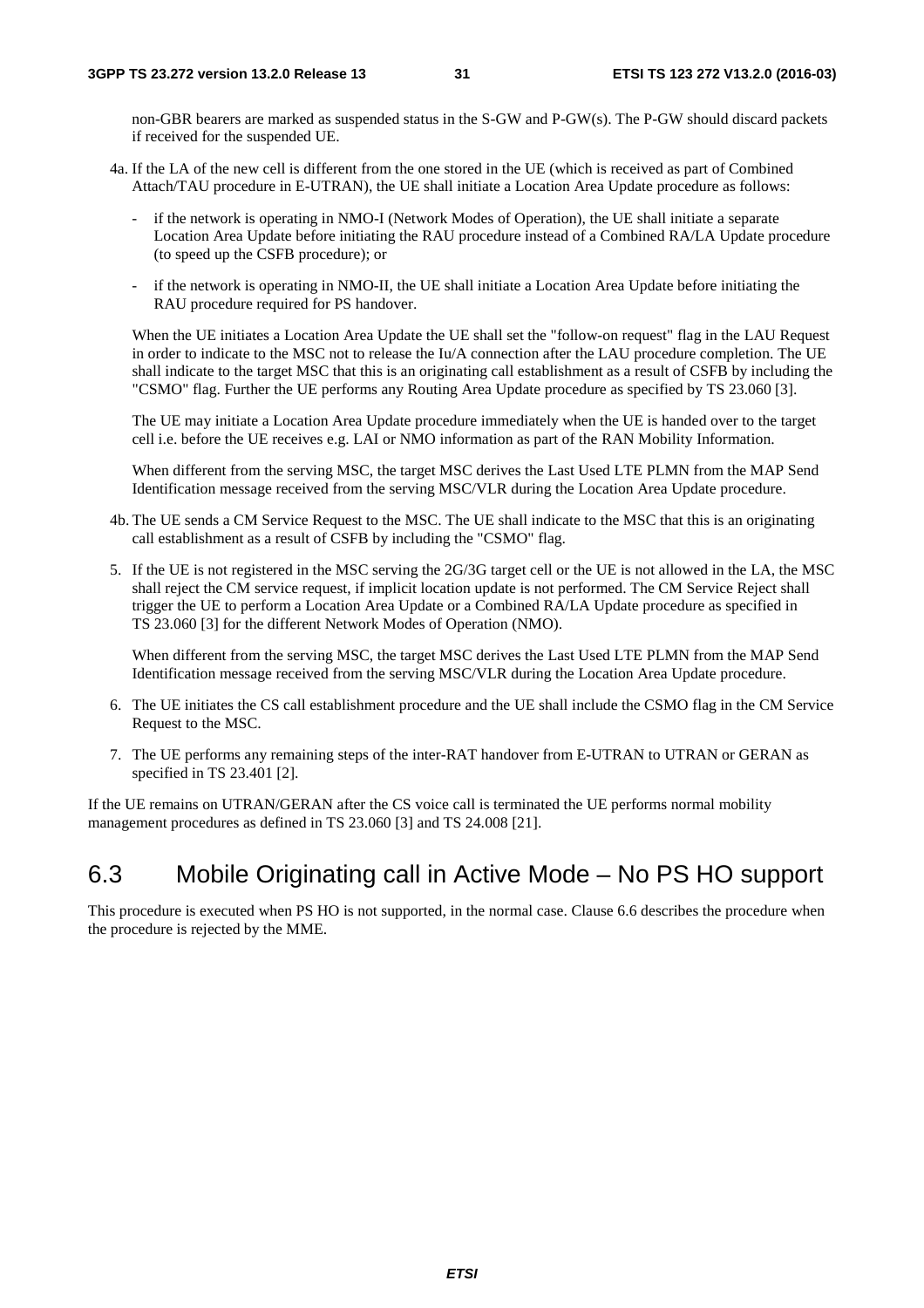non-GBR bearers are marked as suspended status in the S-GW and P-GW(s). The P-GW should discard packets if received for the suspended UE.

4a. If the LA of the new cell is different from the one stored in the UE (which is received as part of Combined Attach/TAU procedure in E-UTRAN), the UE shall initiate a Location Area Update procedure as follows:

- if the network is operating in NMO-I (Network Modes of Operation), the UE shall initiate a separate Location Area Update before initiating the RAU procedure instead of a Combined RA/LA Update procedure (to speed up the CSFB procedure); or
- if the network is operating in NMO-II, the UE shall initiate a Location Area Update before initiating the RAU procedure required for PS handover.

When the UE initiates a Location Area Update the UE shall set the "follow-on request" flag in the LAU Request in order to indicate to the MSC not to release the Iu/A connection after the LAU procedure completion. The UE shall indicate to the target MSC that this is an originating call establishment as a result of CSFB by including the "CSMO" flag. Further the UE performs any Routing Area Update procedure as specified by TS 23.060 [3].

The UE may initiate a Location Area Update procedure immediately when the UE is handed over to the target cell i.e. before the UE receives e.g. LAI or NMO information as part of the RAN Mobility Information.

When different from the serving MSC, the target MSC derives the Last Used LTE PLMN from the MAP Send Identification message received from the serving MSC/VLR during the Location Area Update procedure.

4b. The UE sends a CM Service Request to the MSC. The UE shall indicate to the MSC that this is an originating call establishment as a result of CSFB by including the "CSMO" flag.

5. If the UE is not registered in the MSC serving the 2G/3G target cell or the UE is not allowed in the LA, the MSC shall reject the CM service request, if implicit location update is not performed. The CM Service Reject shall trigger the UE to perform a Location Area Update or a Combined RA/LA Update procedure as specified in TS 23.060 [3] for the different Network Modes of Operation (NMO).

   When different from the serving MSC, the target MSC derives the Last Used LTE PLMN from the MAP Send Identification message received from the serving MSC/VLR during the Location Area Update procedure.

6. The UE initiates the CS call establishment procedure and the UE shall include the CSMO flag in the CM Service Request to the MSC.

7. The UE performs any remaining steps of the inter-RAT handover from E-UTRAN to UTRAN or GERAN as specified in TS 23.401 [2].

If the UE remains on UTRAN/GERAN after the CS voice call is terminated the UE performs normal mobility management procedures as defined in TS 23.060 [3] and TS 24.008 [21].

## 6.3 Mobile Originating call in Active Mode – No PS HO support

This procedure is executed when PS HO is not supported, in the normal case. Clause 6.6 describes the procedure when the procedure is rejected by the MME.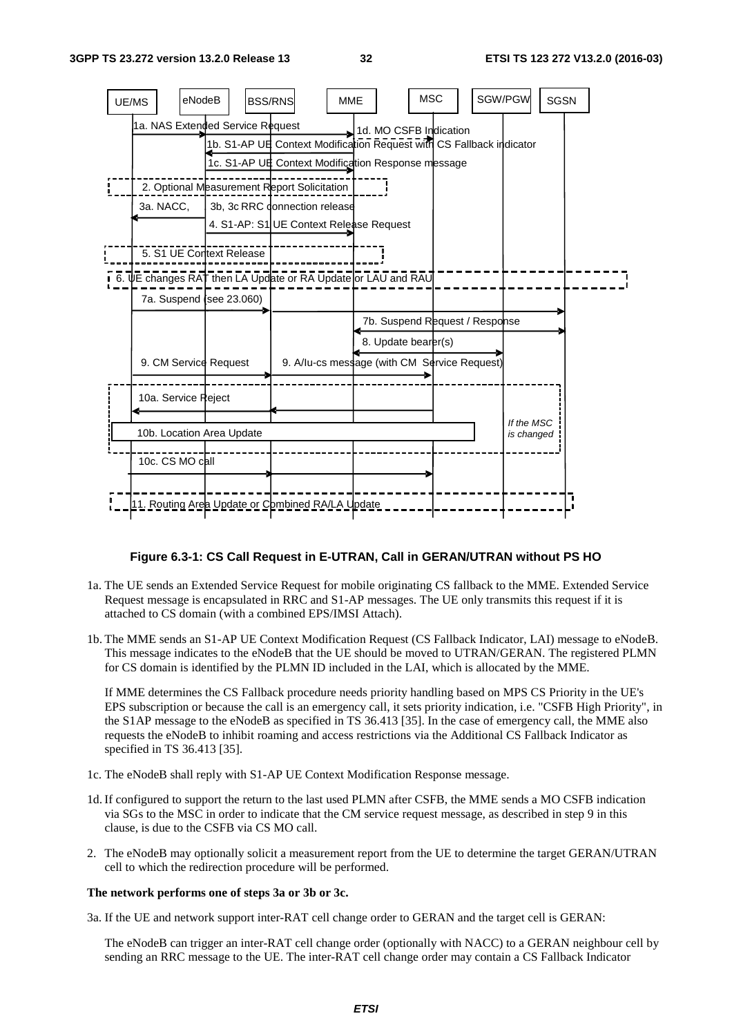**Figure 6.3-1: CS Call Request in E-UTRAN, Call in GERAN/UTRAN without PS HO**

1a. The UE sends an Extended Service Request for mobile originating CS fallback to the MME. Extended Service Request message is encapsulated in RRC and S1-AP messages. The UE only transmits this request if it is attached to CS domain (with a combined EPS/IMSI Attach).

1b. The MME sends an S1-AP UE Context Modification Request (CS Fallback Indicator, LAI) message to eNodeB. This message indicates to the eNodeB that the UE should be moved to UTRAN/GERAN. The registered PLMN for CS domain is identified by the PLMN ID included in the LAI, which is allocated by the MME.

If MME determines the CS Fallback procedure needs priority handling based on MPS CS Priority in the UE's EPS subscription or because the call is an emergency call, it sets priority indication, i.e. "CSFB High Priority", in the S1AP message to the eNodeB as specified in TS 36.413 [35]. In the case of emergency call, the MME also requests the eNodeB to inhibit roaming and access restrictions via the Additional CS Fallback Indicator as specified in TS 36.413 [35].

1c. The eNodeB shall reply with S1-AP UE Context Modification Response message.

1d. If configured to support the return to the last used PLMN after CSFB, the MME sends a MO CSFB indication via SGs to the MSC in order to indicate that the CM service request message, as described in step 9 in this clause, is due to the CSFB via CS MO call.

2. The eNodeB may optionally solicit a measurement report from the UE to determine the target GERAN/UTRAN cell to which the redirection procedure will be performed.

**The network performs one of steps 3a or 3b or 3c.**

3a. If the UE and network support inter-RAT cell change order to GERAN and the target cell is GERAN:

The eNodeB can trigger an inter-RAT cell change order (optionally with NACC) to a GERAN neighbour cell by sending an RRC message to the UE. The inter-RAT cell change order may contain a CS Fallback Indicator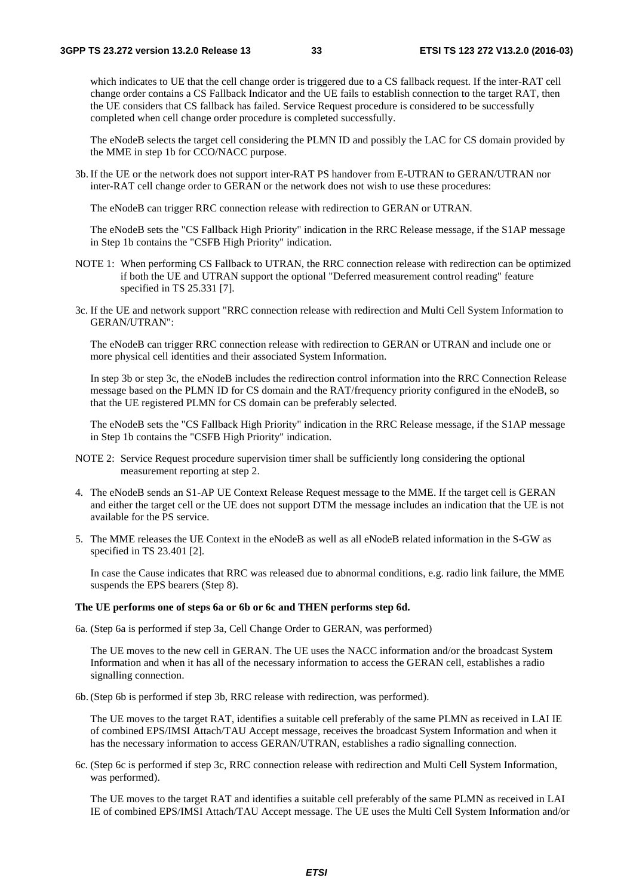which indicates to UE that the cell change order is triggered due to a CS fallback request. If the inter-RAT cell change order contains a CS Fallback Indicator and the UE fails to establish connection to the target RAT, then the UE considers that CS fallback has failed. Service Request procedure is considered to be successfully completed when cell change order procedure is completed successfully.

The eNodeB selects the target cell considering the PLMN ID and possibly the LAC for CS domain provided by the MME in step 1b for CCO/NACC purpose.

3b. If the UE or the network does not support inter-RAT PS handover from E-UTRAN to GERAN/UTRAN nor inter-RAT cell change order to GERAN or the network does not wish to use these procedures:

The eNodeB can trigger RRC connection release with redirection to GERAN or UTRAN.

The eNodeB sets the "CS Fallback High Priority" indication in the RRC Release message, if the S1AP message in Step 1b contains the "CSFB High Priority" indication.

NOTE 1: When performing CS Fallback to UTRAN, the RRC connection release with redirection can be optimized if both the UE and UTRAN support the optional "Deferred measurement control reading" feature specified in TS 25.331 [7].

3c. If the UE and network support "RRC connection release with redirection and Multi Cell System Information to GERAN/UTRAN":

The eNodeB can trigger RRC connection release with redirection to GERAN or UTRAN and include one or more physical cell identities and their associated System Information.

In step 3b or step 3c, the eNodeB includes the redirection control information into the RRC Connection Release message based on the PLMN ID for CS domain and the RAT/frequency priority configured in the eNodeB, so that the UE registered PLMN for CS domain can be preferably selected.

The eNodeB sets the "CS Fallback High Priority" indication in the RRC Release message, if the S1AP message in Step 1b contains the "CSFB High Priority" indication.

NOTE 2: Service Request procedure supervision timer shall be sufficiently long considering the optional measurement reporting at step 2.

4. The eNodeB sends an S1-AP UE Context Release Request message to the MME. If the target cell is GERAN and either the target cell or the UE does not support DTM the message includes an indication that the UE is not available for the PS service.

5. The MME releases the UE Context in the eNodeB as well as all eNodeB related information in the S-GW as specified in TS 23.401 [2].

   In case the Cause indicates that RRC was released due to abnormal conditions, e.g. radio link failure, the MME suspends the EPS bearers (Step 8).

**The UE performs one of steps 6a or 6b or 6c and THEN performs step 6d.**

6a. (Step 6a is performed if step 3a, Cell Change Order to GERAN, was performed)

The UE moves to the new cell in GERAN. The UE uses the NACC information and/or the broadcast System Information and when it has all of the necessary information to access the GERAN cell, establishes a radio signalling connection.

6b. (Step 6b is performed if step 3b, RRC release with redirection, was performed).

The UE moves to the target RAT, identifies a suitable cell preferably of the same PLMN as received in LAI IE of combined EPS/IMSI Attach/TAU Accept message, receives the broadcast System Information and when it has the necessary information to access GERAN/UTRAN, establishes a radio signalling connection.

6c. (Step 6c is performed if step 3c, RRC connection release with redirection and Multi Cell System Information, was performed).

The UE moves to the target RAT and identifies a suitable cell preferably of the same PLMN as received in LAI IE of combined EPS/IMSI Attach/TAU Accept message. The UE uses the Multi Cell System Information and/or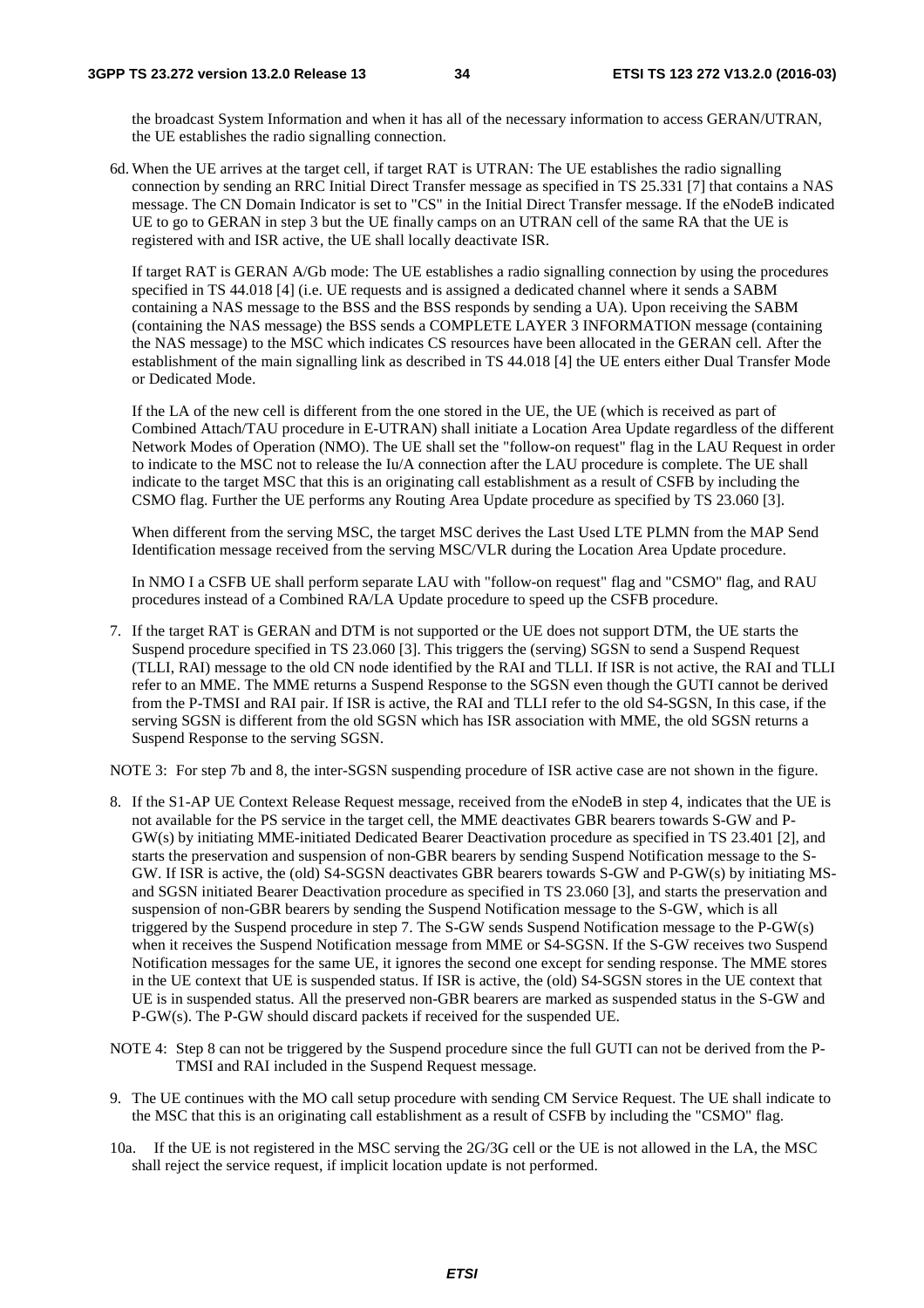the broadcast System Information and when it has all of the necessary information to access GERAN/UTRAN, the UE establishes the radio signalling connection.

6d. When the UE arrives at the target cell, if target RAT is UTRAN: The UE establishes the radio signalling connection by sending an RRC Initial Direct Transfer message as specified in TS 25.331 [7] that contains a NAS message. The CN Domain Indicator is set to "CS" in the Initial Direct Transfer message. If the eNodeB indicated UE to go to GERAN in step 3 but the UE finally camps on an UTRAN cell of the same RA that the UE is registered with and ISR active, the UE shall locally deactivate ISR.

If target RAT is GERAN A/Gb mode: The UE establishes a radio signalling connection by using the procedures specified in TS 44.018 [4] (i.e. UE requests and is assigned a dedicated channel where it sends a SABM containing a NAS message to the BSS and the BSS responds by sending a UA). Upon receiving the SABM (containing the NAS message) the BSS sends a COMPLETE LAYER 3 INFORMATION message (containing the NAS message) to the MSC which indicates CS resources have been allocated in the GERAN cell. After the establishment of the main signalling link as described in TS 44.018 [4] the UE enters either Dual Transfer Mode or Dedicated Mode.

If the LA of the new cell is different from the one stored in the UE, the UE (which is received as part of Combined Attach/TAU procedure in E-UTRAN) shall initiate a Location Area Update regardless of the different Network Modes of Operation (NMO). The UE shall set the "follow-on request" flag in the LAU Request in order to indicate to the MSC not to release the Iu/A connection after the LAU procedure is complete. The UE shall indicate to the target MSC that this is an originating call establishment as a result of CSFB by including the CSMO flag. Further the UE performs any Routing Area Update procedure as specified by TS 23.060 [3].

When different from the serving MSC, the target MSC derives the Last Used LTE PLMN from the MAP Send Identification message received from the serving MSC/VLR during the Location Area Update procedure.

In NMO I a CSFB UE shall perform separate LAU with "follow-on request" flag and "CSMO" flag, and RAU procedures instead of a Combined RA/LA Update procedure to speed up the CSFB procedure.

7. If the target RAT is GERAN and DTM is not supported or the UE does not support DTM, the UE starts the Suspend procedure specified in TS 23.060 [3]. This triggers the (serving) SGSN to send a Suspend Request (TLLI, RAI) message to the old CN node identified by the RAI and TLLI. If ISR is not active, the RAI and TLLI refer to an MME. The MME returns a Suspend Response to the SGSN even though the GUTI cannot be derived from the P-TMSI and RAI pair. If ISR is active, the RAI and TLLI refer to the old S4-SGSN, In this case, if the serving SGSN is different from the old SGSN which has ISR association with MME, the old SGSN returns a Suspend Response to the serving SGSN.

NOTE 3: For step 7b and 8, the inter-SGSN suspending procedure of ISR active case are not shown in the figure.

8. If the S1-AP UE Context Release Request message, received from the eNodeB in step 4, indicates that the UE is not available for the PS service in the target cell, the MME deactivates GBR bearers towards S-GW and P-GW(s) by initiating MME-initiated Dedicated Bearer Deactivation procedure as specified in TS 23.401 [2], and starts the preservation and suspension of non-GBR bearers by sending Suspend Notification message to the S-GW. If ISR is active, the (old) S4-SGSN deactivates GBR bearers towards S-GW and P-GW(s) by initiating MS- and SGSN initiated Bearer Deactivation procedure as specified in TS 23.060 [3], and starts the preservation and suspension of non-GBR bearers by sending the Suspend Notification message to the S-GW, which is all triggered by the Suspend procedure in step 7. The S-GW sends Suspend Notification message to the P-GW(s) when it receives the Suspend Notification message from MME or S4-SGSN. If the S-GW receives two Suspend Notification messages for the same UE, it ignores the second one except for sending response. The MME stores in the UE context that UE is suspended status. If ISR is active, the (old) S4-SGSN stores in the UE context that UE is in suspended status. All the preserved non-GBR bearers are marked as suspended status in the S-GW and P-GW(s). The P-GW should discard packets if received for the suspended UE.

NOTE 4: Step 8 can not be triggered by the Suspend procedure since the full GUTI can not be derived from the P-TMSI and RAI included in the Suspend Request message.

9. The UE continues with the MO call setup procedure with sending CM Service Request. The UE shall indicate to the MSC that this is an originating call establishment as a result of CSFB by including the "CSMO" flag.

10a. If the UE is not registered in the MSC serving the 2G/3G cell or the UE is not allowed in the LA, the MSC shall reject the service request, if implicit location update is not performed.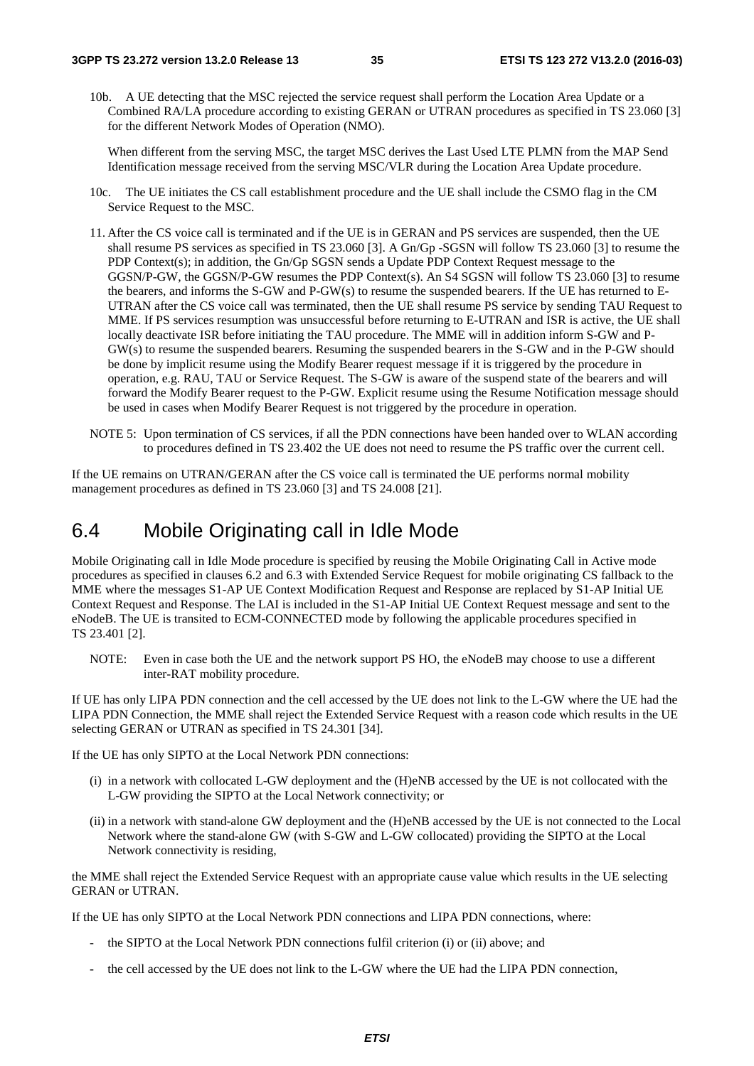10b. A UE detecting that the MSC rejected the service request shall perform the Location Area Update or a Combined RA/LA procedure according to existing GERAN or UTRAN procedures as specified in TS 23.060 [3] for the different Network Modes of Operation (NMO).

When different from the serving MSC, the target MSC derives the Last Used LTE PLMN from the MAP Send Identification message received from the serving MSC/VLR during the Location Area Update procedure.

10c. The UE initiates the CS call establishment procedure and the UE shall include the CSMO flag in the CM Service Request to the MSC.

11. After the CS voice call is terminated and if the UE is in GERAN and PS services are suspended, then the UE shall resume PS services as specified in TS 23.060 [3]. A Gn/Gp -SGSN will follow TS 23.060 [3] to resume the PDP Context(s); in addition, the Gn/Gp SGSN sends a Update PDP Context Request message to the GGSN/P-GW, the GGSN/P-GW resumes the PDP Context(s). An S4 SGSN will follow TS 23.060 [3] to resume the bearers, and informs the S-GW and P-GW(s) to resume the suspended bearers. If the UE has returned to E-UTRAN after the CS voice call was terminated, then the UE shall resume PS service by sending TAU Request to MME. If PS services resumption was unsuccessful before returning to E-UTRAN and ISR is active, the UE shall locally deactivate ISR before initiating the TAU procedure. The MME will in addition inform S-GW and P-GW(s) to resume the suspended bearers. Resuming the suspended bearers in the S-GW and in the P-GW should be done by implicit resume using the Modify Bearer request message if it is triggered by the procedure in operation, e.g. RAU, TAU or Service Request. The S-GW is aware of the suspend state of the bearers and will forward the Modify Bearer request to the P-GW. Explicit resume using the Resume Notification message should be used in cases when Modify Bearer Request is not triggered by the procedure in operation.

NOTE 5: Upon termination of CS services, if all the PDN connections have been handed over to WLAN according to procedures defined in TS 23.402 the UE does not need to resume the PS traffic over the current cell.

If the UE remains on UTRAN/GERAN after the CS voice call is terminated the UE performs normal mobility management procedures as defined in TS 23.060 [3] and TS 24.008 [21].

# 6.4 Mobile Originating call in Idle Mode

Mobile Originating call in Idle Mode procedure is specified by reusing the Mobile Originating Call in Active mode procedures as specified in clauses 6.2 and 6.3 with Extended Service Request for mobile originating CS fallback to the MME where the messages S1-AP UE Context Modification Request and Response are replaced by S1-AP Initial UE Context Request and Response. The LAI is included in the S1-AP Initial UE Context Request message and sent to the eNodeB. The UE is transited to ECM-CONNECTED mode by following the applicable procedures specified in TS 23.401 [2].

NOTE: Even in case both the UE and the network support PS HO, the eNodeB may choose to use a different inter-RAT mobility procedure.

If UE has only LIPA PDN connection and the cell accessed by the UE does not link to the L-GW where the UE had the LIPA PDN Connection, the MME shall reject the Extended Service Request with a reason code which results in the UE selecting GERAN or UTRAN as specified in TS 24.301 [34].

If the UE has only SIPTO at the Local Network PDN connections:

(i) in a network with collocated L-GW deployment and the (H)eNB accessed by the UE is not collocated with the L-GW providing the SIPTO at the Local Network connectivity; or

(ii) in a network with stand-alone GW deployment and the (H)eNB accessed by the UE is not connected to the Local Network where the stand-alone GW (with S-GW and L-GW collocated) providing the SIPTO at the Local Network connectivity is residing,

the MME shall reject the Extended Service Request with an appropriate cause value which results in the UE selecting GERAN or UTRAN.

If the UE has only SIPTO at the Local Network PDN connections and LIPA PDN connections, where:

- the SIPTO at the Local Network PDN connections fulfil criterion (i) or (ii) above; and
- the cell accessed by the UE does not link to the L-GW where the UE had the LIPA PDN connection,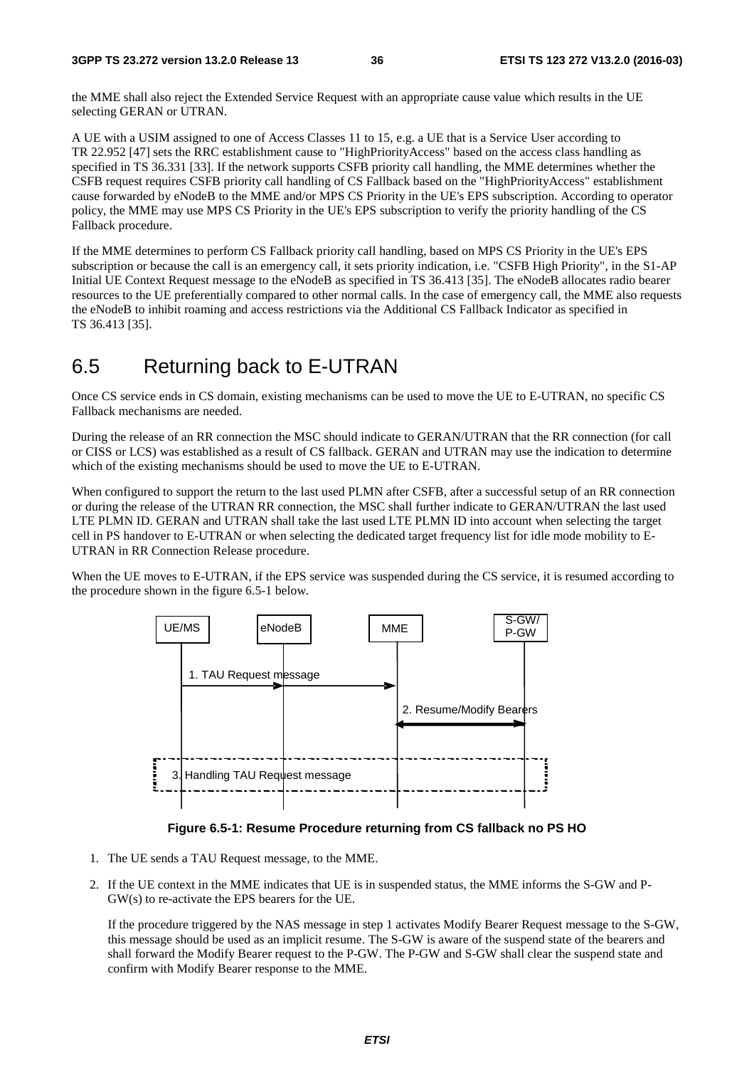the MME shall also reject the Extended Service Request with an appropriate cause value which results in the UE selecting GERAN or UTRAN.

A UE with a USIM assigned to one of Access Classes 11 to 15, e.g. a UE that is a Service User according to TR 22.952 [47] sets the RRC establishment cause to "HighPriorityAccess" based on the access class handling as specified in TS 36.331 [33]. If the network supports CSFB priority call handling, the MME determines whether the CSFB request requires CSFB priority call handling of CS Fallback based on the "HighPriorityAccess" establishment cause forwarded by eNodeB to the MME and/or MPS CS Priority in the UE's EPS subscription. According to operator policy, the MME may use MPS CS Priority in the UE's EPS subscription to verify the priority handling of the CS Fallback procedure.

If the MME determines to perform CS Fallback priority call handling, based on MPS CS Priority in the UE's EPS subscription or because the call is an emergency call, it sets priority indication, i.e. "CSFB High Priority", in the S1-AP Initial UE Context Request message to the eNodeB as specified in TS 36.413 [35]. The eNodeB allocates radio bearer resources to the UE preferentially compared to other normal calls. In the case of emergency call, the MME also requests the eNodeB to inhibit roaming and access restrictions via the Additional CS Fallback Indicator as specified in TS 36.413 [35].

# 6.5 Returning back to E-UTRAN

Once CS service ends in CS domain, existing mechanisms can be used to move the UE to E-UTRAN, no specific CS Fallback mechanisms are needed.

During the release of an RR connection the MSC should indicate to GERAN/UTRAN that the RR connection (for call or CISS or LCS) was established as a result of CS fallback. GERAN and UTRAN may use the indication to determine which of the existing mechanisms should be used to move the UE to E-UTRAN.

When configured to support the return to the last used PLMN after CSFB, after a successful setup of an RR connection or during the release of the UTRAN RR connection, the MSC shall further indicate to GERAN/UTRAN the last used LTE PLMN ID. GERAN and UTRAN shall take the last used LTE PLMN ID into account when selecting the target cell in PS handover to E-UTRAN or when selecting the dedicated target frequency list for idle mode mobility to E-UTRAN in RR Connection Release procedure.

When the UE moves to E-UTRAN, if the EPS service was suspended during the CS service, it is resumed according to the procedure shown in the figure 6.5-1 below.

UE/MS | eNodeB | MME | S-GW/P-GW

1. TAU Request message

2. Resume/Modify Bearers

3. Handling TAU Request message

**Figure 6.5-1: Resume Procedure returning from CS fallback no PS HO**

1. The UE sends a TAU Request message, to the MME.

2. If the UE context in the MME indicates that UE is in suspended status, the MME informs the S-GW and P-GW(s) to re-activate the EPS bearers for the UE.

   If the procedure triggered by the NAS message in step 1 activates Modify Bearer Request message to the S-GW, this message should be used as an implicit resume. The S-GW is aware of the suspend state of the bearers and shall forward the Modify Bearer request to the P-GW. The P-GW and S-GW shall clear the suspend state and confirm with Modify Bearer response to the MME.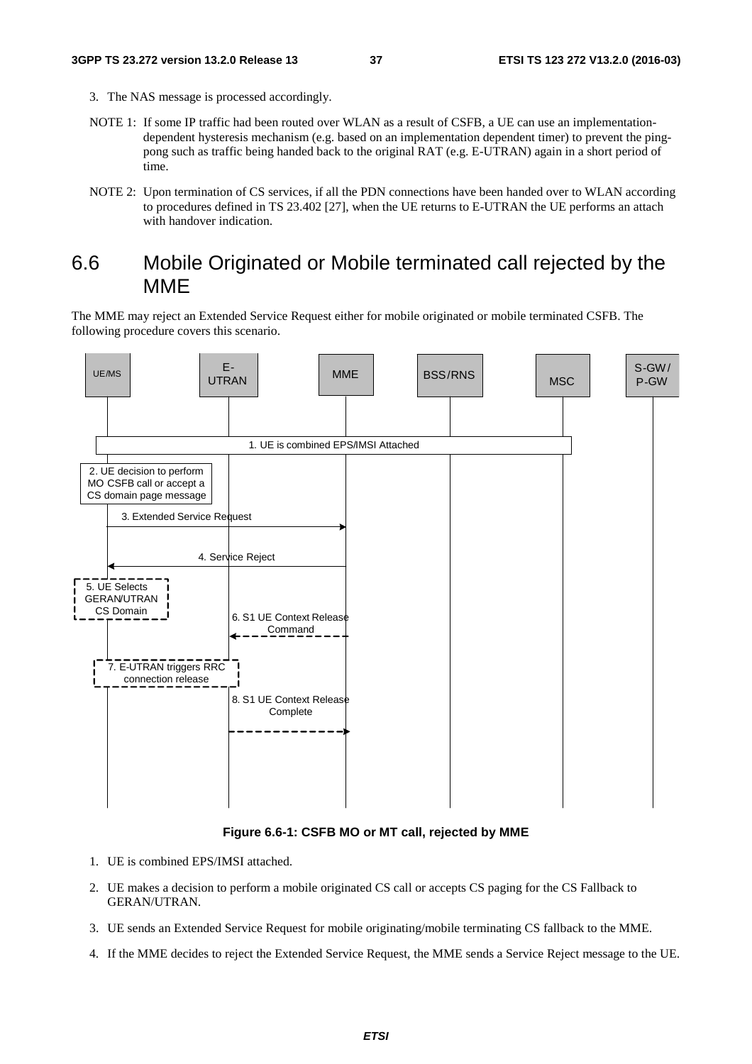3. The NAS message is processed accordingly.

NOTE 1: If some IP traffic had been routed over WLAN as a result of CSFB, a UE can use an implementation-dependent hysteresis mechanism (e.g. based on an implementation dependent timer) to prevent the ping-pong such as traffic being handed back to the original RAT (e.g. E-UTRAN) again in a short period of time.

NOTE 2: Upon termination of CS services, if all the PDN connections have been handed over to WLAN according to procedures defined in TS 23.402 [27], when the UE returns to E-UTRAN the UE performs an attach with handover indication.

## 6.6 Mobile Originated or Mobile terminated call rejected by the MME

The MME may reject an Extended Service Request either for mobile originated or mobile terminated CSFB. The following procedure covers this scenario.

**Figure 6.6-1: CSFB MO or MT call, rejected by MME**

1. UE is combined EPS/IMSI attached.
2. UE makes a decision to perform a mobile originated CS call or accepts CS paging for the CS Fallback to GERAN/UTRAN.
3. UE sends an Extended Service Request for mobile originating/mobile terminating CS fallback to the MME.
4. If the MME decides to reject the Extended Service Request, the MME sends a Service Reject message to the UE.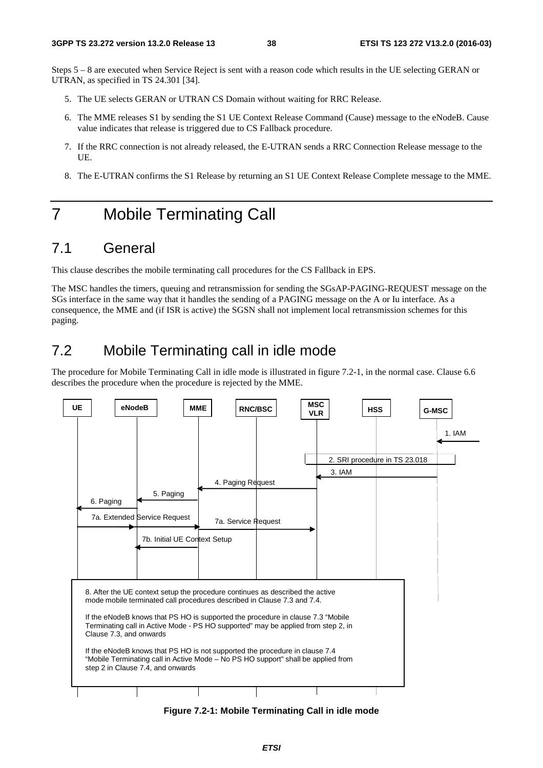Steps 5 – 8 are executed when Service Reject is sent with a reason code which results in the UE selecting GERAN or UTRAN, as specified in TS 24.301 [34].

5. The UE selects GERAN or UTRAN CS Domain without waiting for RRC Release.
6. The MME releases S1 by sending the S1 UE Context Release Command (Cause) message to the eNodeB. Cause value indicates that release is triggered due to CS Fallback procedure.
7. If the RRC connection is not already released, the E-UTRAN sends a RRC Connection Release message to the UE.
8. The E-UTRAN confirms the S1 Release by returning an S1 UE Context Release Complete message to the MME.

# 7 Mobile Terminating Call

## 7.1 General

This clause describes the mobile terminating call procedures for the CS Fallback in EPS.

The MSC handles the timers, queuing and retransmission for sending the SGsAP-PAGING-REQUEST message on the SGs interface in the same way that it handles the sending of a PAGING message on the A or Iu interface. As a consequence, the MME and (if ISR is active) the SGSN shall not implement local retransmission schemes for this paging.

## 7.2 Mobile Terminating call in idle mode

The procedure for Mobile Terminating Call in idle mode is illustrated in figure 7.2-1, in the normal case. Clause 6.6 describes the procedure when the procedure is rejected by the MME.

**Figure 7.2-1: Mobile Terminating Call in idle mode**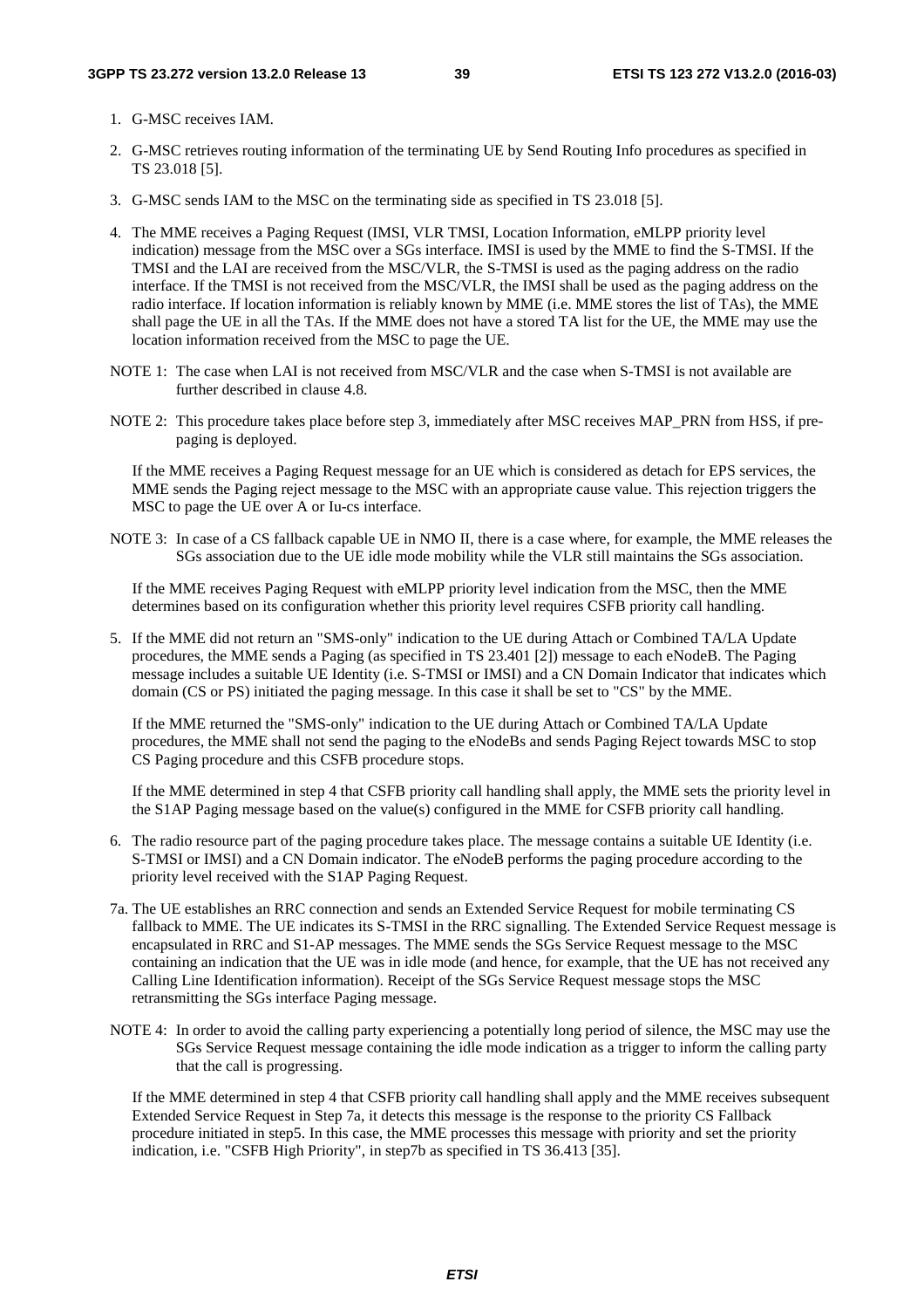1. G-MSC receives IAM.
2. G-MSC retrieves routing information of the terminating UE by Send Routing Info procedures as specified in TS 23.018 [5].
3. G-MSC sends IAM to the MSC on the terminating side as specified in TS 23.018 [5].
4. The MME receives a Paging Request (IMSI, VLR TMSI, Location Information, eMLPP priority level indication) message from the MSC over a SGs interface. IMSI is used by the MME to find the S-TMSI. If the TMSI and the LAI are received from the MSC/VLR, the S-TMSI is used as the paging address on the radio interface. If the TMSI is not received from the MSC/VLR, the IMSI shall be used as the paging address on the radio interface. If location information is reliably known by MME (i.e. MME stores the list of TAs), the MME shall page the UE in all the TAs. If the MME does not have a stored TA list for the UE, the MME may use the location information received from the MSC to page the UE.

NOTE 1: The case when LAI is not received from MSC/VLR and the case when S-TMSI is not available are further described in clause 4.8.

NOTE 2: This procedure takes place before step 3, immediately after MSC receives MAP_PRN from HSS, if pre-paging is deployed.

If the MME receives a Paging Request message for an UE which is considered as detach for EPS services, the MME sends the Paging reject message to the MSC with an appropriate cause value. This rejection triggers the MSC to page the UE over A or Iu-cs interface.

NOTE 3: In case of a CS fallback capable UE in NMO II, there is a case where, for example, the MME releases the SGs association due to the UE idle mode mobility while the VLR still maintains the SGs association.

If the MME receives Paging Request with eMLPP priority level indication from the MSC, then the MME determines based on its configuration whether this priority level requires CSFB priority call handling.

5. If the MME did not return an "SMS-only" indication to the UE during Attach or Combined TA/LA Update procedures, the MME sends a Paging (as specified in TS 23.401 [2]) message to each eNodeB. The Paging message includes a suitable UE Identity (i.e. S-TMSI or IMSI) and a CN Domain Indicator that indicates which domain (CS or PS) initiated the paging message. In this case it shall be set to "CS" by the MME.

   If the MME returned the "SMS-only" indication to the UE during Attach or Combined TA/LA Update procedures, the MME shall not send the paging to the eNodeBs and sends Paging Reject towards MSC to stop CS Paging procedure and this CSFB procedure stops.

   If the MME determined in step 4 that CSFB priority call handling shall apply, the MME sets the priority level in the S1AP Paging message based on the value(s) configured in the MME for CSFB priority call handling.

6. The radio resource part of the paging procedure takes place. The message contains a suitable UE Identity (i.e. S-TMSI or IMSI) and a CN Domain indicator. The eNodeB performs the paging procedure according to the priority level received with the S1AP Paging Request.

7a. The UE establishes an RRC connection and sends an Extended Service Request for mobile terminating CS fallback to MME. The UE indicates its S-TMSI in the RRC signalling. The Extended Service Request message is encapsulated in RRC and S1-AP messages. The MME sends the SGs Service Request message to the MSC containing an indication that the UE was in idle mode (and hence, for example, that the UE has not received any Calling Line Identification information). Receipt of the SGs Service Request message stops the MSC retransmitting the SGs interface Paging message.

NOTE 4: In order to avoid the calling party experiencing a potentially long period of silence, the MSC may use the SGs Service Request message containing the idle mode indication as a trigger to inform the calling party that the call is progressing.

If the MME determined in step 4 that CSFB priority call handling shall apply and the MME receives subsequent Extended Service Request in Step 7a, it detects this message is the response to the priority CS Fallback procedure initiated in step5. In this case, the MME processes this message with priority and set the priority indication, i.e. "CSFB High Priority", in step7b as specified in TS 36.413 [35].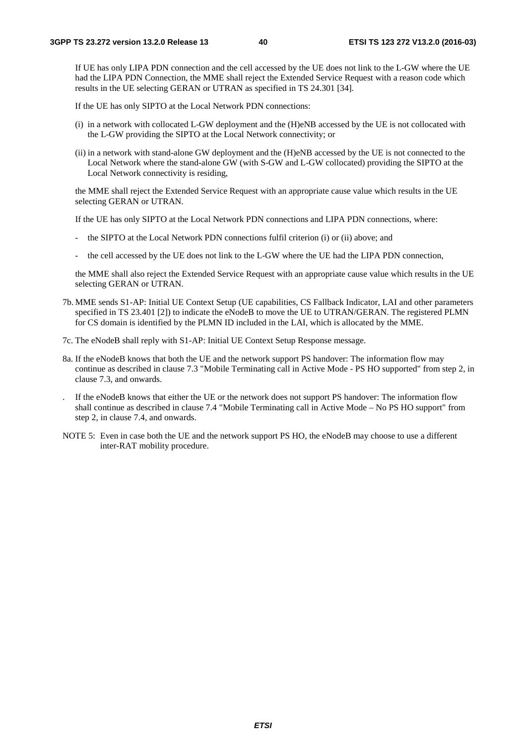If UE has only LIPA PDN connection and the cell accessed by the UE does not link to the L-GW where the UE had the LIPA PDN Connection, the MME shall reject the Extended Service Request with a reason code which results in the UE selecting GERAN or UTRAN as specified in TS 24.301 [34].

If the UE has only SIPTO at the Local Network PDN connections:

(i) in a network with collocated L-GW deployment and the (H)eNB accessed by the UE is not collocated with the L-GW providing the SIPTO at the Local Network connectivity; or

(ii) in a network with stand-alone GW deployment and the (H)eNB accessed by the UE is not connected to the Local Network where the stand-alone GW (with S-GW and L-GW collocated) providing the SIPTO at the Local Network connectivity is residing,

the MME shall reject the Extended Service Request with an appropriate cause value which results in the UE selecting GERAN or UTRAN.

If the UE has only SIPTO at the Local Network PDN connections and LIPA PDN connections, where:

- the SIPTO at the Local Network PDN connections fulfil criterion (i) or (ii) above; and
- the cell accessed by the UE does not link to the L-GW where the UE had the LIPA PDN connection,

the MME shall also reject the Extended Service Request with an appropriate cause value which results in the UE selecting GERAN or UTRAN.

7b. MME sends S1-AP: Initial UE Context Setup (UE capabilities, CS Fallback Indicator, LAI and other parameters specified in TS 23.401 [2]) to indicate the eNodeB to move the UE to UTRAN/GERAN. The registered PLMN for CS domain is identified by the PLMN ID included in the LAI, which is allocated by the MME.

7c. The eNodeB shall reply with S1-AP: Initial UE Context Setup Response message.

8a. If the eNodeB knows that both the UE and the network support PS handover: The information flow may continue as described in clause 7.3 "Mobile Terminating call in Active Mode - PS HO supported" from step 2, in clause 7.3, and onwards.

. If the eNodeB knows that either the UE or the network does not support PS handover: The information flow shall continue as described in clause 7.4 "Mobile Terminating call in Active Mode – No PS HO support" from step 2, in clause 7.4, and onwards.

NOTE 5: Even in case both the UE and the network support PS HO, the eNodeB may choose to use a different inter-RAT mobility procedure.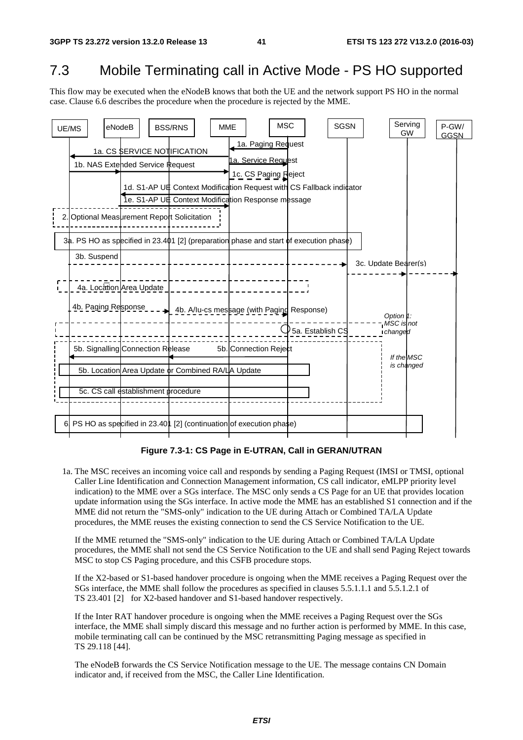# 7.3 Mobile Terminating call in Active Mode - PS HO supported

This flow may be executed when the eNodeB knows that both the UE and the network support PS HO in the normal case. Clause 6.6 describes the procedure when the procedure is rejected by the MME.

**Figure 7.3-1: CS Page in E-UTRAN, Call in GERAN/UTRAN**

1a. The MSC receives an incoming voice call and responds by sending a Paging Request (IMSI or TMSI, optional Caller Line Identification and Connection Management information, CS call indicator, eMLPP priority level indication) to the MME over a SGs interface. The MSC only sends a CS Page for an UE that provides location update information using the SGs interface. In active mode the MME has an established S1 connection and if the MME did not return the "SMS-only" indication to the UE during Attach or Combined TA/LA Update procedures, the MME reuses the existing connection to send the CS Service Notification to the UE.

If the MME returned the "SMS-only" indication to the UE during Attach or Combined TA/LA Update procedures, the MME shall not send the CS Service Notification to the UE and shall send Paging Reject towards MSC to stop CS Paging procedure, and this CSFB procedure stops.

If the X2-based or S1-based handover procedure is ongoing when the MME receives a Paging Request over the SGs interface, the MME shall follow the procedures as specified in clauses 5.5.1.1.1 and 5.5.1.2.1 of TS 23.401 [2] for X2-based handover and S1-based handover respectively.

If the Inter RAT handover procedure is ongoing when the MME receives a Paging Request over the SGs interface, the MME shall simply discard this message and no further action is performed by MME. In this case, mobile terminating call can be continued by the MSC retransmitting Paging message as specified in TS 29.118 [44].

The eNodeB forwards the CS Service Notification message to the UE. The message contains CN Domain indicator and, if received from the MSC, the Caller Line Identification.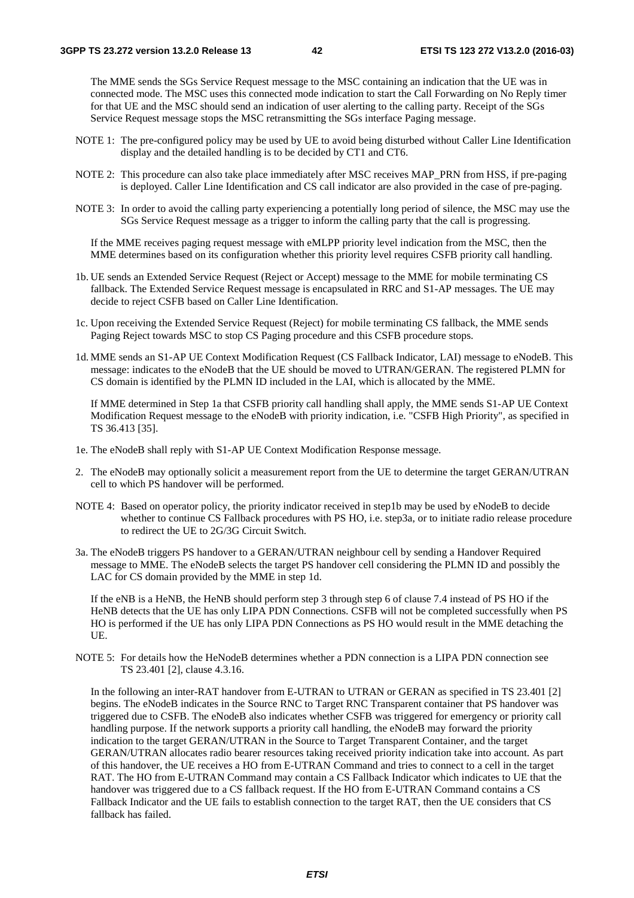The MME sends the SGs Service Request message to the MSC containing an indication that the UE was in connected mode. The MSC uses this connected mode indication to start the Call Forwarding on No Reply timer for that UE and the MSC should send an indication of user alerting to the calling party. Receipt of the SGs Service Request message stops the MSC retransmitting the SGs interface Paging message.

NOTE 1: The pre-configured policy may be used by UE to avoid being disturbed without Caller Line Identification display and the detailed handling is to be decided by CT1 and CT6.

NOTE 2: This procedure can also take place immediately after MSC receives MAP_PRN from HSS, if pre-paging is deployed. Caller Line Identification and CS call indicator are also provided in the case of pre-paging.

NOTE 3: In order to avoid the calling party experiencing a potentially long period of silence, the MSC may use the SGs Service Request message as a trigger to inform the calling party that the call is progressing.

If the MME receives paging request message with eMLPP priority level indication from the MSC, then the MME determines based on its configuration whether this priority level requires CSFB priority call handling.

1b. UE sends an Extended Service Request (Reject or Accept) message to the MME for mobile terminating CS fallback. The Extended Service Request message is encapsulated in RRC and S1-AP messages. The UE may decide to reject CSFB based on Caller Line Identification.

1c. Upon receiving the Extended Service Request (Reject) for mobile terminating CS fallback, the MME sends Paging Reject towards MSC to stop CS Paging procedure and this CSFB procedure stops.

1d. MME sends an S1-AP UE Context Modification Request (CS Fallback Indicator, LAI) message to eNodeB. This message: indicates to the eNodeB that the UE should be moved to UTRAN/GERAN. The registered PLMN for CS domain is identified by the PLMN ID included in the LAI, which is allocated by the MME.

If MME determined in Step 1a that CSFB priority call handling shall apply, the MME sends S1-AP UE Context Modification Request message to the eNodeB with priority indication, i.e. "CSFB High Priority", as specified in TS 36.413 [35].

1e. The eNodeB shall reply with S1-AP UE Context Modification Response message.

2. The eNodeB may optionally solicit a measurement report from the UE to determine the target GERAN/UTRAN cell to which PS handover will be performed.

NOTE 4: Based on operator policy, the priority indicator received in step1b may be used by eNodeB to decide whether to continue CS Fallback procedures with PS HO, i.e. step3a, or to initiate radio release procedure to redirect the UE to 2G/3G Circuit Switch.

3a. The eNodeB triggers PS handover to a GERAN/UTRAN neighbour cell by sending a Handover Required message to MME. The eNodeB selects the target PS handover cell considering the PLMN ID and possibly the LAC for CS domain provided by the MME in step 1d.

If the eNB is a HeNB, the HeNB should perform step 3 through step 6 of clause 7.4 instead of PS HO if the HeNB detects that the UE has only LIPA PDN Connections. CSFB will not be completed successfully when PS HO is performed if the UE has only LIPA PDN Connections as PS HO would result in the MME detaching the UE.

NOTE 5: For details how the HeNodeB determines whether a PDN connection is a LIPA PDN connection see TS 23.401 [2], clause 4.3.16.

In the following an inter-RAT handover from E-UTRAN to UTRAN or GERAN as specified in TS 23.401 [2] begins. The eNodeB indicates in the Source RNC to Target RNC Transparent container that PS handover was triggered due to CSFB. The eNodeB also indicates whether CSFB was triggered for emergency or priority call handling purpose. If the network supports a priority call handling, the eNodeB may forward the priority indication to the target GERAN/UTRAN in the Source to Target Transparent Container, and the target GERAN/UTRAN allocates radio bearer resources taking received priority indication take into account. As part of this handover, the UE receives a HO from E-UTRAN Command and tries to connect to a cell in the target RAT. The HO from E-UTRAN Command may contain a CS Fallback Indicator which indicates to UE that the handover was triggered due to a CS fallback request. If the HO from E-UTRAN Command contains a CS Fallback Indicator and the UE fails to establish connection to the target RAT, then the UE considers that CS fallback has failed.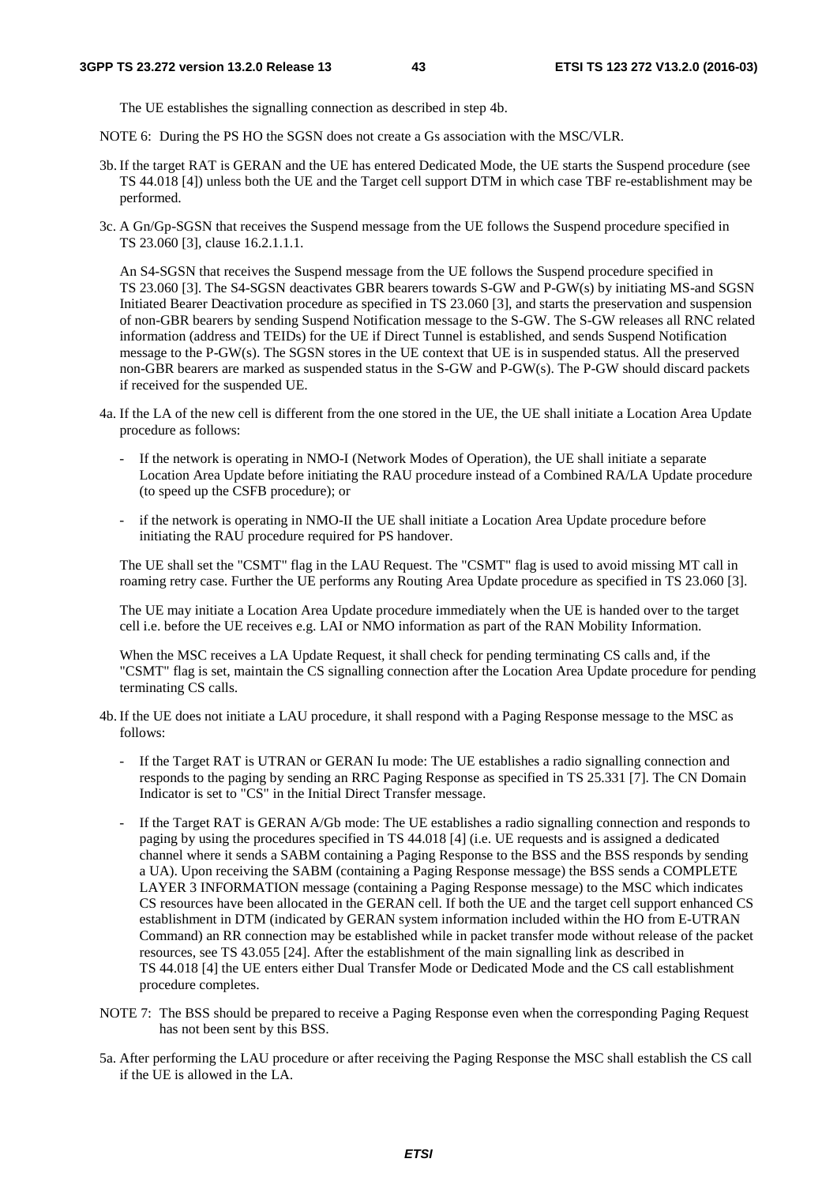The UE establishes the signalling connection as described in step 4b.

NOTE 6: During the PS HO the SGSN does not create a Gs association with the MSC/VLR.

3b. If the target RAT is GERAN and the UE has entered Dedicated Mode, the UE starts the Suspend procedure (see TS 44.018 [4]) unless both the UE and the Target cell support DTM in which case TBF re-establishment may be performed.

3c. A Gn/Gp-SGSN that receives the Suspend message from the UE follows the Suspend procedure specified in TS 23.060 [3], clause 16.2.1.1.1.

An S4-SGSN that receives the Suspend message from the UE follows the Suspend procedure specified in TS 23.060 [3]. The S4-SGSN deactivates GBR bearers towards S-GW and P-GW(s) by initiating MS-and SGSN Initiated Bearer Deactivation procedure as specified in TS 23.060 [3], and starts the preservation and suspension of non-GBR bearers by sending Suspend Notification message to the S-GW. The S-GW releases all RNC related information (address and TEIDs) for the UE if Direct Tunnel is established, and sends Suspend Notification message to the P-GW(s). The SGSN stores in the UE context that UE is in suspended status. All the preserved non-GBR bearers are marked as suspended status in the S-GW and P-GW(s). The P-GW should discard packets if received for the suspended UE.

4a. If the LA of the new cell is different from the one stored in the UE, the UE shall initiate a Location Area Update procedure as follows:

- If the network is operating in NMO-I (Network Modes of Operation), the UE shall initiate a separate Location Area Update before initiating the RAU procedure instead of a Combined RA/LA Update procedure (to speed up the CSFB procedure); or
- if the network is operating in NMO-II the UE shall initiate a Location Area Update procedure before initiating the RAU procedure required for PS handover.

The UE shall set the "CSMT" flag in the LAU Request. The "CSMT" flag is used to avoid missing MT call in roaming retry case. Further the UE performs any Routing Area Update procedure as specified in TS 23.060 [3].

The UE may initiate a Location Area Update procedure immediately when the UE is handed over to the target cell i.e. before the UE receives e.g. LAI or NMO information as part of the RAN Mobility Information.

When the MSC receives a LA Update Request, it shall check for pending terminating CS calls and, if the "CSMT" flag is set, maintain the CS signalling connection after the Location Area Update procedure for pending terminating CS calls.

4b. If the UE does not initiate a LAU procedure, it shall respond with a Paging Response message to the MSC as follows:

- If the Target RAT is UTRAN or GERAN Iu mode: The UE establishes a radio signalling connection and responds to the paging by sending an RRC Paging Response as specified in TS 25.331 [7]. The CN Domain Indicator is set to "CS" in the Initial Direct Transfer message.
- If the Target RAT is GERAN A/Gb mode: The UE establishes a radio signalling connection and responds to paging by using the procedures specified in TS 44.018 [4] (i.e. UE requests and is assigned a dedicated channel where it sends a SABM containing a Paging Response to the BSS and the BSS responds by sending a UA). Upon receiving the SABM (containing a Paging Response message) the BSS sends a COMPLETE LAYER 3 INFORMATION message (containing a Paging Response message) to the MSC which indicates CS resources have been allocated in the GERAN cell. If both the UE and the target cell support enhanced CS establishment in DTM (indicated by GERAN system information included within the HO from E-UTRAN Command) an RR connection may be established while in packet transfer mode without release of the packet resources, see TS 43.055 [24]. After the establishment of the main signalling link as described in TS 44.018 [4] the UE enters either Dual Transfer Mode or Dedicated Mode and the CS call establishment procedure completes.

NOTE 7: The BSS should be prepared to receive a Paging Response even when the corresponding Paging Request has not been sent by this BSS.

5a. After performing the LAU procedure or after receiving the Paging Response the MSC shall establish the CS call if the UE is allowed in the LA.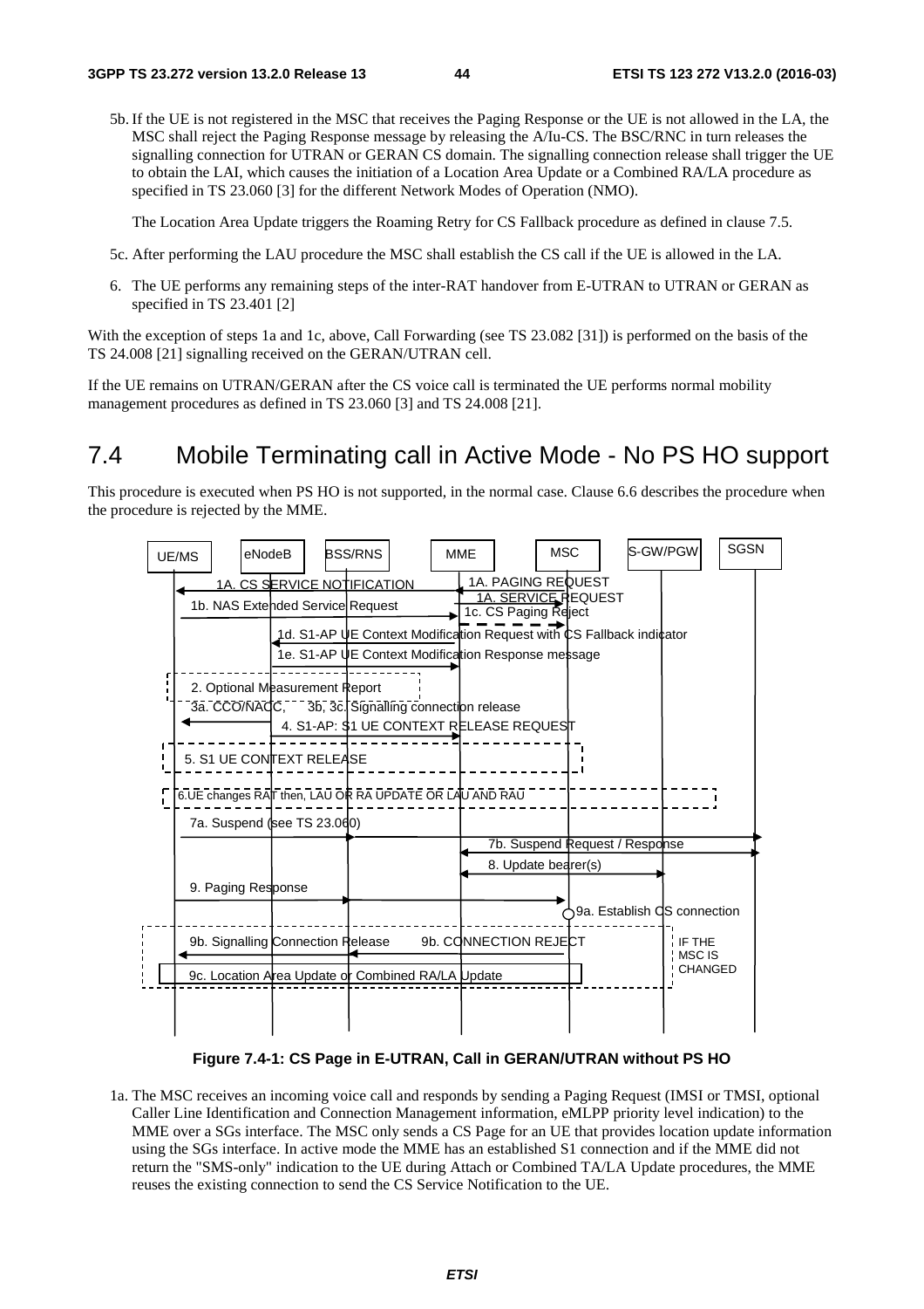5b. If the UE is not registered in the MSC that receives the Paging Response or the UE is not allowed in the LA, the MSC shall reject the Paging Response message by releasing the A/Iu-CS. The BSC/RNC in turn releases the signalling connection for UTRAN or GERAN CS domain. The signalling connection release shall trigger the UE to obtain the LAI, which causes the initiation of a Location Area Update or a Combined RA/LA procedure as specified in TS 23.060 [3] for the different Network Modes of Operation (NMO).

The Location Area Update triggers the Roaming Retry for CS Fallback procedure as defined in clause 7.5.

5c. After performing the LAU procedure the MSC shall establish the CS call if the UE is allowed in the LA.

6. The UE performs any remaining steps of the inter-RAT handover from E-UTRAN to UTRAN or GERAN as specified in TS 23.401 [2]

With the exception of steps 1a and 1c, above, Call Forwarding (see TS 23.082 [31]) is performed on the basis of the TS 24.008 [21] signalling received on the GERAN/UTRAN cell.

If the UE remains on UTRAN/GERAN after the CS voice call is terminated the UE performs normal mobility management procedures as defined in TS 23.060 [3] and TS 24.008 [21].

# 7.4 Mobile Terminating call in Active Mode - No PS HO support

This procedure is executed when PS HO is not supported, in the normal case. Clause 6.6 describes the procedure when the procedure is rejected by the MME.

UE/MS | eNodeB | BSS/RNS | MME | MSC | S-GW/PGW | SGSN

1A. CS SERVICE NOTIFICATION
1A. PAGING REQUEST
1A. SERVICE REQUEST
1b. NAS Extended Service Request
1c. CS Paging Reject
1d. S1-AP UE Context Modification Request with CS Fallback indicator
1e. S1-AP UE Context Modification Response message
2. Optional Measurement Report
3a. CCO/NACC, 3b, 3c. Signalling connection release
4. S1-AP: S1 UE CONTEXT RELEASE REQUEST
5. S1 UE CONTEXT RELEASE
6.UE changes RAT then, LAU OR RA UPDATE OR LAU AND RAU
7a. Suspend (see TS 23.060)
7b. Suspend Request / Response
8. Update bearer(s)
9. Paging Response
9a. Establish CS connection
9b. Signalling Connection Release
9b. CONNECTION REJECT
9c. Location Area Update or Combined RA/LA Update
IF THE MSC IS CHANGED

**Figure 7.4-1: CS Page in E-UTRAN, Call in GERAN/UTRAN without PS HO**

1a. The MSC receives an incoming voice call and responds by sending a Paging Request (IMSI or TMSI, optional Caller Line Identification and Connection Management information, eMLPP priority level indication) to the MME over a SGs interface. The MSC only sends a CS Page for an UE that provides location update information using the SGs interface. In active mode the MME has an established S1 connection and if the MME did not return the "SMS-only" indication to the UE during Attach or Combined TA/LA Update procedures, the MME reuses the existing connection to send the CS Service Notification to the UE.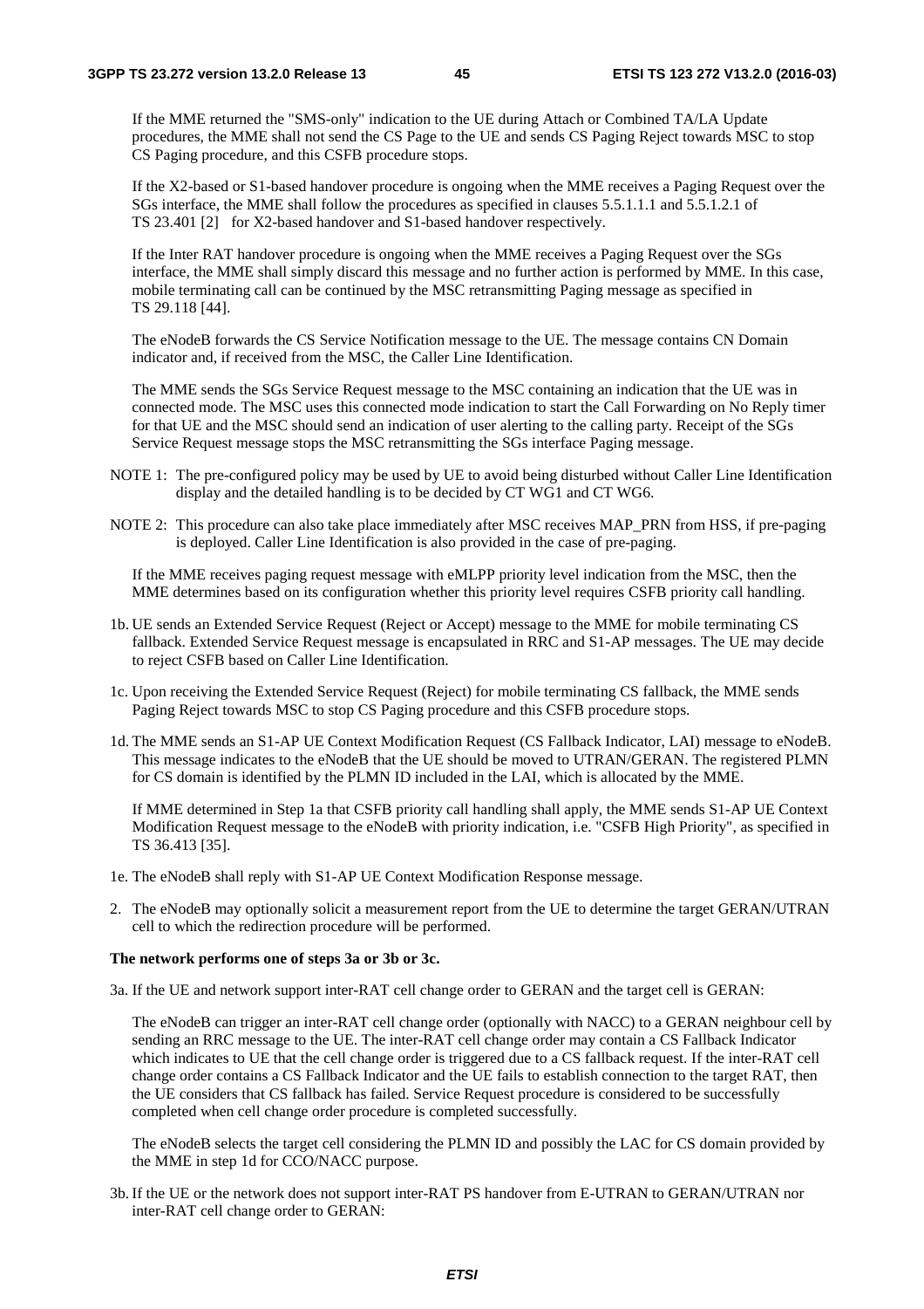If the MME returned the "SMS-only" indication to the UE during Attach or Combined TA/LA Update procedures, the MME shall not send the CS Page to the UE and sends CS Paging Reject towards MSC to stop CS Paging procedure, and this CSFB procedure stops.

If the X2-based or S1-based handover procedure is ongoing when the MME receives a Paging Request over the SGs interface, the MME shall follow the procedures as specified in clauses 5.5.1.1.1 and 5.5.1.2.1 of TS 23.401 [2] for X2-based handover and S1-based handover respectively.

If the Inter RAT handover procedure is ongoing when the MME receives a Paging Request over the SGs interface, the MME shall simply discard this message and no further action is performed by MME. In this case, mobile terminating call can be continued by the MSC retransmitting Paging message as specified in TS 29.118 [44].

The eNodeB forwards the CS Service Notification message to the UE. The message contains CN Domain indicator and, if received from the MSC, the Caller Line Identification.

The MME sends the SGs Service Request message to the MSC containing an indication that the UE was in connected mode. The MSC uses this connected mode indication to start the Call Forwarding on No Reply timer for that UE and the MSC should send an indication of user alerting to the calling party. Receipt of the SGs Service Request message stops the MSC retransmitting the SGs interface Paging message.

NOTE 1: The pre-configured policy may be used by UE to avoid being disturbed without Caller Line Identification display and the detailed handling is to be decided by CT WG1 and CT WG6.

NOTE 2: This procedure can also take place immediately after MSC receives MAP_PRN from HSS, if pre-paging is deployed. Caller Line Identification is also provided in the case of pre-paging.

If the MME receives paging request message with eMLPP priority level indication from the MSC, then the MME determines based on its configuration whether this priority level requires CSFB priority call handling.

1b. UE sends an Extended Service Request (Reject or Accept) message to the MME for mobile terminating CS fallback. Extended Service Request message is encapsulated in RRC and S1-AP messages. The UE may decide to reject CSFB based on Caller Line Identification.

1c. Upon receiving the Extended Service Request (Reject) for mobile terminating CS fallback, the MME sends Paging Reject towards MSC to stop CS Paging procedure and this CSFB procedure stops.

1d. The MME sends an S1-AP UE Context Modification Request (CS Fallback Indicator, LAI) message to eNodeB. This message indicates to the eNodeB that the UE should be moved to UTRAN/GERAN. The registered PLMN for CS domain is identified by the PLMN ID included in the LAI, which is allocated by the MME.

If MME determined in Step 1a that CSFB priority call handling shall apply, the MME sends S1-AP UE Context Modification Request message to the eNodeB with priority indication, i.e. "CSFB High Priority", as specified in TS 36.413 [35].

1e. The eNodeB shall reply with S1-AP UE Context Modification Response message.

2. The eNodeB may optionally solicit a measurement report from the UE to determine the target GERAN/UTRAN cell to which the redirection procedure will be performed.

**The network performs one of steps 3a or 3b or 3c.**

3a. If the UE and network support inter-RAT cell change order to GERAN and the target cell is GERAN:

The eNodeB can trigger an inter-RAT cell change order (optionally with NACC) to a GERAN neighbour cell by sending an RRC message to the UE. The inter-RAT cell change order may contain a CS Fallback Indicator which indicates to UE that the cell change order is triggered due to a CS fallback request. If the inter-RAT cell change order contains a CS Fallback Indicator and the UE fails to establish connection to the target RAT, then the UE considers that CS fallback has failed. Service Request procedure is considered to be successfully completed when cell change order procedure is completed successfully.

The eNodeB selects the target cell considering the PLMN ID and possibly the LAC for CS domain provided by the MME in step 1d for CCO/NACC purpose.

3b. If the UE or the network does not support inter-RAT PS handover from E-UTRAN to GERAN/UTRAN nor inter-RAT cell change order to GERAN: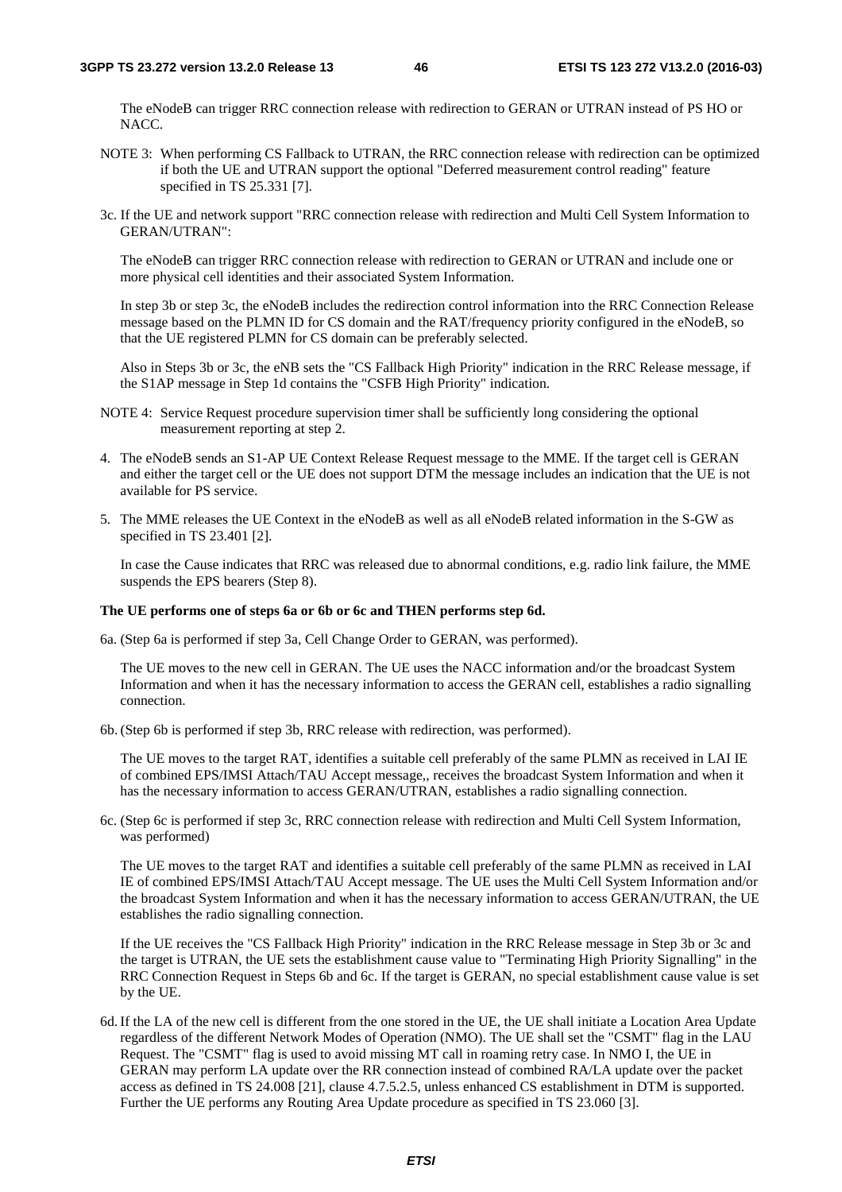The eNodeB can trigger RRC connection release with redirection to GERAN or UTRAN instead of PS HO or NACC.

NOTE 3: When performing CS Fallback to UTRAN, the RRC connection release with redirection can be optimized if both the UE and UTRAN support the optional "Deferred measurement control reading" feature specified in TS 25.331 [7].

3c. If the UE and network support "RRC connection release with redirection and Multi Cell System Information to GERAN/UTRAN":

The eNodeB can trigger RRC connection release with redirection to GERAN or UTRAN and include one or more physical cell identities and their associated System Information.

In step 3b or step 3c, the eNodeB includes the redirection control information into the RRC Connection Release message based on the PLMN ID for CS domain and the RAT/frequency priority configured in the eNodeB, so that the UE registered PLMN for CS domain can be preferably selected.

Also in Steps 3b or 3c, the eNB sets the "CS Fallback High Priority" indication in the RRC Release message, if the S1AP message in Step 1d contains the "CSFB High Priority" indication.

NOTE 4: Service Request procedure supervision timer shall be sufficiently long considering the optional measurement reporting at step 2.

4. The eNodeB sends an S1-AP UE Context Release Request message to the MME. If the target cell is GERAN and either the target cell or the UE does not support DTM the message includes an indication that the UE is not available for PS service.

5. The MME releases the UE Context in the eNodeB as well as all eNodeB related information in the S-GW as specified in TS 23.401 [2].

   In case the Cause indicates that RRC was released due to abnormal conditions, e.g. radio link failure, the MME suspends the EPS bearers (Step 8).

**The UE performs one of steps 6a or 6b or 6c and THEN performs step 6d.**

6a. (Step 6a is performed if step 3a, Cell Change Order to GERAN, was performed).

The UE moves to the new cell in GERAN. The UE uses the NACC information and/or the broadcast System Information and when it has the necessary information to access the GERAN cell, establishes a radio signalling connection.

6b. (Step 6b is performed if step 3b, RRC release with redirection, was performed).

The UE moves to the target RAT, identifies a suitable cell preferably of the same PLMN as received in LAI IE of combined EPS/IMSI Attach/TAU Accept message,, receives the broadcast System Information and when it has the necessary information to access GERAN/UTRAN, establishes a radio signalling connection.

6c. (Step 6c is performed if step 3c, RRC connection release with redirection and Multi Cell System Information, was performed)

The UE moves to the target RAT and identifies a suitable cell preferably of the same PLMN as received in LAI IE of combined EPS/IMSI Attach/TAU Accept message. The UE uses the Multi Cell System Information and/or the broadcast System Information and when it has the necessary information to access GERAN/UTRAN, the UE establishes the radio signalling connection.

If the UE receives the "CS Fallback High Priority" indication in the RRC Release message in Step 3b or 3c and the target is UTRAN, the UE sets the establishment cause value to "Terminating High Priority Signalling" in the RRC Connection Request in Steps 6b and 6c. If the target is GERAN, no special establishment cause value is set by the UE.

6d. If the LA of the new cell is different from the one stored in the UE, the UE shall initiate a Location Area Update regardless of the different Network Modes of Operation (NMO). The UE shall set the "CSMT" flag in the LAU Request. The "CSMT" flag is used to avoid missing MT call in roaming retry case. In NMO I, the UE in GERAN may perform LA update over the RR connection instead of combined RA/LA update over the packet access as defined in TS 24.008 [21], clause 4.7.5.2.5, unless enhanced CS establishment in DTM is supported. Further the UE performs any Routing Area Update procedure as specified in TS 23.060 [3].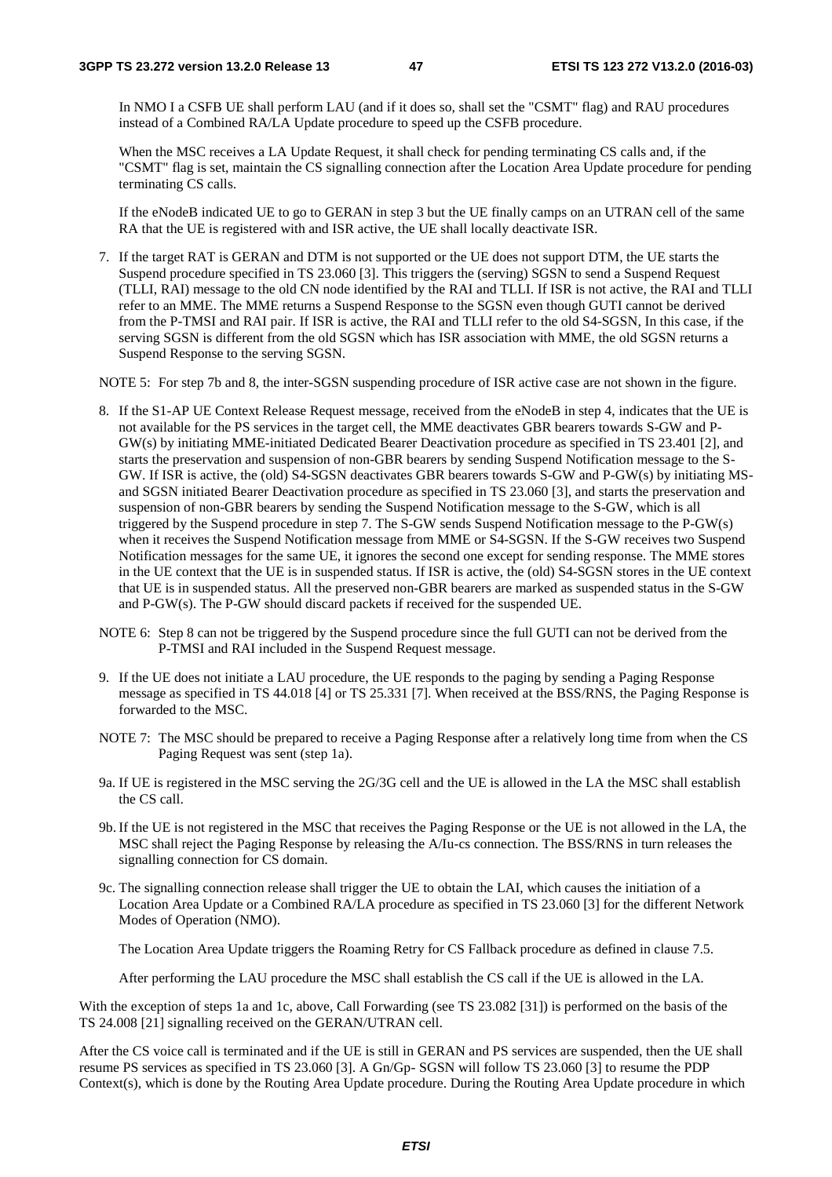In NMO I a CSFB UE shall perform LAU (and if it does so, shall set the "CSMT" flag) and RAU procedures instead of a Combined RA/LA Update procedure to speed up the CSFB procedure.

When the MSC receives a LA Update Request, it shall check for pending terminating CS calls and, if the "CSMT" flag is set, maintain the CS signalling connection after the Location Area Update procedure for pending terminating CS calls.

If the eNodeB indicated UE to go to GERAN in step 3 but the UE finally camps on an UTRAN cell of the same RA that the UE is registered with and ISR active, the UE shall locally deactivate ISR.

7. If the target RAT is GERAN and DTM is not supported or the UE does not support DTM, the UE starts the Suspend procedure specified in TS 23.060 [3]. This triggers the (serving) SGSN to send a Suspend Request (TLLI, RAI) message to the old CN node identified by the RAI and TLLI. If ISR is not active, the RAI and TLLI refer to an MME. The MME returns a Suspend Response to the SGSN even though GUTI cannot be derived from the P-TMSI and RAI pair. If ISR is active, the RAI and TLLI refer to the old S4-SGSN, In this case, if the serving SGSN is different from the old SGSN which has ISR association with MME, the old SGSN returns a Suspend Response to the serving SGSN.

NOTE 5: For step 7b and 8, the inter-SGSN suspending procedure of ISR active case are not shown in the figure.

8. If the S1-AP UE Context Release Request message, received from the eNodeB in step 4, indicates that the UE is not available for the PS services in the target cell, the MME deactivates GBR bearers towards S-GW and P-GW(s) by initiating MME-initiated Dedicated Bearer Deactivation procedure as specified in TS 23.401 [2], and starts the preservation and suspension of non-GBR bearers by sending Suspend Notification message to the S-GW. If ISR is active, the (old) S4-SGSN deactivates GBR bearers towards S-GW and P-GW(s) by initiating MS- and SGSN initiated Bearer Deactivation procedure as specified in TS 23.060 [3], and starts the preservation and suspension of non-GBR bearers by sending the Suspend Notification message to the S-GW, which is all triggered by the Suspend procedure in step 7. The S-GW sends Suspend Notification message to the P-GW(s) when it receives the Suspend Notification message from MME or S4-SGSN. If the S-GW receives two Suspend Notification messages for the same UE, it ignores the second one except for sending response. The MME stores in the UE context that the UE is in suspended status. If ISR is active, the (old) S4-SGSN stores in the UE context that UE is in suspended status. All the preserved non-GBR bearers are marked as suspended status in the S-GW and P-GW(s). The P-GW should discard packets if received for the suspended UE.

NOTE 6: Step 8 can not be triggered by the Suspend procedure since the full GUTI can not be derived from the P-TMSI and RAI included in the Suspend Request message.

9. If the UE does not initiate a LAU procedure, the UE responds to the paging by sending a Paging Response message as specified in TS 44.018 [4] or TS 25.331 [7]. When received at the BSS/RNS, the Paging Response is forwarded to the MSC.

NOTE 7: The MSC should be prepared to receive a Paging Response after a relatively long time from when the CS Paging Request was sent (step 1a).

9a. If UE is registered in the MSC serving the 2G/3G cell and the UE is allowed in the LA the MSC shall establish the CS call.

9b. If the UE is not registered in the MSC that receives the Paging Response or the UE is not allowed in the LA, the MSC shall reject the Paging Response by releasing the A/Iu-cs connection. The BSS/RNS in turn releases the signalling connection for CS domain.

9c. The signalling connection release shall trigger the UE to obtain the LAI, which causes the initiation of a Location Area Update or a Combined RA/LA procedure as specified in TS 23.060 [3] for the different Network Modes of Operation (NMO).

The Location Area Update triggers the Roaming Retry for CS Fallback procedure as defined in clause 7.5.

After performing the LAU procedure the MSC shall establish the CS call if the UE is allowed in the LA.

With the exception of steps 1a and 1c, above, Call Forwarding (see TS 23.082 [31]) is performed on the basis of the TS 24.008 [21] signalling received on the GERAN/UTRAN cell.

After the CS voice call is terminated and if the UE is still in GERAN and PS services are suspended, then the UE shall resume PS services as specified in TS 23.060 [3]. A Gn/Gp- SGSN will follow TS 23.060 [3] to resume the PDP Context(s), which is done by the Routing Area Update procedure. During the Routing Area Update procedure in which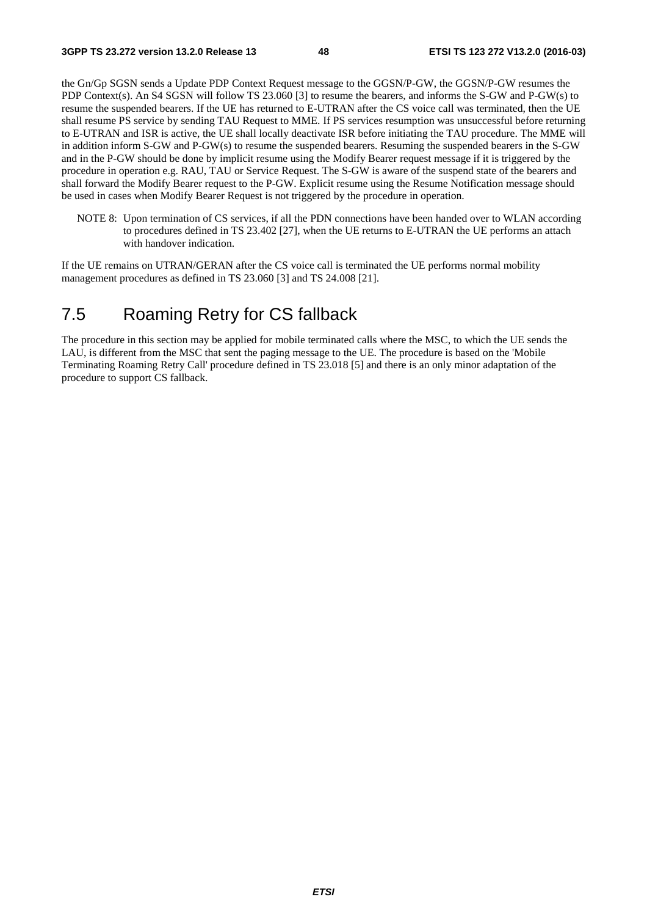the Gn/Gp SGSN sends a Update PDP Context Request message to the GGSN/P-GW, the GGSN/P-GW resumes the PDP Context(s). An S4 SGSN will follow TS 23.060 [3] to resume the bearers, and informs the S-GW and P-GW(s) to resume the suspended bearers. If the UE has returned to E-UTRAN after the CS voice call was terminated, then the UE shall resume PS service by sending TAU Request to MME. If PS services resumption was unsuccessful before returning to E-UTRAN and ISR is active, the UE shall locally deactivate ISR before initiating the TAU procedure. The MME will in addition inform S-GW and P-GW(s) to resume the suspended bearers. Resuming the suspended bearers in the S-GW and in the P-GW should be done by implicit resume using the Modify Bearer request message if it is triggered by the procedure in operation e.g. RAU, TAU or Service Request. The S-GW is aware of the suspend state of the bearers and shall forward the Modify Bearer request to the P-GW. Explicit resume using the Resume Notification message should be used in cases when Modify Bearer Request is not triggered by the procedure in operation.

NOTE 8: Upon termination of CS services, if all the PDN connections have been handed over to WLAN according to procedures defined in TS 23.402 [27], when the UE returns to E-UTRAN the UE performs an attach with handover indication.

If the UE remains on UTRAN/GERAN after the CS voice call is terminated the UE performs normal mobility management procedures as defined in TS 23.060 [3] and TS 24.008 [21].

## 7.5 Roaming Retry for CS fallback

The procedure in this section may be applied for mobile terminated calls where the MSC, to which the UE sends the LAU, is different from the MSC that sent the paging message to the UE. The procedure is based on the 'Mobile Terminating Roaming Retry Call' procedure defined in TS 23.018 [5] and there is an only minor adaptation of the procedure to support CS fallback.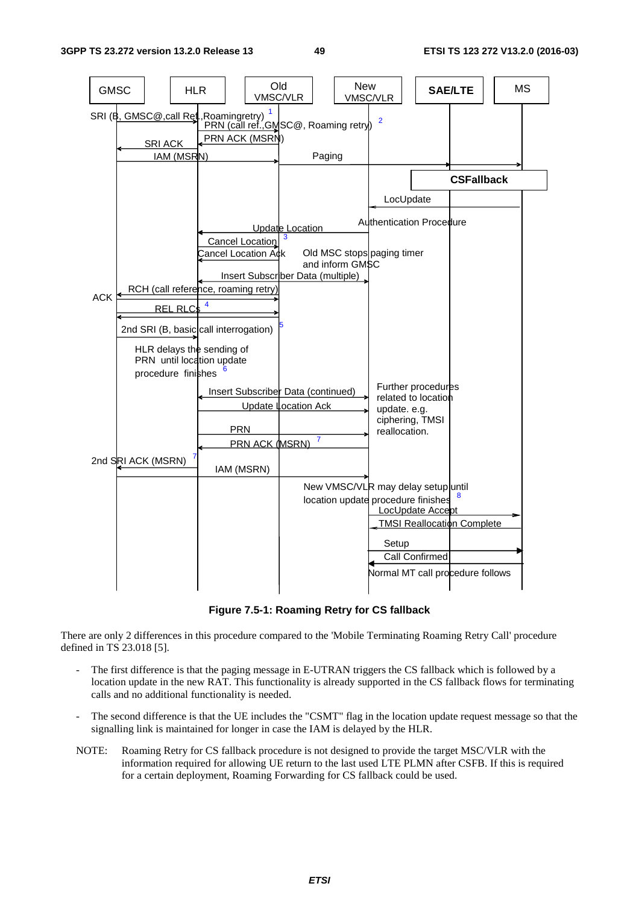**Figure 7.5-1: Roaming Retry for CS fallback**

There are only 2 differences in this procedure compared to the 'Mobile Terminating Roaming Retry Call' procedure defined in TS 23.018 [5].

- The first difference is that the paging message in E-UTRAN triggers the CS fallback which is followed by a location update in the new RAT. This functionality is already supported in the CS fallback flows for terminating calls and no additional functionality is needed.
- The second difference is that the UE includes the "CSMT" flag in the location update request message so that the signalling link is maintained for longer in case the IAM is delayed by the HLR.

NOTE: Roaming Retry for CS fallback procedure is not designed to provide the target MSC/VLR with the information required for allowing UE return to the last used LTE PLMN after CSFB. If this is required for a certain deployment, Roaming Forwarding for CS fallback could be used.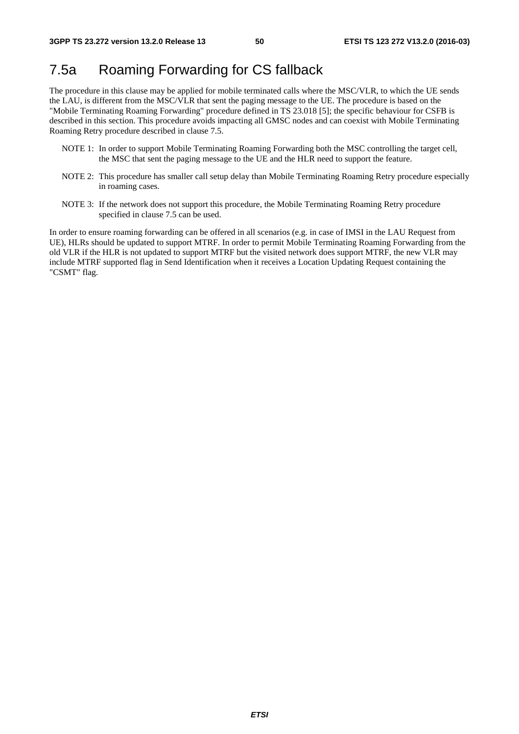## 7.5a Roaming Forwarding for CS fallback

The procedure in this clause may be applied for mobile terminated calls where the MSC/VLR, to which the UE sends the LAU, is different from the MSC/VLR that sent the paging message to the UE. The procedure is based on the "Mobile Terminating Roaming Forwarding" procedure defined in TS 23.018 [5]; the specific behaviour for CSFB is described in this section. This procedure avoids impacting all GMSC nodes and can coexist with Mobile Terminating Roaming Retry procedure described in clause 7.5.

NOTE 1: In order to support Mobile Terminating Roaming Forwarding both the MSC controlling the target cell, the MSC that sent the paging message to the UE and the HLR need to support the feature.

NOTE 2: This procedure has smaller call setup delay than Mobile Terminating Roaming Retry procedure especially in roaming cases.

NOTE 3: If the network does not support this procedure, the Mobile Terminating Roaming Retry procedure specified in clause 7.5 can be used.

In order to ensure roaming forwarding can be offered in all scenarios (e.g. in case of IMSI in the LAU Request from UE), HLRs should be updated to support MTRF. In order to permit Mobile Terminating Roaming Forwarding from the old VLR if the HLR is not updated to support MTRF but the visited network does support MTRF, the new VLR may include MTRF supported flag in Send Identification when it receives a Location Updating Request containing the "CSMT" flag.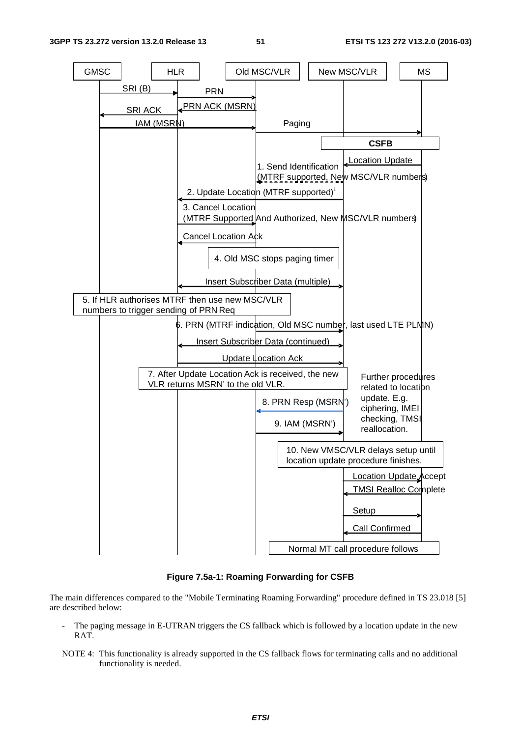Figure 7.5a-1: Roaming Forwarding for CSFB

The main differences compared to the "Mobile Terminating Roaming Forwarding" procedure defined in TS 23.018 [5] are described below:

- The paging message in E-UTRAN triggers the CS fallback which is followed by a location update in the new RAT.

NOTE 4: This functionality is already supported in the CS fallback flows for terminating calls and no additional functionality is needed.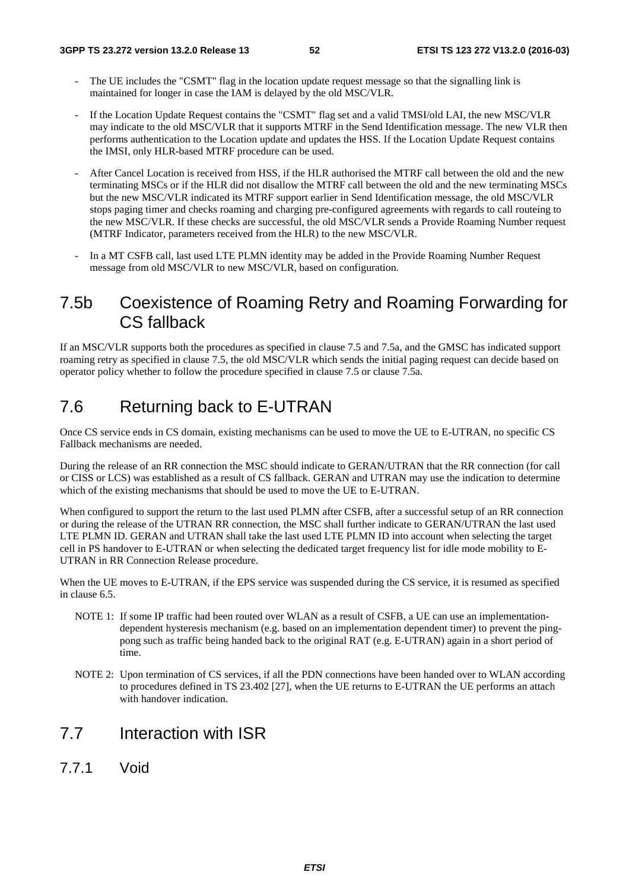- The UE includes the "CSMT" flag in the location update request message so that the signalling link is maintained for longer in case the IAM is delayed by the old MSC/VLR.
- If the Location Update Request contains the "CSMT" flag set and a valid TMSI/old LAI, the new MSC/VLR may indicate to the old MSC/VLR that it supports MTRF in the Send Identification message. The new VLR then performs authentication to the Location update and updates the HSS. If the Location Update Request contains the IMSI, only HLR-based MTRF procedure can be used.
- After Cancel Location is received from HSS, if the HLR authorised the MTRF call between the old and the new terminating MSCs or if the HLR did not disallow the MTRF call between the old and the new terminating MSCs but the new MSC/VLR indicated its MTRF support earlier in Send Identification message, the old MSC/VLR stops paging timer and checks roaming and charging pre-configured agreements with regards to call routeing to the new MSC/VLR. If these checks are successful, the old MSC/VLR sends a Provide Roaming Number request (MTRF Indicator, parameters received from the HLR) to the new MSC/VLR.
- In a MT CSFB call, last used LTE PLMN identity may be added in the Provide Roaming Number Request message from old MSC/VLR to new MSC/VLR, based on configuration.

## 7.5b Coexistence of Roaming Retry and Roaming Forwarding for CS fallback

If an MSC/VLR supports both the procedures as specified in clause 7.5 and 7.5a, and the GMSC has indicated support roaming retry as specified in clause 7.5, the old MSC/VLR which sends the initial paging request can decide based on operator policy whether to follow the procedure specified in clause 7.5 or clause 7.5a.

## 7.6 Returning back to E-UTRAN

Once CS service ends in CS domain, existing mechanisms can be used to move the UE to E-UTRAN, no specific CS Fallback mechanisms are needed.

During the release of an RR connection the MSC should indicate to GERAN/UTRAN that the RR connection (for call or CISS or LCS) was established as a result of CS fallback. GERAN and UTRAN may use the indication to determine which of the existing mechanisms that should be used to move the UE to E-UTRAN.

When configured to support the return to the last used PLMN after CSFB, after a successful setup of an RR connection or during the release of the UTRAN RR connection, the MSC shall further indicate to GERAN/UTRAN the last used LTE PLMN ID. GERAN and UTRAN shall take the last used LTE PLMN ID into account when selecting the target cell in PS handover to E-UTRAN or when selecting the dedicated target frequency list for idle mode mobility to E-UTRAN in RR Connection Release procedure.

When the UE moves to E-UTRAN, if the EPS service was suspended during the CS service, it is resumed as specified in clause 6.5.

NOTE 1: If some IP traffic had been routed over WLAN as a result of CSFB, a UE can use an implementation-dependent hysteresis mechanism (e.g. based on an implementation dependent timer) to prevent the ping-pong such as traffic being handed back to the original RAT (e.g. E-UTRAN) again in a short period of time.

NOTE 2: Upon termination of CS services, if all the PDN connections have been handed over to WLAN according to procedures defined in TS 23.402 [27], when the UE returns to E-UTRAN the UE performs an attach with handover indication.

## 7.7 Interaction with ISR

### 7.7.1 Void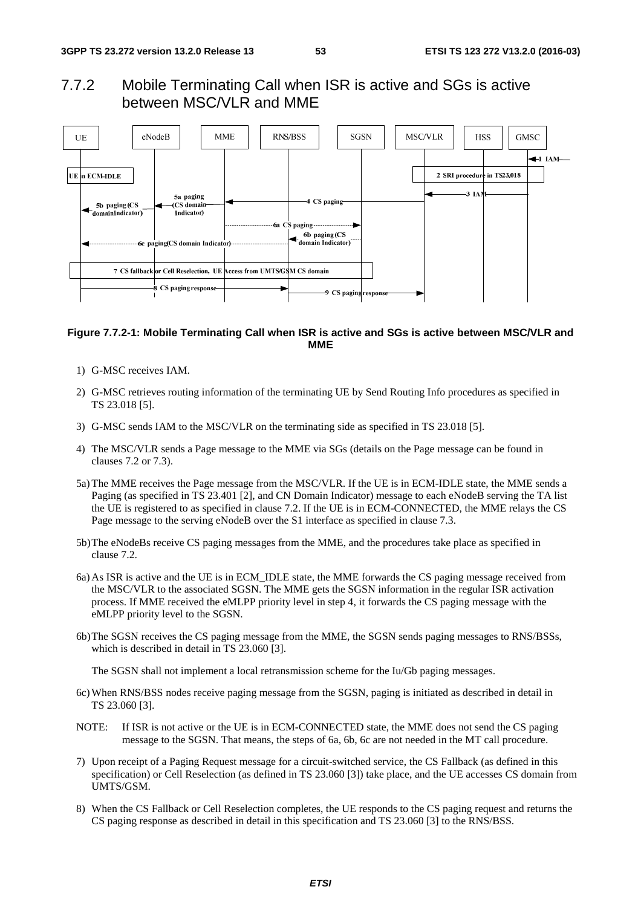### 7.7.2 Mobile Terminating Call when ISR is active and SGs is active between MSC/VLR and MME

**Figure 7.7.2-1: Mobile Terminating Call when ISR is active and SGs is active between MSC/VLR and MME**

1) G-MSC receives IAM.

2) G-MSC retrieves routing information of the terminating UE by Send Routing Info procedures as specified in TS 23.018 [5].

3) G-MSC sends IAM to the MSC/VLR on the terminating side as specified in TS 23.018 [5].

4) The MSC/VLR sends a Page message to the MME via SGs (details on the Page message can be found in clauses 7.2 or 7.3).

5a) The MME receives the Page message from the MSC/VLR. If the UE is in ECM-IDLE state, the MME sends a Paging (as specified in TS 23.401 [2], and CN Domain Indicator) message to each eNodeB serving the TA list the UE is registered to as specified in clause 7.2. If the UE is in ECM-CONNECTED, the MME relays the CS Page message to the serving eNodeB over the S1 interface as specified in clause 7.3.

5b) The eNodeBs receive CS paging messages from the MME, and the procedures take place as specified in clause 7.2.

6a) As ISR is active and the UE is in ECM_IDLE state, the MME forwards the CS paging message received from the MSC/VLR to the associated SGSN. The MME gets the SGSN information in the regular ISR activation process. If MME received the eMLPP priority level in step 4, it forwards the CS paging message with the eMLPP priority level to the SGSN.

6b) The SGSN receives the CS paging message from the MME, the SGSN sends paging messages to RNS/BSSs, which is described in detail in TS 23.060 [3].

The SGSN shall not implement a local retransmission scheme for the Iu/Gb paging messages.

6c) When RNS/BSS nodes receive paging message from the SGSN, paging is initiated as described in detail in TS 23.060 [3].

NOTE: If ISR is not active or the UE is in ECM-CONNECTED state, the MME does not send the CS paging message to the SGSN. That means, the steps of 6a, 6b, 6c are not needed in the MT call procedure.

7) Upon receipt of a Paging Request message for a circuit-switched service, the CS Fallback (as defined in this specification) or Cell Reselection (as defined in TS 23.060 [3]) take place, and the UE accesses CS domain from UMTS/GSM.

8) When the CS Fallback or Cell Reselection completes, the UE responds to the CS paging request and returns the CS paging response as described in detail in this specification and TS 23.060 [3] to the RNS/BSS.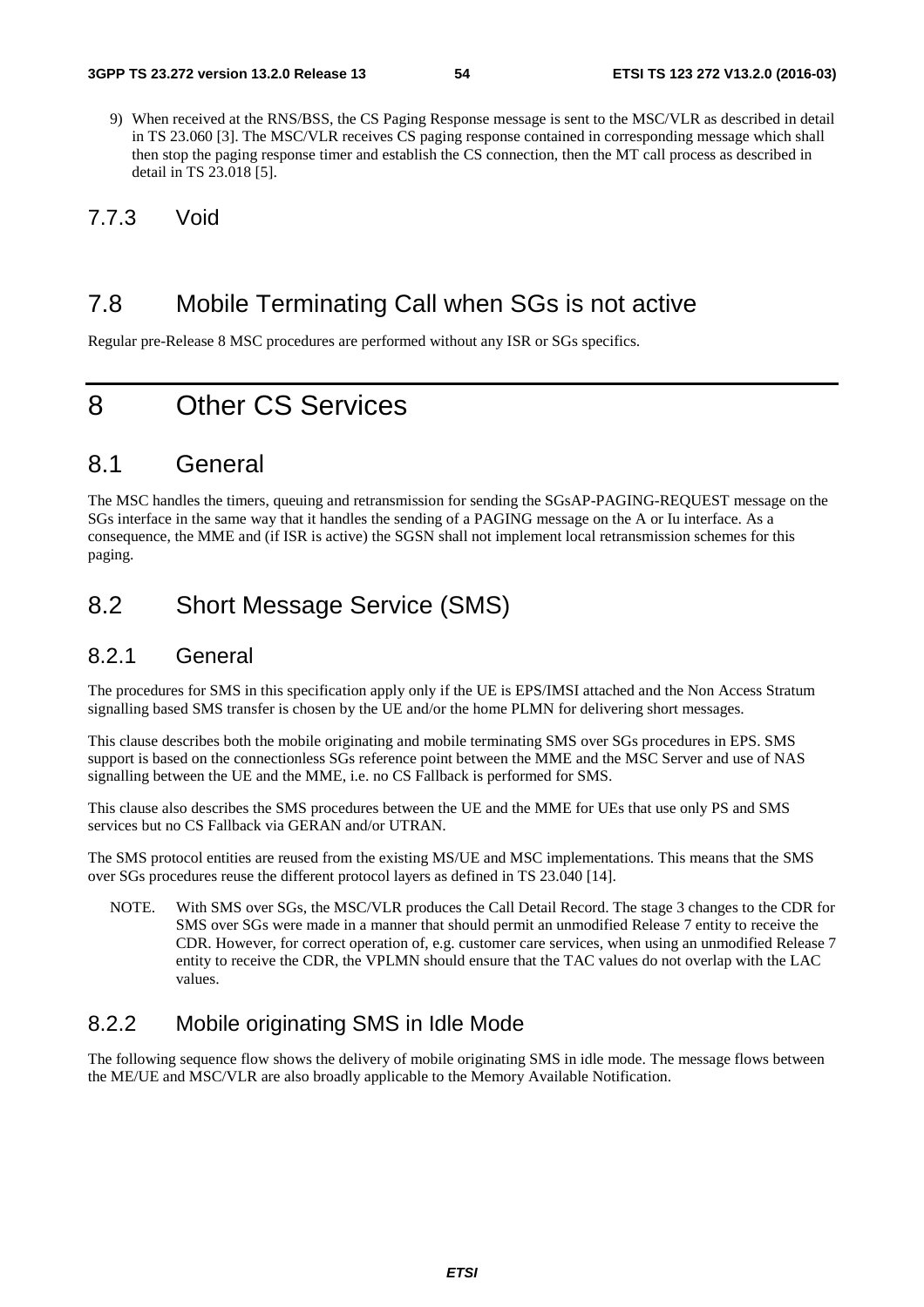9) When received at the RNS/BSS, the CS Paging Response message is sent to the MSC/VLR as described in detail in TS 23.060 [3]. The MSC/VLR receives CS paging response contained in corresponding message which shall then stop the paging response timer and establish the CS connection, then the MT call process as described in detail in TS 23.018 [5].

### 7.7.3 Void

## 7.8 Mobile Terminating Call when SGs is not active

Regular pre-Release 8 MSC procedures are performed without any ISR or SGs specifics.

# 8 Other CS Services

## 8.1 General

The MSC handles the timers, queuing and retransmission for sending the SGsAP-PAGING-REQUEST message on the SGs interface in the same way that it handles the sending of a PAGING message on the A or Iu interface. As a consequence, the MME and (if ISR is active) the SGSN shall not implement local retransmission schemes for this paging.

## 8.2 Short Message Service (SMS)

### 8.2.1 General

The procedures for SMS in this specification apply only if the UE is EPS/IMSI attached and the Non Access Stratum signalling based SMS transfer is chosen by the UE and/or the home PLMN for delivering short messages.

This clause describes both the mobile originating and mobile terminating SMS over SGs procedures in EPS. SMS support is based on the connectionless SGs reference point between the MME and the MSC Server and use of NAS signalling between the UE and the MME, i.e. no CS Fallback is performed for SMS.

This clause also describes the SMS procedures between the UE and the MME for UEs that use only PS and SMS services but no CS Fallback via GERAN and/or UTRAN.

The SMS protocol entities are reused from the existing MS/UE and MSC implementations. This means that the SMS over SGs procedures reuse the different protocol layers as defined in TS 23.040 [14].

NOTE. With SMS over SGs, the MSC/VLR produces the Call Detail Record. The stage 3 changes to the CDR for SMS over SGs were made in a manner that should permit an unmodified Release 7 entity to receive the CDR. However, for correct operation of, e.g. customer care services, when using an unmodified Release 7 entity to receive the CDR, the VPLMN should ensure that the TAC values do not overlap with the LAC values.

### 8.2.2 Mobile originating SMS in Idle Mode

The following sequence flow shows the delivery of mobile originating SMS in idle mode. The message flows between the ME/UE and MSC/VLR are also broadly applicable to the Memory Available Notification.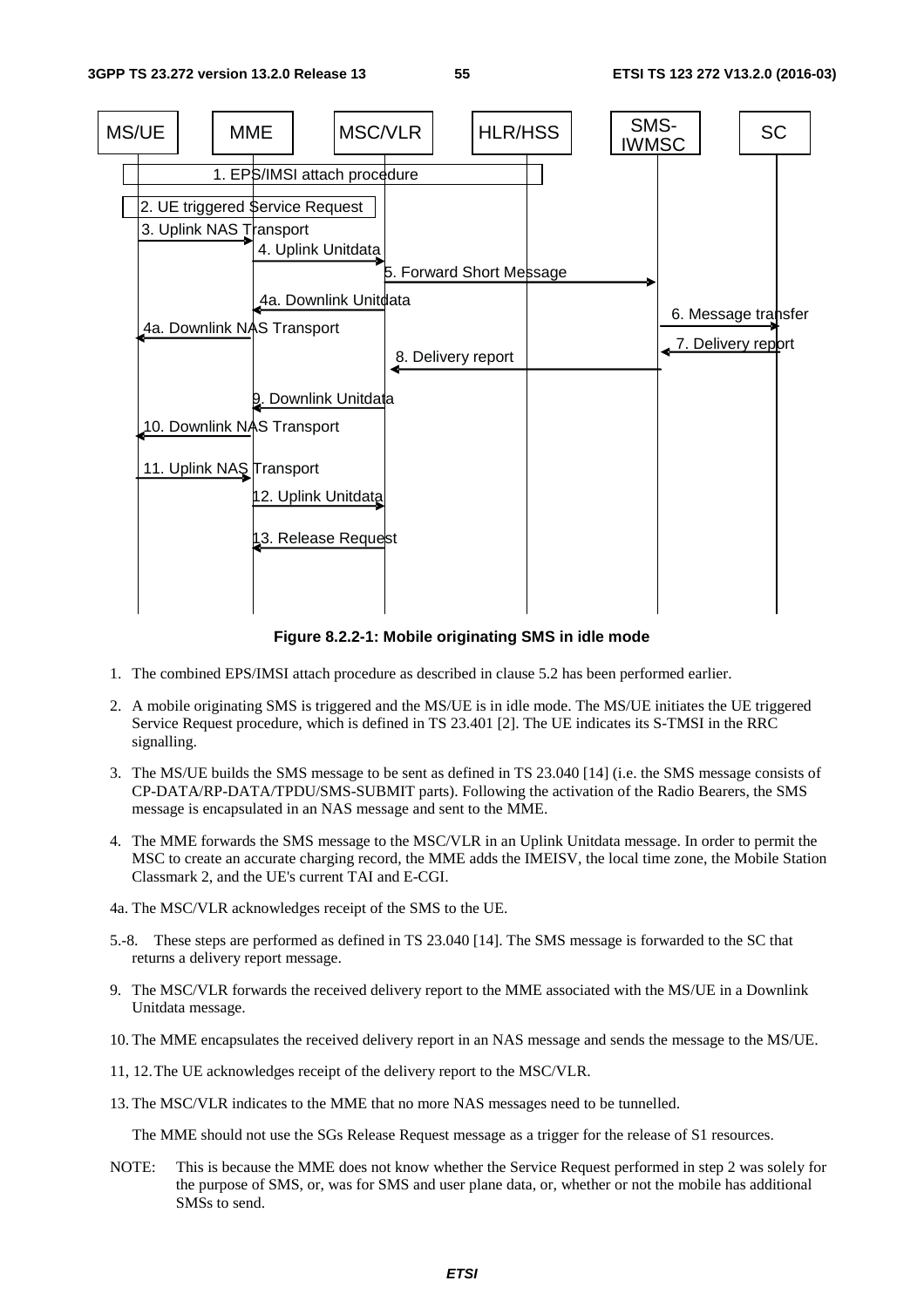**Figure 8.2.2-1: Mobile originating SMS in idle mode**

1. The combined EPS/IMSI attach procedure as described in clause 5.2 has been performed earlier.

2. A mobile originating SMS is triggered and the MS/UE is in idle mode. The MS/UE initiates the UE triggered Service Request procedure, which is defined in TS 23.401 [2]. The UE indicates its S-TMSI in the RRC signalling.

3. The MS/UE builds the SMS message to be sent as defined in TS 23.040 [14] (i.e. the SMS message consists of CP-DATA/RP-DATA/TPDU/SMS-SUBMIT parts). Following the activation of the Radio Bearers, the SMS message is encapsulated in an NAS message and sent to the MME.

4. The MME forwards the SMS message to the MSC/VLR in an Uplink Unitdata message. In order to permit the MSC to create an accurate charging record, the MME adds the IMEISV, the local time zone, the Mobile Station Classmark 2, and the UE's current TAI and E-CGI.

4a. The MSC/VLR acknowledges receipt of the SMS to the UE.

5.-8. These steps are performed as defined in TS 23.040 [14]. The SMS message is forwarded to the SC that returns a delivery report message.

9. The MSC/VLR forwards the received delivery report to the MME associated with the MS/UE in a Downlink Unitdata message.

10. The MME encapsulates the received delivery report in an NAS message and sends the message to the MS/UE.

11, 12. The UE acknowledges receipt of the delivery report to the MSC/VLR.

13. The MSC/VLR indicates to the MME that no more NAS messages need to be tunnelled.

The MME should not use the SGs Release Request message as a trigger for the release of S1 resources.

NOTE: This is because the MME does not know whether the Service Request performed in step 2 was solely for the purpose of SMS, or, was for SMS and user plane data, or, whether or not the mobile has additional SMSs to send.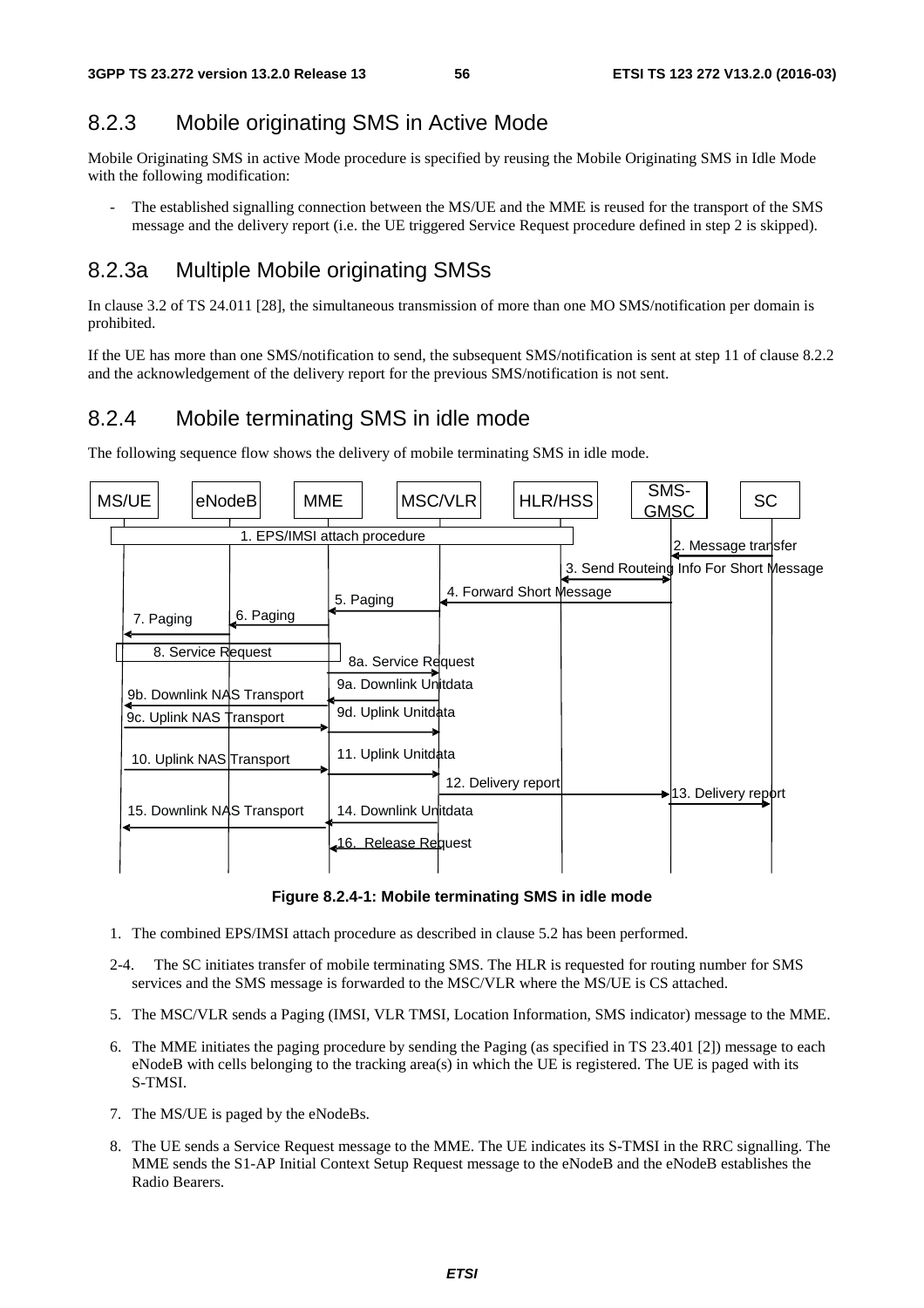## 8.2.3 Mobile originating SMS in Active Mode

Mobile Originating SMS in active Mode procedure is specified by reusing the Mobile Originating SMS in Idle Mode with the following modification:

- The established signalling connection between the MS/UE and the MME is reused for the transport of the SMS message and the delivery report (i.e. the UE triggered Service Request procedure defined in step 2 is skipped).

## 8.2.3a Multiple Mobile originating SMSs

In clause 3.2 of TS 24.011 [28], the simultaneous transmission of more than one MO SMS/notification per domain is prohibited.

If the UE has more than one SMS/notification to send, the subsequent SMS/notification is sent at step 11 of clause 8.2.2 and the acknowledgement of the delivery report for the previous SMS/notification is not sent.

## 8.2.4 Mobile terminating SMS in idle mode

The following sequence flow shows the delivery of mobile terminating SMS in idle mode.

**Figure 8.2.4-1: Mobile terminating SMS in idle mode**

1. The combined EPS/IMSI attach procedure as described in clause 5.2 has been performed.

2-4. The SC initiates transfer of mobile terminating SMS. The HLR is requested for routing number for SMS services and the SMS message is forwarded to the MSC/VLR where the MS/UE is CS attached.

5. The MSC/VLR sends a Paging (IMSI, VLR TMSI, Location Information, SMS indicator) message to the MME.

6. The MME initiates the paging procedure by sending the Paging (as specified in TS 23.401 [2]) message to each eNodeB with cells belonging to the tracking area(s) in which the UE is registered. The UE is paged with its S-TMSI.

7. The MS/UE is paged by the eNodeBs.

8. The UE sends a Service Request message to the MME. The UE indicates its S-TMSI in the RRC signalling. The MME sends the S1-AP Initial Context Setup Request message to the eNodeB and the eNodeB establishes the Radio Bearers.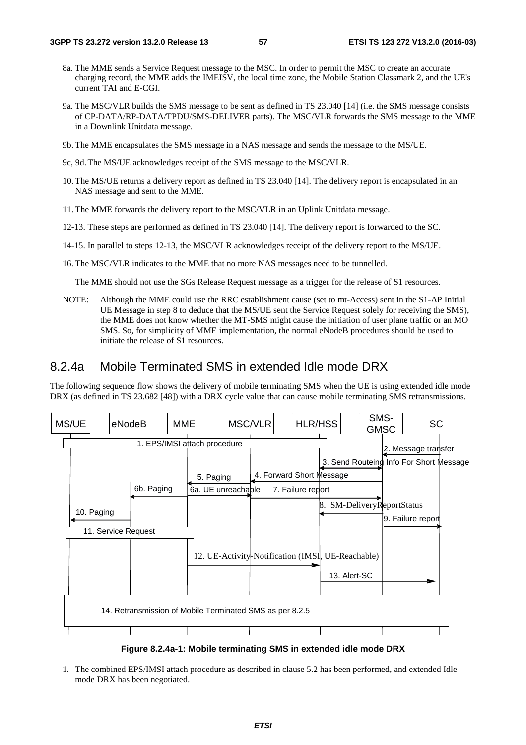8a. The MME sends a Service Request message to the MSC. In order to permit the MSC to create an accurate charging record, the MME adds the IMEISV, the local time zone, the Mobile Station Classmark 2, and the UE's current TAI and E-CGI.

9a. The MSC/VLR builds the SMS message to be sent as defined in TS 23.040 [14] (i.e. the SMS message consists of CP-DATA/RP-DATA/TPDU/SMS-DELIVER parts). The MSC/VLR forwards the SMS message to the MME in a Downlink Unitdata message.

9b. The MME encapsulates the SMS message in a NAS message and sends the message to the MS/UE.

9c, 9d. The MS/UE acknowledges receipt of the SMS message to the MSC/VLR.

10. The MS/UE returns a delivery report as defined in TS 23.040 [14]. The delivery report is encapsulated in an NAS message and sent to the MME.

11. The MME forwards the delivery report to the MSC/VLR in an Uplink Unitdata message.

12-13. These steps are performed as defined in TS 23.040 [14]. The delivery report is forwarded to the SC.

14-15. In parallel to steps 12-13, the MSC/VLR acknowledges receipt of the delivery report to the MS/UE.

16. The MSC/VLR indicates to the MME that no more NAS messages need to be tunnelled.

The MME should not use the SGs Release Request message as a trigger for the release of S1 resources.

NOTE: Although the MME could use the RRC establishment cause (set to mt-Access) sent in the S1-AP Initial UE Message in step 8 to deduce that the MS/UE sent the Service Request solely for receiving the SMS), the MME does not know whether the MT-SMS might cause the initiation of user plane traffic or an MO SMS. So, for simplicity of MME implementation, the normal eNodeB procedures should be used to initiate the release of S1 resources.

## 8.2.4a Mobile Terminated SMS in extended Idle mode DRX

The following sequence flow shows the delivery of mobile terminating SMS when the UE is using extended idle mode DRX (as defined in TS 23.682 [48]) with a DRX cycle value that can cause mobile terminating SMS retransmissions.

MS/UE | eNodeB | MME | MSC/VLR | HLR/HSS | SMS-GMSC | SC

1. EPS/IMSI attach procedure
2. Message transfer
3. Send Routeing Info For Short Message
4. Forward Short Message
5. Paging
6a. UE unreachable
6b. Paging
7. Failure report
8. SM-DeliveryReportStatus
9. Failure report
10. Paging
11. Service Request
12. UE-Activity-Notification (IMSI, UE-Reachable)
13. Alert-SC
14. Retransmission of Mobile Terminated SMS as per 8.2.5

**Figure 8.2.4a-1: Mobile terminating SMS in extended idle mode DRX**

1. The combined EPS/IMSI attach procedure as described in clause 5.2 has been performed, and extended Idle mode DRX has been negotiated.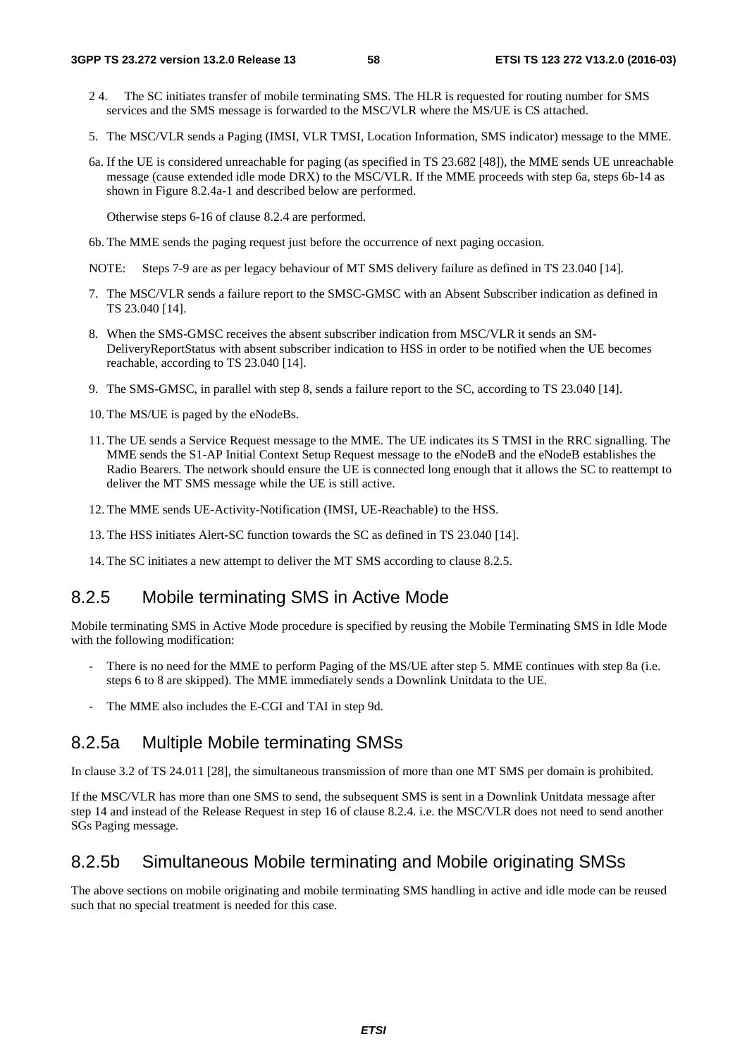2-4. The SC initiates transfer of mobile terminating SMS. The HLR is requested for routing number for SMS services and the SMS message is forwarded to the MSC/VLR where the MS/UE is CS attached.

5. The MSC/VLR sends a Paging (IMSI, VLR TMSI, Location Information, SMS indicator) message to the MME.

6a. If the UE is considered unreachable for paging (as specified in TS 23.682 [48]), the MME sends UE unreachable message (cause extended idle mode DRX) to the MSC/VLR. If the MME proceeds with step 6a, steps 6b-14 as shown in Figure 8.2.4a-1 and described below are performed.

 Otherwise steps 6-16 of clause 8.2.4 are performed.

6b. The MME sends the paging request just before the occurrence of next paging occasion.

NOTE: Steps 7-9 are as per legacy behaviour of MT SMS delivery failure as defined in TS 23.040 [14].

7. The MSC/VLR sends a failure report to the SMSC-GMSC with an Absent Subscriber indication as defined in TS 23.040 [14].

8. When the SMS-GMSC receives the absent subscriber indication from MSC/VLR it sends an SM-DeliveryReportStatus with absent subscriber indication to HSS in order to be notified when the UE becomes reachable, according to TS 23.040 [14].

9. The SMS-GMSC, in parallel with step 8, sends a failure report to the SC, according to TS 23.040 [14].

10. The MS/UE is paged by the eNodeBs.

11. The UE sends a Service Request message to the MME. The UE indicates its S TMSI in the RRC signalling. The MME sends the S1-AP Initial Context Setup Request message to the eNodeB and the eNodeB establishes the Radio Bearers. The network should ensure the UE is connected long enough that it allows the SC to reattempt to deliver the MT SMS message while the UE is still active.

12. The MME sends UE-Activity-Notification (IMSI, UE-Reachable) to the HSS.

13. The HSS initiates Alert-SC function towards the SC as defined in TS 23.040 [14].

14. The SC initiates a new attempt to deliver the MT SMS according to clause 8.2.5.

## 8.2.5 Mobile terminating SMS in Active Mode

Mobile terminating SMS in Active Mode procedure is specified by reusing the Mobile Terminating SMS in Idle Mode with the following modification:

- There is no need for the MME to perform Paging of the MS/UE after step 5. MME continues with step 8a (i.e. steps 6 to 8 are skipped). The MME immediately sends a Downlink Unitdata to the UE.
- The MME also includes the E-CGI and TAI in step 9d.

## 8.2.5a Multiple Mobile terminating SMSs

In clause 3.2 of TS 24.011 [28], the simultaneous transmission of more than one MT SMS per domain is prohibited.

If the MSC/VLR has more than one SMS to send, the subsequent SMS is sent in a Downlink Unitdata message after step 14 and instead of the Release Request in step 16 of clause 8.2.4. i.e. the MSC/VLR does not need to send another SGs Paging message.

## 8.2.5b Simultaneous Mobile terminating and Mobile originating SMSs

The above sections on mobile originating and mobile terminating SMS handling in active and idle mode can be reused such that no special treatment is needed for this case.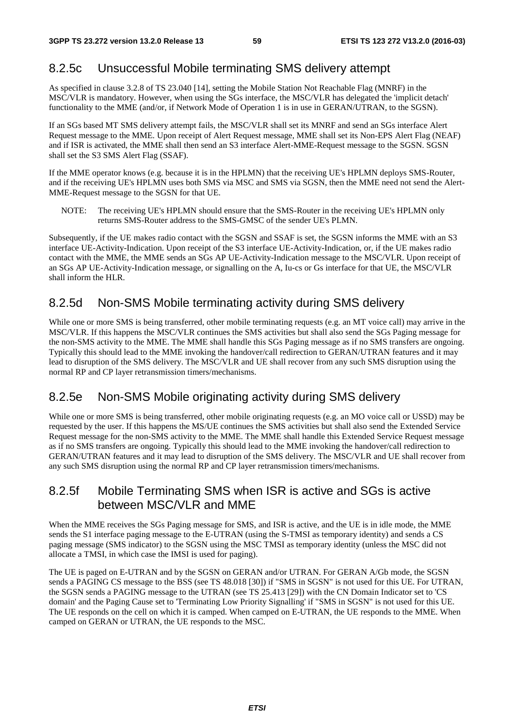### 8.2.5c Unsuccessful Mobile terminating SMS delivery attempt

As specified in clause 3.2.8 of TS 23.040 [14], setting the Mobile Station Not Reachable Flag (MNRF) in the MSC/VLR is mandatory. However, when using the SGs interface, the MSC/VLR has delegated the 'implicit detach' functionality to the MME (and/or, if Network Mode of Operation 1 is in use in GERAN/UTRAN, to the SGSN).

If an SGs based MT SMS delivery attempt fails, the MSC/VLR shall set its MNRF and send an SGs interface Alert Request message to the MME. Upon receipt of Alert Request message, MME shall set its Non-EPS Alert Flag (NEAF) and if ISR is activated, the MME shall then send an S3 interface Alert-MME-Request message to the SGSN. SGSN shall set the S3 SMS Alert Flag (SSAF).

If the MME operator knows (e.g. because it is in the HPLMN) that the receiving UE's HPLMN deploys SMS-Router, and if the receiving UE's HPLMN uses both SMS via MSC and SMS via SGSN, then the MME need not send the Alert-MME-Request message to the SGSN for that UE.

NOTE: The receiving UE's HPLMN should ensure that the SMS-Router in the receiving UE's HPLMN only returns SMS-Router address to the SMS-GMSC of the sender UE's PLMN.

Subsequently, if the UE makes radio contact with the SGSN and SSAF is set, the SGSN informs the MME with an S3 interface UE-Activity-Indication. Upon receipt of the S3 interface UE-Activity-Indication, or, if the UE makes radio contact with the MME, the MME sends an SGs AP UE-Activity-Indication message to the MSC/VLR. Upon receipt of an SGs AP UE-Activity-Indication message, or signalling on the A, Iu-cs or Gs interface for that UE, the MSC/VLR shall inform the HLR.

### 8.2.5d Non-SMS Mobile terminating activity during SMS delivery

While one or more SMS is being transferred, other mobile terminating requests (e.g. an MT voice call) may arrive in the MSC/VLR. If this happens the MSC/VLR continues the SMS activities but shall also send the SGs Paging message for the non-SMS activity to the MME. The MME shall handle this SGs Paging message as if no SMS transfers are ongoing. Typically this should lead to the MME invoking the handover/call redirection to GERAN/UTRAN features and it may lead to disruption of the SMS delivery. The MSC/VLR and UE shall recover from any such SMS disruption using the normal RP and CP layer retransmission timers/mechanisms.

### 8.2.5e Non-SMS Mobile originating activity during SMS delivery

While one or more SMS is being transferred, other mobile originating requests (e.g. an MO voice call or USSD) may be requested by the user. If this happens the MS/UE continues the SMS activities but shall also send the Extended Service Request message for the non-SMS activity to the MME. The MME shall handle this Extended Service Request message as if no SMS transfers are ongoing. Typically this should lead to the MME invoking the handover/call redirection to GERAN/UTRAN features and it may lead to disruption of the SMS delivery. The MSC/VLR and UE shall recover from any such SMS disruption using the normal RP and CP layer retransmission timers/mechanisms.

### 8.2.5f Mobile Terminating SMS when ISR is active and SGs is active between MSC/VLR and MME

When the MME receives the SGs Paging message for SMS, and ISR is active, and the UE is in idle mode, the MME sends the S1 interface paging message to the E-UTRAN (using the S-TMSI as temporary identity) and sends a CS paging message (SMS indicator) to the SGSN using the MSC TMSI as temporary identity (unless the MSC did not allocate a TMSI, in which case the IMSI is used for paging).

The UE is paged on E-UTRAN and by the SGSN on GERAN and/or UTRAN. For GERAN A/Gb mode, the SGSN sends a PAGING CS message to the BSS (see TS 48.018 [30]) if "SMS in SGSN" is not used for this UE. For UTRAN, the SGSN sends a PAGING message to the UTRAN (see TS 25.413 [29]) with the CN Domain Indicator set to 'CS domain' and the Paging Cause set to 'Terminating Low Priority Signalling' if "SMS in SGSN" is not used for this UE. The UE responds on the cell on which it is camped. When camped on E-UTRAN, the UE responds to the MME. When camped on GERAN or UTRAN, the UE responds to the MSC.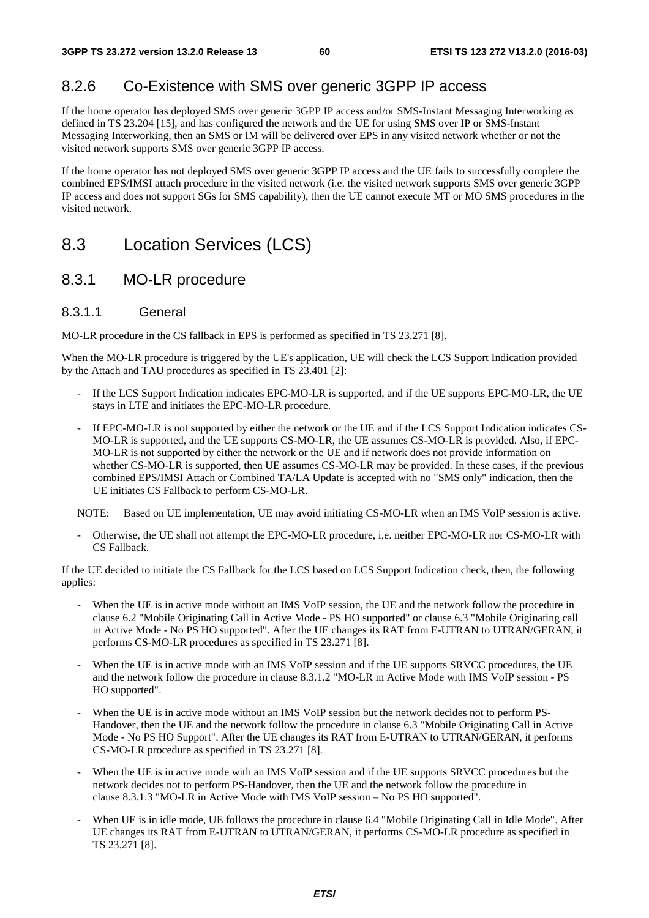### 8.2.6 Co-Existence with SMS over generic 3GPP IP access

If the home operator has deployed SMS over generic 3GPP IP access and/or SMS-Instant Messaging Interworking as defined in TS 23.204 [15], and has configured the network and the UE for using SMS over IP or SMS-Instant Messaging Interworking, then an SMS or IM will be delivered over EPS in any visited network whether or not the visited network supports SMS over generic 3GPP IP access.

If the home operator has not deployed SMS over generic 3GPP IP access and the UE fails to successfully complete the combined EPS/IMSI attach procedure in the visited network (i.e. the visited network supports SMS over generic 3GPP IP access and does not support SGs for SMS capability), then the UE cannot execute MT or MO SMS procedures in the visited network.

## 8.3 Location Services (LCS)

### 8.3.1 MO-LR procedure

#### 8.3.1.1 General

MO-LR procedure in the CS fallback in EPS is performed as specified in TS 23.271 [8].

When the MO-LR procedure is triggered by the UE's application, UE will check the LCS Support Indication provided by the Attach and TAU procedures as specified in TS 23.401 [2]:

- If the LCS Support Indication indicates EPC-MO-LR is supported, and if the UE supports EPC-MO-LR, the UE stays in LTE and initiates the EPC-MO-LR procedure.
- If EPC-MO-LR is not supported by either the network or the UE and if the LCS Support Indication indicates CS-MO-LR is supported, and the UE supports CS-MO-LR, the UE assumes CS-MO-LR is provided. Also, if EPC-MO-LR is not supported by either the network or the UE and if network does not provide information on whether CS-MO-LR is supported, then UE assumes CS-MO-LR may be provided. In these cases, if the previous combined EPS/IMSI Attach or Combined TA/LA Update is accepted with no "SMS only" indication, then the UE initiates CS Fallback to perform CS-MO-LR.

NOTE: Based on UE implementation, UE may avoid initiating CS-MO-LR when an IMS VoIP session is active.

- Otherwise, the UE shall not attempt the EPC-MO-LR procedure, i.e. neither EPC-MO-LR nor CS-MO-LR with CS Fallback.

If the UE decided to initiate the CS Fallback for the LCS based on LCS Support Indication check, then, the following applies:

- When the UE is in active mode without an IMS VoIP session, the UE and the network follow the procedure in clause 6.2 "Mobile Originating Call in Active Mode - PS HO supported" or clause 6.3 "Mobile Originating call in Active Mode - No PS HO supported". After the UE changes its RAT from E-UTRAN to UTRAN/GERAN, it performs CS-MO-LR procedures as specified in TS 23.271 [8].
- When the UE is in active mode with an IMS VoIP session and if the UE supports SRVCC procedures, the UE and the network follow the procedure in clause 8.3.1.2 "MO-LR in Active Mode with IMS VoIP session - PS HO supported".
- When the UE is in active mode without an IMS VoIP session but the network decides not to perform PS-Handover, then the UE and the network follow the procedure in clause 6.3 "Mobile Originating Call in Active Mode - No PS HO Support". After the UE changes its RAT from E-UTRAN to UTRAN/GERAN, it performs CS-MO-LR procedure as specified in TS 23.271 [8].
- When the UE is in active mode with an IMS VoIP session and if the UE supports SRVCC procedures but the network decides not to perform PS-Handover, then the UE and the network follow the procedure in clause 8.3.1.3 "MO-LR in Active Mode with IMS VoIP session – No PS HO supported".
- When UE is in idle mode, UE follows the procedure in clause 6.4 "Mobile Originating Call in Idle Mode". After UE changes its RAT from E-UTRAN to UTRAN/GERAN, it performs CS-MO-LR procedure as specified in TS 23.271 [8].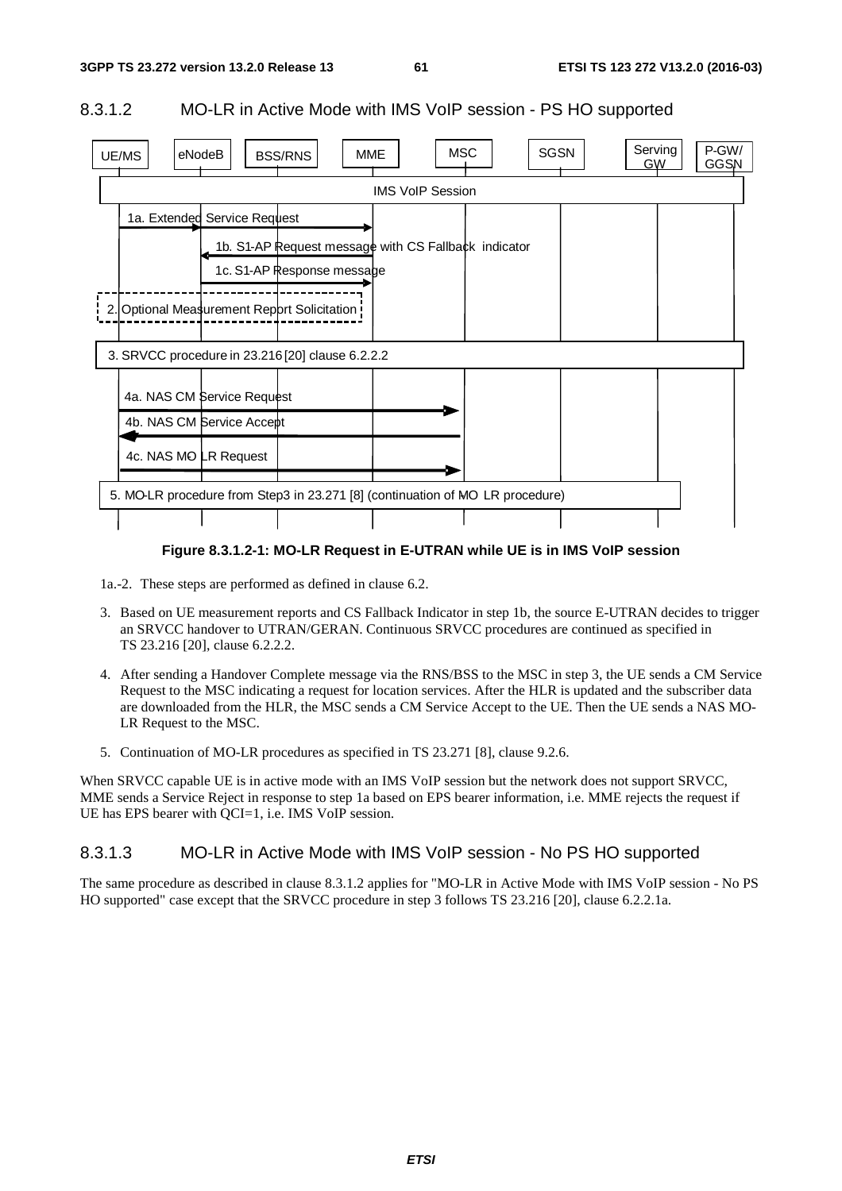### 8.3.1.2 MO-LR in Active Mode with IMS VoIP session - PS HO supported

**Figure 8.3.1.2-1: MO-LR Request in E-UTRAN while UE is in IMS VoIP session**

1a.-2. These steps are performed as defined in clause 6.2.

3. Based on UE measurement reports and CS Fallback Indicator in step 1b, the source E-UTRAN decides to trigger an SRVCC handover to UTRAN/GERAN. Continuous SRVCC procedures are continued as specified in TS 23.216 [20], clause 6.2.2.2.

4. After sending a Handover Complete message via the RNS/BSS to the MSC in step 3, the UE sends a CM Service Request to the MSC indicating a request for location services. After the HLR is updated and the subscriber data are downloaded from the HLR, the MSC sends a CM Service Accept to the UE. Then the UE sends a NAS MO-LR Request to the MSC.

5. Continuation of MO-LR procedures as specified in TS 23.271 [8], clause 9.2.6.

When SRVCC capable UE is in active mode with an IMS VoIP session but the network does not support SRVCC, MME sends a Service Reject in response to step 1a based on EPS bearer information, i.e. MME rejects the request if UE has EPS bearer with QCI=1, i.e. IMS VoIP session.

### 8.3.1.3 MO-LR in Active Mode with IMS VoIP session - No PS HO supported

The same procedure as described in clause 8.3.1.2 applies for "MO-LR in Active Mode with IMS VoIP session - No PS HO supported" case except that the SRVCC procedure in step 3 follows TS 23.216 [20], clause 6.2.2.1a.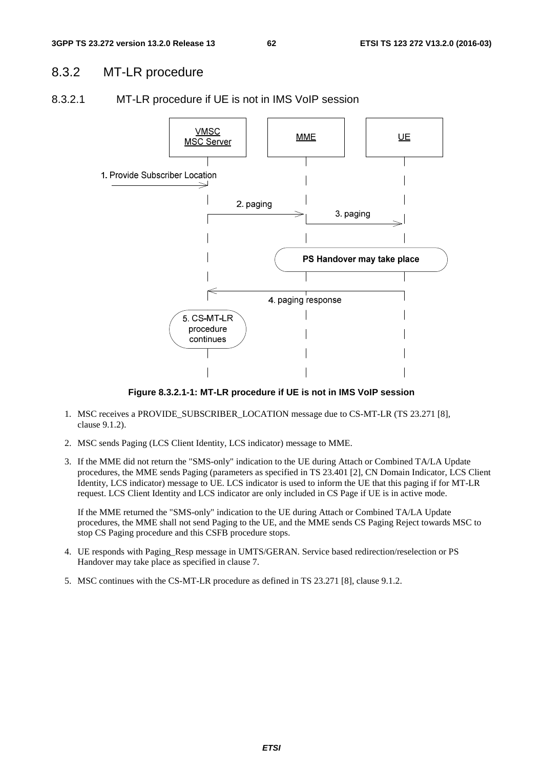## 8.3.2 MT-LR procedure

### 8.3.2.1 MT-LR procedure if UE is not in IMS VoIP session

**Figure 8.3.2.1-1: MT-LR procedure if UE is not in IMS VoIP session**

1. MSC receives a PROVIDE_SUBSCRIBER_LOCATION message due to CS-MT-LR (TS 23.271 [8], clause 9.1.2).
2. MSC sends Paging (LCS Client Identity, LCS indicator) message to MME.
3. If the MME did not return the "SMS-only" indication to the UE during Attach or Combined TA/LA Update procedures, the MME sends Paging (parameters as specified in TS 23.401 [2], CN Domain Indicator, LCS Client Identity, LCS indicator) message to UE. LCS indicator is used to inform the UE that this paging if for MT-LR request. LCS Client Identity and LCS indicator are only included in CS Page if UE is in active mode.

   If the MME returned the "SMS-only" indication to the UE during Attach or Combined TA/LA Update procedures, the MME shall not send Paging to the UE, and the MME sends CS Paging Reject towards MSC to stop CS Paging procedure and this CSFB procedure stops.
4. UE responds with Paging_Resp message in UMTS/GERAN. Service based redirection/reselection or PS Handover may take place as specified in clause 7.
5. MSC continues with the CS-MT-LR procedure as defined in TS 23.271 [8], clause 9.1.2.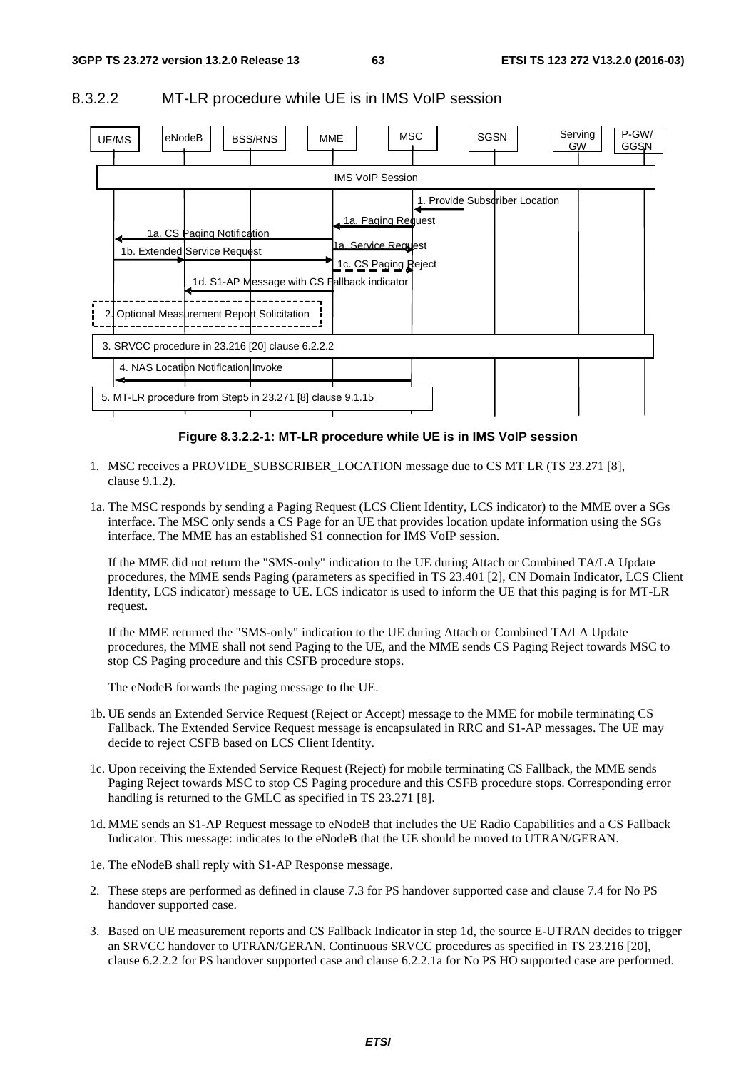### 8.3.2.2 MT-LR procedure while UE is in IMS VoIP session

**Figure 8.3.2.2-1: MT-LR procedure while UE is in IMS VoIP session**

1. MSC receives a PROVIDE_SUBSCRIBER_LOCATION message due to CS MT LR (TS 23.271 [8], clause 9.1.2).

1a. The MSC responds by sending a Paging Request (LCS Client Identity, LCS indicator) to the MME over a SGs interface. The MSC only sends a CS Page for an UE that provides location update information using the SGs interface. The MME has an established S1 connection for IMS VoIP session.

If the MME did not return the "SMS-only" indication to the UE during Attach or Combined TA/LA Update procedures, the MME sends Paging (parameters as specified in TS 23.401 [2], CN Domain Indicator, LCS Client Identity, LCS indicator) message to UE. LCS indicator is used to inform the UE that this paging is for MT-LR request.

If the MME returned the "SMS-only" indication to the UE during Attach or Combined TA/LA Update procedures, the MME shall not send Paging to the UE, and the MME sends CS Paging Reject towards MSC to stop CS Paging procedure and this CSFB procedure stops.

The eNodeB forwards the paging message to the UE.

1b. UE sends an Extended Service Request (Reject or Accept) message to the MME for mobile terminating CS Fallback. The Extended Service Request message is encapsulated in RRC and S1-AP messages. The UE may decide to reject CSFB based on LCS Client Identity.

1c. Upon receiving the Extended Service Request (Reject) for mobile terminating CS Fallback, the MME sends Paging Reject towards MSC to stop CS Paging procedure and this CSFB procedure stops. Corresponding error handling is returned to the GMLC as specified in TS 23.271 [8].

1d. MME sends an S1-AP Request message to eNodeB that includes the UE Radio Capabilities and a CS Fallback Indicator. This message: indicates to the eNodeB that the UE should be moved to UTRAN/GERAN.

1e. The eNodeB shall reply with S1-AP Response message.

2. These steps are performed as defined in clause 7.3 for PS handover supported case and clause 7.4 for No PS handover supported case.

3. Based on UE measurement reports and CS Fallback Indicator in step 1d, the source E-UTRAN decides to trigger an SRVCC handover to UTRAN/GERAN. Continuous SRVCC procedures as specified in TS 23.216 [20], clause 6.2.2.2 for PS handover supported case and clause 6.2.2.1a for No PS HO supported case are performed.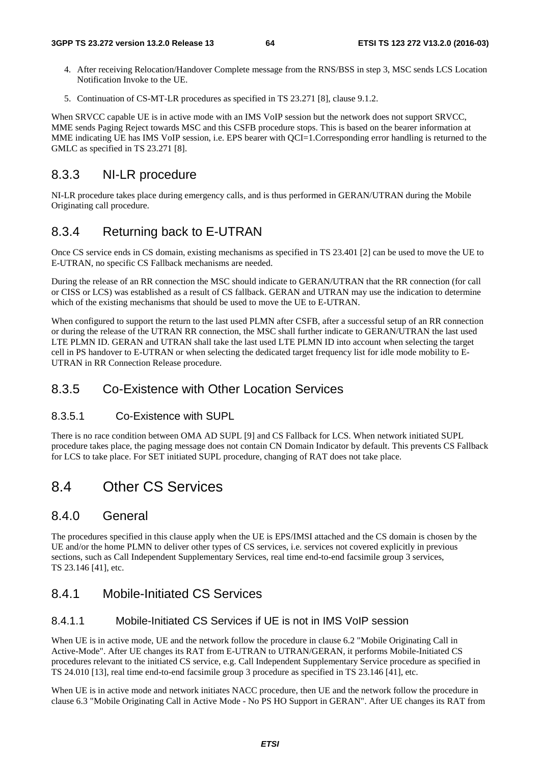4. After receiving Relocation/Handover Complete message from the RNS/BSS in step 3, MSC sends LCS Location Notification Invoke to the UE.

5. Continuation of CS-MT-LR procedures as specified in TS 23.271 [8], clause 9.1.2.

When SRVCC capable UE is in active mode with an IMS VoIP session but the network does not support SRVCC, MME sends Paging Reject towards MSC and this CSFB procedure stops. This is based on the bearer information at MME indicating UE has IMS VoIP session, i.e. EPS bearer with QCI=1.Corresponding error handling is returned to the GMLC as specified in TS 23.271 [8].

### 8.3.3 NI-LR procedure

NI-LR procedure takes place during emergency calls, and is thus performed in GERAN/UTRAN during the Mobile Originating call procedure.

### 8.3.4 Returning back to E-UTRAN

Once CS service ends in CS domain, existing mechanisms as specified in TS 23.401 [2] can be used to move the UE to E-UTRAN, no specific CS Fallback mechanisms are needed.

During the release of an RR connection the MSC should indicate to GERAN/UTRAN that the RR connection (for call or CISS or LCS) was established as a result of CS fallback. GERAN and UTRAN may use the indication to determine which of the existing mechanisms that should be used to move the UE to E-UTRAN.

When configured to support the return to the last used PLMN after CSFB, after a successful setup of an RR connection or during the release of the UTRAN RR connection, the MSC shall further indicate to GERAN/UTRAN the last used LTE PLMN ID. GERAN and UTRAN shall take the last used LTE PLMN ID into account when selecting the target cell in PS handover to E-UTRAN or when selecting the dedicated target frequency list for idle mode mobility to E-UTRAN in RR Connection Release procedure.

### 8.3.5 Co-Existence with Other Location Services

#### 8.3.5.1 Co-Existence with SUPL

There is no race condition between OMA AD SUPL [9] and CS Fallback for LCS. When network initiated SUPL procedure takes place, the paging message does not contain CN Domain Indicator by default. This prevents CS Fallback for LCS to take place. For SET initiated SUPL procedure, changing of RAT does not take place.

## 8.4 Other CS Services

### 8.4.0 General

The procedures specified in this clause apply when the UE is EPS/IMSI attached and the CS domain is chosen by the UE and/or the home PLMN to deliver other types of CS services, i.e. services not covered explicitly in previous sections, such as Call Independent Supplementary Services, real time end-to-end facsimile group 3 services, TS 23.146 [41], etc.

### 8.4.1 Mobile-Initiated CS Services

#### 8.4.1.1 Mobile-Initiated CS Services if UE is not in IMS VoIP session

When UE is in active mode, UE and the network follow the procedure in clause 6.2 "Mobile Originating Call in Active-Mode". After UE changes its RAT from E-UTRAN to UTRAN/GERAN, it performs Mobile-Initiated CS procedures relevant to the initiated CS service, e.g. Call Independent Supplementary Service procedure as specified in TS 24.010 [13], real time end-to-end facsimile group 3 procedure as specified in TS 23.146 [41], etc.

When UE is in active mode and network initiates NACC procedure, then UE and the network follow the procedure in clause 6.3 "Mobile Originating Call in Active Mode - No PS HO Support in GERAN". After UE changes its RAT from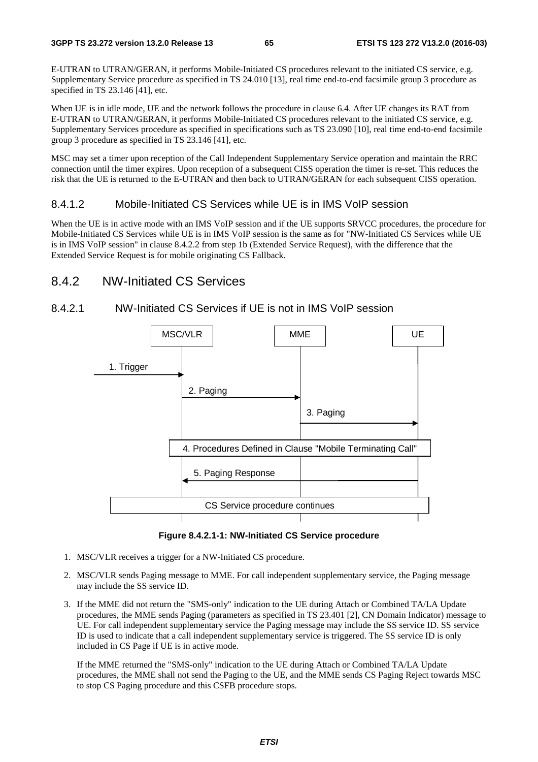E-UTRAN to UTRAN/GERAN, it performs Mobile-Initiated CS procedures relevant to the initiated CS service, e.g. Supplementary Service procedure as specified in TS 24.010 [13], real time end-to-end facsimile group 3 procedure as specified in TS 23.146 [41], etc.

When UE is in idle mode, UE and the network follows the procedure in clause 6.4. After UE changes its RAT from E-UTRAN to UTRAN/GERAN, it performs Mobile-Initiated CS procedures relevant to the initiated CS service, e.g. Supplementary Services procedure as specified in specifications such as TS 23.090 [10], real time end-to-end facsimile group 3 procedure as specified in TS 23.146 [41], etc.

MSC may set a timer upon reception of the Call Independent Supplementary Service operation and maintain the RRC connection until the timer expires. Upon reception of a subsequent CISS operation the timer is re-set. This reduces the risk that the UE is returned to the E-UTRAN and then back to UTRAN/GERAN for each subsequent CISS operation.

#### 8.4.1.2 Mobile-Initiated CS Services while UE is in IMS VoIP session

When the UE is in active mode with an IMS VoIP session and if the UE supports SRVCC procedures, the procedure for Mobile-Initiated CS Services while UE is in IMS VoIP session is the same as for "NW-Initiated CS Services while UE is in IMS VoIP session" in clause 8.4.2.2 from step 1b (Extended Service Request), with the difference that the Extended Service Request is for mobile originating CS Fallback.

### 8.4.2 NW-Initiated CS Services

#### 8.4.2.1 NW-Initiated CS Services if UE is not in IMS VoIP session

MSC/VLR | MME | UE

1. Trigger
2. Paging
3. Paging
4. Procedures Defined in Clause "Mobile Terminating Call"
5. Paging Response
CS Service procedure continues

**Figure 8.4.2.1-1: NW-Initiated CS Service procedure**

1. MSC/VLR receives a trigger for a NW-Initiated CS procedure.

2. MSC/VLR sends Paging message to MME. For call independent supplementary service, the Paging message may include the SS service ID.

3. If the MME did not return the "SMS-only" indication to the UE during Attach or Combined TA/LA Update procedures, the MME sends Paging (parameters as specified in TS 23.401 [2], CN Domain Indicator) message to UE. For call independent supplementary service the Paging message may include the SS service ID. SS service ID is used to indicate that a call independent supplementary service is triggered. The SS service ID is only included in CS Page if UE is in active mode.

   If the MME returned the "SMS-only" indication to the UE during Attach or Combined TA/LA Update procedures, the MME shall not send the Paging to the UE, and the MME sends CS Paging Reject towards MSC to stop CS Paging procedure and this CSFB procedure stops.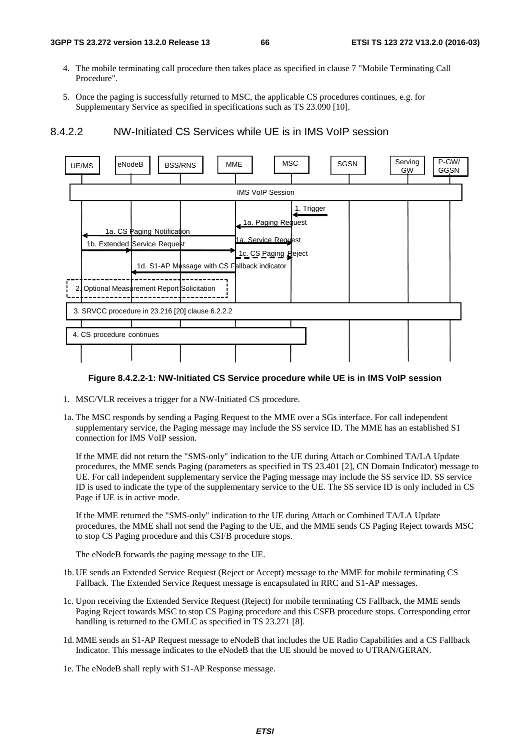4. The mobile terminating call procedure then takes place as specified in clause 7 "Mobile Terminating Call Procedure".

5. Once the paging is successfully returned to MSC, the applicable CS procedures continues, e.g. for Supplementary Service as specified in specifications such as TS 23.090 [10].

#### 8.4.2.2 NW-Initiated CS Services while UE is in IMS VoIP session

**Figure 8.4.2.2-1: NW-Initiated CS Service procedure while UE is in IMS VoIP session**

1. MSC/VLR receives a trigger for a NW-Initiated CS procedure.

1a. The MSC responds by sending a Paging Request to the MME over a SGs interface. For call independent supplementary service, the Paging message may include the SS service ID. The MME has an established S1 connection for IMS VoIP session.

If the MME did not return the "SMS-only" indication to the UE during Attach or Combined TA/LA Update procedures, the MME sends Paging (parameters as specified in TS 23.401 [2], CN Domain Indicator) message to UE. For call independent supplementary service the Paging message may include the SS service ID. SS service ID is used to indicate the type of the supplementary service to the UE. The SS service ID is only included in CS Page if UE is in active mode.

If the MME returned the "SMS-only" indication to the UE during Attach or Combined TA/LA Update procedures, the MME shall not send the Paging to the UE, and the MME sends CS Paging Reject towards MSC to stop CS Paging procedure and this CSFB procedure stops.

The eNodeB forwards the paging message to the UE.

1b. UE sends an Extended Service Request (Reject or Accept) message to the MME for mobile terminating CS Fallback. The Extended Service Request message is encapsulated in RRC and S1-AP messages.

1c. Upon receiving the Extended Service Request (Reject) for mobile terminating CS Fallback, the MME sends Paging Reject towards MSC to stop CS Paging procedure and this CSFB procedure stops. Corresponding error handling is returned to the GMLC as specified in TS 23.271 [8].

1d. MME sends an S1-AP Request message to eNodeB that includes the UE Radio Capabilities and a CS Fallback Indicator. This message indicates to the eNodeB that the UE should be moved to UTRAN/GERAN.

1e. The eNodeB shall reply with S1-AP Response message.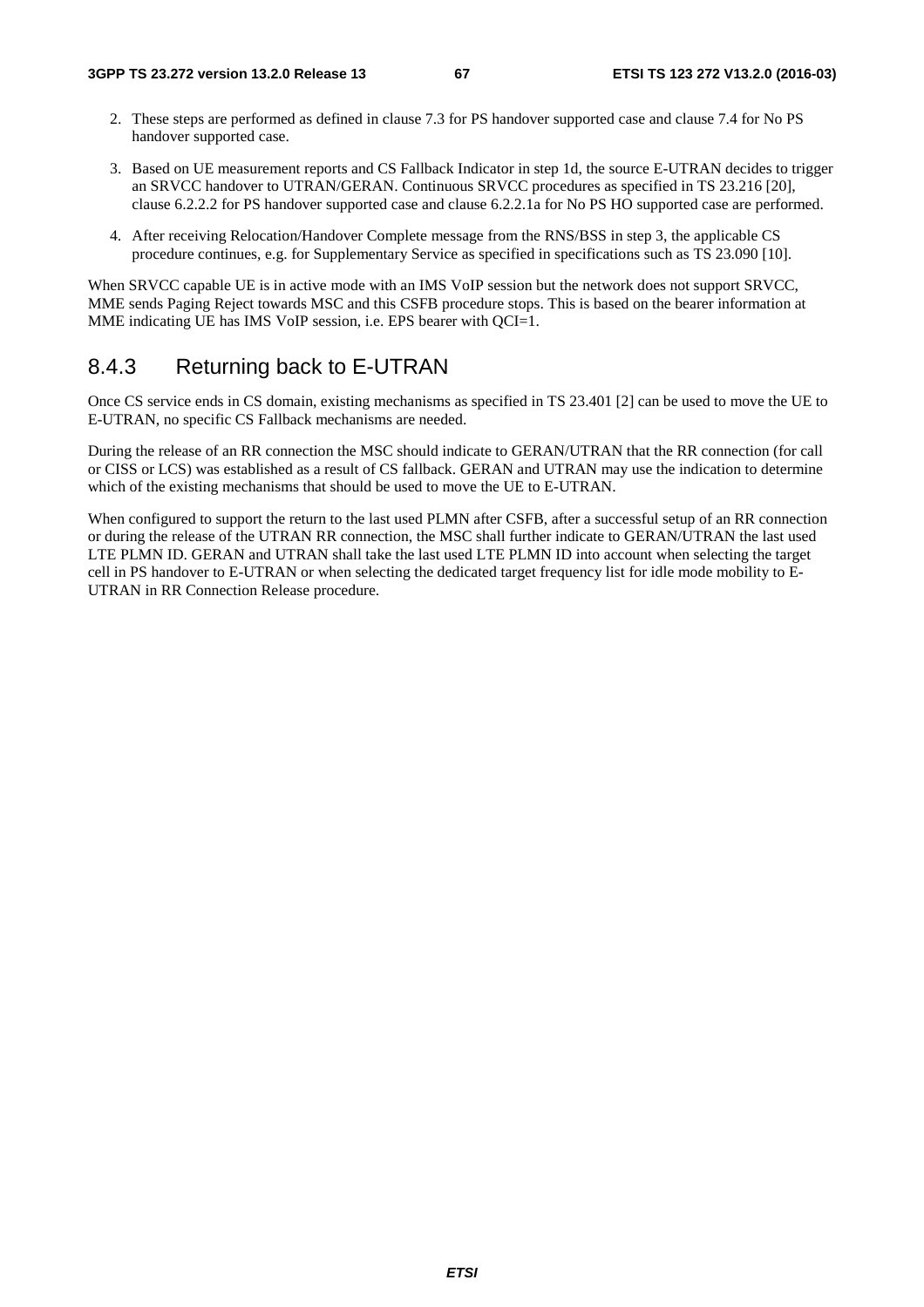2. These steps are performed as defined in clause 7.3 for PS handover supported case and clause 7.4 for No PS handover supported case.

3. Based on UE measurement reports and CS Fallback Indicator in step 1d, the source E-UTRAN decides to trigger an SRVCC handover to UTRAN/GERAN. Continuous SRVCC procedures as specified in TS 23.216 [20], clause 6.2.2.2 for PS handover supported case and clause 6.2.2.1a for No PS HO supported case are performed.

4. After receiving Relocation/Handover Complete message from the RNS/BSS in step 3, the applicable CS procedure continues, e.g. for Supplementary Service as specified in specifications such as TS 23.090 [10].

When SRVCC capable UE is in active mode with an IMS VoIP session but the network does not support SRVCC, MME sends Paging Reject towards MSC and this CSFB procedure stops. This is based on the bearer information at MME indicating UE has IMS VoIP session, i.e. EPS bearer with QCI=1.

### 8.4.3 Returning back to E-UTRAN

Once CS service ends in CS domain, existing mechanisms as specified in TS 23.401 [2] can be used to move the UE to E-UTRAN, no specific CS Fallback mechanisms are needed.

During the release of an RR connection the MSC should indicate to GERAN/UTRAN that the RR connection (for call or CISS or LCS) was established as a result of CS fallback. GERAN and UTRAN may use the indication to determine which of the existing mechanisms that should be used to move the UE to E-UTRAN.

When configured to support the return to the last used PLMN after CSFB, after a successful setup of an RR connection or during the release of the UTRAN RR connection, the MSC shall further indicate to GERAN/UTRAN the last used LTE PLMN ID. GERAN and UTRAN shall take the last used LTE PLMN ID into account when selecting the target cell in PS handover to E-UTRAN or when selecting the dedicated target frequency list for idle mode mobility to E-UTRAN in RR Connection Release procedure.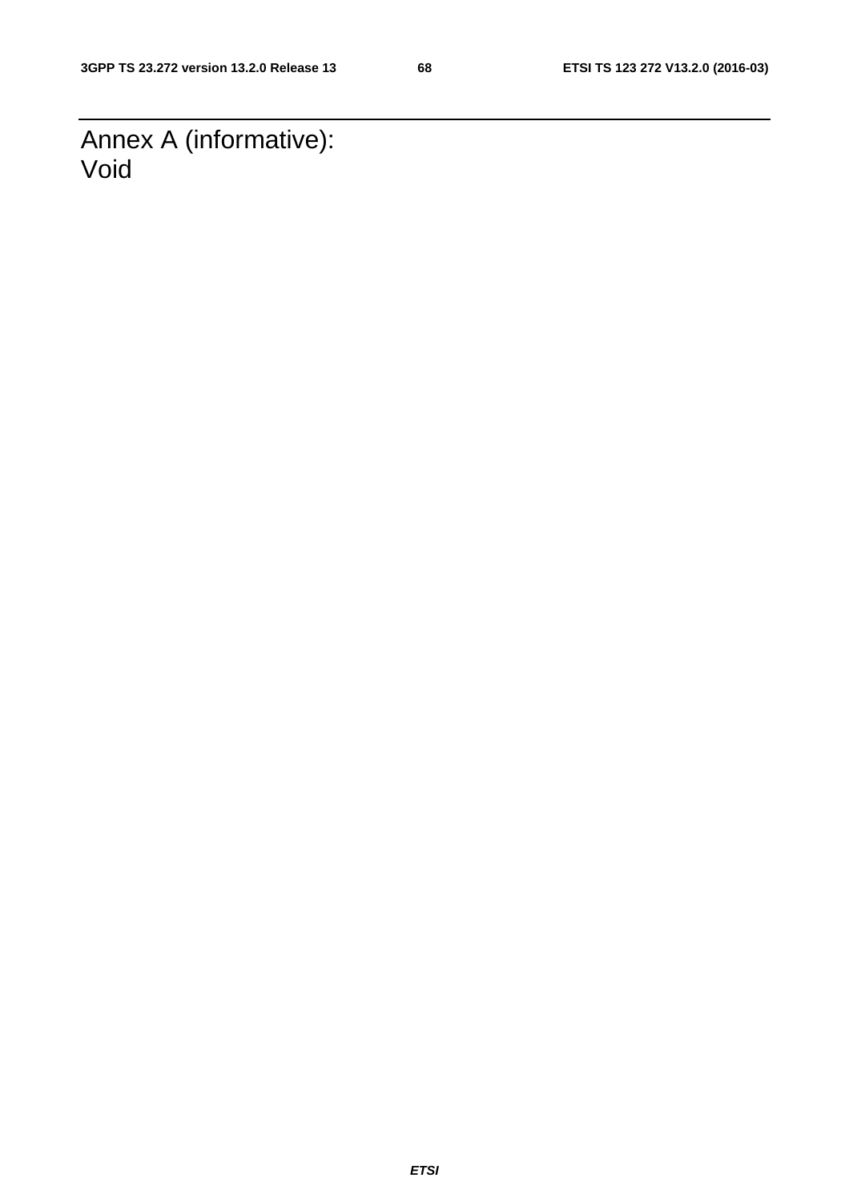# Annex A (informative): Void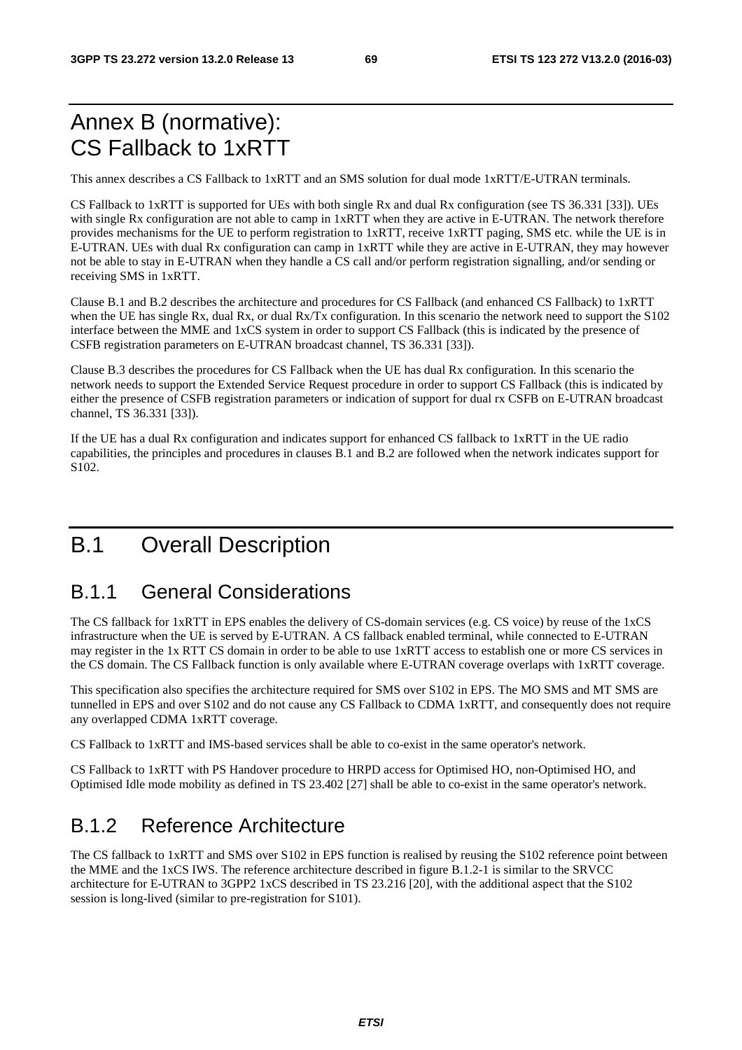# Annex B (normative): CS Fallback to 1xRTT

This annex describes a CS Fallback to 1xRTT and an SMS solution for dual mode 1xRTT/E-UTRAN terminals.

CS Fallback to 1xRTT is supported for UEs with both single Rx and dual Rx configuration (see TS 36.331 [33]). UEs with single Rx configuration are not able to camp in 1xRTT when they are active in E-UTRAN. The network therefore provides mechanisms for the UE to perform registration to 1xRTT, receive 1xRTT paging, SMS etc. while the UE is in E-UTRAN. UEs with dual Rx configuration can camp in 1xRTT while they are active in E-UTRAN, they may however not be able to stay in E-UTRAN when they handle a CS call and/or perform registration signalling, and/or sending or receiving SMS in 1xRTT.

Clause B.1 and B.2 describes the architecture and procedures for CS Fallback (and enhanced CS Fallback) to 1xRTT when the UE has single Rx, dual Rx, or dual Rx/Tx configuration. In this scenario the network need to support the S102 interface between the MME and 1xCS system in order to support CS Fallback (this is indicated by the presence of CSFB registration parameters on E-UTRAN broadcast channel, TS 36.331 [33]).

Clause B.3 describes the procedures for CS Fallback when the UE has dual Rx configuration. In this scenario the network needs to support the Extended Service Request procedure in order to support CS Fallback (this is indicated by either the presence of CSFB registration parameters or indication of support for dual rx CSFB on E-UTRAN broadcast channel, TS 36.331 [33]).

If the UE has a dual Rx configuration and indicates support for enhanced CS fallback to 1xRTT in the UE radio capabilities, the principles and procedures in clauses B.1 and B.2 are followed when the network indicates support for S102.

# B.1 Overall Description

## B.1.1 General Considerations

The CS fallback for 1xRTT in EPS enables the delivery of CS-domain services (e.g. CS voice) by reuse of the 1xCS infrastructure when the UE is served by E-UTRAN. A CS fallback enabled terminal, while connected to E-UTRAN may register in the 1x RTT CS domain in order to be able to use 1xRTT access to establish one or more CS services in the CS domain. The CS Fallback function is only available where E-UTRAN coverage overlaps with 1xRTT coverage.

This specification also specifies the architecture required for SMS over S102 in EPS. The MO SMS and MT SMS are tunnelled in EPS and over S102 and do not cause any CS Fallback to CDMA 1xRTT, and consequently does not require any overlapped CDMA 1xRTT coverage.

CS Fallback to 1xRTT and IMS-based services shall be able to co-exist in the same operator's network.

CS Fallback to 1xRTT with PS Handover procedure to HRPD access for Optimised HO, non-Optimised HO, and Optimised Idle mode mobility as defined in TS 23.402 [27] shall be able to co-exist in the same operator's network.

## B.1.2 Reference Architecture

The CS fallback to 1xRTT and SMS over S102 in EPS function is realised by reusing the S102 reference point between the MME and the 1xCS IWS. The reference architecture described in figure B.1.2-1 is similar to the SRVCC architecture for E-UTRAN to 3GPP2 1xCS described in TS 23.216 [20], with the additional aspect that the S102 session is long-lived (similar to pre-registration for S101).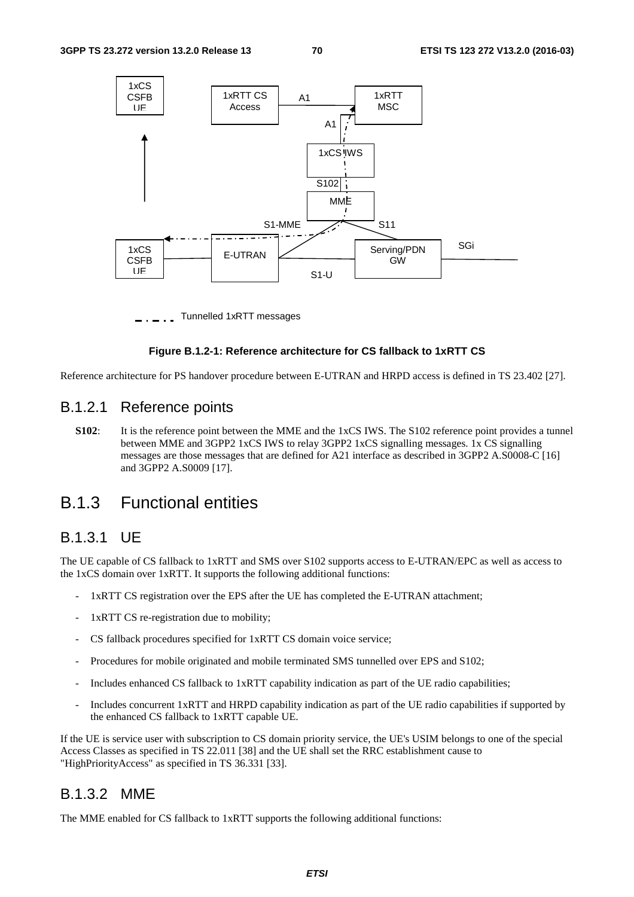Figure B.1.2-1: Reference architecture for CS fallback to 1xRTT CS

Reference architecture for PS handover procedure between E-UTRAN and HRPD access is defined in TS 23.402 [27].

### B.1.2.1 Reference points

**S102**: It is the reference point between the MME and the 1xCS IWS. The S102 reference point provides a tunnel between MME and 3GPP2 1xCS IWS to relay 3GPP2 1xCS signalling messages. 1x CS signalling messages are those messages that are defined for A21 interface as described in 3GPP2 A.S0008-C [16] and 3GPP2 A.S0009 [17].

## B.1.3 Functional entities

### B.1.3.1 UE

The UE capable of CS fallback to 1xRTT and SMS over S102 supports access to E-UTRAN/EPC as well as access to the 1xCS domain over 1xRTT. It supports the following additional functions:

- 1xRTT CS registration over the EPS after the UE has completed the E-UTRAN attachment;
- 1xRTT CS re-registration due to mobility;
- CS fallback procedures specified for 1xRTT CS domain voice service;
- Procedures for mobile originated and mobile terminated SMS tunnelled over EPS and S102;
- Includes enhanced CS fallback to 1xRTT capability indication as part of the UE radio capabilities;
- Includes concurrent 1xRTT and HRPD capability indication as part of the UE radio capabilities if supported by the enhanced CS fallback to 1xRTT capable UE.

If the UE is service user with subscription to CS domain priority service, the UE's USIM belongs to one of the special Access Classes as specified in TS 22.011 [38] and the UE shall set the RRC establishment cause to "HighPriorityAccess" as specified in TS 36.331 [33].

### B.1.3.2 MME

The MME enabled for CS fallback to 1xRTT supports the following additional functions: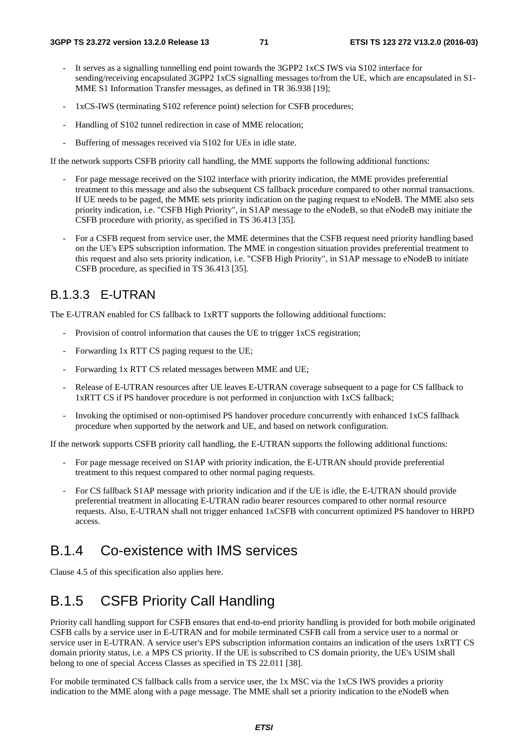- It serves as a signalling tunnelling end point towards the 3GPP2 1xCS IWS via S102 interface for sending/receiving encapsulated 3GPP2 1xCS signalling messages to/from the UE, which are encapsulated in S1-MME S1 Information Transfer messages, as defined in TR 36.938 [19];
- 1xCS-IWS (terminating S102 reference point) selection for CSFB procedures;
- Handling of S102 tunnel redirection in case of MME relocation;
- Buffering of messages received via S102 for UEs in idle state.

If the network supports CSFB priority call handling, the MME supports the following additional functions:

- For page message received on the S102 interface with priority indication, the MME provides preferential treatment to this message and also the subsequent CS fallback procedure compared to other normal transactions. If UE needs to be paged, the MME sets priority indication on the paging request to eNodeB. The MME also sets priority indication, i.e. "CSFB High Priority", in S1AP message to the eNodeB, so that eNodeB may initiate the CSFB procedure with priority, as specified in TS 36.413 [35].
- For a CSFB request from service user, the MME determines that the CSFB request need priority handling based on the UE's EPS subscription information. The MME in congestion situation provides preferential treatment to this request and also sets priority indication, i.e. "CSFB High Priority", in S1AP message to eNodeB to initiate CSFB procedure, as specified in TS 36.413 [35].

### B.1.3.3 E-UTRAN

The E-UTRAN enabled for CS fallback to 1xRTT supports the following additional functions:

- Provision of control information that causes the UE to trigger 1xCS registration;
- Forwarding 1x RTT CS paging request to the UE;
- Forwarding 1x RTT CS related messages between MME and UE;
- Release of E-UTRAN resources after UE leaves E-UTRAN coverage subsequent to a page for CS fallback to 1xRTT CS if PS handover procedure is not performed in conjunction with 1xCS fallback;
- Invoking the optimised or non-optimised PS handover procedure concurrently with enhanced 1xCS fallback procedure when supported by the network and UE, and based on network configuration.

If the network supports CSFB priority call handling, the E-UTRAN supports the following additional functions:

- For page message received on S1AP with priority indication, the E-UTRAN should provide preferential treatment to this request compared to other normal paging requests.
- For CS fallback S1AP message with priority indication and if the UE is idle, the E-UTRAN should provide preferential treatment in allocating E-UTRAN radio bearer resources compared to other normal resource requests. Also, E-UTRAN shall not trigger enhanced 1xCSFB with concurrent optimized PS handover to HRPD access.

## B.1.4 Co-existence with IMS services

Clause 4.5 of this specification also applies here.

## B.1.5 CSFB Priority Call Handling

Priority call handling support for CSFB ensures that end-to-end priority handling is provided for both mobile originated CSFB calls by a service user in E-UTRAN and for mobile terminated CSFB call from a service user to a normal or service user in E-UTRAN. A service user's EPS subscription information contains an indication of the users 1xRTT CS domain priority status, i.e. a MPS CS priority. If the UE is subscribed to CS domain priority, the UE's USIM shall belong to one of special Access Classes as specified in TS 22.011 [38].

For mobile terminated CS fallback calls from a service user, the 1x MSC via the 1xCS IWS provides a priority indication to the MME along with a page message. The MME shall set a priority indication to the eNodeB when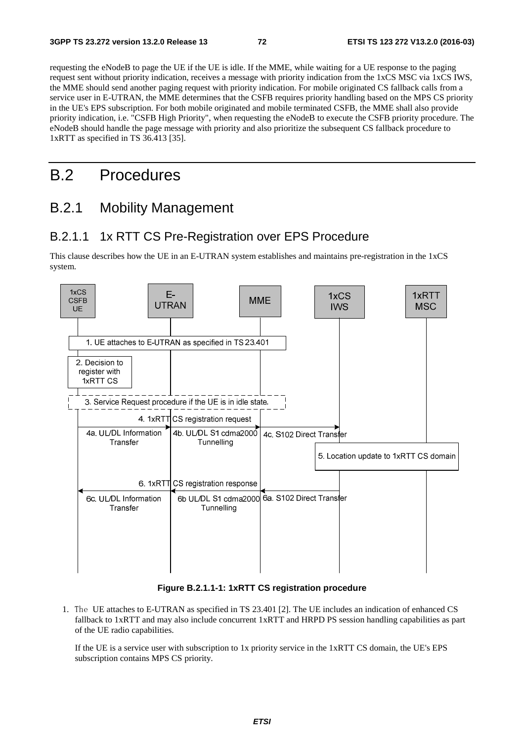requesting the eNodeB to page the UE if the UE is idle. If the MME, while waiting for a UE response to the paging request sent without priority indication, receives a message with priority indication from the 1xCS MSC via 1xCS IWS, the MME should send another paging request with priority indication. For mobile originated CS fallback calls from a service user in E-UTRAN, the MME determines that the CSFB requires priority handling based on the MPS CS priority in the UE's EPS subscription. For both mobile originated and mobile terminated CSFB, the MME shall also provide priority indication, i.e. "CSFB High Priority", when requesting the eNodeB to execute the CSFB priority procedure. The eNodeB should handle the page message with priority and also prioritize the subsequent CS fallback procedure to 1xRTT as specified in TS 36.413 [35].

# B.2 Procedures

## B.2.1 Mobility Management

### B.2.1.1 1x RTT CS Pre-Registration over EPS Procedure

This clause describes how the UE in an E-UTRAN system establishes and maintains pre-registration in the 1xCS system.

**Figure B.2.1.1-1: 1xRTT CS registration procedure**

1. The UE attaches to E-UTRAN as specified in TS 23.401 [2]. The UE includes an indication of enhanced CS fallback to 1xRTT and may also include concurrent 1xRTT and HRPD PS session handling capabilities as part of the UE radio capabilities.

   If the UE is a service user with subscription to 1x priority service in the 1xRTT CS domain, the UE's EPS subscription contains MPS CS priority.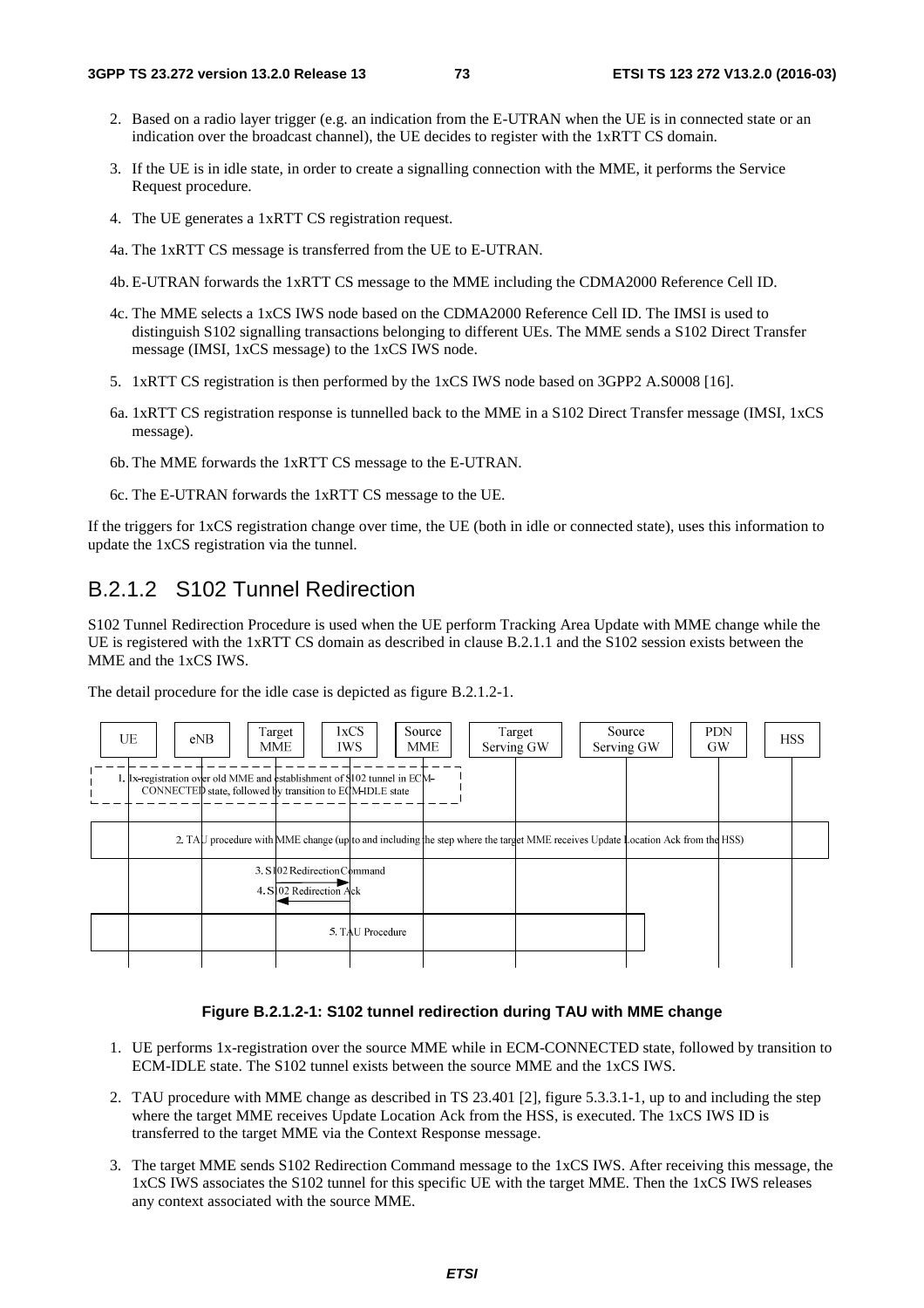2. Based on a radio layer trigger (e.g. an indication from the E-UTRAN when the UE is in connected state or an indication over the broadcast channel), the UE decides to register with the 1xRTT CS domain.

3. If the UE is in idle state, in order to create a signalling connection with the MME, it performs the Service Request procedure.

4. The UE generates a 1xRTT CS registration request.

4a. The 1xRTT CS message is transferred from the UE to E-UTRAN.

4b. E-UTRAN forwards the 1xRTT CS message to the MME including the CDMA2000 Reference Cell ID.

4c. The MME selects a 1xCS IWS node based on the CDMA2000 Reference Cell ID. The IMSI is used to distinguish S102 signalling transactions belonging to different UEs. The MME sends a S102 Direct Transfer message (IMSI, 1xCS message) to the 1xCS IWS node.

5. 1xRTT CS registration is then performed by the 1xCS IWS node based on 3GPP2 A.S0008 [16].

6a. 1xRTT CS registration response is tunnelled back to the MME in a S102 Direct Transfer message (IMSI, 1xCS message).

6b. The MME forwards the 1xRTT CS message to the E-UTRAN.

6c. The E-UTRAN forwards the 1xRTT CS message to the UE.

If the triggers for 1xCS registration change over time, the UE (both in idle or connected state), uses this information to update the 1xCS registration via the tunnel.

## B.2.1.2 S102 Tunnel Redirection

S102 Tunnel Redirection Procedure is used when the UE perform Tracking Area Update with MME change while the UE is registered with the 1xRTT CS domain as described in clause B.2.1.1 and the S102 session exists between the MME and the 1xCS IWS.

The detail procedure for the idle case is depicted as figure B.2.1.2-1.

UE | eNB | Target MME | 1xCS IWS | Source MME | Target Serving GW | Source Serving GW | PDN GW | HSS

1. 1x-registration over old MME and establishment of S102 tunnel in ECM-CONNECTED state, followed by transition to ECM-IDLE state

2. TAU procedure with MME change (up to and including the step where the target MME receives Update Location Ack from the HSS)

3. S102 Redirection Command

4. S102 Redirection Ack

5. TAU Procedure

**Figure B.2.1.2-1: S102 tunnel redirection during TAU with MME change**

1. UE performs 1x-registration over the source MME while in ECM-CONNECTED state, followed by transition to ECM-IDLE state. The S102 tunnel exists between the source MME and the 1xCS IWS.

2. TAU procedure with MME change as described in TS 23.401 [2], figure 5.3.3.1-1, up to and including the step where the target MME receives Update Location Ack from the HSS, is executed. The 1xCS IWS ID is transferred to the target MME via the Context Response message.

3. The target MME sends S102 Redirection Command message to the 1xCS IWS. After receiving this message, the 1xCS IWS associates the S102 tunnel for this specific UE with the target MME. Then the 1xCS IWS releases any context associated with the source MME.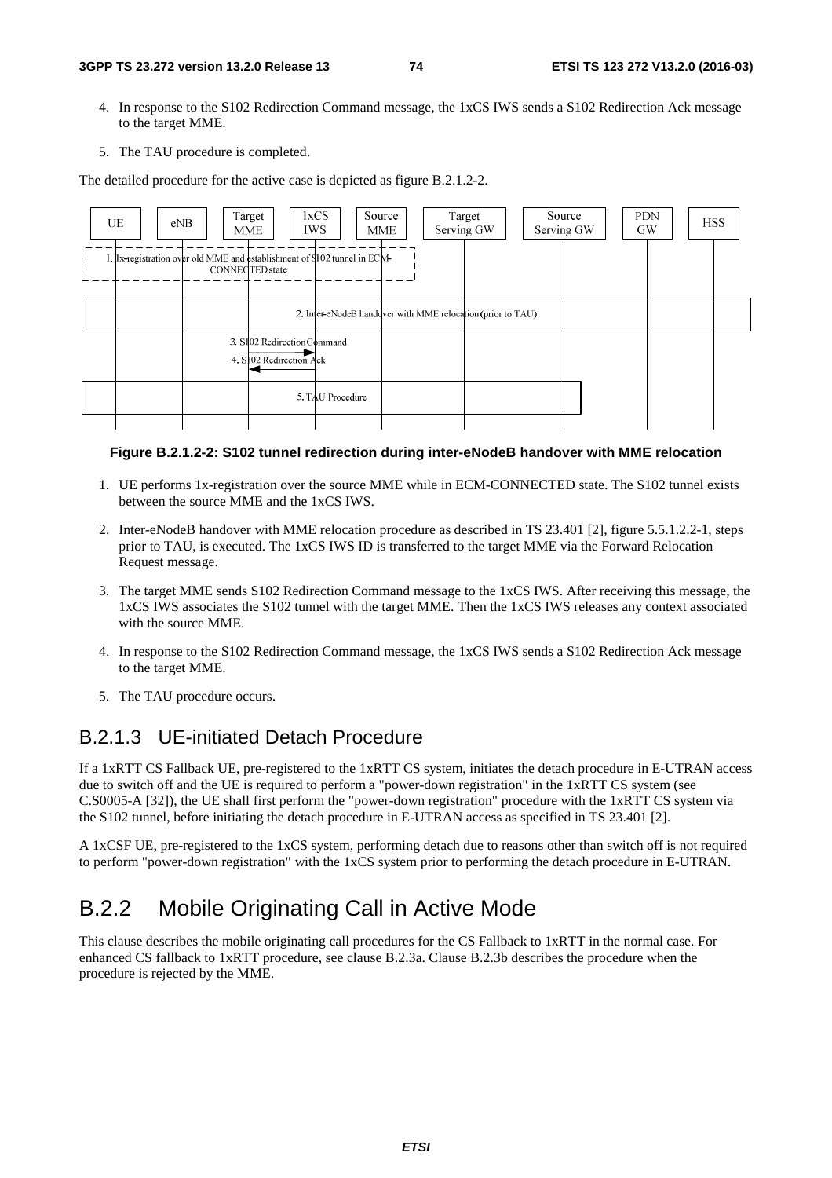4. In response to the S102 Redirection Command message, the 1xCS IWS sends a S102 Redirection Ack message to the target MME.

5. The TAU procedure is completed.

The detailed procedure for the active case is depicted as figure B.2.1.2-2.

**Figure B.2.1.2-2: S102 tunnel redirection during inter-eNodeB handover with MME relocation**

1. UE performs 1x-registration over the source MME while in ECM-CONNECTED state. The S102 tunnel exists between the source MME and the 1xCS IWS.

2. Inter-eNodeB handover with MME relocation procedure as described in TS 23.401 [2], figure 5.5.1.2.2-1, steps prior to TAU, is executed. The 1xCS IWS ID is transferred to the target MME via the Forward Relocation Request message.

3. The target MME sends S102 Redirection Command message to the 1xCS IWS. After receiving this message, the 1xCS IWS associates the S102 tunnel with the target MME. Then the 1xCS IWS releases any context associated with the source MME.

4. In response to the S102 Redirection Command message, the 1xCS IWS sends a S102 Redirection Ack message to the target MME.

5. The TAU procedure occurs.

### B.2.1.3 UE-initiated Detach Procedure

If a 1xRTT CS Fallback UE, pre-registered to the 1xRTT CS system, initiates the detach procedure in E-UTRAN access due to switch off and the UE is required to perform a "power-down registration" in the 1xRTT CS system (see C.S0005-A [32]), the UE shall first perform the "power-down registration" procedure with the 1xRTT CS system via the S102 tunnel, before initiating the detach procedure in E-UTRAN access as specified in TS 23.401 [2].

A 1xCSF UE, pre-registered to the 1xCS system, performing detach due to reasons other than switch off is not required to perform "power-down registration" with the 1xCS system prior to performing the detach procedure in E-UTRAN.

## B.2.2 Mobile Originating Call in Active Mode

This clause describes the mobile originating call procedures for the CS Fallback to 1xRTT in the normal case. For enhanced CS fallback to 1xRTT procedure, see clause B.2.3a. Clause B.2.3b describes the procedure when the procedure is rejected by the MME.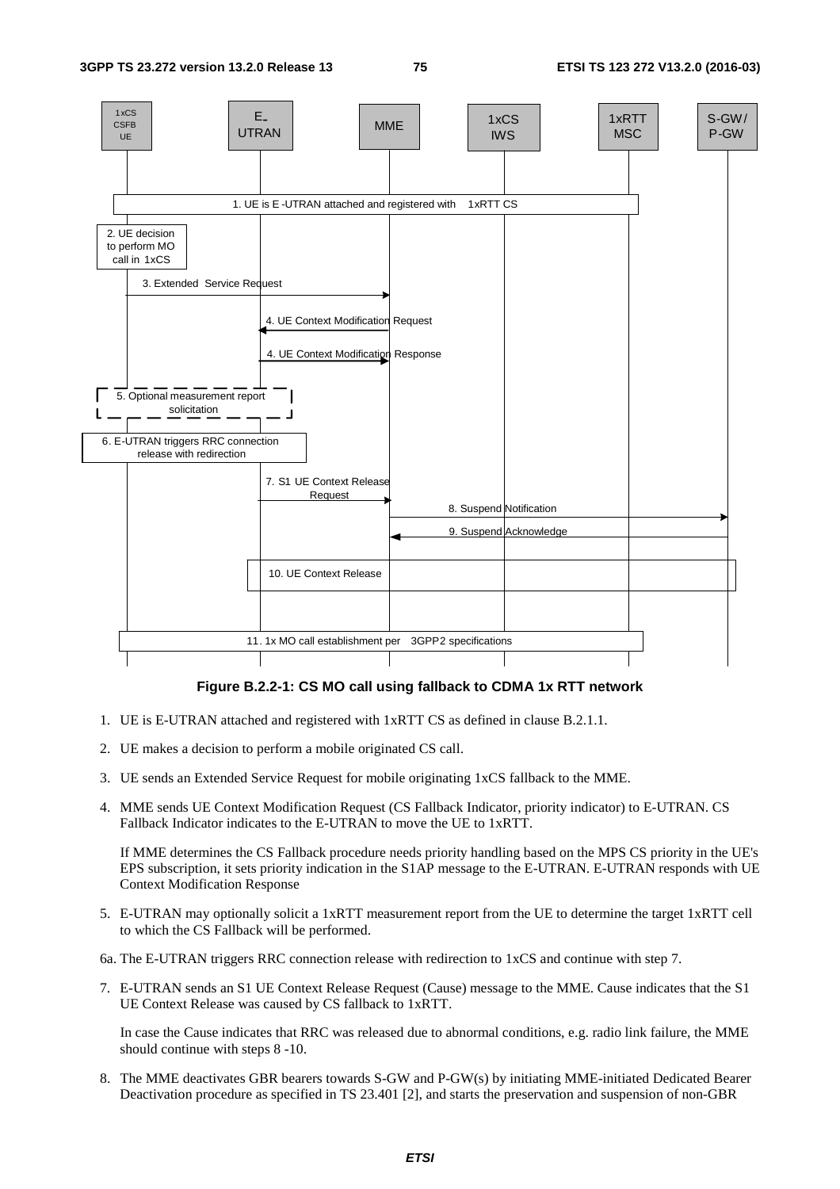**Figure B.2.2-1: CS MO call using fallback to CDMA 1x RTT network**

1. UE is E-UTRAN attached and registered with 1xRTT CS as defined in clause B.2.1.1.

2. UE makes a decision to perform a mobile originated CS call.

3. UE sends an Extended Service Request for mobile originating 1xCS fallback to the MME.

4. MME sends UE Context Modification Request (CS Fallback Indicator, priority indicator) to E-UTRAN. CS Fallback Indicator indicates to the E-UTRAN to move the UE to 1xRTT.

   If MME determines the CS Fallback procedure needs priority handling based on the MPS CS priority in the UE's EPS subscription, it sets priority indication in the S1AP message to the E-UTRAN. E-UTRAN responds with UE Context Modification Response

5. E-UTRAN may optionally solicit a 1xRTT measurement report from the UE to determine the target 1xRTT cell to which the CS Fallback will be performed.

6a. The E-UTRAN triggers RRC connection release with redirection to 1xCS and continue with step 7.

7. E-UTRAN sends an S1 UE Context Release Request (Cause) message to the MME. Cause indicates that the S1 UE Context Release was caused by CS fallback to 1xRTT.

   In case the Cause indicates that RRC was released due to abnormal conditions, e.g. radio link failure, the MME should continue with steps 8 -10.

8. The MME deactivates GBR bearers towards S-GW and P-GW(s) by initiating MME-initiated Dedicated Bearer Deactivation procedure as specified in TS 23.401 [2], and starts the preservation and suspension of non-GBR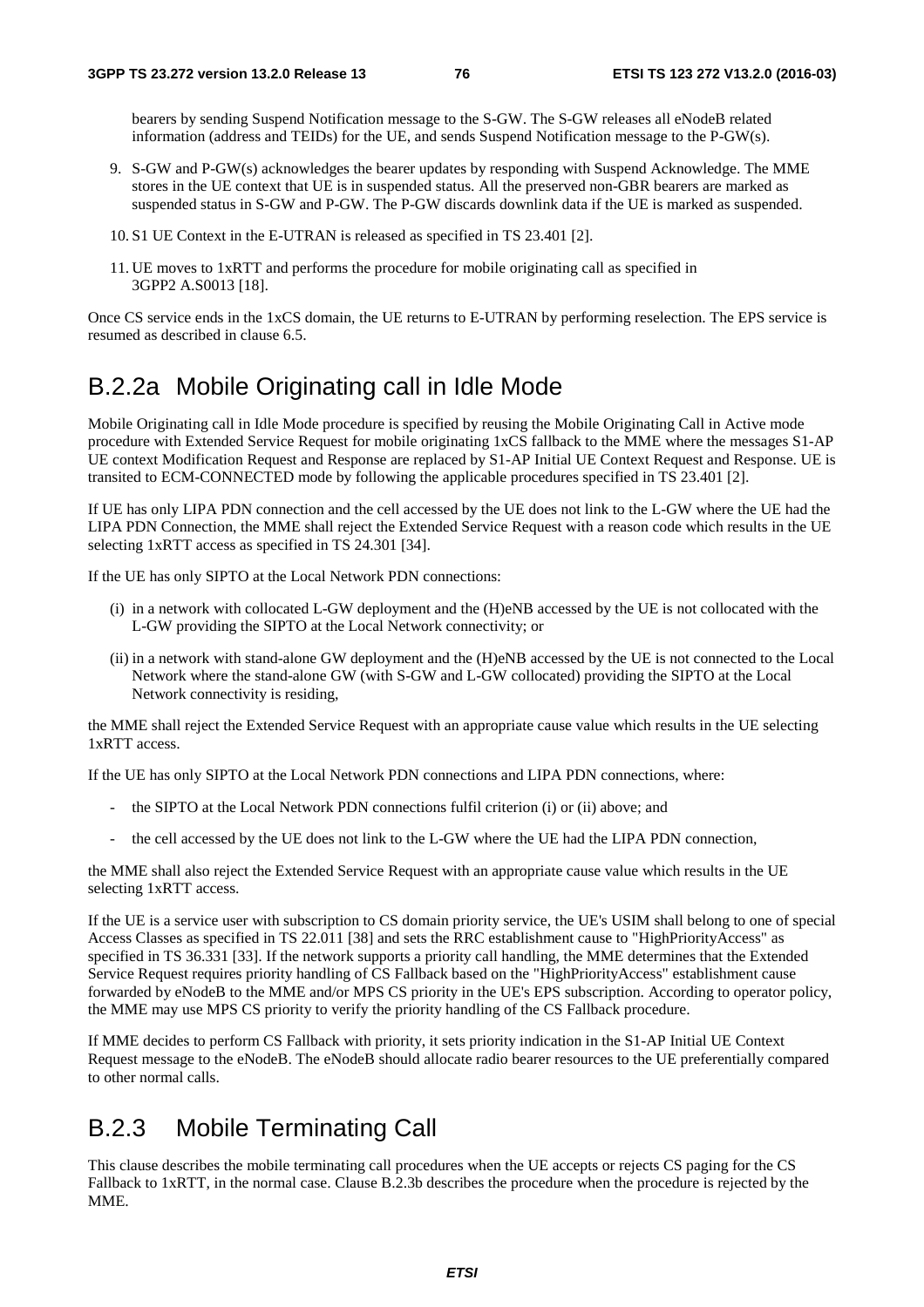bearers by sending Suspend Notification message to the S-GW. The S-GW releases all eNodeB related information (address and TEIDs) for the UE, and sends Suspend Notification message to the P-GW(s).

9. S-GW and P-GW(s) acknowledges the bearer updates by responding with Suspend Acknowledge. The MME stores in the UE context that UE is in suspended status. All the preserved non-GBR bearers are marked as suspended status in S-GW and P-GW. The P-GW discards downlink data if the UE is marked as suspended.

10. S1 UE Context in the E-UTRAN is released as specified in TS 23.401 [2].

11. UE moves to 1xRTT and performs the procedure for mobile originating call as specified in 3GPP2 A.S0013 [18].

Once CS service ends in the 1xCS domain, the UE returns to E-UTRAN by performing reselection. The EPS service is resumed as described in clause 6.5.

## B.2.2a Mobile Originating call in Idle Mode

Mobile Originating call in Idle Mode procedure is specified by reusing the Mobile Originating Call in Active mode procedure with Extended Service Request for mobile originating 1xCS fallback to the MME where the messages S1-AP UE context Modification Request and Response are replaced by S1-AP Initial UE Context Request and Response. UE is transited to ECM-CONNECTED mode by following the applicable procedures specified in TS 23.401 [2].

If UE has only LIPA PDN connection and the cell accessed by the UE does not link to the L-GW where the UE had the LIPA PDN Connection, the MME shall reject the Extended Service Request with a reason code which results in the UE selecting 1xRTT access as specified in TS 24.301 [34].

If the UE has only SIPTO at the Local Network PDN connections:

(i) in a network with collocated L-GW deployment and the (H)eNB accessed by the UE is not collocated with the L-GW providing the SIPTO at the Local Network connectivity; or

(ii) in a network with stand-alone GW deployment and the (H)eNB accessed by the UE is not connected to the Local Network where the stand-alone GW (with S-GW and L-GW collocated) providing the SIPTO at the Local Network connectivity is residing,

the MME shall reject the Extended Service Request with an appropriate cause value which results in the UE selecting 1xRTT access.

If the UE has only SIPTO at the Local Network PDN connections and LIPA PDN connections, where:

- the SIPTO at the Local Network PDN connections fulfil criterion (i) or (ii) above; and
- the cell accessed by the UE does not link to the L-GW where the UE had the LIPA PDN connection,

the MME shall also reject the Extended Service Request with an appropriate cause value which results in the UE selecting 1xRTT access.

If the UE is a service user with subscription to CS domain priority service, the UE's USIM shall belong to one of special Access Classes as specified in TS 22.011 [38] and sets the RRC establishment cause to "HighPriorityAccess" as specified in TS 36.331 [33]. If the network supports a priority call handling, the MME determines that the Extended Service Request requires priority handling of CS Fallback based on the "HighPriorityAccess" establishment cause forwarded by eNodeB to the MME and/or MPS CS priority in the UE's EPS subscription. According to operator policy, the MME may use MPS CS priority to verify the priority handling of the CS Fallback procedure.

If MME decides to perform CS Fallback with priority, it sets priority indication in the S1-AP Initial UE Context Request message to the eNodeB. The eNodeB should allocate radio bearer resources to the UE preferentially compared to other normal calls.

## B.2.3 Mobile Terminating Call

This clause describes the mobile terminating call procedures when the UE accepts or rejects CS paging for the CS Fallback to 1xRTT, in the normal case. Clause B.2.3b describes the procedure when the procedure is rejected by the MME.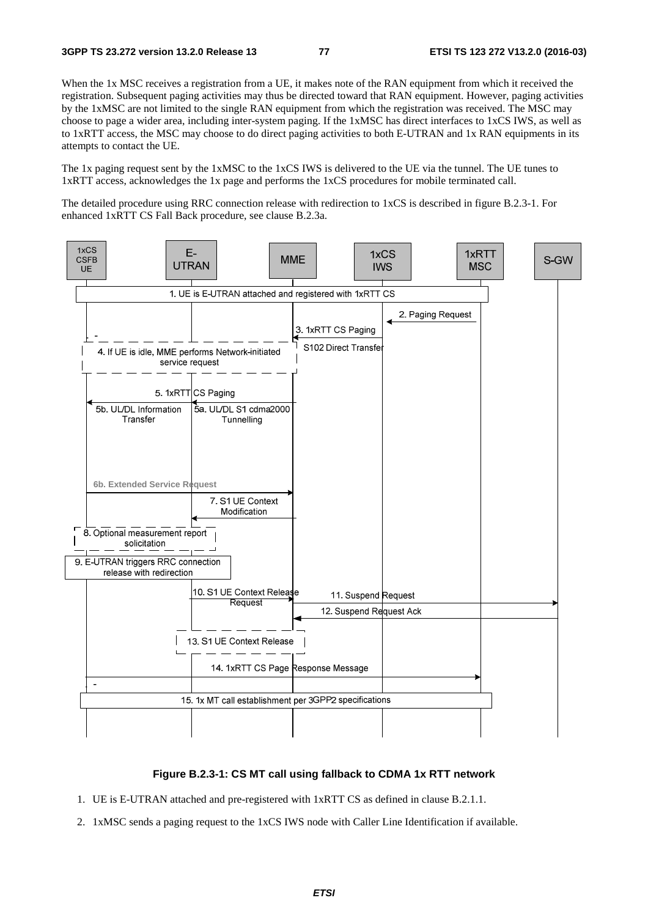When the 1x MSC receives a registration from a UE, it makes note of the RAN equipment from which it received the registration. Subsequent paging activities may thus be directed toward that RAN equipment. However, paging activities by the 1xMSC are not limited to the single RAN equipment from which the registration was received. The MSC may choose to page a wider area, including inter-system paging. If the 1xMSC has direct interfaces to 1xCS IWS, as well as to 1xRTT access, the MSC may choose to do direct paging activities to both E-UTRAN and 1x RAN equipments in its attempts to contact the UE.

The 1x paging request sent by the 1xMSC to the 1xCS IWS is delivered to the UE via the tunnel. The UE tunes to 1xRTT access, acknowledges the 1x page and performs the 1xCS procedures for mobile terminated call.

The detailed procedure using RRC connection release with redirection to 1xCS is described in figure B.2.3-1. For enhanced 1xRTT CS Fall Back procedure, see clause B.2.3a.

**Figure B.2.3-1: CS MT call using fallback to CDMA 1x RTT network**

1. UE is E-UTRAN attached and pre-registered with 1xRTT CS as defined in clause B.2.1.1.
2. 1xMSC sends a paging request to the 1xCS IWS node with Caller Line Identification if available.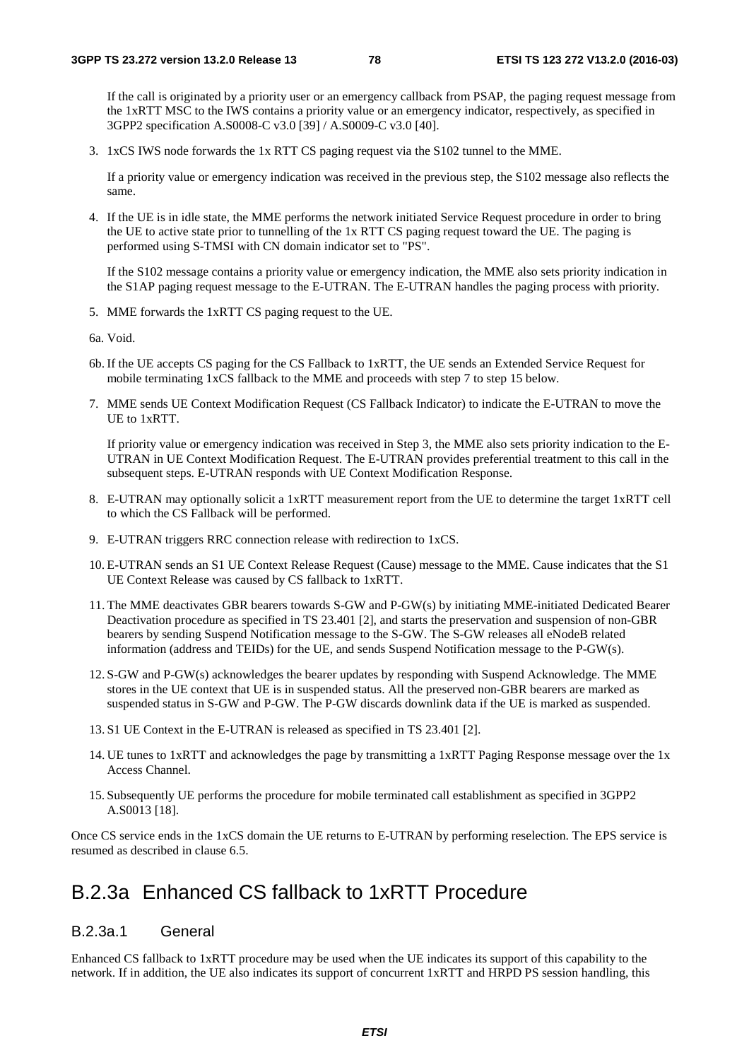If the call is originated by a priority user or an emergency callback from PSAP, the paging request message from the 1xRTT MSC to the IWS contains a priority value or an emergency indicator, respectively, as specified in 3GPP2 specification A.S0008-C v3.0 [39] / A.S0009-C v3.0 [40].

3. 1xCS IWS node forwards the 1x RTT CS paging request via the S102 tunnel to the MME.

   If a priority value or emergency indication was received in the previous step, the S102 message also reflects the same.

4. If the UE is in idle state, the MME performs the network initiated Service Request procedure in order to bring the UE to active state prior to tunnelling of the 1x RTT CS paging request toward the UE. The paging is performed using S-TMSI with CN domain indicator set to "PS".

   If the S102 message contains a priority value or emergency indication, the MME also sets priority indication in the S1AP paging request message to the E-UTRAN. The E-UTRAN handles the paging process with priority.

5. MME forwards the 1xRTT CS paging request to the UE.

6a. Void.

6b. If the UE accepts CS paging for the CS Fallback to 1xRTT, the UE sends an Extended Service Request for mobile terminating 1xCS fallback to the MME and proceeds with step 7 to step 15 below.

7. MME sends UE Context Modification Request (CS Fallback Indicator) to indicate the E-UTRAN to move the UE to 1xRTT.

   If priority value or emergency indication was received in Step 3, the MME also sets priority indication to the E-UTRAN in UE Context Modification Request. The E-UTRAN provides preferential treatment to this call in the subsequent steps. E-UTRAN responds with UE Context Modification Response.

8. E-UTRAN may optionally solicit a 1xRTT measurement report from the UE to determine the target 1xRTT cell to which the CS Fallback will be performed.

9. E-UTRAN triggers RRC connection release with redirection to 1xCS.

10. E-UTRAN sends an S1 UE Context Release Request (Cause) message to the MME. Cause indicates that the S1 UE Context Release was caused by CS fallback to 1xRTT.

11. The MME deactivates GBR bearers towards S-GW and P-GW(s) by initiating MME-initiated Dedicated Bearer Deactivation procedure as specified in TS 23.401 [2], and starts the preservation and suspension of non-GBR bearers by sending Suspend Notification message to the S-GW. The S-GW releases all eNodeB related information (address and TEIDs) for the UE, and sends Suspend Notification message to the P-GW(s).

12. S-GW and P-GW(s) acknowledges the bearer updates by responding with Suspend Acknowledge. The MME stores in the UE context that UE is in suspended status. All the preserved non-GBR bearers are marked as suspended status in S-GW and P-GW. The P-GW discards downlink data if the UE is marked as suspended.

13. S1 UE Context in the E-UTRAN is released as specified in TS 23.401 [2].

14. UE tunes to 1xRTT and acknowledges the page by transmitting a 1xRTT Paging Response message over the 1x Access Channel.

15. Subsequently UE performs the procedure for mobile terminated call establishment as specified in 3GPP2 A.S0013 [18].

Once CS service ends in the 1xCS domain the UE returns to E-UTRAN by performing reselection. The EPS service is resumed as described in clause 6.5.

## B.2.3a Enhanced CS fallback to 1xRTT Procedure

### B.2.3a.1 General

Enhanced CS fallback to 1xRTT procedure may be used when the UE indicates its support of this capability to the network. If in addition, the UE also indicates its support of concurrent 1xRTT and HRPD PS session handling, this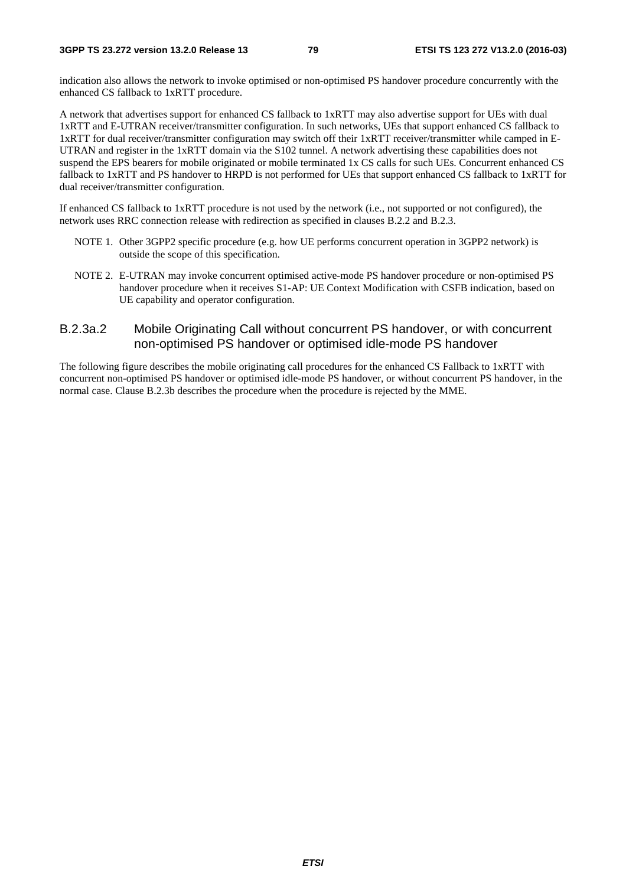indication also allows the network to invoke optimised or non-optimised PS handover procedure concurrently with the enhanced CS fallback to 1xRTT procedure.

A network that advertises support for enhanced CS fallback to 1xRTT may also advertise support for UEs with dual 1xRTT and E-UTRAN receiver/transmitter configuration. In such networks, UEs that support enhanced CS fallback to 1xRTT for dual receiver/transmitter configuration may switch off their 1xRTT receiver/transmitter while camped in E-UTRAN and register in the 1xRTT domain via the S102 tunnel. A network advertising these capabilities does not suspend the EPS bearers for mobile originated or mobile terminated 1x CS calls for such UEs. Concurrent enhanced CS fallback to 1xRTT and PS handover to HRPD is not performed for UEs that support enhanced CS fallback to 1xRTT for dual receiver/transmitter configuration.

If enhanced CS fallback to 1xRTT procedure is not used by the network (i.e., not supported or not configured), the network uses RRC connection release with redirection as specified in clauses B.2.2 and B.2.3.

NOTE 1. Other 3GPP2 specific procedure (e.g. how UE performs concurrent operation in 3GPP2 network) is outside the scope of this specification.

NOTE 2. E-UTRAN may invoke concurrent optimised active-mode PS handover procedure or non-optimised PS handover procedure when it receives S1-AP: UE Context Modification with CSFB indication, based on UE capability and operator configuration.

### B.2.3a.2 Mobile Originating Call without concurrent PS handover, or with concurrent non-optimised PS handover or optimised idle-mode PS handover

The following figure describes the mobile originating call procedures for the enhanced CS Fallback to 1xRTT with concurrent non-optimised PS handover or optimised idle-mode PS handover, or without concurrent PS handover, in the normal case. Clause B.2.3b describes the procedure when the procedure is rejected by the MME.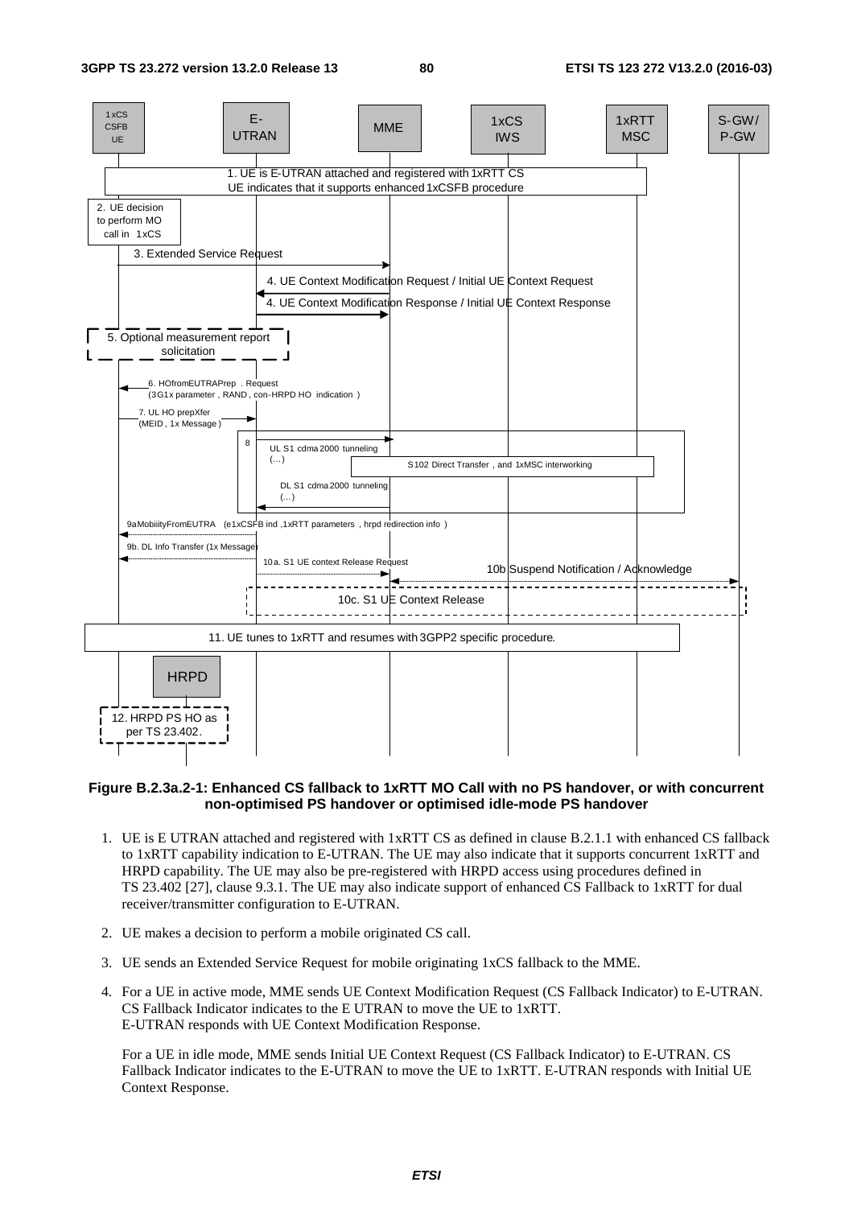**Figure B.2.3a.2-1: Enhanced CS fallback to 1xRTT MO Call with no PS handover, or with concurrent non-optimised PS handover or optimised idle-mode PS handover**

1. UE is E UTRAN attached and registered with 1xRTT CS as defined in clause B.2.1.1 with enhanced CS fallback to 1xRTT capability indication to E-UTRAN. The UE may also indicate that it supports concurrent 1xRTT and HRPD capability. The UE may also be pre-registered with HRPD access using procedures defined in TS 23.402 [27], clause 9.3.1. The UE may also indicate support of enhanced CS Fallback to 1xRTT for dual receiver/transmitter configuration to E-UTRAN.

2. UE makes a decision to perform a mobile originated CS call.

3. UE sends an Extended Service Request for mobile originating 1xCS fallback to the MME.

4. For a UE in active mode, MME sends UE Context Modification Request (CS Fallback Indicator) to E-UTRAN. CS Fallback Indicator indicates to the E UTRAN to move the UE to 1xRTT. E-UTRAN responds with UE Context Modification Response.

   For a UE in idle mode, MME sends Initial UE Context Request (CS Fallback Indicator) to E-UTRAN. CS Fallback Indicator indicates to the E-UTRAN to move the UE to 1xRTT. E-UTRAN responds with Initial UE Context Response.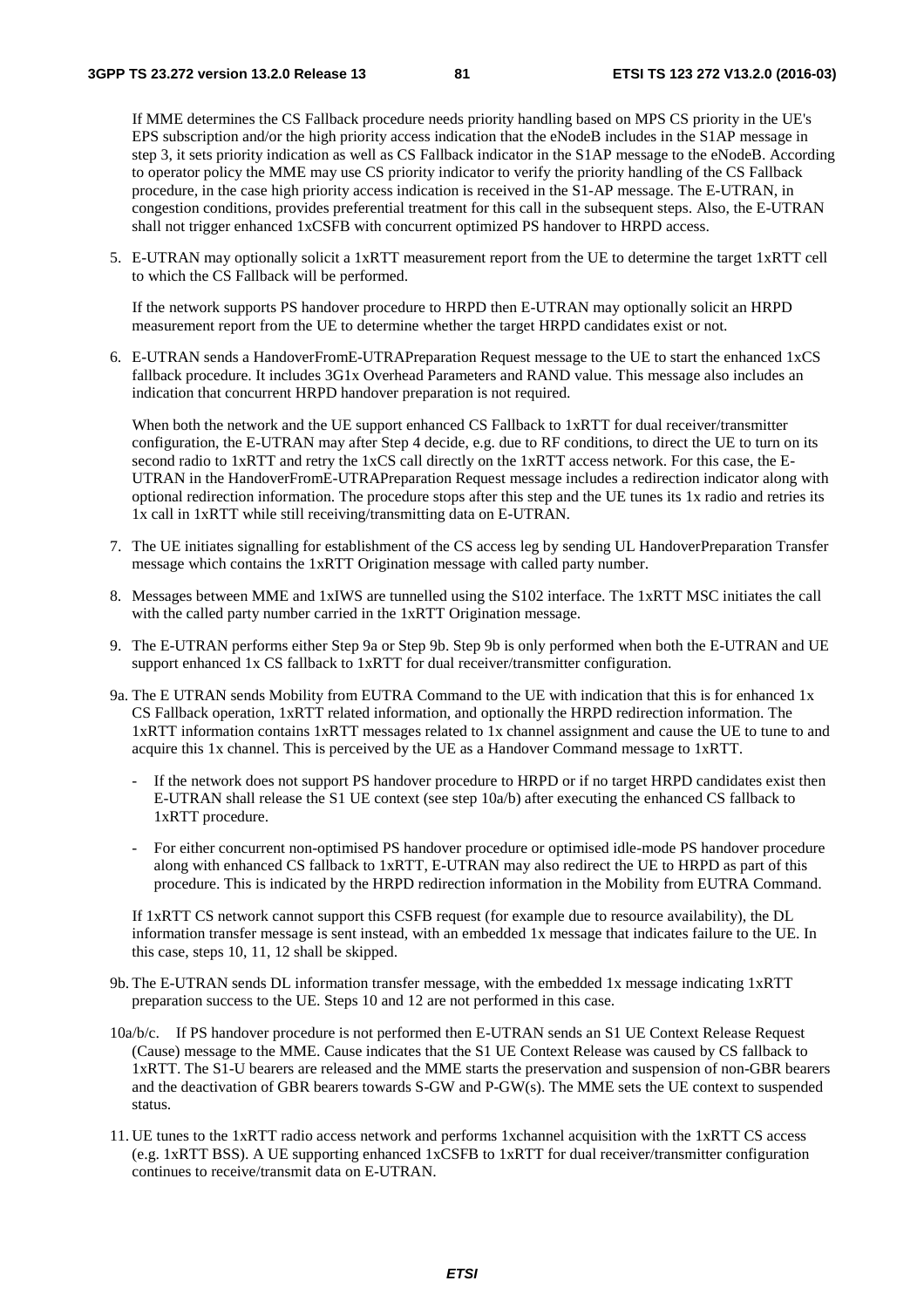If MME determines the CS Fallback procedure needs priority handling based on MPS CS priority in the UE's EPS subscription and/or the high priority access indication that the eNodeB includes in the S1AP message in step 3, it sets priority indication as well as CS Fallback indicator in the S1AP message to the eNodeB. According to operator policy the MME may use CS priority indicator to verify the priority handling of the CS Fallback procedure, in the case high priority access indication is received in the S1-AP message. The E-UTRAN, in congestion conditions, provides preferential treatment for this call in the subsequent steps. Also, the E-UTRAN shall not trigger enhanced 1xCSFB with concurrent optimized PS handover to HRPD access.

5. E-UTRAN may optionally solicit a 1xRTT measurement report from the UE to determine the target 1xRTT cell to which the CS Fallback will be performed.

   If the network supports PS handover procedure to HRPD then E-UTRAN may optionally solicit an HRPD measurement report from the UE to determine whether the target HRPD candidates exist or not.

6. E-UTRAN sends a HandoverFromE-UTRAPreparation Request message to the UE to start the enhanced 1xCS fallback procedure. It includes 3G1x Overhead Parameters and RAND value. This message also includes an indication that concurrent HRPD handover preparation is not required.

   When both the network and the UE support enhanced CS Fallback to 1xRTT for dual receiver/transmitter configuration, the E-UTRAN may after Step 4 decide, e.g. due to RF conditions, to direct the UE to turn on its second radio to 1xRTT and retry the 1xCS call directly on the 1xRTT access network. For this case, the E-UTRAN in the HandoverFromE-UTRAPreparation Request message includes a redirection indicator along with optional redirection information. The procedure stops after this step and the UE tunes its 1x radio and retries its 1x call in 1xRTT while still receiving/transmitting data on E-UTRAN.

7. The UE initiates signalling for establishment of the CS access leg by sending UL HandoverPreparation Transfer message which contains the 1xRTT Origination message with called party number.

8. Messages between MME and 1xIWS are tunnelled using the S102 interface. The 1xRTT MSC initiates the call with the called party number carried in the 1xRTT Origination message.

9. The E-UTRAN performs either Step 9a or Step 9b. Step 9b is only performed when both the E-UTRAN and UE support enhanced 1x CS fallback to 1xRTT for dual receiver/transmitter configuration.

9a. The E UTRAN sends Mobility from EUTRA Command to the UE with indication that this is for enhanced 1x CS Fallback operation, 1xRTT related information, and optionally the HRPD redirection information. The 1xRTT information contains 1xRTT messages related to 1x channel assignment and cause the UE to tune to and acquire this 1x channel. This is perceived by the UE as a Handover Command message to 1xRTT.

   - If the network does not support PS handover procedure to HRPD or if no target HRPD candidates exist then E-UTRAN shall release the S1 UE context (see step 10a/b) after executing the enhanced CS fallback to 1xRTT procedure.
   - For either concurrent non-optimised PS handover procedure or optimised idle-mode PS handover procedure along with enhanced CS fallback to 1xRTT, E-UTRAN may also redirect the UE to HRPD as part of this procedure. This is indicated by the HRPD redirection information in the Mobility from EUTRA Command.

   If 1xRTT CS network cannot support this CSFB request (for example due to resource availability), the DL information transfer message is sent instead, with an embedded 1x message that indicates failure to the UE. In this case, steps 10, 11, 12 shall be skipped.

9b. The E-UTRAN sends DL information transfer message, with the embedded 1x message indicating 1xRTT preparation success to the UE. Steps 10 and 12 are not performed in this case.

10a/b/c. If PS handover procedure is not performed then E-UTRAN sends an S1 UE Context Release Request (Cause) message to the MME. Cause indicates that the S1 UE Context Release was caused by CS fallback to 1xRTT. The S1-U bearers are released and the MME starts the preservation and suspension of non-GBR bearers and the deactivation of GBR bearers towards S-GW and P-GW(s). The MME sets the UE context to suspended status.

11. UE tunes to the 1xRTT radio access network and performs 1xchannel acquisition with the 1xRTT CS access (e.g. 1xRTT BSS). A UE supporting enhanced 1xCSFB to 1xRTT for dual receiver/transmitter configuration continues to receive/transmit data on E-UTRAN.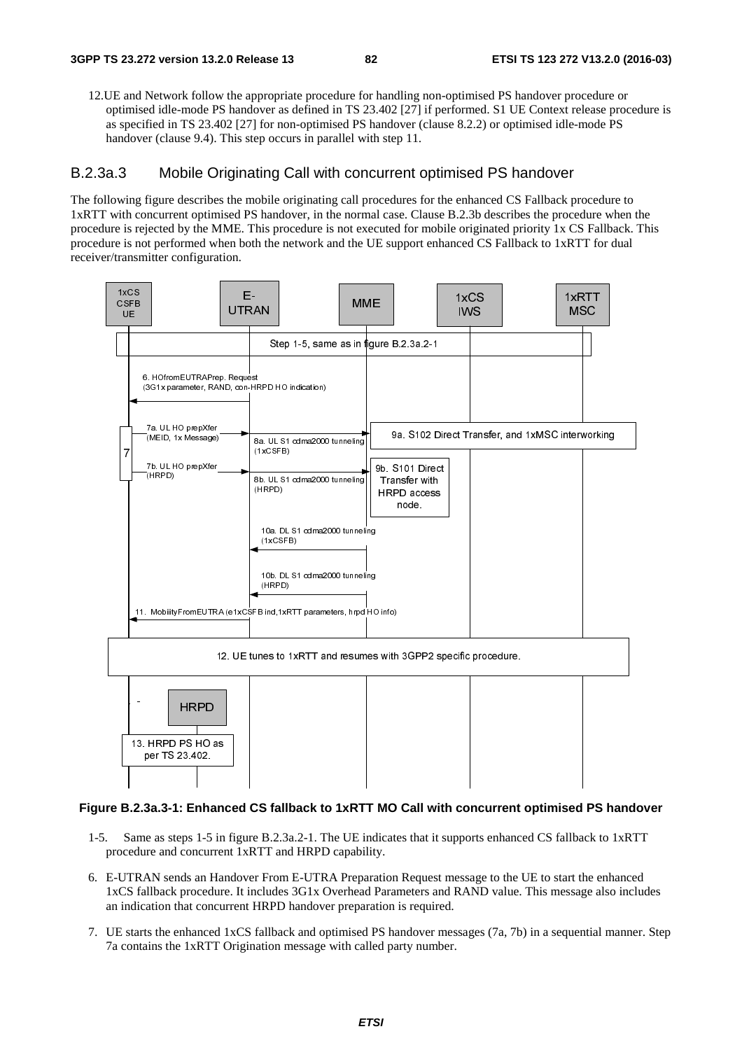12. UE and Network follow the appropriate procedure for handling non-optimised PS handover procedure or optimised idle-mode PS handover as defined in TS 23.402 [27] if performed. S1 UE Context release procedure is as specified in TS 23.402 [27] for non-optimised PS handover (clause 8.2.2) or optimised idle-mode PS handover (clause 9.4). This step occurs in parallel with step 11.

### B.2.3a.3 Mobile Originating Call with concurrent optimised PS handover

The following figure describes the mobile originating call procedures for the enhanced CS Fallback procedure to 1xRTT with concurrent optimised PS handover, in the normal case. Clause B.2.3b describes the procedure when the procedure is rejected by the MME. This procedure is not executed for mobile originated priority 1x CS Fallback. This procedure is not performed when both the network and the UE support enhanced CS Fallback to 1xRTT for dual receiver/transmitter configuration.

**Figure B.2.3a.3-1: Enhanced CS fallback to 1xRTT MO Call with concurrent optimised PS handover**

1-5. Same as steps 1-5 in figure B.2.3a.2-1. The UE indicates that it supports enhanced CS fallback to 1xRTT procedure and concurrent 1xRTT and HRPD capability.

6. E-UTRAN sends an Handover From E-UTRA Preparation Request message to the UE to start the enhanced 1xCS fallback procedure. It includes 3G1x Overhead Parameters and RAND value. This message also includes an indication that concurrent HRPD handover preparation is required.

7. UE starts the enhanced 1xCS fallback and optimised PS handover messages (7a, 7b) in a sequential manner. Step 7a contains the 1xRTT Origination message with called party number.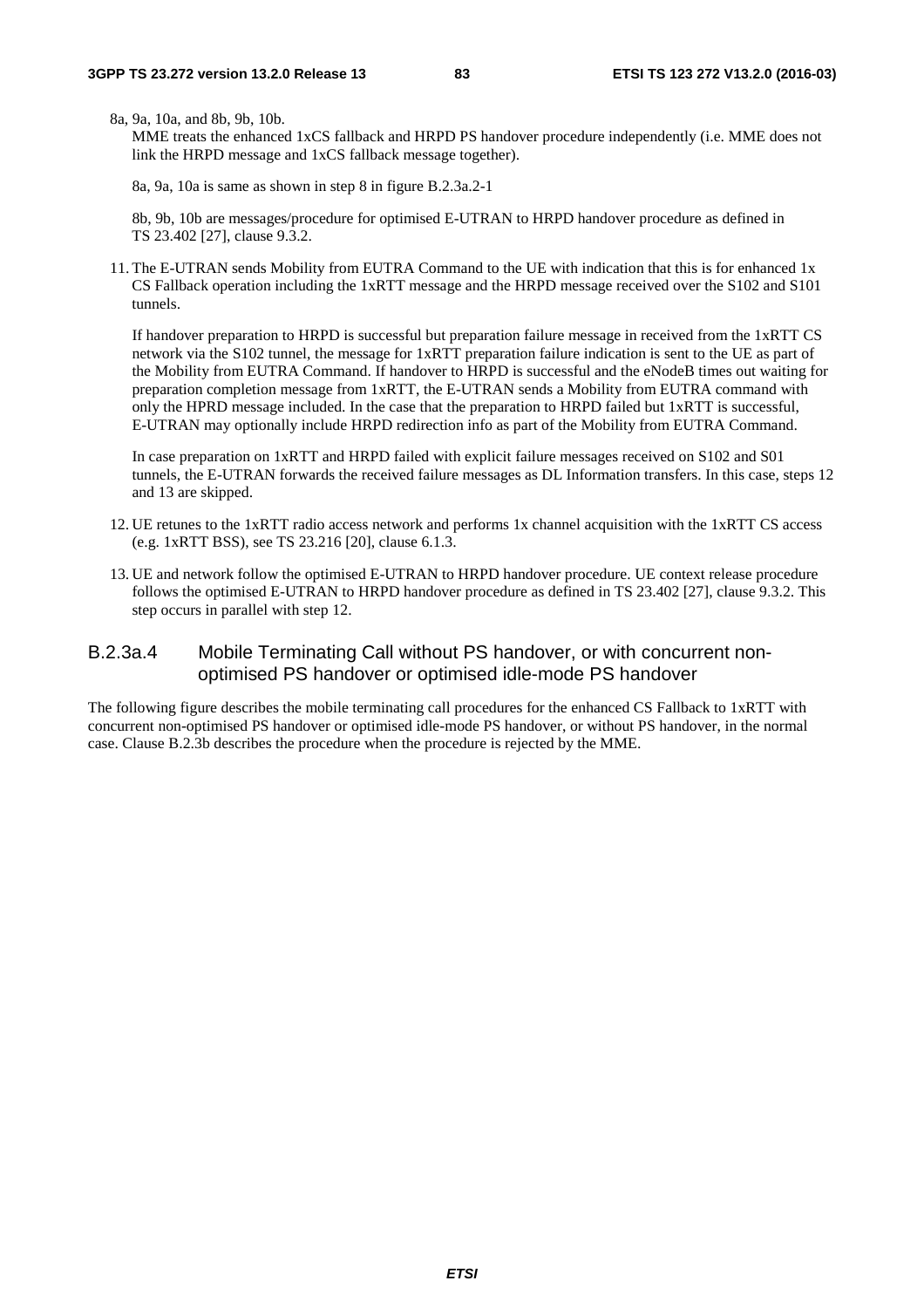8a, 9a, 10a, and 8b, 9b, 10b.
MME treats the enhanced 1xCS fallback and HRPD PS handover procedure independently (i.e. MME does not link the HRPD message and 1xCS fallback message together).

8a, 9a, 10a is same as shown in step 8 in figure B.2.3a.2-1

8b, 9b, 10b are messages/procedure for optimised E-UTRAN to HRPD handover procedure as defined in TS 23.402 [27], clause 9.3.2.

11. The E-UTRAN sends Mobility from EUTRA Command to the UE with indication that this is for enhanced 1x CS Fallback operation including the 1xRTT message and the HRPD message received over the S102 and S101 tunnels.

    If handover preparation to HRPD is successful but preparation failure message in received from the 1xRTT CS network via the S102 tunnel, the message for 1xRTT preparation failure indication is sent to the UE as part of the Mobility from EUTRA Command. If handover to HRPD is successful and the eNodeB times out waiting for preparation completion message from 1xRTT, the E-UTRAN sends a Mobility from EUTRA command with only the HPRD message included. In the case that the preparation to HRPD failed but 1xRTT is successful, E-UTRAN may optionally include HRPD redirection info as part of the Mobility from EUTRA Command.

    In case preparation on 1xRTT and HRPD failed with explicit failure messages received on S102 and S01 tunnels, the E-UTRAN forwards the received failure messages as DL Information transfers. In this case, steps 12 and 13 are skipped.

12. UE retunes to the 1xRTT radio access network and performs 1x channel acquisition with the 1xRTT CS access (e.g. 1xRTT BSS), see TS 23.216 [20], clause 6.1.3.

13. UE and network follow the optimised E-UTRAN to HRPD handover procedure. UE context release procedure follows the optimised E-UTRAN to HRPD handover procedure as defined in TS 23.402 [27], clause 9.3.2. This step occurs in parallel with step 12.

#### B.2.3a.4 Mobile Terminating Call without PS handover, or with concurrent non-optimised PS handover or optimised idle-mode PS handover

The following figure describes the mobile terminating call procedures for the enhanced CS Fallback to 1xRTT with concurrent non-optimised PS handover or optimised idle-mode PS handover, or without PS handover, in the normal case. Clause B.2.3b describes the procedure when the procedure is rejected by the MME.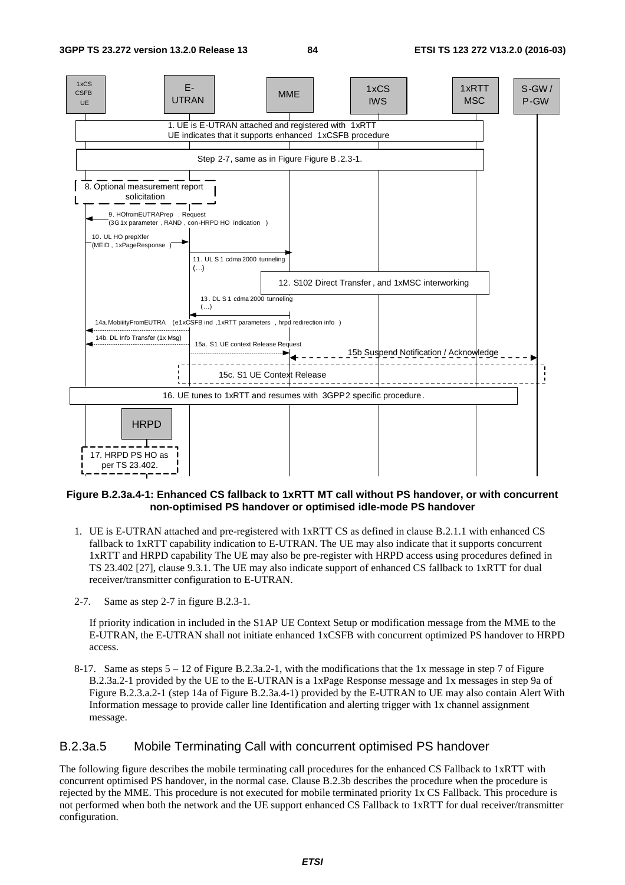Figure B.2.3a.4-1: Enhanced CS fallback to 1xRTT MT call without PS handover, or with concurrent non-optimised PS handover or optimised idle-mode PS handover

1. UE is E-UTRAN attached and pre-registered with 1xRTT CS as defined in clause B.2.1.1 with enhanced CS fallback to 1xRTT capability indication to E-UTRAN. The UE may also indicate that it supports concurrent 1xRTT and HRPD capability The UE may also be pre-register with HRPD access using procedures defined in TS 23.402 [27], clause 9.3.1. The UE may also indicate support of enhanced CS fallback to 1xRTT for dual receiver/transmitter configuration to E-UTRAN.

2-7. Same as step 2-7 in figure B.2.3-1.

If priority indication in included in the S1AP UE Context Setup or modification message from the MME to the E-UTRAN, the E-UTRAN shall not initiate enhanced 1xCSFB with concurrent optimized PS handover to HRPD access.

8-17. Same as steps 5 – 12 of Figure B.2.3a.2-1, with the modifications that the 1x message in step 7 of Figure B.2.3a.2-1 provided by the UE to the E-UTRAN is a 1xPage Response message and 1x messages in step 9a of Figure B.2.3.a.2-1 (step 14a of Figure B.2.3a.4-1) provided by the E-UTRAN to UE may also contain Alert With Information message to provide caller line Identification and alerting trigger with 1x channel assignment message.

### B.2.3a.5 Mobile Terminating Call with concurrent optimised PS handover

The following figure describes the mobile terminating call procedures for the enhanced CS Fallback to 1xRTT with concurrent optimised PS handover, in the normal case. Clause B.2.3b describes the procedure when the procedure is rejected by the MME. This procedure is not executed for mobile terminated priority 1x CS Fallback. This procedure is not performed when both the network and the UE support enhanced CS Fallback to 1xRTT for dual receiver/transmitter configuration.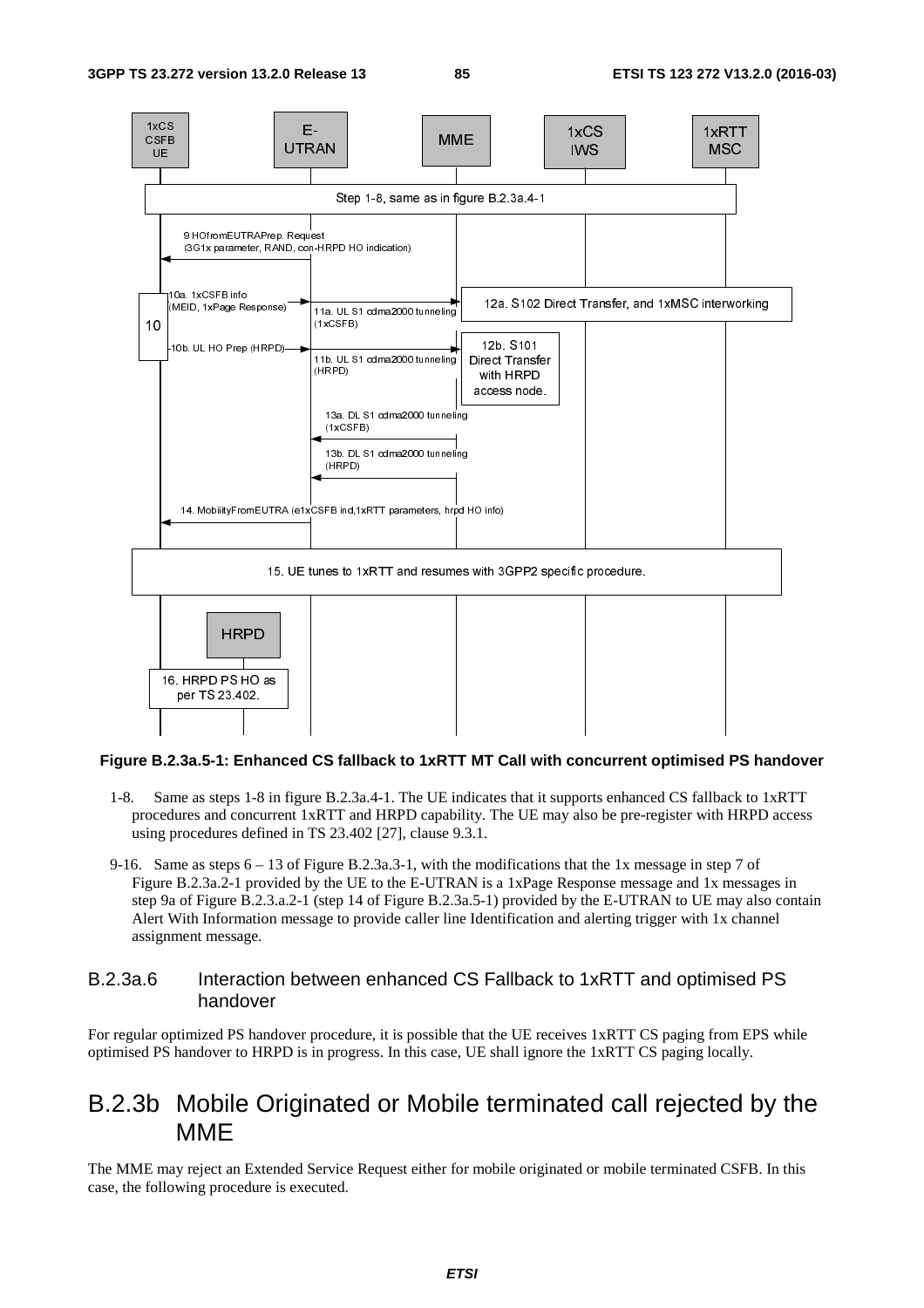**Figure B.2.3a.5-1: Enhanced CS fallback to 1xRTT MT Call with concurrent optimised PS handover**

1-8. Same as steps 1-8 in figure B.2.3a.4-1. The UE indicates that it supports enhanced CS fallback to 1xRTT procedures and concurrent 1xRTT and HRPD capability. The UE may also be pre-register with HRPD access using procedures defined in TS 23.402 [27], clause 9.3.1.

9-16. Same as steps 6 – 13 of Figure B.2.3a.3-1, with the modifications that the 1x message in step 7 of Figure B.2.3a.2-1 provided by the UE to the E-UTRAN is a 1xPage Response message and 1x messages in step 9a of Figure B.2.3.a.2-1 (step 14 of Figure B.2.3a.5-1) provided by the E-UTRAN to UE may also contain Alert With Information message to provide caller line Identification and alerting trigger with 1x channel assignment message.

### B.2.3a.6 Interaction between enhanced CS Fallback to 1xRTT and optimised PS handover

For regular optimized PS handover procedure, it is possible that the UE receives 1xRTT CS paging from EPS while optimised PS handover to HRPD is in progress. In this case, UE shall ignore the 1xRTT CS paging locally.

## B.2.3b Mobile Originated or Mobile terminated call rejected by the MME

The MME may reject an Extended Service Request either for mobile originated or mobile terminated CSFB. In this case, the following procedure is executed.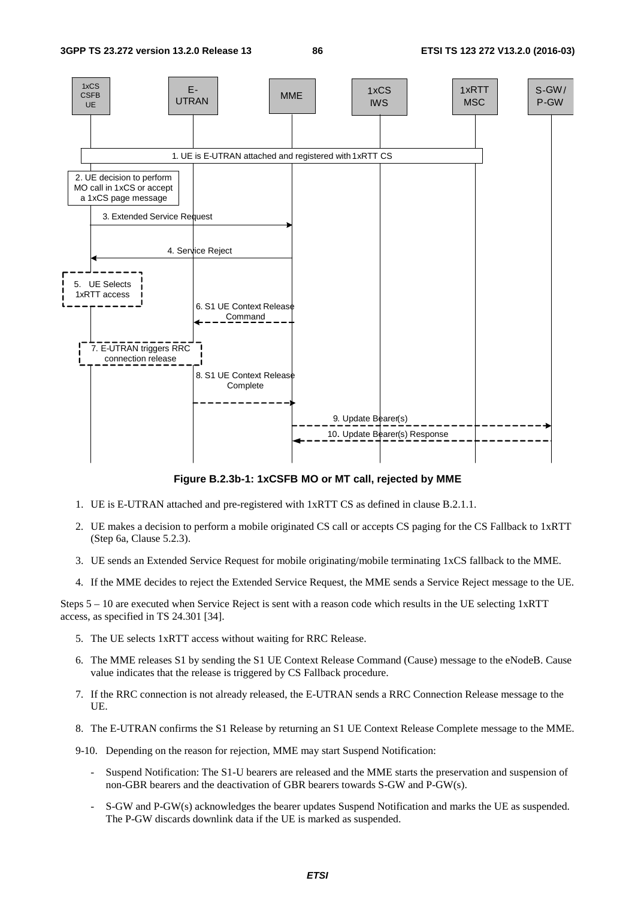**Figure B.2.3b-1: 1xCSFB MO or MT call, rejected by MME**

1. UE is E-UTRAN attached and pre-registered with 1xRTT CS as defined in clause B.2.1.1.
2. UE makes a decision to perform a mobile originated CS call or accepts CS paging for the CS Fallback to 1xRTT (Step 6a, Clause 5.2.3).
3. UE sends an Extended Service Request for mobile originating/mobile terminating 1xCS fallback to the MME.
4. If the MME decides to reject the Extended Service Request, the MME sends a Service Reject message to the UE.

Steps 5 – 10 are executed when Service Reject is sent with a reason code which results in the UE selecting 1xRTT access, as specified in TS 24.301 [34].

5. The UE selects 1xRTT access without waiting for RRC Release.
6. The MME releases S1 by sending the S1 UE Context Release Command (Cause) message to the eNodeB. Cause value indicates that the release is triggered by CS Fallback procedure.
7. If the RRC connection is not already released, the E-UTRAN sends a RRC Connection Release message to the UE.
8. The E-UTRAN confirms the S1 Release by returning an S1 UE Context Release Complete message to the MME.

9-10. Depending on the reason for rejection, MME may start Suspend Notification:

- Suspend Notification: The S1-U bearers are released and the MME starts the preservation and suspension of non-GBR bearers and the deactivation of GBR bearers towards S-GW and P-GW(s).
- S-GW and P-GW(s) acknowledges the bearer updates Suspend Notification and marks the UE as suspended. The P-GW discards downlink data if the UE is marked as suspended.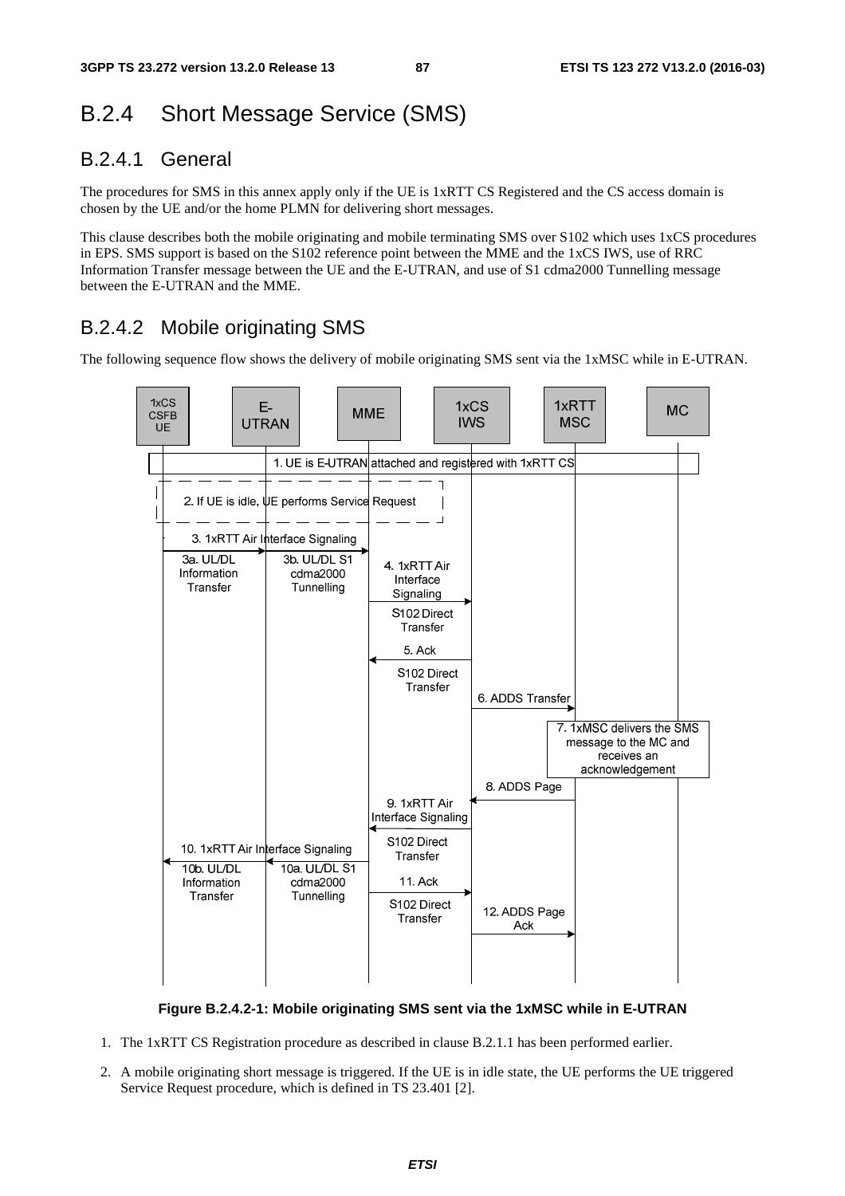## B.2.4 Short Message Service (SMS)

### B.2.4.1 General

The procedures for SMS in this annex apply only if the UE is 1xRTT CS Registered and the CS access domain is chosen by the UE and/or the home PLMN for delivering short messages.

This clause describes both the mobile originating and mobile terminating SMS over S102 which uses 1xCS procedures in EPS. SMS support is based on the S102 reference point between the MME and the 1xCS IWS, use of RRC Information Transfer message between the UE and the E-UTRAN, and use of S1 cdma2000 Tunnelling message between the E-UTRAN and the MME.

### B.2.4.2 Mobile originating SMS

The following sequence flow shows the delivery of mobile originating SMS sent via the 1xMSC while in E-UTRAN.

**Figure B.2.4.2-1: Mobile originating SMS sent via the 1xMSC while in E-UTRAN**

1. The 1xRTT CS Registration procedure as described in clause B.2.1.1 has been performed earlier.
2. A mobile originating short message is triggered. If the UE is in idle state, the UE performs the UE triggered Service Request procedure, which is defined in TS 23.401 [2].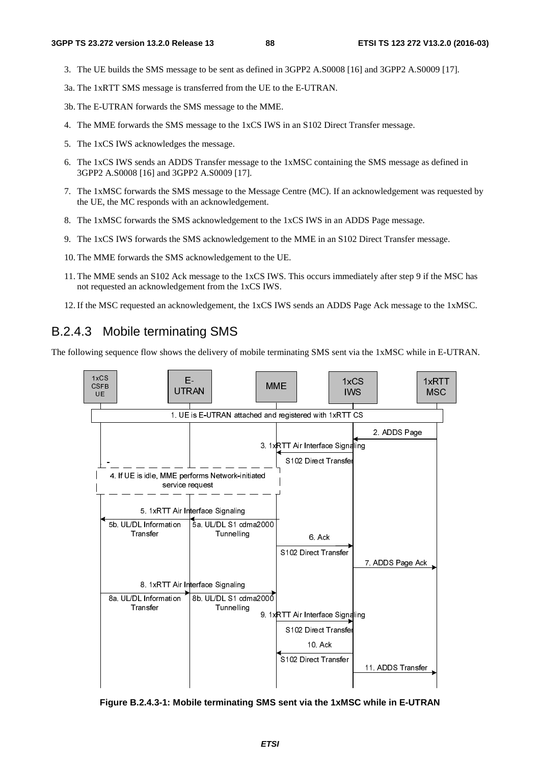3. The UE builds the SMS message to be sent as defined in 3GPP2 A.S0008 [16] and 3GPP2 A.S0009 [17].

3a. The 1xRTT SMS message is transferred from the UE to the E-UTRAN.

3b. The E-UTRAN forwards the SMS message to the MME.

4. The MME forwards the SMS message to the 1xCS IWS in an S102 Direct Transfer message.

5. The 1xCS IWS acknowledges the message.

6. The 1xCS IWS sends an ADDS Transfer message to the 1xMSC containing the SMS message as defined in 3GPP2 A.S0008 [16] and 3GPP2 A.S0009 [17].

7. The 1xMSC forwards the SMS message to the Message Centre (MC). If an acknowledgement was requested by the UE, the MC responds with an acknowledgement.

8. The 1xMSC forwards the SMS acknowledgement to the 1xCS IWS in an ADDS Page message.

9. The 1xCS IWS forwards the SMS acknowledgement to the MME in an S102 Direct Transfer message.

10. The MME forwards the SMS acknowledgement to the UE.

11. The MME sends an S102 Ack message to the 1xCS IWS. This occurs immediately after step 9 if the MSC has not requested an acknowledgement from the 1xCS IWS.

12. If the MSC requested an acknowledgement, the 1xCS IWS sends an ADDS Page Ack message to the 1xMSC.

### B.2.4.3 Mobile terminating SMS

The following sequence flow shows the delivery of mobile terminating SMS sent via the 1xMSC while in E-UTRAN.

Figure B.2.4.3-1: Mobile terminating SMS sent via the 1xMSC while in E-UTRAN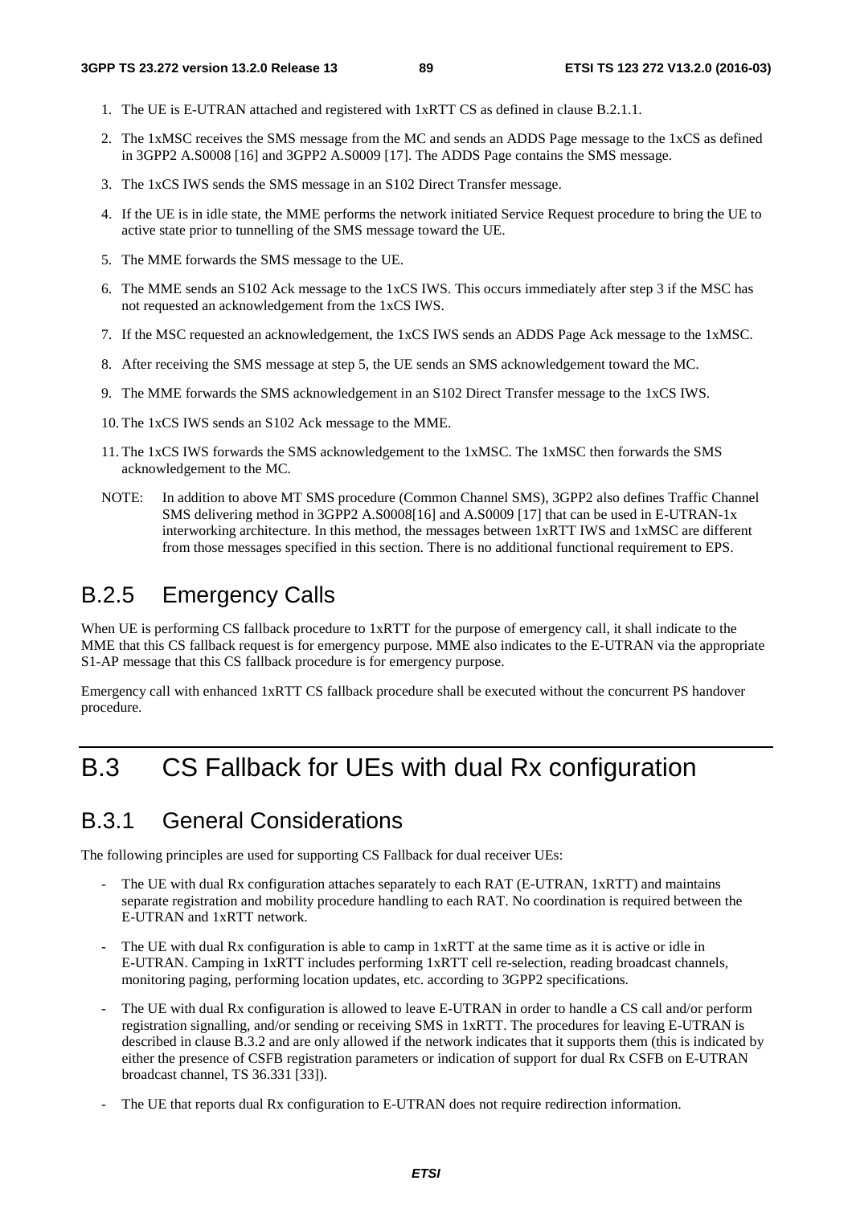1. The UE is E-UTRAN attached and registered with 1xRTT CS as defined in clause B.2.1.1.
2. The 1xMSC receives the SMS message from the MC and sends an ADDS Page message to the 1xCS as defined in 3GPP2 A.S0008 [16] and 3GPP2 A.S0009 [17]. The ADDS Page contains the SMS message.
3. The 1xCS IWS sends the SMS message in an S102 Direct Transfer message.
4. If the UE is in idle state, the MME performs the network initiated Service Request procedure to bring the UE to active state prior to tunnelling of the SMS message toward the UE.
5. The MME forwards the SMS message to the UE.
6. The MME sends an S102 Ack message to the 1xCS IWS. This occurs immediately after step 3 if the MSC has not requested an acknowledgement from the 1xCS IWS.
7. If the MSC requested an acknowledgement, the 1xCS IWS sends an ADDS Page Ack message to the 1xMSC.
8. After receiving the SMS message at step 5, the UE sends an SMS acknowledgement toward the MC.
9. The MME forwards the SMS acknowledgement in an S102 Direct Transfer message to the 1xCS IWS.
10. The 1xCS IWS sends an S102 Ack message to the MME.
11. The 1xCS IWS forwards the SMS acknowledgement to the 1xMSC. The 1xMSC then forwards the SMS acknowledgement to the MC.

NOTE: In addition to above MT SMS procedure (Common Channel SMS), 3GPP2 also defines Traffic Channel SMS delivering method in 3GPP2 A.S0008[16] and A.S0009 [17] that can be used in E-UTRAN-1x interworking architecture. In this method, the messages between 1xRTT IWS and 1xMSC are different from those messages specified in this section. There is no additional functional requirement to EPS.

## B.2.5 Emergency Calls

When UE is performing CS fallback procedure to 1xRTT for the purpose of emergency call, it shall indicate to the MME that this CS fallback request is for emergency purpose. MME also indicates to the E-UTRAN via the appropriate S1-AP message that this CS fallback procedure is for emergency purpose.

Emergency call with enhanced 1xRTT CS fallback procedure shall be executed without the concurrent PS handover procedure.

# B.3 CS Fallback for UEs with dual Rx configuration

## B.3.1 General Considerations

The following principles are used for supporting CS Fallback for dual receiver UEs:

- The UE with dual Rx configuration attaches separately to each RAT (E-UTRAN, 1xRTT) and maintains separate registration and mobility procedure handling to each RAT. No coordination is required between the E-UTRAN and 1xRTT network.
- The UE with dual Rx configuration is able to camp in 1xRTT at the same time as it is active or idle in E-UTRAN. Camping in 1xRTT includes performing 1xRTT cell re-selection, reading broadcast channels, monitoring paging, performing location updates, etc. according to 3GPP2 specifications.
- The UE with dual Rx configuration is allowed to leave E-UTRAN in order to handle a CS call and/or perform registration signalling, and/or sending or receiving SMS in 1xRTT. The procedures for leaving E-UTRAN is described in clause B.3.2 and are only allowed if the network indicates that it supports them (this is indicated by either the presence of CSFB registration parameters or indication of support for dual Rx CSFB on E-UTRAN broadcast channel, TS 36.331 [33]).
- The UE that reports dual Rx configuration to E-UTRAN does not require redirection information.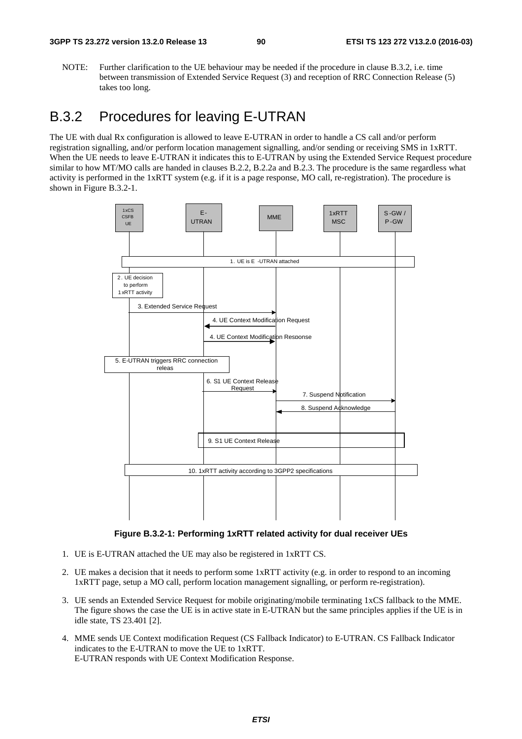NOTE: Further clarification to the UE behaviour may be needed if the procedure in clause B.3.2, i.e. time between transmission of Extended Service Request (3) and reception of RRC Connection Release (5) takes too long.

## B.3.2 Procedures for leaving E-UTRAN

The UE with dual Rx configuration is allowed to leave E-UTRAN in order to handle a CS call and/or perform registration signalling, and/or perform location management signalling, and/or sending or receiving SMS in 1xRTT. When the UE needs to leave E-UTRAN it indicates this to E-UTRAN by using the Extended Service Request procedure similar to how MT/MO calls are handed in clauses B.2.2, B.2.2a and B.2.3. The procedure is the same regardless what activity is performed in the 1xRTT system (e.g. if it is a page response, MO call, re-registration). The procedure is shown in Figure B.3.2-1.

**Figure B.3.2-1: Performing 1xRTT related activity for dual receiver UEs**

1. UE is E-UTRAN attached the UE may also be registered in 1xRTT CS.
2. UE makes a decision that it needs to perform some 1xRTT activity (e.g. in order to respond to an incoming 1xRTT page, setup a MO call, perform location management signalling, or perform re-registration).
3. UE sends an Extended Service Request for mobile originating/mobile terminating 1xCS fallback to the MME. The figure shows the case the UE is in active state in E-UTRAN but the same principles applies if the UE is in idle state, TS 23.401 [2].
4. MME sends UE Context modification Request (CS Fallback Indicator) to E-UTRAN. CS Fallback Indicator indicates to the E-UTRAN to move the UE to 1xRTT.
   E-UTRAN responds with UE Context Modification Response.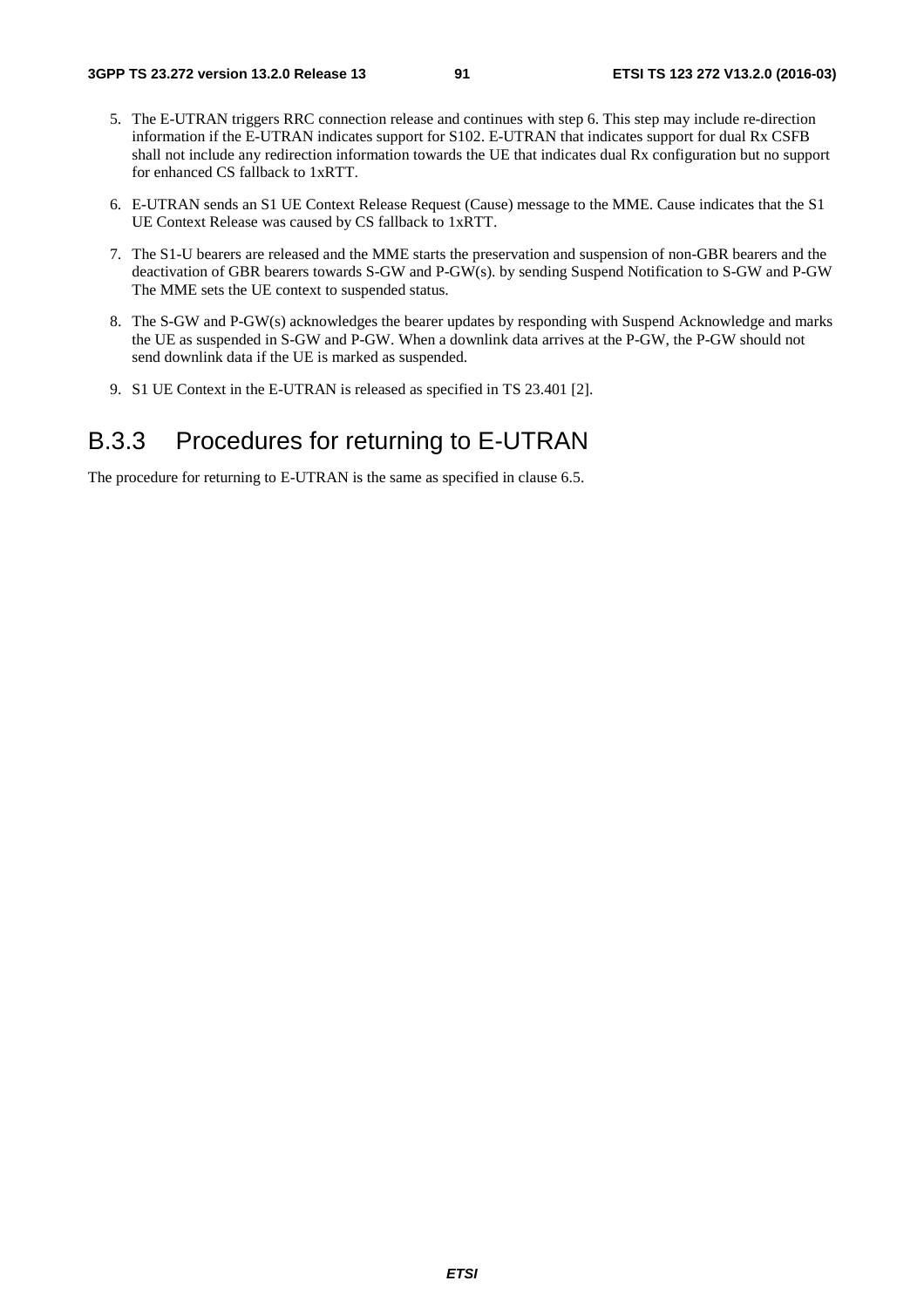5. The E-UTRAN triggers RRC connection release and continues with step 6. This step may include re-direction information if the E-UTRAN indicates support for S102. E-UTRAN that indicates support for dual Rx CSFB shall not include any redirection information towards the UE that indicates dual Rx configuration but no support for enhanced CS fallback to 1xRTT.

6. E-UTRAN sends an S1 UE Context Release Request (Cause) message to the MME. Cause indicates that the S1 UE Context Release was caused by CS fallback to 1xRTT.

7. The S1-U bearers are released and the MME starts the preservation and suspension of non-GBR bearers and the deactivation of GBR bearers towards S-GW and P-GW(s). by sending Suspend Notification to S-GW and P-GW The MME sets the UE context to suspended status.

8. The S-GW and P-GW(s) acknowledges the bearer updates by responding with Suspend Acknowledge and marks the UE as suspended in S-GW and P-GW. When a downlink data arrives at the P-GW, the P-GW should not send downlink data if the UE is marked as suspended.

9. S1 UE Context in the E-UTRAN is released as specified in TS 23.401 [2].

## B.3.3 Procedures for returning to E-UTRAN

The procedure for returning to E-UTRAN is the same as specified in clause 6.5.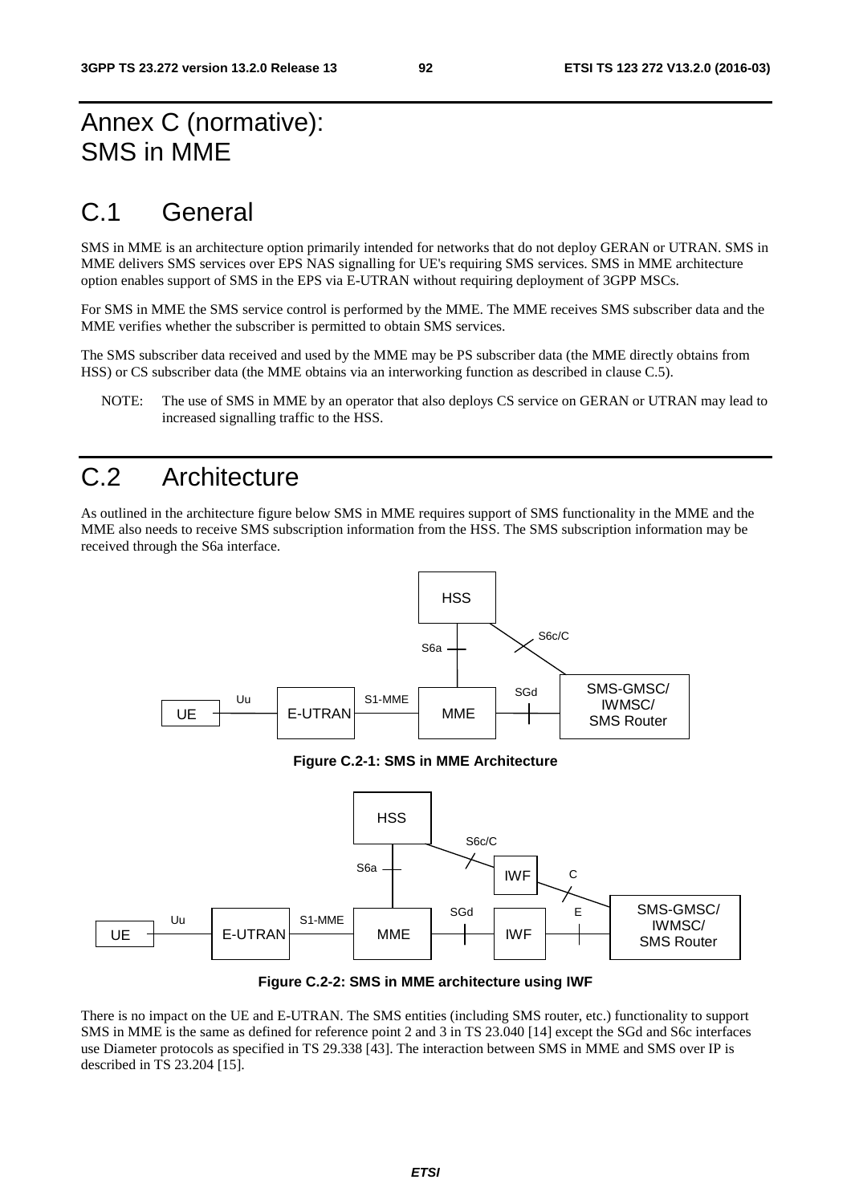# Annex C (normative): SMS in MME

# C.1 General

SMS in MME is an architecture option primarily intended for networks that do not deploy GERAN or UTRAN. SMS in MME delivers SMS services over EPS NAS signalling for UE's requiring SMS services. SMS in MME architecture option enables support of SMS in the EPS via E-UTRAN without requiring deployment of 3GPP MSCs.

For SMS in MME the SMS service control is performed by the MME. The MME receives SMS subscriber data and the MME verifies whether the subscriber is permitted to obtain SMS services.

The SMS subscriber data received and used by the MME may be PS subscriber data (the MME directly obtains from HSS) or CS subscriber data (the MME obtains via an interworking function as described in clause C.5).

NOTE: The use of SMS in MME by an operator that also deploys CS service on GERAN or UTRAN may lead to increased signalling traffic to the HSS.

# C.2 Architecture

As outlined in the architecture figure below SMS in MME requires support of SMS functionality in the MME and the MME also needs to receive SMS subscription information from the HSS. The SMS subscription information may be received through the S6a interface.

**Figure C.2-1: SMS in MME Architecture**

**Figure C.2-2: SMS in MME architecture using IWF**

There is no impact on the UE and E-UTRAN. The SMS entities (including SMS router, etc.) functionality to support SMS in MME is the same as defined for reference point 2 and 3 in TS 23.040 [14] except the SGd and S6c interfaces use Diameter protocols as specified in TS 29.338 [43]. The interaction between SMS in MME and SMS over IP is described in TS 23.204 [15].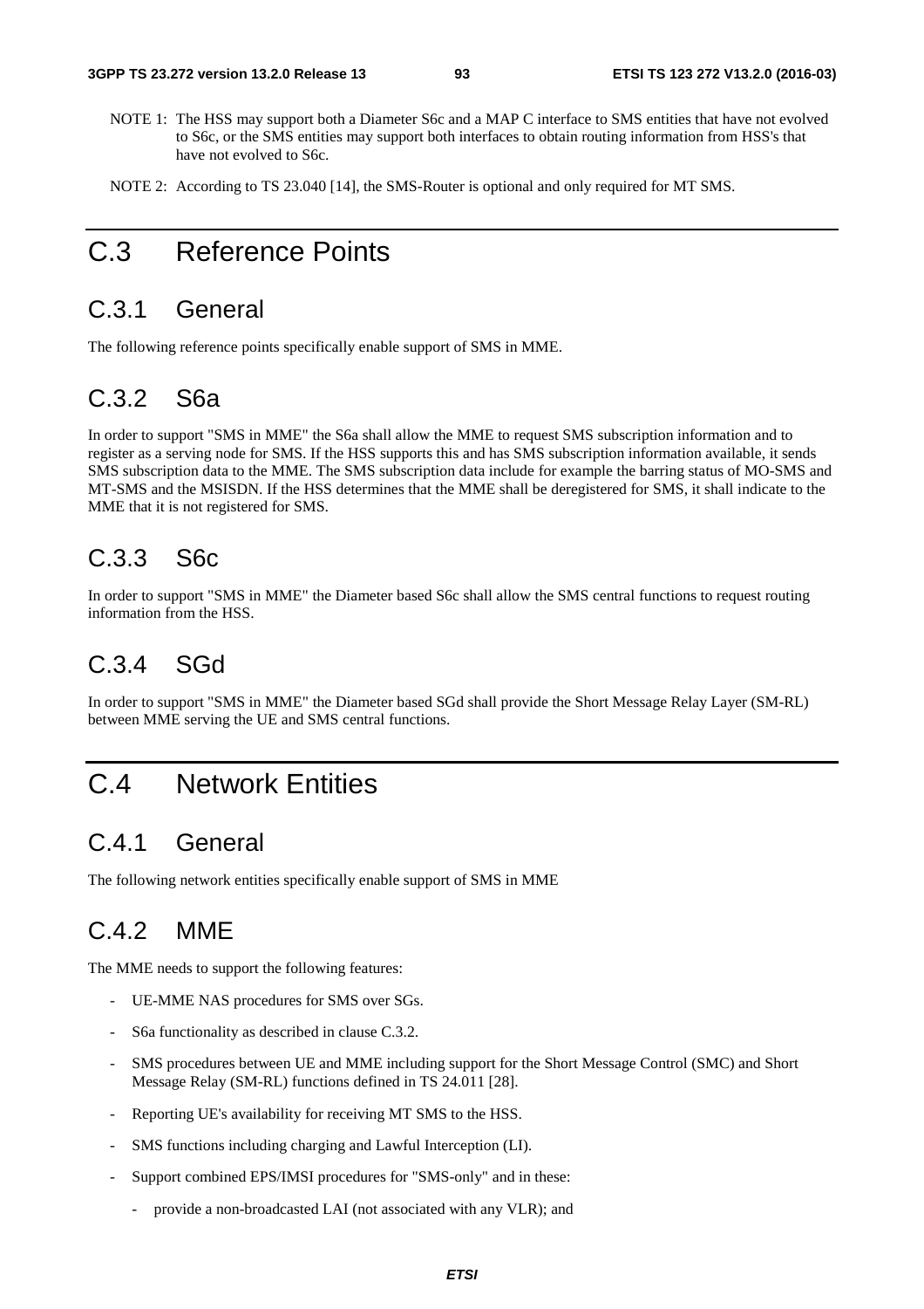NOTE 1: The HSS may support both a Diameter S6c and a MAP C interface to SMS entities that have not evolved to S6c, or the SMS entities may support both interfaces to obtain routing information from HSS's that have not evolved to S6c.

NOTE 2: According to TS 23.040 [14], the SMS-Router is optional and only required for MT SMS.

# C.3 Reference Points

## C.3.1 General

The following reference points specifically enable support of SMS in MME.

## C.3.2 S6a

In order to support "SMS in MME" the S6a shall allow the MME to request SMS subscription information and to register as a serving node for SMS. If the HSS supports this and has SMS subscription information available, it sends SMS subscription data to the MME. The SMS subscription data include for example the barring status of MO-SMS and MT-SMS and the MSISDN. If the HSS determines that the MME shall be deregistered for SMS, it shall indicate to the MME that it is not registered for SMS.

## C.3.3 S6c

In order to support "SMS in MME" the Diameter based S6c shall allow the SMS central functions to request routing information from the HSS.

## C.3.4 SGd

In order to support "SMS in MME" the Diameter based SGd shall provide the Short Message Relay Layer (SM-RL) between MME serving the UE and SMS central functions.

# C.4 Network Entities

## C.4.1 General

The following network entities specifically enable support of SMS in MME

## C.4.2 MME

The MME needs to support the following features:

- UE-MME NAS procedures for SMS over SGs.
- S6a functionality as described in clause C.3.2.
- SMS procedures between UE and MME including support for the Short Message Control (SMC) and Short Message Relay (SM-RL) functions defined in TS 24.011 [28].
- Reporting UE's availability for receiving MT SMS to the HSS.
- SMS functions including charging and Lawful Interception (LI).
- Support combined EPS/IMSI procedures for "SMS-only" and in these:
  - provide a non-broadcasted LAI (not associated with any VLR); and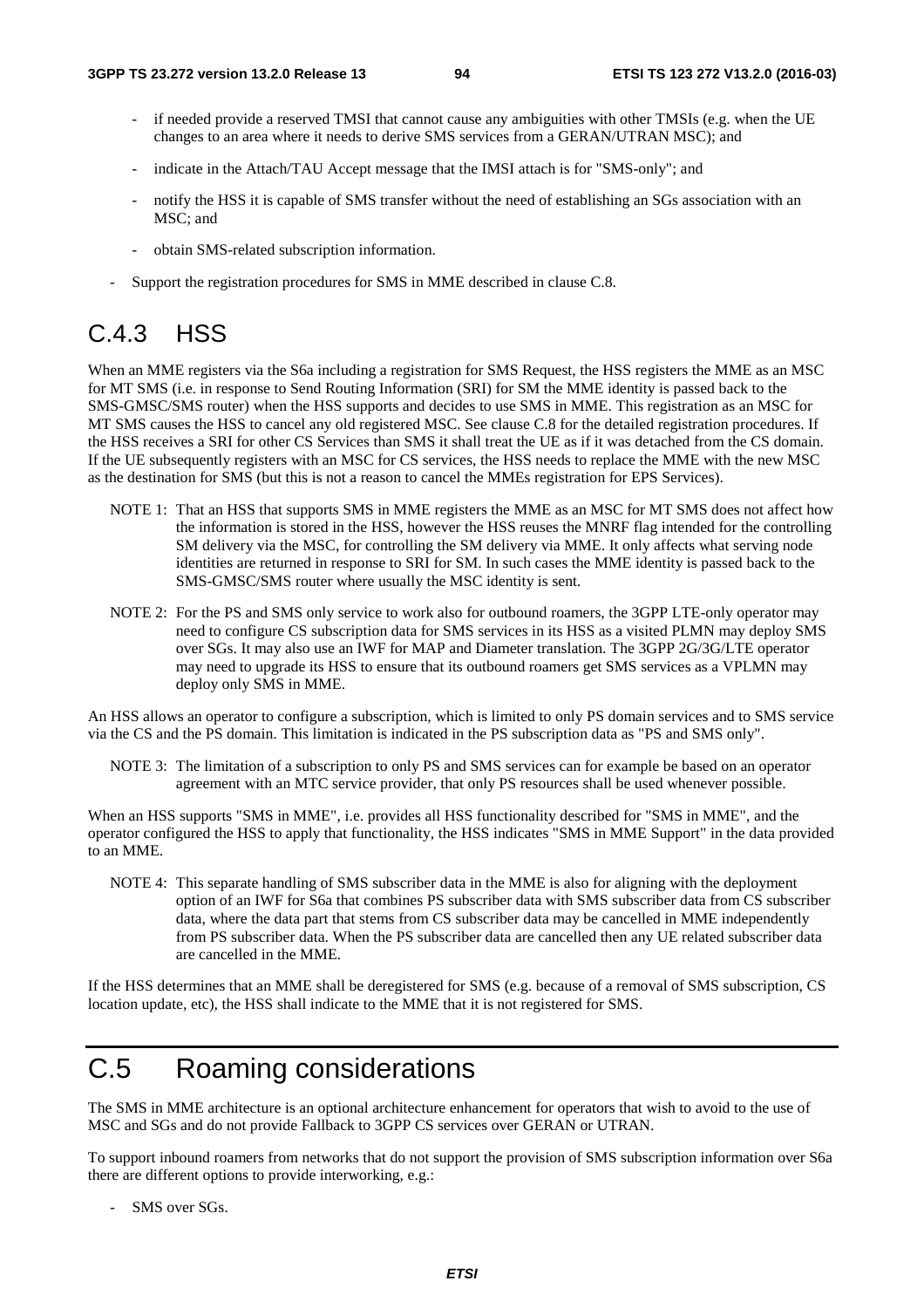- if needed provide a reserved TMSI that cannot cause any ambiguities with other TMSIs (e.g. when the UE changes to an area where it needs to derive SMS services from a GERAN/UTRAN MSC); and
  - indicate in the Attach/TAU Accept message that the IMSI attach is for "SMS-only"; and
  - notify the HSS it is capable of SMS transfer without the need of establishing an SGs association with an MSC; and
  - obtain SMS-related subscription information.
- Support the registration procedures for SMS in MME described in clause C.8.

## C.4.3 HSS

When an MME registers via the S6a including a registration for SMS Request, the HSS registers the MME as an MSC for MT SMS (i.e. in response to Send Routing Information (SRI) for SM the MME identity is passed back to the SMS-GMSC/SMS router) when the HSS supports and decides to use SMS in MME. This registration as an MSC for MT SMS causes the HSS to cancel any old registered MSC. See clause C.8 for the detailed registration procedures. If the HSS receives a SRI for other CS Services than SMS it shall treat the UE as if it was detached from the CS domain. If the UE subsequently registers with an MSC for CS services, the HSS needs to replace the MME with the new MSC as the destination for SMS (but this is not a reason to cancel the MMEs registration for EPS Services).

NOTE 1: That an HSS that supports SMS in MME registers the MME as an MSC for MT SMS does not affect how the information is stored in the HSS, however the HSS reuses the MNRF flag intended for the controlling SM delivery via the MSC, for controlling the SM delivery via MME. It only affects what serving node identities are returned in response to SRI for SM. In such cases the MME identity is passed back to the SMS-GMSC/SMS router where usually the MSC identity is sent.

NOTE 2: For the PS and SMS only service to work also for outbound roamers, the 3GPP LTE-only operator may need to configure CS subscription data for SMS services in its HSS as a visited PLMN may deploy SMS over SGs. It may also use an IWF for MAP and Diameter translation. The 3GPP 2G/3G/LTE operator may need to upgrade its HSS to ensure that its outbound roamers get SMS services as a VPLMN may deploy only SMS in MME.

An HSS allows an operator to configure a subscription, which is limited to only PS domain services and to SMS service via the CS and the PS domain. This limitation is indicated in the PS subscription data as "PS and SMS only".

NOTE 3: The limitation of a subscription to only PS and SMS services can for example be based on an operator agreement with an MTC service provider, that only PS resources shall be used whenever possible.

When an HSS supports "SMS in MME", i.e. provides all HSS functionality described for "SMS in MME", and the operator configured the HSS to apply that functionality, the HSS indicates "SMS in MME Support" in the data provided to an MME.

NOTE 4: This separate handling of SMS subscriber data in the MME is also for aligning with the deployment option of an IWF for S6a that combines PS subscriber data with SMS subscriber data from CS subscriber data, where the data part that stems from CS subscriber data may be cancelled in MME independently from PS subscriber data. When the PS subscriber data are cancelled then any UE related subscriber data are cancelled in the MME.

If the HSS determines that an MME shall be deregistered for SMS (e.g. because of a removal of SMS subscription, CS location update, etc), the HSS shall indicate to the MME that it is not registered for SMS.

# C.5 Roaming considerations

The SMS in MME architecture is an optional architecture enhancement for operators that wish to avoid to the use of MSC and SGs and do not provide Fallback to 3GPP CS services over GERAN or UTRAN.

To support inbound roamers from networks that do not support the provision of SMS subscription information over S6a there are different options to provide interworking, e.g.:

- SMS over SGs.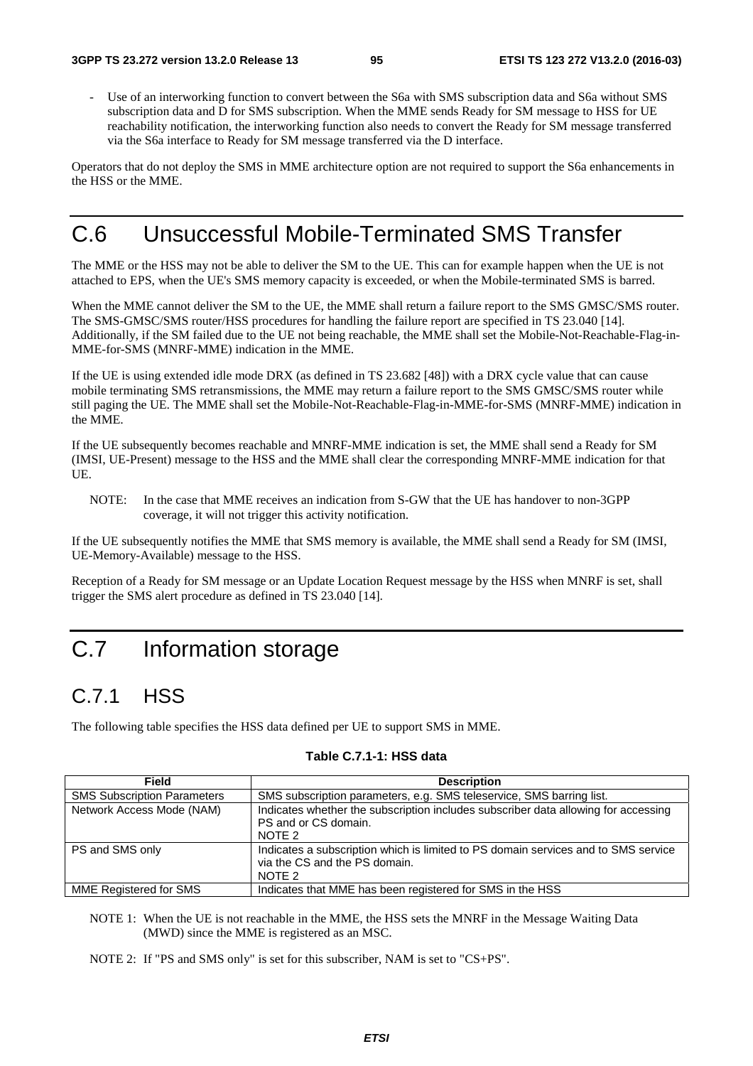- Use of an interworking function to convert between the S6a with SMS subscription data and S6a without SMS subscription data and D for SMS subscription. When the MME sends Ready for SM message to HSS for UE reachability notification, the interworking function also needs to convert the Ready for SM message transferred via the S6a interface to Ready for SM message transferred via the D interface.

Operators that do not deploy the SMS in MME architecture option are not required to support the S6a enhancements in the HSS or the MME.

# C.6 Unsuccessful Mobile-Terminated SMS Transfer

The MME or the HSS may not be able to deliver the SM to the UE. This can for example happen when the UE is not attached to EPS, when the UE's SMS memory capacity is exceeded, or when the Mobile-terminated SMS is barred.

When the MME cannot deliver the SM to the UE, the MME shall return a failure report to the SMS GMSC/SMS router. The SMS-GMSC/SMS router/HSS procedures for handling the failure report are specified in TS 23.040 [14]. Additionally, if the SM failed due to the UE not being reachable, the MME shall set the Mobile-Not-Reachable-Flag-in-MME-for-SMS (MNRF-MME) indication in the MME.

If the UE is using extended idle mode DRX (as defined in TS 23.682 [48]) with a DRX cycle value that can cause mobile terminating SMS retransmissions, the MME may return a failure report to the SMS GMSC/SMS router while still paging the UE. The MME shall set the Mobile-Not-Reachable-Flag-in-MME-for-SMS (MNRF-MME) indication in the MME.

If the UE subsequently becomes reachable and MNRF-MME indication is set, the MME shall send a Ready for SM (IMSI, UE-Present) message to the HSS and the MME shall clear the corresponding MNRF-MME indication for that UE.

NOTE: In the case that MME receives an indication from S-GW that the UE has handover to non-3GPP coverage, it will not trigger this activity notification.

If the UE subsequently notifies the MME that SMS memory is available, the MME shall send a Ready for SM (IMSI, UE-Memory-Available) message to the HSS.

Reception of a Ready for SM message or an Update Location Request message by the HSS when MNRF is set, shall trigger the SMS alert procedure as defined in TS 23.040 [14].

# C.7 Information storage

## C.7.1 HSS

The following table specifies the HSS data defined per UE to support SMS in MME.

**Table C.7.1-1: HSS data**

| Field | Description |
|---|---|
| SMS Subscription Parameters | SMS subscription parameters, e.g. SMS teleservice, SMS barring list. |
| Network Access Mode (NAM) | Indicates whether the subscription includes subscriber data allowing for accessing PS and or CS domain.<br>NOTE 2 |
| PS and SMS only | Indicates a subscription which is limited to PS domain services and to SMS service via the CS and the PS domain.<br>NOTE 2 |
| MME Registered for SMS | Indicates that MME has been registered for SMS in the HSS |

NOTE 1: When the UE is not reachable in the MME, the HSS sets the MNRF in the Message Waiting Data (MWD) since the MME is registered as an MSC.

NOTE 2: If "PS and SMS only" is set for this subscriber, NAM is set to "CS+PS".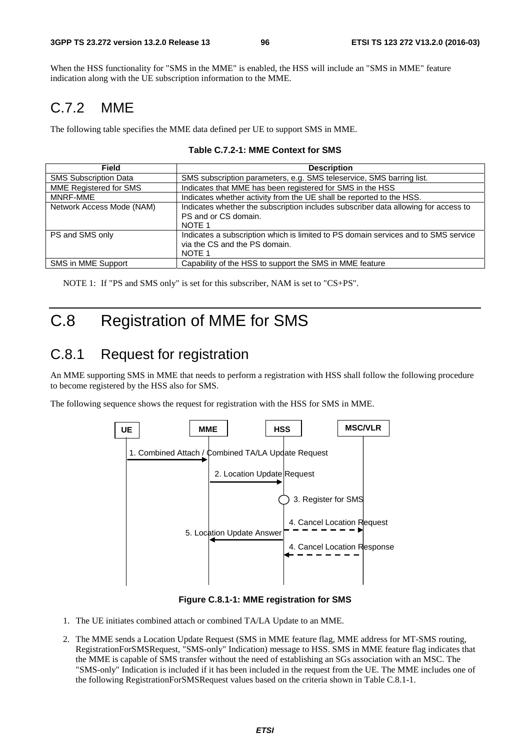When the HSS functionality for "SMS in the MME" is enabled, the HSS will include an "SMS in MME" feature indication along with the UE subscription information to the MME.

## C.7.2 MME

The following table specifies the MME data defined per UE to support SMS in MME.

**Table C.7.2-1: MME Context for SMS**

| Field | Description |
| --- | --- |
| SMS Subscription Data | SMS subscription parameters, e.g. SMS teleservice, SMS barring list. |
| MME Registered for SMS | Indicates that MME has been registered for SMS in the HSS |
| MNRF-MME | Indicates whether activity from the UE shall be reported to the HSS. |
| Network Access Mode (NAM) | Indicates whether the subscription includes subscriber data allowing for access to PS and or CS domain. NOTE 1 |
| PS and SMS only | Indicates a subscription which is limited to PS domain services and to SMS service via the CS and the PS domain. NOTE 1 |
| SMS in MME Support | Capability of the HSS to support the SMS in MME feature |

NOTE 1: If "PS and SMS only" is set for this subscriber, NAM is set to "CS+PS".

# C.8 Registration of MME for SMS

## C.8.1 Request for registration

An MME supporting SMS in MME that needs to perform a registration with HSS shall follow the following procedure to become registered by the HSS also for SMS.

The following sequence shows the request for registration with the HSS for SMS in MME.

UE | MME | HSS | MSC/VLR

1. Combined Attach / Combined TA/LA Update Request
2. Location Update Request
3. Register for SMS
4. Cancel Location Request
5. Location Update Answer
4. Cancel Location Response

**Figure C.8.1-1: MME registration for SMS**

1. The UE initiates combined attach or combined TA/LA Update to an MME.
2. The MME sends a Location Update Request (SMS in MME feature flag, MME address for MT-SMS routing, RegistrationForSMSRequest, "SMS-only" Indication) message to HSS. SMS in MME feature flag indicates that the MME is capable of SMS transfer without the need of establishing an SGs association with an MSC. The "SMS-only" Indication is included if it has been included in the request from the UE. The MME includes one of the following RegistrationForSMSRequest values based on the criteria shown in Table C.8.1-1.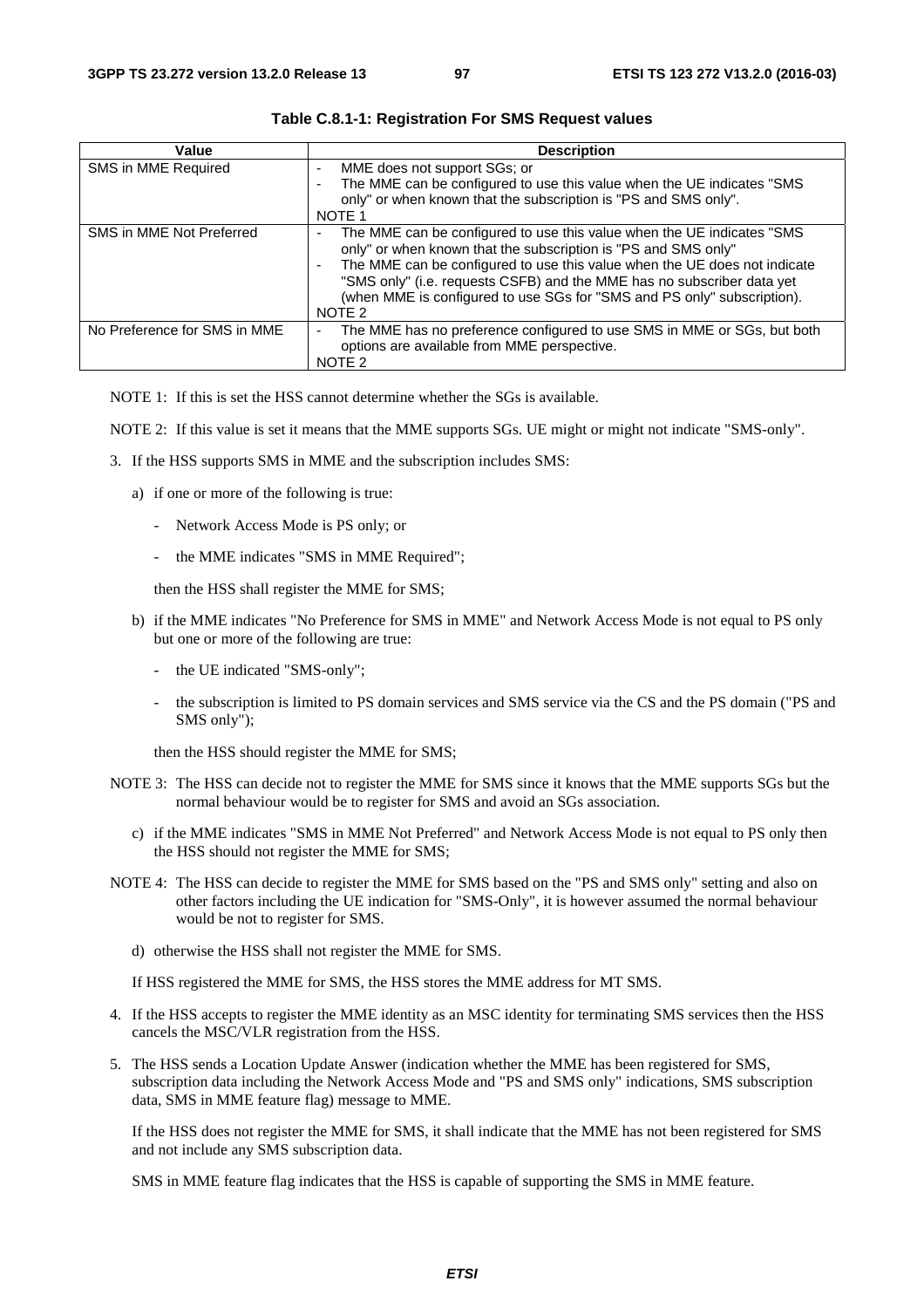**Table C.8.1-1: Registration For SMS Request values**

| Value | Description |
| --- | --- |
| SMS in MME Required | - MME does not support SGs; or<br>- The MME can be configured to use this value when the UE indicates "SMS only" or when known that the subscription is "PS and SMS only".<br>NOTE 1 |
| SMS in MME Not Preferred | - The MME can be configured to use this value when the UE indicates "SMS only" or when known that the subscription is "PS and SMS only"<br>- The MME can be configured to use this value when the UE does not indicate "SMS only" (i.e. requests CSFB) and the MME has no subscriber data yet (when MME is configured to use SGs for "SMS and PS only" subscription).<br>NOTE 2 |
| No Preference for SMS in MME | - The MME has no preference configured to use SMS in MME or SGs, but both options are available from MME perspective.<br>NOTE 2 |

NOTE 1: If this is set the HSS cannot determine whether the SGs is available.

NOTE 2: If this value is set it means that the MME supports SGs. UE might or might not indicate "SMS-only".

3. If the HSS supports SMS in MME and the subscription includes SMS:

   a) if one or more of the following is true:

      - Network Access Mode is PS only; or

      - the MME indicates "SMS in MME Required";

      then the HSS shall register the MME for SMS;

   b) if the MME indicates "No Preference for SMS in MME" and Network Access Mode is not equal to PS only but one or more of the following are true:

      - the UE indicated "SMS-only";

      - the subscription is limited to PS domain services and SMS service via the CS and the PS domain ("PS and SMS only");

      then the HSS should register the MME for SMS;

NOTE 3: The HSS can decide not to register the MME for SMS since it knows that the MME supports SGs but the normal behaviour would be to register for SMS and avoid an SGs association.

   c) if the MME indicates "SMS in MME Not Preferred" and Network Access Mode is not equal to PS only then the HSS should not register the MME for SMS;

NOTE 4: The HSS can decide to register the MME for SMS based on the "PS and SMS only" setting and also on other factors including the UE indication for "SMS-Only", it is however assumed the normal behaviour would be not to register for SMS.

   d) otherwise the HSS shall not register the MME for SMS.

   If HSS registered the MME for SMS, the HSS stores the MME address for MT SMS.

4. If the HSS accepts to register the MME identity as an MSC identity for terminating SMS services then the HSS cancels the MSC/VLR registration from the HSS.

5. The HSS sends a Location Update Answer (indication whether the MME has been registered for SMS, subscription data including the Network Access Mode and "PS and SMS only" indications, SMS subscription data, SMS in MME feature flag) message to MME.

   If the HSS does not register the MME for SMS, it shall indicate that the MME has not been registered for SMS and not include any SMS subscription data.

   SMS in MME feature flag indicates that the HSS is capable of supporting the SMS in MME feature.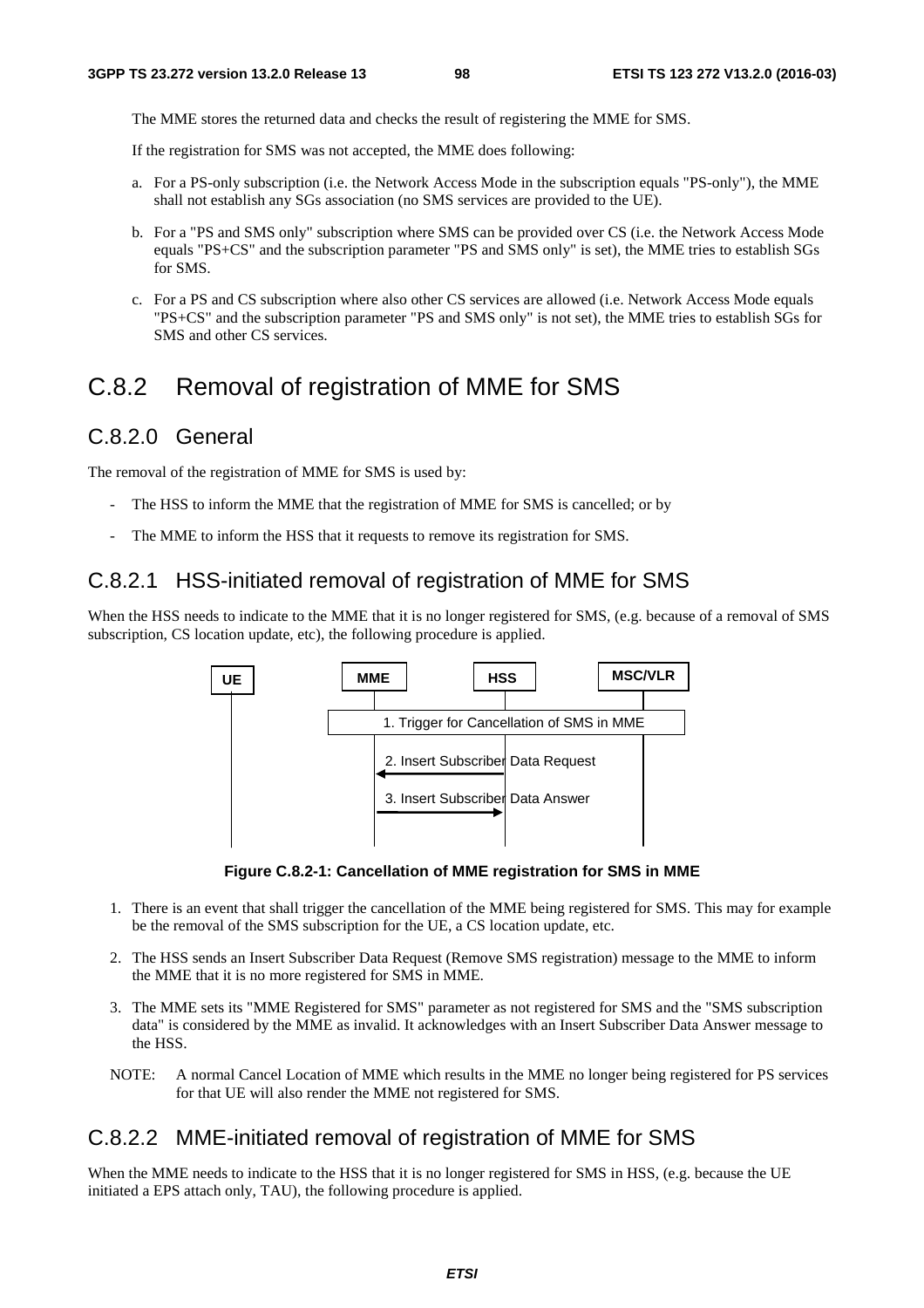The MME stores the returned data and checks the result of registering the MME for SMS.

If the registration for SMS was not accepted, the MME does following:

a. For a PS-only subscription (i.e. the Network Access Mode in the subscription equals "PS-only"), the MME shall not establish any SGs association (no SMS services are provided to the UE).

b. For a "PS and SMS only" subscription where SMS can be provided over CS (i.e. the Network Access Mode equals "PS+CS" and the subscription parameter "PS and SMS only" is set), the MME tries to establish SGs for SMS.

c. For a PS and CS subscription where also other CS services are allowed (i.e. Network Access Mode equals "PS+CS" and the subscription parameter "PS and SMS only" is not set), the MME tries to establish SGs for SMS and other CS services.

# C.8.2 Removal of registration of MME for SMS

## C.8.2.0 General

The removal of the registration of MME for SMS is used by:

- The HSS to inform the MME that the registration of MME for SMS is cancelled; or by
- The MME to inform the HSS that it requests to remove its registration for SMS.

## C.8.2.1 HSS-initiated removal of registration of MME for SMS

When the HSS needs to indicate to the MME that it is no longer registered for SMS, (e.g. because of a removal of SMS subscription, CS location update, etc), the following procedure is applied.

UE | MME | HSS | MSC/VLR

1. Trigger for Cancellation of SMS in MME

2. Insert Subscriber Data Request

3. Insert Subscriber Data Answer

**Figure C.8.2-1: Cancellation of MME registration for SMS in MME**

1. There is an event that shall trigger the cancellation of the MME being registered for SMS. This may for example be the removal of the SMS subscription for the UE, a CS location update, etc.

2. The HSS sends an Insert Subscriber Data Request (Remove SMS registration) message to the MME to inform the MME that it is no more registered for SMS in MME.

3. The MME sets its "MME Registered for SMS" parameter as not registered for SMS and the "SMS subscription data" is considered by the MME as invalid. It acknowledges with an Insert Subscriber Data Answer message to the HSS.

NOTE: A normal Cancel Location of MME which results in the MME no longer being registered for PS services for that UE will also render the MME not registered for SMS.

## C.8.2.2 MME-initiated removal of registration of MME for SMS

When the MME needs to indicate to the HSS that it is no longer registered for SMS in HSS, (e.g. because the UE initiated a EPS attach only, TAU), the following procedure is applied.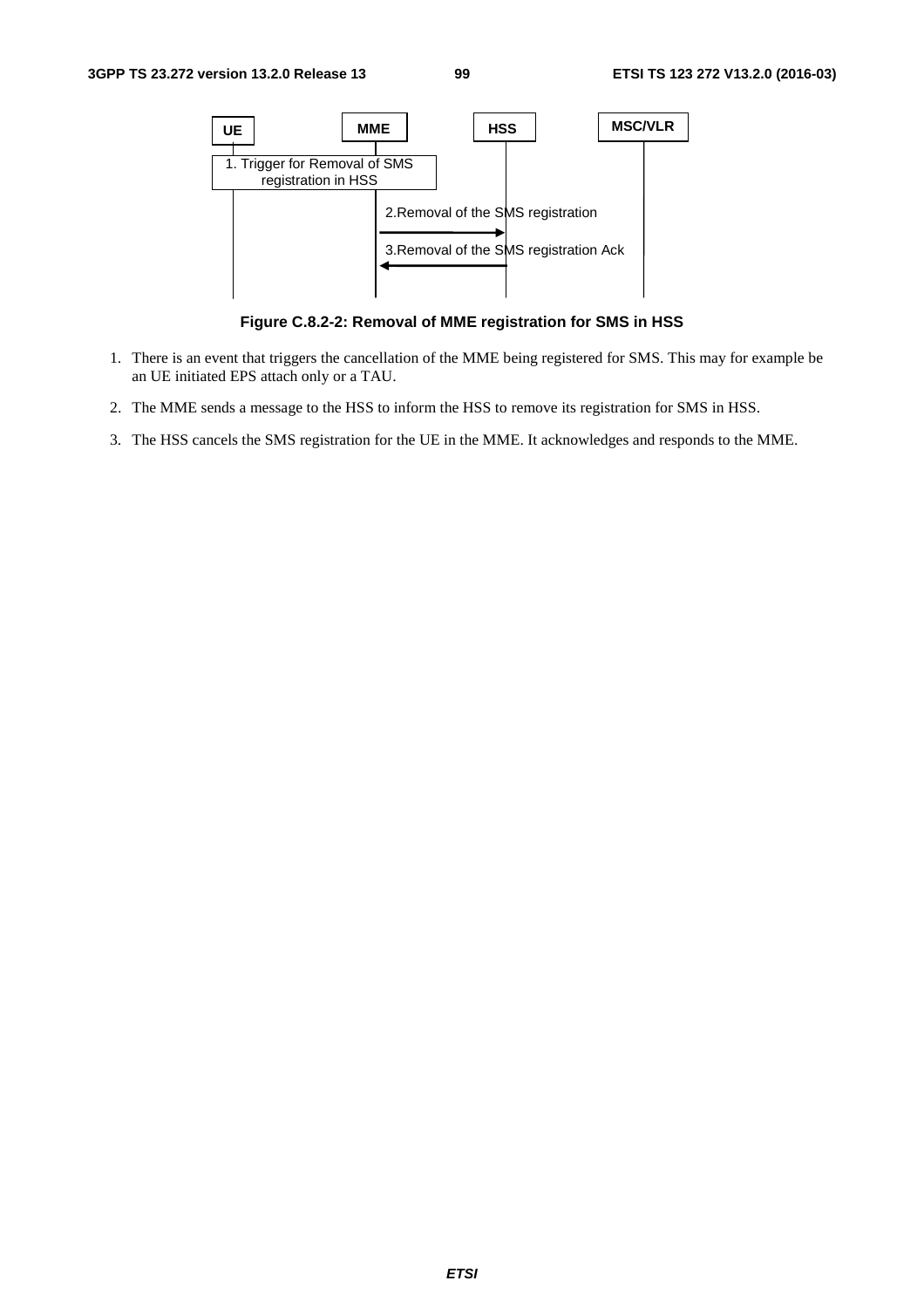Figure C.8.2-2: Removal of MME registration for SMS in HSS

1. There is an event that triggers the cancellation of the MME being registered for SMS. This may for example be an UE initiated EPS attach only or a TAU.

2. The MME sends a message to the HSS to inform the HSS to remove its registration for SMS in HSS.

3. The HSS cancels the SMS registration for the UE in the MME. It acknowledges and responds to the MME.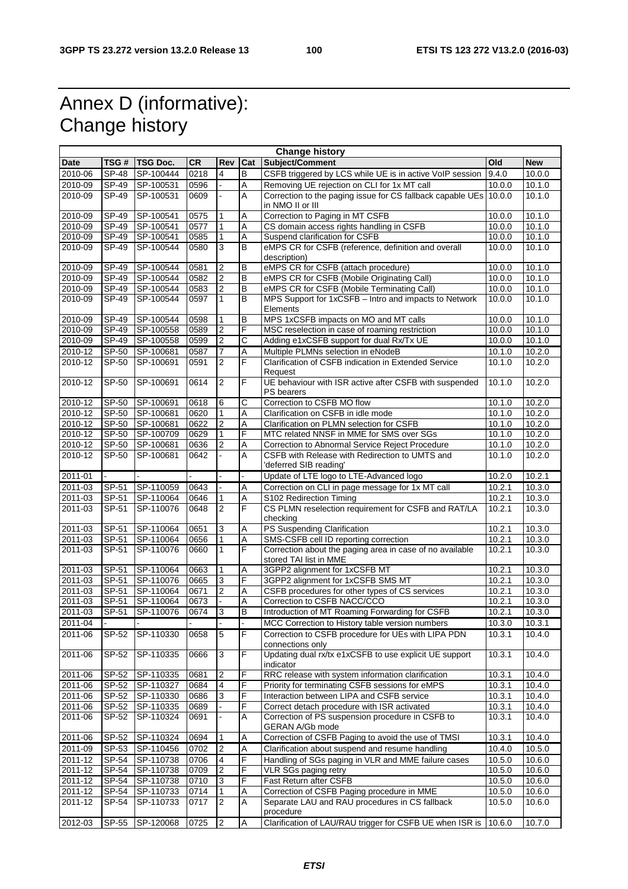# Annex D (informative): Change history

| Change history | | | | | | | | |
|---|---|---|---|---|---|---|---|---|
| **Date** | **TSG #** | **TSG Doc.** | **CR** | **Rev** | **Cat** | **Subject/Comment** | **Old** | **New** |
| 2010-06 | SP-48 | SP-100444 | 0218 | 4 | B | CSFB triggered by LCS while UE is in active VoIP session | 9.4.0 | 10.0.0 |
| 2010-09 | SP-49 | SP-100531 | 0596 | - | A | Removing UE rejection on CLI for 1x MT call | 10.0.0 | 10.1.0 |
| 2010-09 | SP-49 | SP-100531 | 0609 | - | A | Correction to the paging issue for CS fallback capable UEs in NMO II or III | 10.0.0 | 10.1.0 |
| 2010-09 | SP-49 | SP-100541 | 0575 | 1 | A | Correction to Paging in MT CSFB | 10.0.0 | 10.1.0 |
| 2010-09 | SP-49 | SP-100541 | 0577 | 1 | A | CS domain access rights handling in CSFB | 10.0.0 | 10.1.0 |
| 2010-09 | SP-49 | SP-100541 | 0585 | 1 | A | Suspend clarification for CSFB | 10.0.0 | 10.1.0 |
| 2010-09 | SP-49 | SP-100544 | 0580 | 3 | B | eMPS CR for CSFB (reference, definition and overall description) | 10.0.0 | 10.1.0 |
| 2010-09 | SP-49 | SP-100544 | 0581 | 2 | B | eMPS CR for CSFB (attach procedure) | 10.0.0 | 10.1.0 |
| 2010-09 | SP-49 | SP-100544 | 0582 | 2 | B | eMPS CR for CSFB (Mobile Originating Call) | 10.0.0 | 10.1.0 |
| 2010-09 | SP-49 | SP-100544 | 0583 | 2 | B | eMPS CR for CSFB (Mobile Terminating Call) | 10.0.0 | 10.1.0 |
| 2010-09 | SP-49 | SP-100544 | 0597 | 1 | B | MPS Support for 1xCSFB – Intro and impacts to Network Elements | 10.0.0 | 10.1.0 |
| 2010-09 | SP-49 | SP-100544 | 0598 | 1 | B | MPS 1xCSFB impacts on MO and MT calls | 10.0.0 | 10.1.0 |
| 2010-09 | SP-49 | SP-100558 | 0589 | 2 | F | MSC reselection in case of roaming restriction | 10.0.0 | 10.1.0 |
| 2010-09 | SP-49 | SP-100558 | 0599 | 2 | C | Adding e1xCSFB support for dual Rx/Tx UE | 10.0.0 | 10.1.0 |
| 2010-12 | SP-50 | SP-100681 | 0587 | 7 | A | Multiple PLMNs selection in eNodeB | 10.1.0 | 10.2.0 |
| 2010-12 | SP-50 | SP-100691 | 0591 | 2 | F | Clarification of CSFB indication in Extended Service Request | 10.1.0 | 10.2.0 |
| 2010-12 | SP-50 | SP-100691 | 0614 | 2 | F | UE behaviour with ISR active after CSFB with suspended PS bearers | 10.1.0 | 10.2.0 |
| 2010-12 | SP-50 | SP-100691 | 0618 | 6 | C | Correction to CSFB MO flow | 10.1.0 | 10.2.0 |
| 2010-12 | SP-50 | SP-100681 | 0620 | 1 | A | Clarification on CSFB in idle mode | 10.1.0 | 10.2.0 |
| 2010-12 | SP-50 | SP-100681 | 0622 | 2 | A | Clarification on PLMN selection for CSFB | 10.1.0 | 10.2.0 |
| 2010-12 | SP-50 | SP-100709 | 0629 | 1 | F | MTC related NNSF in MME for SMS over SGs | 10.1.0 | 10.2.0 |
| 2010-12 | SP-50 | SP-100681 | 0636 | 2 | A | Correction to Abnormal Service Reject Procedure | 10.1.0 | 10.2.0 |
| 2010-12 | SP-50 | SP-100681 | 0642 | - | A | CSFB with Release with Redirection to UMTS and 'deferred SIB reading' | 10.1.0 | 10.2.0 |
| 2011-01 | - | - | - | - | - | Update of LTE logo to LTE-Advanced logo | 10.2.0 | 10.2.1 |
| 2011-03 | SP-51 | SP-110059 | 0643 | - | A | Correction on CLI in page message for 1x MT call | 10.2.1 | 10.3.0 |
| 2011-03 | SP-51 | SP-110064 | 0646 | 1 | A | S102 Redirection Timing | 10.2.1 | 10.3.0 |
| 2011-03 | SP-51 | SP-110076 | 0648 | 2 | F | CS PLMN reselection requirement for CSFB and RAT/LA checking | 10.2.1 | 10.3.0 |
| 2011-03 | SP-51 | SP-110064 | 0651 | 3 | A | PS Suspending Clarification | 10.2.1 | 10.3.0 |
| 2011-03 | SP-51 | SP-110064 | 0656 | 1 | A | SMS-CSFB cell ID reporting correction | 10.2.1 | 10.3.0 |
| 2011-03 | SP-51 | SP-110076 | 0660 | 1 | F | Correction about the paging area in case of no available stored TAI list in MME | 10.2.1 | 10.3.0 |
| 2011-03 | SP-51 | SP-110064 | 0663 | 1 | A | 3GPP2 alignment for 1xCSFB MT | 10.2.1 | 10.3.0 |
| 2011-03 | SP-51 | SP-110076 | 0665 | 3 | F | 3GPP2 alignment for 1xCSFB SMS MT | 10.2.1 | 10.3.0 |
| 2011-03 | SP-51 | SP-110064 | 0671 | 2 | A | CSFB procedures for other types of CS services | 10.2.1 | 10.3.0 |
| 2011-03 | SP-51 | SP-110064 | 0673 | - | A | Correction to CSFB NACC/CCO | 10.2.1 | 10.3.0 |
| 2011-03 | SP-51 | SP-110076 | 0674 | 3 | B | Introduction of MT Roaming Forwarding for CSFB | 10.2.1 | 10.3.0 |
| 2011-04 | - | - | - | - | - | MCC Correction to History table version numbers | 10.3.0 | 10.3.1 |
| 2011-06 | SP-52 | SP-110330 | 0658 | 5 | F | Correction to CSFB procedure for UEs with LIPA PDN connections only | 10.3.1 | 10.4.0 |
| 2011-06 | SP-52 | SP-110335 | 0666 | 3 | F | Updating dual rx/tx e1xCSFB to use explicit UE support indicator | 10.3.1 | 10.4.0 |
| 2011-06 | SP-52 | SP-110335 | 0681 | 2 | F | RRC release with system information clarification | 10.3.1 | 10.4.0 |
| 2011-06 | SP-52 | SP-110327 | 0684 | 4 | F | Priority for terminating CSFB sessions for eMPS | 10.3.1 | 10.4.0 |
| 2011-06 | SP-52 | SP-110330 | 0686 | 3 | F | Interaction between LIPA and CSFB service | 10.3.1 | 10.4.0 |
| 2011-06 | SP-52 | SP-110335 | 0689 | - | F | Correct detach procedure with ISR activated | 10.3.1 | 10.4.0 |
| 2011-06 | SP-52 | SP-110324 | 0691 | - | A | Correction of PS suspension procedure in CSFB to GERAN A/Gb mode | 10.3.1 | 10.4.0 |
| 2011-06 | SP-52 | SP-110324 | 0694 | 1 | A | Correction of CSFB Paging to avoid the use of TMSI | 10.3.1 | 10.4.0 |
| 2011-09 | SP-53 | SP-110456 | 0702 | 2 | A | Clarification about suspend and resume handling | 10.4.0 | 10.5.0 |
| 2011-12 | SP-54 | SP-110738 | 0706 | 4 | F | Handling of SGs paging in VLR and MME failure cases | 10.5.0 | 10.6.0 |
| 2011-12 | SP-54 | SP-110738 | 0709 | 2 | F | VLR SGs paging retry | 10.5.0 | 10.6.0 |
| 2011-12 | SP-54 | SP-110738 | 0710 | 3 | F | Fast Return after CSFB | 10.5.0 | 10.6.0 |
| 2011-12 | SP-54 | SP-110733 | 0714 | 1 | A | Correction of CSFB Paging procedure in MME | 10.5.0 | 10.6.0 |
| 2011-12 | SP-54 | SP-110733 | 0717 | 2 | A | Separate LAU and RAU procedures in CS fallback procedure | 10.5.0 | 10.6.0 |
| 2012-03 | SP-55 | SP-120068 | 0725 | 2 | A | Clarification of LAU/RAU trigger for CSFB UE when ISR is | 10.6.0 | 10.7.0 |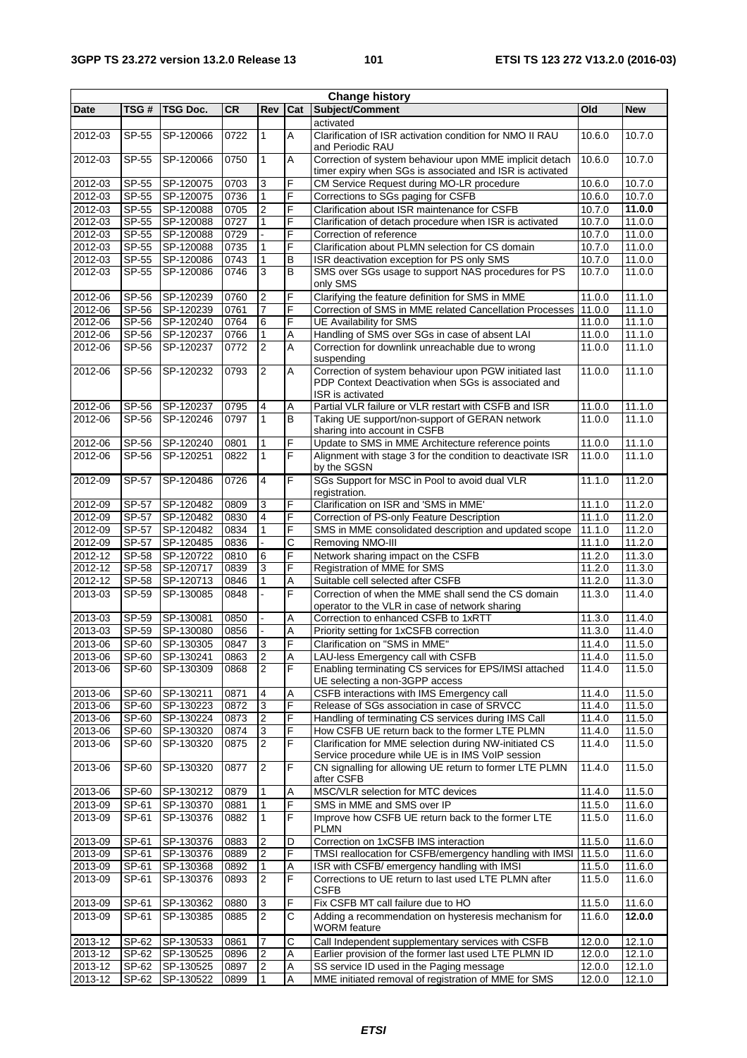| Change history | | | | | | | | |
|---|---|---|---|---|---|---|---|---|
| **Date** | **TSG #** | **TSG Doc.** | **CR** | **Rev** | **Cat** | **Subject/Comment** | **Old** | **New** |
| | | | | | | activated | | |
| 2012-03 | SP-55 | SP-120066 | 0722 | 1 | A | Clarification of ISR activation condition for NMO II RAU and Periodic RAU | 10.6.0 | 10.7.0 |
| 2012-03 | SP-55 | SP-120066 | 0750 | 1 | A | Correction of system behaviour upon MME implicit detach timer expiry when SGs is associated and ISR is activated | 10.6.0 | 10.7.0 |
| 2012-03 | SP-55 | SP-120075 | 0703 | 3 | F | CM Service Request during MO-LR procedure | 10.6.0 | 10.7.0 |
| 2012-03 | SP-55 | SP-120075 | 0736 | 1 | F | Corrections to SGs paging for CSFB | 10.6.0 | 10.7.0 |
| 2012-03 | SP-55 | SP-120088 | 0705 | 2 | F | Clarification about ISR maintenance for CSFB | 10.7.0 | **11.0.0** |
| 2012-03 | SP-55 | SP-120088 | 0727 | 1 | F | Clarification of detach procedure when ISR is activated | 10.7.0 | 11.0.0 |
| 2012-03 | SP-55 | SP-120088 | 0729 | - | F | Correction of reference | 10.7.0 | 11.0.0 |
| 2012-03 | SP-55 | SP-120088 | 0735 | 1 | F | Clarification about PLMN selection for CS domain | 10.7.0 | 11.0.0 |
| 2012-03 | SP-55 | SP-120086 | 0743 | 1 | B | ISR deactivation exception for PS only SMS | 10.7.0 | 11.0.0 |
| 2012-03 | SP-55 | SP-120086 | 0746 | 3 | B | SMS over SGs usage to support NAS procedures for PS only SMS | 10.7.0 | 11.0.0 |
| 2012-06 | SP-56 | SP-120239 | 0760 | 2 | F | Clarifying the feature definition for SMS in MME | 11.0.0 | 11.1.0 |
| 2012-06 | SP-56 | SP-120239 | 0761 | 7 | F | Correction of SMS in MME related Cancellation Processes | 11.0.0 | 11.1.0 |
| 2012-06 | SP-56 | SP-120240 | 0764 | 6 | F | UE Availability for SMS | 11.0.0 | 11.1.0 |
| 2012-06 | SP-56 | SP-120237 | 0766 | 1 | A | Handling of SMS over SGs in case of absent LAI | 11.0.0 | 11.1.0 |
| 2012-06 | SP-56 | SP-120237 | 0772 | 2 | A | Correction for downlink unreachable due to wrong suspending | 11.0.0 | 11.1.0 |
| 2012-06 | SP-56 | SP-120232 | 0793 | 2 | A | Correction of system behaviour upon PGW initiated last PDP Context Deactivation when SGs is associated and ISR is activated | 11.0.0 | 11.1.0 |
| 2012-06 | SP-56 | SP-120237 | 0795 | 4 | A | Partial VLR failure or VLR restart with CSFB and ISR | 11.0.0 | 11.1.0 |
| 2012-06 | SP-56 | SP-120246 | 0797 | 1 | B | Taking UE support/non-support of GERAN network sharing into account in CSFB | 11.0.0 | 11.1.0 |
| 2012-06 | SP-56 | SP-120240 | 0801 | 1 | F | Update to SMS in MME Architecture reference points | 11.0.0 | 11.1.0 |
| 2012-06 | SP-56 | SP-120251 | 0822 | 1 | F | Alignment with stage 3 for the condition to deactivate ISR by the SGSN | 11.0.0 | 11.1.0 |
| 2012-09 | SP-57 | SP-120486 | 0726 | 4 | F | SGs Support for MSC in Pool to avoid dual VLR registration. | 11.1.0 | 11.2.0 |
| 2012-09 | SP-57 | SP-120482 | 0809 | 3 | F | Clarification on ISR and 'SMS in MME' | 11.1.0 | 11.2.0 |
| 2012-09 | SP-57 | SP-120482 | 0830 | 4 | F | Correction of PS-only Feature Description | 11.1.0 | 11.2.0 |
| 2012-09 | SP-57 | SP-120482 | 0834 | 1 | F | SMS in MME consolidated description and updated scope | 11.1.0 | 11.2.0 |
| 2012-09 | SP-57 | SP-120485 | 0836 | - | C | Removing NMO-III | 11.1.0 | 11.2.0 |
| 2012-12 | SP-58 | SP-120722 | 0810 | 6 | F | Network sharing impact on the CSFB | 11.2.0 | 11.3.0 |
| 2012-12 | SP-58 | SP-120717 | 0839 | 3 | F | Registration of MME for SMS | 11.2.0 | 11.3.0 |
| 2012-12 | SP-58 | SP-120713 | 0846 | 1 | A | Suitable cell selected after CSFB | 11.2.0 | 11.3.0 |
| 2013-03 | SP-59 | SP-130085 | 0848 | - | F | Correction of when the MME shall send the CS domain operator to the VLR in case of network sharing | 11.3.0 | 11.4.0 |
| 2013-03 | SP-59 | SP-130081 | 0850 | - | A | Correction to enhanced CSFB to 1xRTT | 11.3.0 | 11.4.0 |
| 2013-03 | SP-59 | SP-130080 | 0856 | - | A | Priority setting for 1xCSFB correction | 11.3.0 | 11.4.0 |
| 2013-06 | SP-60 | SP-130305 | 0847 | 3 | F | Clarification on "SMS in MME" | 11.4.0 | 11.5.0 |
| 2013-06 | SP-60 | SP-130241 | 0863 | 2 | A | LAU-less Emergency call with CSFB | 11.4.0 | 11.5.0 |
| 2013-06 | SP-60 | SP-130309 | 0868 | 2 | F | Enabling terminating CS services for EPS/IMSI attached UE selecting a non-3GPP access | 11.4.0 | 11.5.0 |
| 2013-06 | SP-60 | SP-130211 | 0871 | 4 | A | CSFB interactions with IMS Emergency call | 11.4.0 | 11.5.0 |
| 2013-06 | SP-60 | SP-130223 | 0872 | 3 | F | Release of SGs association in case of SRVCC | 11.4.0 | 11.5.0 |
| 2013-06 | SP-60 | SP-130224 | 0873 | 2 | F | Handling of terminating CS services during IMS Call | 11.4.0 | 11.5.0 |
| 2013-06 | SP-60 | SP-130320 | 0874 | 3 | F | How CSFB UE return back to the former LTE PLMN | 11.4.0 | 11.5.0 |
| 2013-06 | SP-60 | SP-130320 | 0875 | 2 | F | Clarification for MME selection during NW-initiated CS Service procedure while UE is in IMS VoIP session | 11.4.0 | 11.5.0 |
| 2013-06 | SP-60 | SP-130320 | 0877 | 2 | F | CN signalling for allowing UE return to former LTE PLMN after CSFB | 11.4.0 | 11.5.0 |
| 2013-06 | SP-60 | SP-130212 | 0879 | 1 | A | MSC/VLR selection for MTC devices | 11.4.0 | 11.5.0 |
| 2013-09 | SP-61 | SP-130370 | 0881 | 1 | F | SMS in MME and SMS over IP | 11.5.0 | 11.6.0 |
| 2013-09 | SP-61 | SP-130376 | 0882 | 1 | F | Improve how CSFB UE return back to the former LTE PLMN | 11.5.0 | 11.6.0 |
| 2013-09 | SP-61 | SP-130376 | 0883 | 2 | D | Correction on 1xCSFB IMS interaction | 11.5.0 | 11.6.0 |
| 2013-09 | SP-61 | SP-130376 | 0889 | 2 | F | TMSI reallocation for CSFB/emergency handling with IMSI | 11.5.0 | 11.6.0 |
| 2013-09 | SP-61 | SP-130368 | 0892 | 1 | A | ISR with CSFB/ emergency handling with IMSI | 11.5.0 | 11.6.0 |
| 2013-09 | SP-61 | SP-130376 | 0893 | 2 | F | Corrections to UE return to last used LTE PLMN after CSFB | 11.5.0 | 11.6.0 |
| 2013-09 | SP-61 | SP-130362 | 0880 | 3 | F | Fix CSFB MT call failure due to HO | 11.5.0 | 11.6.0 |
| 2013-09 | SP-61 | SP-130385 | 0885 | 2 | C | Adding a recommendation on hysteresis mechanism for WORM feature | 11.6.0 | **12.0.0** |
| 2013-12 | SP-62 | SP-130533 | 0861 | 7 | C | Call Independent supplementary services with CSFB | 12.0.0 | 12.1.0 |
| 2013-12 | SP-62 | SP-130525 | 0896 | 2 | A | Earlier provision of the former last used LTE PLMN ID | 12.0.0 | 12.1.0 |
| 2013-12 | SP-62 | SP-130525 | 0897 | 2 | A | SS service ID used in the Paging message | 12.0.0 | 12.1.0 |
| 2013-12 | SP-62 | SP-130522 | 0899 | 1 | A | MME initiated removal of registration of MME for SMS | 12.0.0 | 12.1.0 |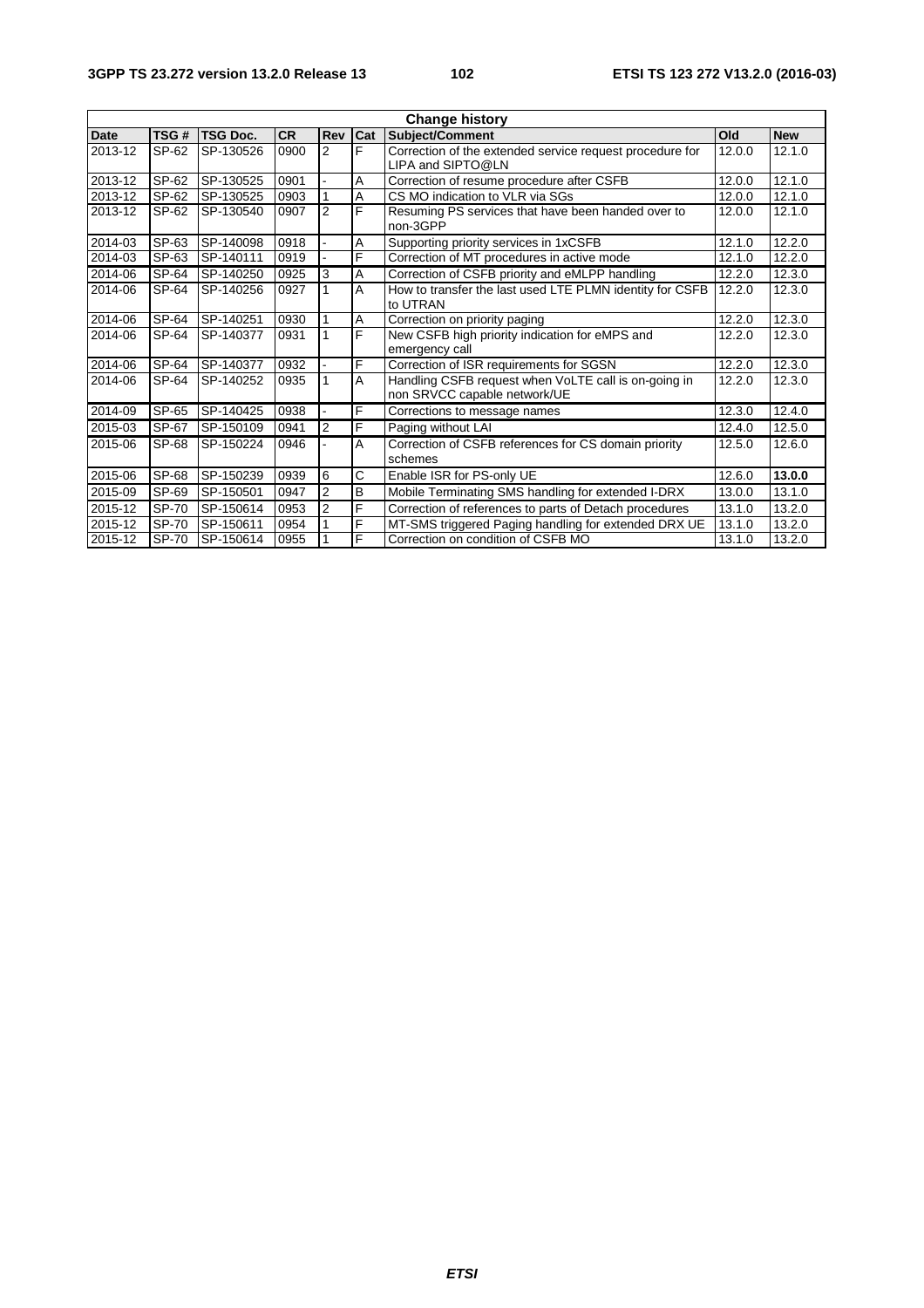| Change history | | | | | | | | |
|---|---|---|---|---|---|---|---|---|
| **Date** | **TSG #** | **TSG Doc.** | **CR** | **Rev** | **Cat** | **Subject/Comment** | **Old** | **New** |
| 2013-12 | SP-62 | SP-130526 | 0900 | 2 | F | Correction of the extended service request procedure for LIPA and SIPTO@LN | 12.0.0 | 12.1.0 |
| 2013-12 | SP-62 | SP-130525 | 0901 | - | A | Correction of resume procedure after CSFB | 12.0.0 | 12.1.0 |
| 2013-12 | SP-62 | SP-130525 | 0903 | 1 | A | CS MO indication to VLR via SGs | 12.0.0 | 12.1.0 |
| 2013-12 | SP-62 | SP-130540 | 0907 | 2 | F | Resuming PS services that have been handed over to non-3GPP | 12.0.0 | 12.1.0 |
| 2014-03 | SP-63 | SP-140098 | 0918 | - | A | Supporting priority services in 1xCSFB | 12.1.0 | 12.2.0 |
| 2014-03 | SP-63 | SP-140111 | 0919 | - | F | Correction of MT procedures in active mode | 12.1.0 | 12.2.0 |
| 2014-06 | SP-64 | SP-140250 | 0925 | 3 | A | Correction of CSFB priority and eMLPP handling | 12.2.0 | 12.3.0 |
| 2014-06 | SP-64 | SP-140256 | 0927 | 1 | A | How to transfer the last used LTE PLMN identity for CSFB to UTRAN | 12.2.0 | 12.3.0 |
| 2014-06 | SP-64 | SP-140251 | 0930 | 1 | A | Correction on priority paging | 12.2.0 | 12.3.0 |
| 2014-06 | SP-64 | SP-140377 | 0931 | 1 | F | New CSFB high priority indication for eMPS and emergency call | 12.2.0 | 12.3.0 |
| 2014-06 | SP-64 | SP-140377 | 0932 | - | F | Correction of ISR requirements for SGSN | 12.2.0 | 12.3.0 |
| 2014-06 | SP-64 | SP-140252 | 0935 | 1 | A | Handling CSFB request when VoLTE call is on-going in non SRVCC capable network/UE | 12.2.0 | 12.3.0 |
| 2014-09 | SP-65 | SP-140425 | 0938 | - | F | Corrections to message names | 12.3.0 | 12.4.0 |
| 2015-03 | SP-67 | SP-150109 | 0941 | 2 | F | Paging without LAI | 12.4.0 | 12.5.0 |
| 2015-06 | SP-68 | SP-150224 | 0946 | - | A | Correction of CSFB references for CS domain priority schemes | 12.5.0 | 12.6.0 |
| 2015-06 | SP-68 | SP-150239 | 0939 | 6 | C | Enable ISR for PS-only UE | 12.6.0 | **13.0.0** |
| 2015-09 | SP-69 | SP-150501 | 0947 | 2 | B | Mobile Terminating SMS handling for extended I-DRX | 13.0.0 | 13.1.0 |
| 2015-12 | SP-70 | SP-150614 | 0953 | 2 | F | Correction of references to parts of Detach procedures | 13.1.0 | 13.2.0 |
| 2015-12 | SP-70 | SP-150611 | 0954 | 1 | F | MT-SMS triggered Paging handling for extended DRX UE | 13.1.0 | 13.2.0 |
| 2015-12 | SP-70 | SP-150614 | 0955 | 1 | F | Correction on condition of CSFB MO | 13.1.0 | 13.2.0 |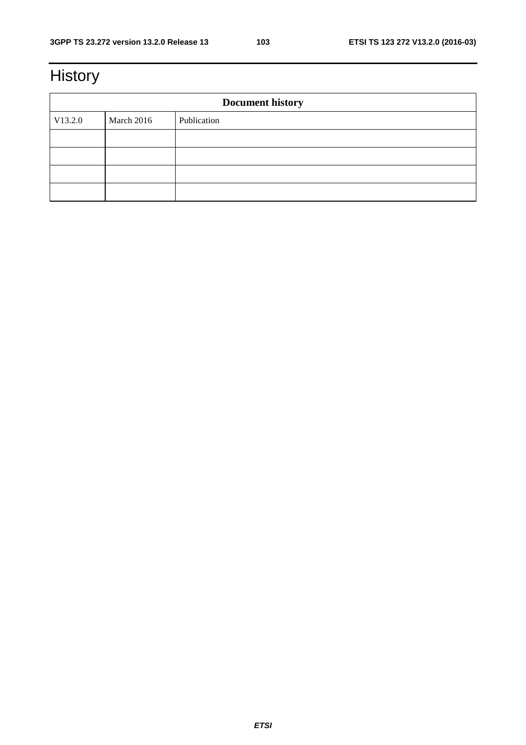# History

| Document history | | |
|---|---|---|
| V13.2.0 | March 2016 | Publication |
| | | |
| | | |
| | | |
| | | |